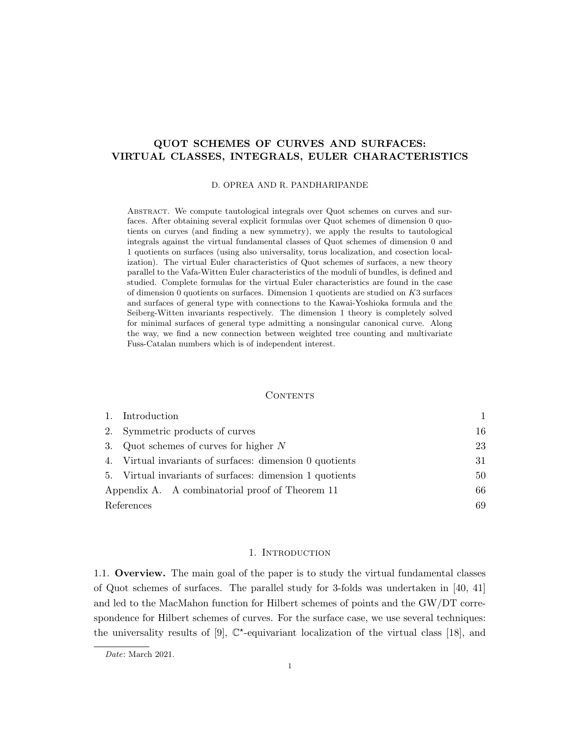# QUOT SCHEMES OF CURVES AND SURFACES: VIRTUAL CLASSES, INTEGRALS, EULER CHARACTERISTICS

D. OPREA AND R. PANDHARIPANDE

Abstract. We compute tautological integrals over Quot schemes on curves and surfaces. After obtaining several explicit formulas over Quot schemes of dimension 0 quotients on curves (and finding a new symmetry), we apply the results to tautological integrals against the virtual fundamental classes of Quot schemes of dimension 0 and 1 quotients on surfaces (using also universality, torus localization, and cosection localization). The virtual Euler characteristics of Quot schemes of surfaces, a new theory parallel to the Vafa-Witten Euler characteristics of the moduli of bundles, is defined and studied. Complete formulas for the virtual Euler characteristics are found in the case of dimension 0 quotients on surfaces. Dimension 1 quotients are studied on $K3$ surfaces and surfaces of general type with connections to the Kawai-Yoshioka formula and the Seiberg-Witten invariants respectively. The dimension 1 theory is completely solved for minimal surfaces of general type admitting a nonsingular canonical curve. Along the way, we find a new connection between weighted tree counting and multivariate Fuss-Catalan numbers which is of independent interest.

## Contents

| | |
|---|---|
| 1. Introduction | 1 |
| 2. Symmetric products of curves | 16 |
| 3. Quot schemes of curves for higher $N$ | 23 |
| 4. Virtual invariants of surfaces: dimension 0 quotients | 31 |
| 5. Virtual invariants of surfaces: dimension 1 quotients | 50 |
| Appendix A. A combinatorial proof of Theorem 11 | 66 |
| References | 69 |

## 1. Introduction

1.1. **Overview.** The main goal of the paper is to study the virtual fundamental classes of Quot schemes of surfaces. The parallel study for 3-folds was undertaken in [40, 41] and led to the MacMahon function for Hilbert schemes of points and the GW/DT correspondence for Hilbert schemes of curves. For the surface case, we use several techniques: the universality results of [9], $\mathbb{C}^\star$-equivariant localization of the virtual class [18], and

*Date*: March 2021.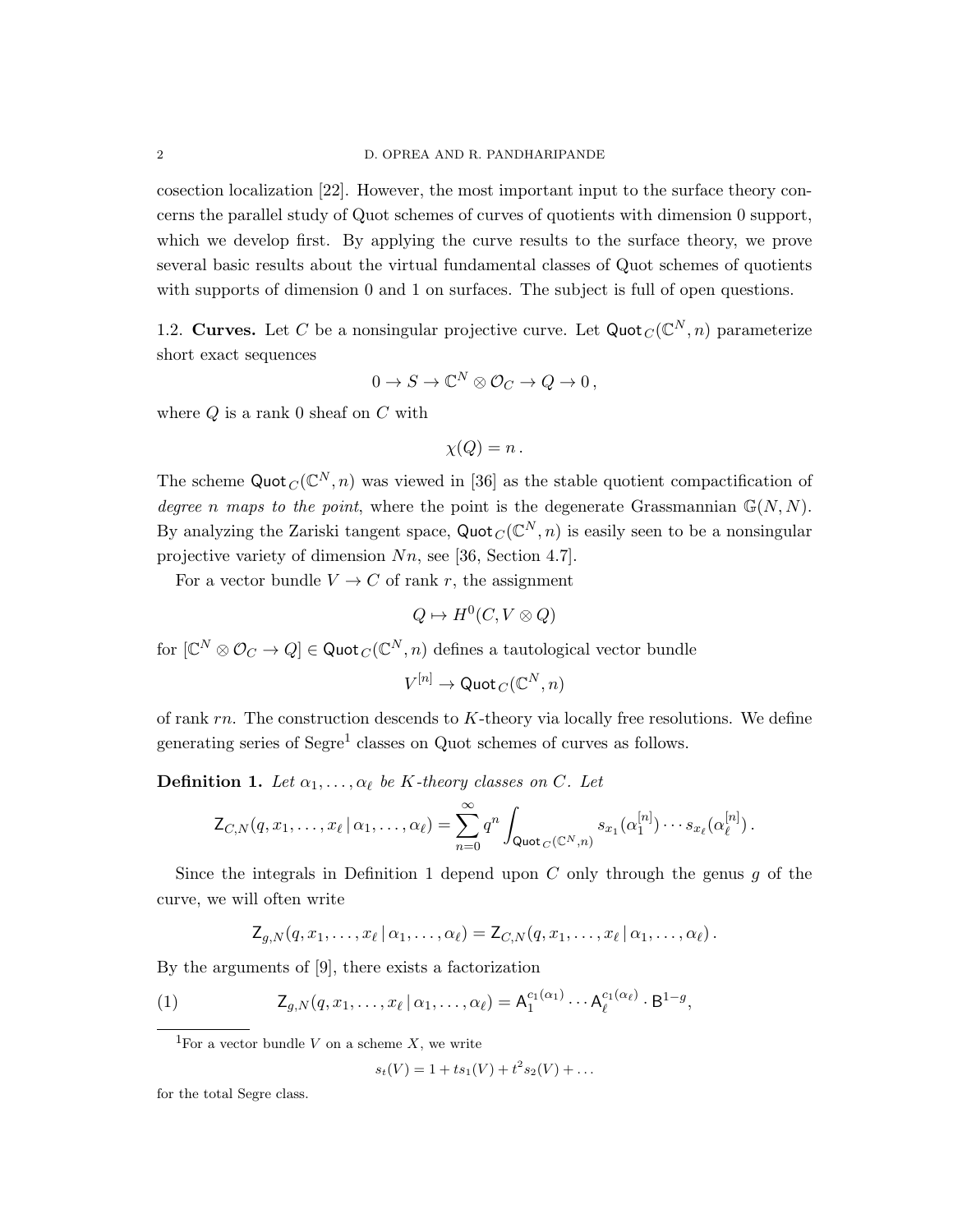cosection localization [22]. However, the most important input to the surface theory concerns the parallel study of Quot schemes of curves of quotients with dimension 0 support, which we develop first. By applying the curve results to the surface theory, we prove several basic results about the virtual fundamental classes of Quot schemes of quotients with supports of dimension 0 and 1 on surfaces. The subject is full of open questions.

**1.2. Curves.** Let $C$ be a nonsingular projective curve. Let $\mathsf{Quot}_C(\mathbb{C}^N, n)$ parameterize short exact sequences

$$0 \to S \to \mathbb{C}^N \otimes \mathcal{O}_C \to Q \to 0\,,$$

where $Q$ is a rank 0 sheaf on $C$ with

$$\chi(Q) = n\,.$$

The scheme $\mathsf{Quot}_C(\mathbb{C}^N, n)$ was viewed in [36] as the stable quotient compactification of *degree $n$ maps to the point*, where the point is the degenerate Grassmannian $\mathbb{G}(N, N)$. By analyzing the Zariski tangent space, $\mathsf{Quot}_C(\mathbb{C}^N, n)$ is easily seen to be a nonsingular projective variety of dimension $Nn$, see [36, Section 4.7].

For a vector bundle $V \to C$ of rank $r$, the assignment

$$Q \mapsto H^0(C, V \otimes Q)$$

for $[\mathbb{C}^N \otimes \mathcal{O}_C \to Q] \in \mathsf{Quot}_C(\mathbb{C}^N, n)$ defines a tautological vector bundle

$$V^{[n]} \to \mathsf{Quot}_C(\mathbb{C}^N, n)$$

of rank $rn$. The construction descends to $K$-theory via locally free resolutions. We define generating series of Segre[1] classes on Quot schemes of curves as follows.

**Definition 1.** *Let $\alpha_1, \ldots, \alpha_\ell$ be $K$-theory classes on $C$. Let*

$$\mathsf{Z}_{C,N}(q, x_1, \ldots, x_\ell \,|\, \alpha_1, \ldots, \alpha_\ell) = \sum_{n=0}^{\infty} q^n \int_{\mathsf{Quot}_C(\mathbb{C}^N, n)} s_{x_1}(\alpha_1^{[n]}) \cdots s_{x_\ell}(\alpha_\ell^{[n]})\,.$$

Since the integrals in Definition 1 depend upon $C$ only through the genus $g$ of the curve, we will often write

$$\mathsf{Z}_{g,N}(q, x_1, \ldots, x_\ell \,|\, \alpha_1, \ldots, \alpha_\ell) = \mathsf{Z}_{C,N}(q, x_1, \ldots, x_\ell \,|\, \alpha_1, \ldots, \alpha_\ell)\,.$$

By the arguments of [9], there exists a factorization

$$\mathsf{Z}_{g,N}(q, x_1, \ldots, x_\ell \,|\, \alpha_1, \ldots, \alpha_\ell) = \mathsf{A}_1^{c_1(\alpha_1)} \cdots \mathsf{A}_\ell^{c_1(\alpha_\ell)} \cdot \mathsf{B}^{1-g}, \tag{1}$$

---

[1] For a vector bundle $V$ on a scheme $X$, we write

$$s_t(V) = 1 + t s_1(V) + t^2 s_2(V) + \ldots$$

for the total Segre class.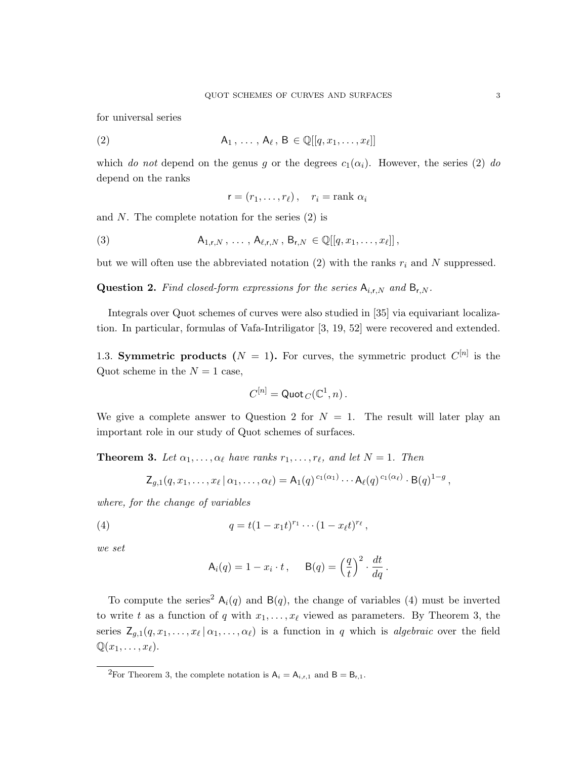for universal series

$$\mathsf{A}_1\,,\,\ldots\,,\,\mathsf{A}_\ell\,,\,\mathsf{B}\,\in\mathbb{Q}[[q,x_1,\ldots,x_\ell]] \tag{2}$$

which *do not* depend on the genus $g$ or the degrees $c_1(\alpha_i)$. However, the series (2) *do* depend on the ranks

$$\mathsf{r}=(r_1,\ldots,r_\ell)\,,\quad r_i=\text{rank }\alpha_i$$

and $N$. The complete notation for the series (2) is

$$\mathsf{A}_{1,\mathsf{r},N}\,,\,\ldots\,,\,\mathsf{A}_{\ell,\mathsf{r},N}\,,\,\mathsf{B}_{\mathsf{r},N}\,\in\mathbb{Q}[[q,x_1,\ldots,x_\ell]]\,, \tag{3}$$

but we will often use the abbreviated notation (2) with the ranks $r_i$ and $N$ suppressed.

**Question 2.** *Find closed-form expressions for the series $\mathsf{A}_{i,\mathsf{r},N}$ and $\mathsf{B}_{\mathsf{r},N}$.*

Integrals over Quot schemes of curves were also studied in [35] via equivariant localization. In particular, formulas of Vafa-Intriligator [3, 19, 52] were recovered and extended.

### 1.3. Symmetric products ($N=1$).

For curves, the symmetric product $C^{[n]}$ is the Quot scheme in the $N=1$ case,

$$C^{[n]}=\mathsf{Quot}_C(\mathbb{C}^1,n)\,.$$

We give a complete answer to Question 2 for $N=1$. The result will later play an important role in our study of Quot schemes of surfaces.

**Theorem 3.** *Let $\alpha_1,\ldots,\alpha_\ell$ have ranks $r_1,\ldots,r_\ell$, and let $N=1$. Then*

$$\mathsf{Z}_{g,1}(q,x_1,\ldots,x_\ell\,|\,\alpha_1,\ldots,\alpha_\ell)=\mathsf{A}_1(q)^{\,c_1(\alpha_1)}\cdots\mathsf{A}_\ell(q)^{\,c_1(\alpha_\ell)}\cdot\mathsf{B}(q)^{1-g}\,,$$

*where, for the change of variables*

$$q=t(1-x_1t)^{r_1}\cdots(1-x_\ell t)^{r_\ell}\,, \tag{4}$$

*we set*

$$\mathsf{A}_i(q)=1-x_i\cdot t\,,\qquad \mathsf{B}(q)=\left(\frac{q}{t}\right)^2\cdot\frac{dt}{dq}\,.$$

To compute the series[2] $\mathsf{A}_i(q)$ and $\mathsf{B}(q)$, the change of variables (4) must be inverted to write $t$ as a function of $q$ with $x_1,\ldots,x_\ell$ viewed as parameters. By Theorem 3, the series $\mathsf{Z}_{g,1}(q,x_1,\ldots,x_\ell\,|\,\alpha_1,\ldots,\alpha_\ell)$ is a function in $q$ which is *algebraic* over the field $\mathbb{Q}(x_1,\ldots,x_\ell)$.

[2]For Theorem 3, the complete notation is $\mathsf{A}_i=\mathsf{A}_{i,\mathsf{r},1}$ and $\mathsf{B}=\mathsf{B}_{\mathsf{r},1}$.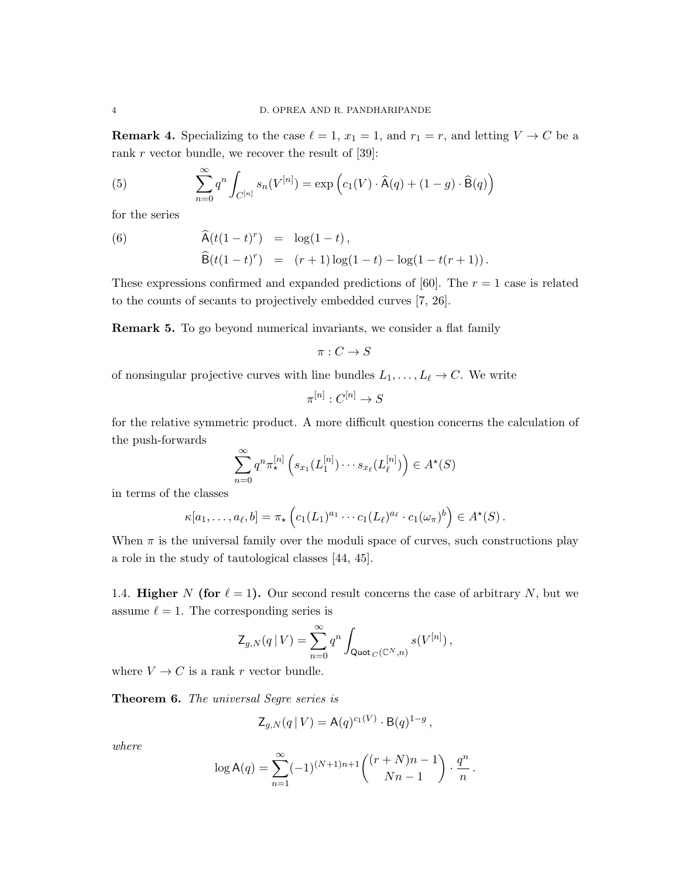**Remark 4.** Specializing to the case $\ell = 1$, $x_1 = 1$, and $r_1 = r$, and letting $V \to C$ be a rank $r$ vector bundle, we recover the result of [39]:

$$\sum_{n=0}^{\infty} q^n \int_{C^{[n]}} s_n(V^{[n]}) = \exp\left(c_1(V) \cdot \widehat{\mathsf{A}}(q) + (1-g) \cdot \widehat{\mathsf{B}}(q)\right) \tag{5}$$

for the series

$$\begin{aligned} \widehat{\mathsf{A}}(t(1-t)^r) &= \log(1-t)\,, \\ \widehat{\mathsf{B}}(t(1-t)^r) &= (r+1)\log(1-t) - \log(1 - t(r+1))\,. \end{aligned} \tag{6}$$

These expressions confirmed and expanded predictions of [60]. The $r = 1$ case is related to the counts of secants to projectively embedded curves [7, 26].

**Remark 5.** To go beyond numerical invariants, we consider a flat family

$$\pi : C \to S$$

of nonsingular projective curves with line bundles $L_1, \ldots, L_\ell \to C$. We write

$$\pi^{[n]} : C^{[n]} \to S$$

for the relative symmetric product. A more difficult question concerns the calculation of the push-forwards

$$\sum_{n=0}^{\infty} q^n \pi^{[n]}_\star \left( s_{x_1}(L_1^{[n]}) \cdots s_{x_\ell}(L_\ell^{[n]}) \right) \in A^\star(S)$$

in terms of the classes

$$\kappa[a_1, \ldots, a_\ell, b] = \pi_\star \left( c_1(L_1)^{a_1} \cdots c_1(L_\ell)^{a_\ell} \cdot c_1(\omega_\pi)^b \right) \in A^\star(S)\,.$$

When $\pi$ is the universal family over the moduli space of curves, such constructions play a role in the study of tautological classes [44, 45].

### 1.4. Higher $N$ (for $\ell = 1$).

Our second result concerns the case of arbitrary $N$, but we assume $\ell = 1$. The corresponding series is

$$\mathsf{Z}_{g,N}(q \,|\, V) = \sum_{n=0}^{\infty} q^n \int_{\mathsf{Quot}_C(\mathbb{C}^N, n)} s(V^{[n]})\,,$$

where $V \to C$ is a rank $r$ vector bundle.

**Theorem 6.** *The universal Segre series is*

$$\mathsf{Z}_{g,N}(q \,|\, V) = \mathsf{A}(q)^{c_1(V)} \cdot \mathsf{B}(q)^{1-g}\,,$$

*where*

$$\log \mathsf{A}(q) = \sum_{n=1}^{\infty} (-1)^{(N+1)n+1} \binom{(r+N)n - 1}{Nn - 1} \cdot \frac{q^n}{n}\,.$$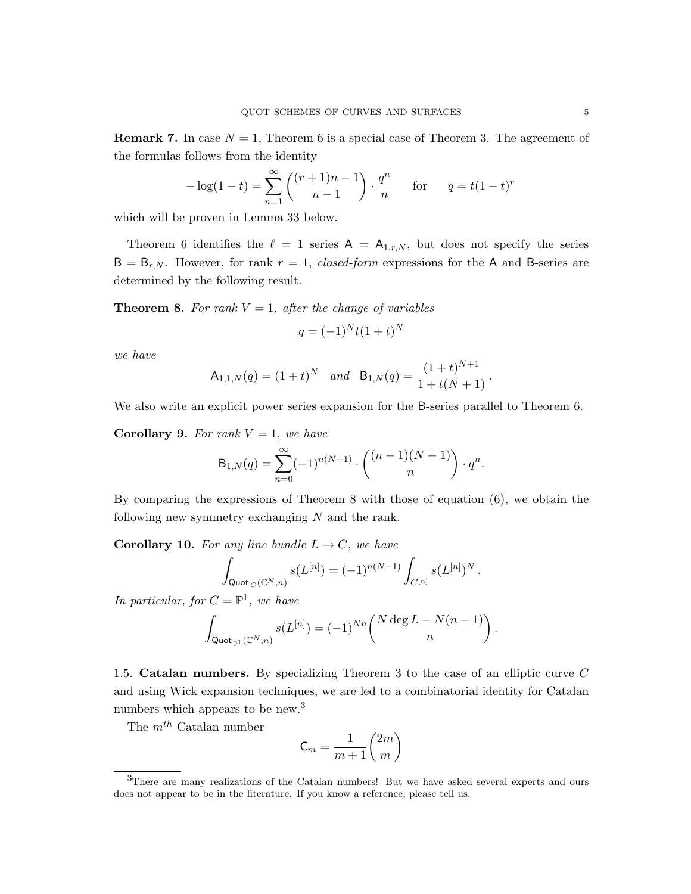**Remark 7.** In case $N = 1$, Theorem 6 is a special case of Theorem 3. The agreement of the formulas follows from the identity

$$-\log(1-t) = \sum_{n=1}^{\infty} \binom{(r+1)n-1}{n-1} \cdot \frac{q^n}{n} \qquad \text{for} \qquad q = t(1-t)^r$$

which will be proven in Lemma 33 below.

Theorem 6 identifies the $\ell = 1$ series $\mathsf{A} = \mathsf{A}_{1,r,N}$, but does not specify the series $\mathsf{B} = \mathsf{B}_{r,N}$. However, for rank $r = 1$, *closed-form* expressions for the $\mathsf{A}$ and $\mathsf{B}$-series are determined by the following result.

**Theorem 8.** *For rank $V = 1$, after the change of variables*

$$q = (-1)^N t(1+t)^N$$

*we have*

$$\mathsf{A}_{1,1,N}(q) = (1+t)^N \quad \textit{and} \quad \mathsf{B}_{1,N}(q) = \frac{(1+t)^{N+1}}{1+t(N+1)}.$$

We also write an explicit power series expansion for the $\mathsf{B}$-series parallel to Theorem 6.

**Corollary 9.** *For rank $V = 1$, we have*

$$\mathsf{B}_{1,N}(q) = \sum_{n=0}^{\infty} (-1)^{n(N+1)} \cdot \binom{(n-1)(N+1)}{n} \cdot q^n.$$

By comparing the expressions of Theorem 8 with those of equation (6), we obtain the following new symmetry exchanging $N$ and the rank.

**Corollary 10.** *For any line bundle $L \to C$, we have*

$$\int_{\mathsf{Quot}_C(\mathbb{C}^N,n)} s(L^{[n]}) = (-1)^{n(N-1)} \int_{C^{[n]}} s(L^{[n]})^N.$$

*In particular, for $C = \mathbb{P}^1$, we have*

$$\int_{\mathsf{Quot}_{\mathbb{P}^1}(\mathbb{C}^N,n)} s(L^{[n]}) = (-1)^{Nn} \binom{N \deg L - N(n-1)}{n}.$$

1.5. **Catalan numbers.** By specializing Theorem 3 to the case of an elliptic curve $C$ and using Wick expansion techniques, we are led to a combinatorial identity for Catalan numbers which appears to be new.[3]

The $m^{th}$ Catalan number

$$\mathsf{C}_m = \frac{1}{m+1}\binom{2m}{m}$$

[3]There are many realizations of the Catalan numbers! But we have asked several experts and ours does not appear to be in the literature. If you know a reference, please tell us.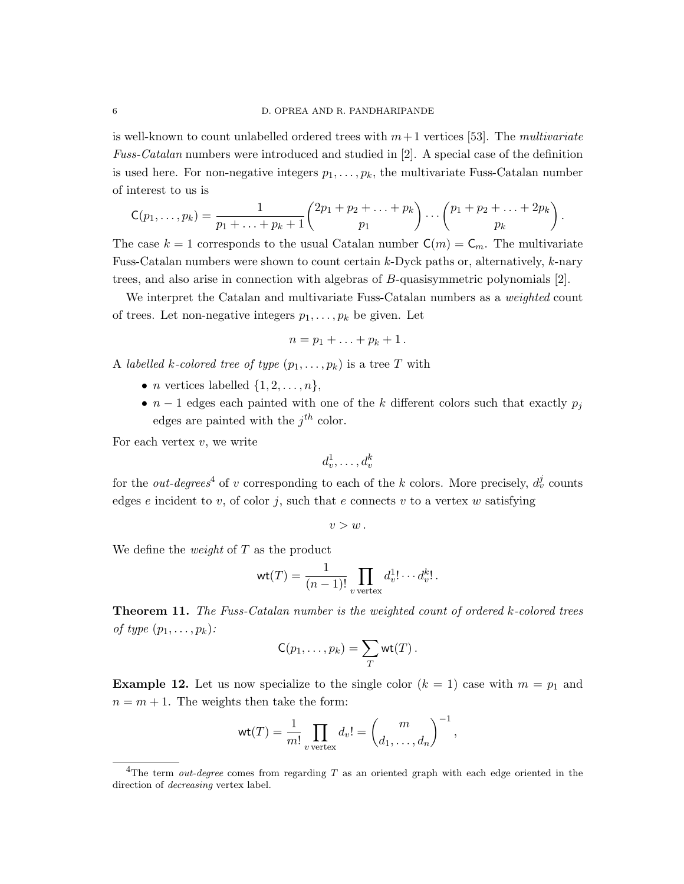is well-known to count unlabelled ordered trees with $m+1$ vertices [53]. The *multivariate Fuss-Catalan* numbers were introduced and studied in [2]. A special case of the definition is used here. For non-negative integers $p_1, \ldots, p_k$, the multivariate Fuss-Catalan number of interest to us is

$$\mathsf{C}(p_1, \ldots, p_k) = \frac{1}{p_1 + \ldots + p_k + 1} \binom{2p_1 + p_2 + \ldots + p_k}{p_1} \cdots \binom{p_1 + p_2 + \ldots + 2p_k}{p_k}.$$

The case $k = 1$ corresponds to the usual Catalan number $\mathsf{C}(m) = \mathsf{C}_m$. The multivariate Fuss-Catalan numbers were shown to count certain $k$-Dyck paths or, alternatively, $k$-nary trees, and also arise in connection with algebras of $B$-quasisymmetric polynomials [2].

We interpret the Catalan and multivariate Fuss-Catalan numbers as a *weighted* count of trees. Let non-negative integers $p_1, \ldots, p_k$ be given. Let

$$n = p_1 + \ldots + p_k + 1.$$

A *labelled $k$-colored tree of type* $(p_1, \ldots, p_k)$ is a tree $T$ with

- $n$ vertices labelled $\{1, 2, \ldots, n\}$,
- $n - 1$ edges each painted with one of the $k$ different colors such that exactly $p_j$ edges are painted with the $j^{th}$ color.

For each vertex $v$, we write

$$d_v^1, \ldots, d_v^k$$

for the *out-degrees*[4] of $v$ corresponding to each of the $k$ colors. More precisely, $d_v^j$ counts edges $e$ incident to $v$, of color $j$, such that $e$ connects $v$ to a vertex $w$ satisfying

$$v > w.$$

We define the *weight* of $T$ as the product

$$\mathsf{wt}(T) = \frac{1}{(n-1)!} \prod_{v \text{ vertex}} d_v^1! \cdots d_v^k!.$$

**Theorem 11.** *The Fuss-Catalan number is the weighted count of ordered $k$-colored trees of type $(p_1, \ldots, p_k)$:*

$$\mathsf{C}(p_1, \ldots, p_k) = \sum_T \mathsf{wt}(T).$$

**Example 12.** Let us now specialize to the single color ($k = 1$) case with $m = p_1$ and $n = m + 1$. The weights then take the form:

$$\mathsf{wt}(T) = \frac{1}{m!} \prod_{v \text{ vertex}} d_v! = \binom{m}{d_1, \ldots, d_n}^{-1},$$

[4] The term *out-degree* comes from regarding $T$ as an oriented graph with each edge oriented in the direction of *decreasing* vertex label.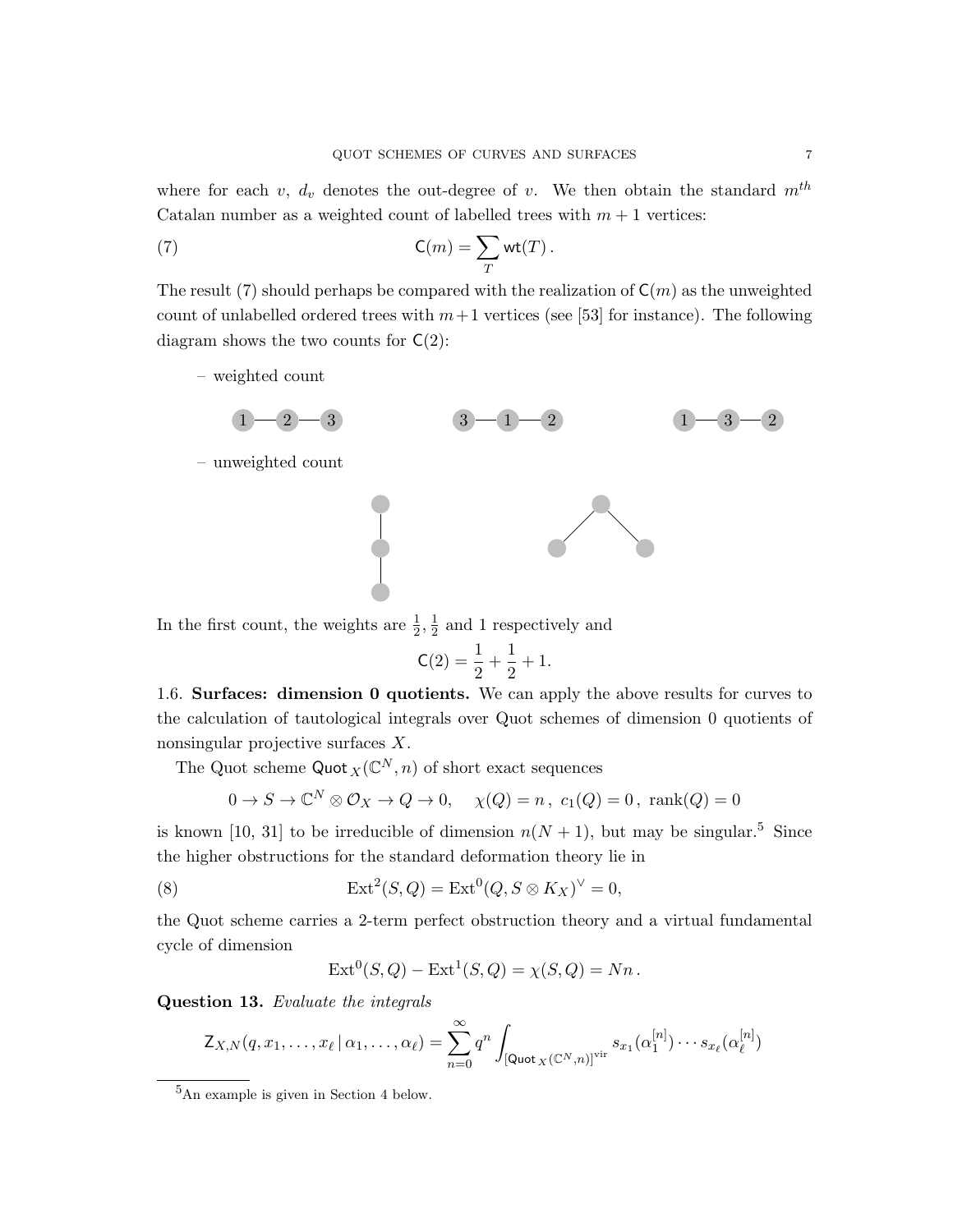where for each $v$, $d_v$ denotes the out-degree of $v$. We then obtain the standard $m^{th}$ Catalan number as a weighted count of labelled trees with $m+1$ vertices:

$$\mathsf{C}(m) = \sum_T \mathsf{wt}(T)\,. \tag{7}$$

The result (7) should perhaps be compared with the realization of $\mathsf{C}(m)$ as the unweighted count of unlabelled ordered trees with $m+1$ vertices (see [53] for instance). The following diagram shows the two counts for $\mathsf{C}(2)$:

– weighted count

1 — 2 — 3    3 — 1 — 2    1 — 3 — 2

– unweighted count

In the first count, the weights are $\frac{1}{2}, \frac{1}{2}$ and 1 respectively and

$$\mathsf{C}(2) = \frac{1}{2} + \frac{1}{2} + 1.$$

### 1.6. Surfaces: dimension 0 quotients.

We can apply the above results for curves to the calculation of tautological integrals over Quot schemes of dimension 0 quotients of nonsingular projective surfaces $X$.

The Quot scheme $\mathsf{Quot}_X(\mathbb{C}^N, n)$ of short exact sequences

$$0 \to S \to \mathbb{C}^N \otimes \mathcal{O}_X \to Q \to 0, \quad \chi(Q) = n\,,\ c_1(Q) = 0\,,\ \mathrm{rank}(Q) = 0$$

is known [10, 31] to be irreducible of dimension $n(N+1)$, but may be singular.[5] Since the higher obstructions for the standard deformation theory lie in

$$\mathrm{Ext}^2(S, Q) = \mathrm{Ext}^0(Q, S \otimes K_X)^\vee = 0, \tag{8}$$

the Quot scheme carries a 2-term perfect obstruction theory and a virtual fundamental cycle of dimension

$$\mathrm{Ext}^0(S, Q) - \mathrm{Ext}^1(S, Q) = \chi(S, Q) = Nn\,.$$

**Question 13.** *Evaluate the integrals*

$$\mathsf{Z}_{X,N}(q, x_1, \ldots, x_\ell \,|\, \alpha_1, \ldots, \alpha_\ell) = \sum_{n=0}^{\infty} q^n \int_{[\mathsf{Quot}_X(\mathbb{C}^N, n)]^{\mathrm{vir}}} s_{x_1}(\alpha_1^{[n]}) \cdots s_{x_\ell}(\alpha_\ell^{[n]})$$

[5] An example is given in Section 4 below.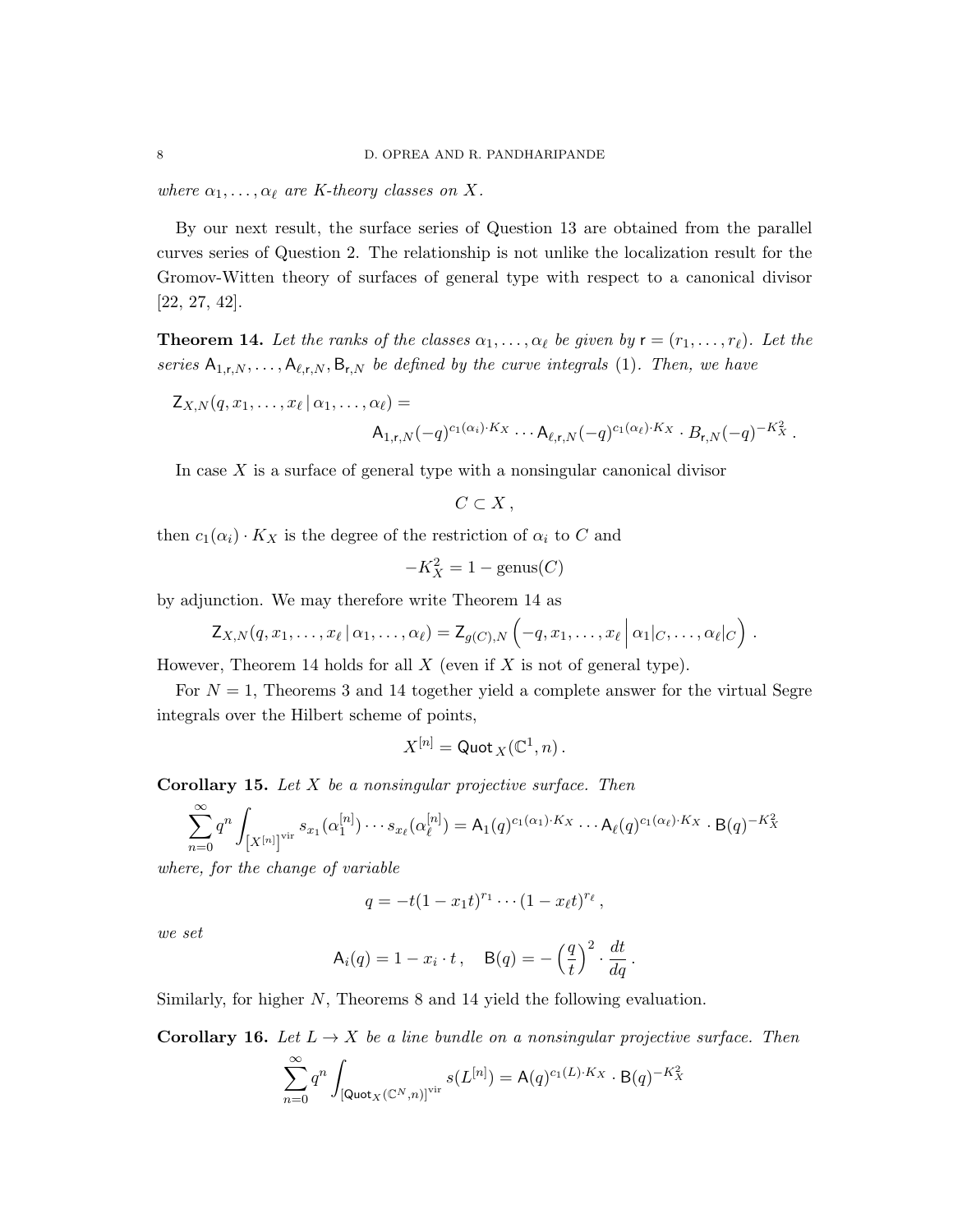*where* $\alpha_1, \ldots, \alpha_\ell$ *are K-theory classes on* $X$.

By our next result, the surface series of Question 13 are obtained from the parallel curves series of Question 2. The relationship is not unlike the localization result for the Gromov-Witten theory of surfaces of general type with respect to a canonical divisor [22, 27, 42].

**Theorem 14.** *Let the ranks of the classes* $\alpha_1, \ldots, \alpha_\ell$ *be given by* $\mathsf{r} = (r_1, \ldots, r_\ell)$. *Let the series* $\mathsf{A}_{1,\mathsf{r},N}, \ldots, \mathsf{A}_{\ell,\mathsf{r},N}, \mathsf{B}_{\mathsf{r},N}$ *be defined by the curve integrals* (1). *Then, we have*

$$\mathsf{Z}_{X,N}(q, x_1, \ldots, x_\ell \,|\, \alpha_1, \ldots, \alpha_\ell) = \mathsf{A}_{1,\mathsf{r},N}(-q)^{c_1(\alpha_i)\cdot K_X} \cdots \mathsf{A}_{\ell,\mathsf{r},N}(-q)^{c_1(\alpha_\ell)\cdot K_X} \cdot B_{\mathsf{r},N}(-q)^{-K_X^2}\,.$$

In case $X$ is a surface of general type with a nonsingular canonical divisor

$$C \subset X\,,$$

then $c_1(\alpha_i) \cdot K_X$ is the degree of the restriction of $\alpha_i$ to $C$ and

$$-K_X^2 = 1 - \text{genus}(C)$$

by adjunction. We may therefore write Theorem 14 as

$$\mathsf{Z}_{X,N}(q, x_1, \ldots, x_\ell \,|\, \alpha_1, \ldots, \alpha_\ell) = \mathsf{Z}_{g(C),N}\left(-q, x_1, \ldots, x_\ell \,\middle|\, \alpha_1|_C, \ldots, \alpha_\ell|_C\right)\,.$$

However, Theorem 14 holds for all $X$ (even if $X$ is not of general type).

For $N = 1$, Theorems 3 and 14 together yield a complete answer for the virtual Segre integrals over the Hilbert scheme of points,

$$X^{[n]} = \mathsf{Quot}_X(\mathbb{C}^1, n)\,.$$

**Corollary 15.** *Let* $X$ *be a nonsingular projective surface. Then*

$$\sum_{n=0}^{\infty} q^n \int_{\left[X^{[n]}\right]^{\text{vir}}} s_{x_1}(\alpha_1^{[n]}) \cdots s_{x_\ell}(\alpha_\ell^{[n]}) = \mathsf{A}_1(q)^{c_1(\alpha_1)\cdot K_X} \cdots \mathsf{A}_\ell(q)^{c_1(\alpha_\ell)\cdot K_X} \cdot \mathsf{B}(q)^{-K_X^2}$$

*where, for the change of variable*

$$q = -t(1 - x_1 t)^{r_1} \cdots (1 - x_\ell t)^{r_\ell}\,,$$

*we set*

$$\mathsf{A}_i(q) = 1 - x_i \cdot t\,, \quad \mathsf{B}(q) = -\left(\frac{q}{t}\right)^2 \cdot \frac{dt}{dq}\,.$$

Similarly, for higher $N$, Theorems 8 and 14 yield the following evaluation.

**Corollary 16.** *Let* $L \to X$ *be a line bundle on a nonsingular projective surface. Then*

$$\sum_{n=0}^{\infty} q^n \int_{[\mathsf{Quot}_X(\mathbb{C}^N,n)]^{\text{vir}}} s(L^{[n]}) = \mathsf{A}(q)^{c_1(L)\cdot K_X} \cdot \mathsf{B}(q)^{-K_X^2}$$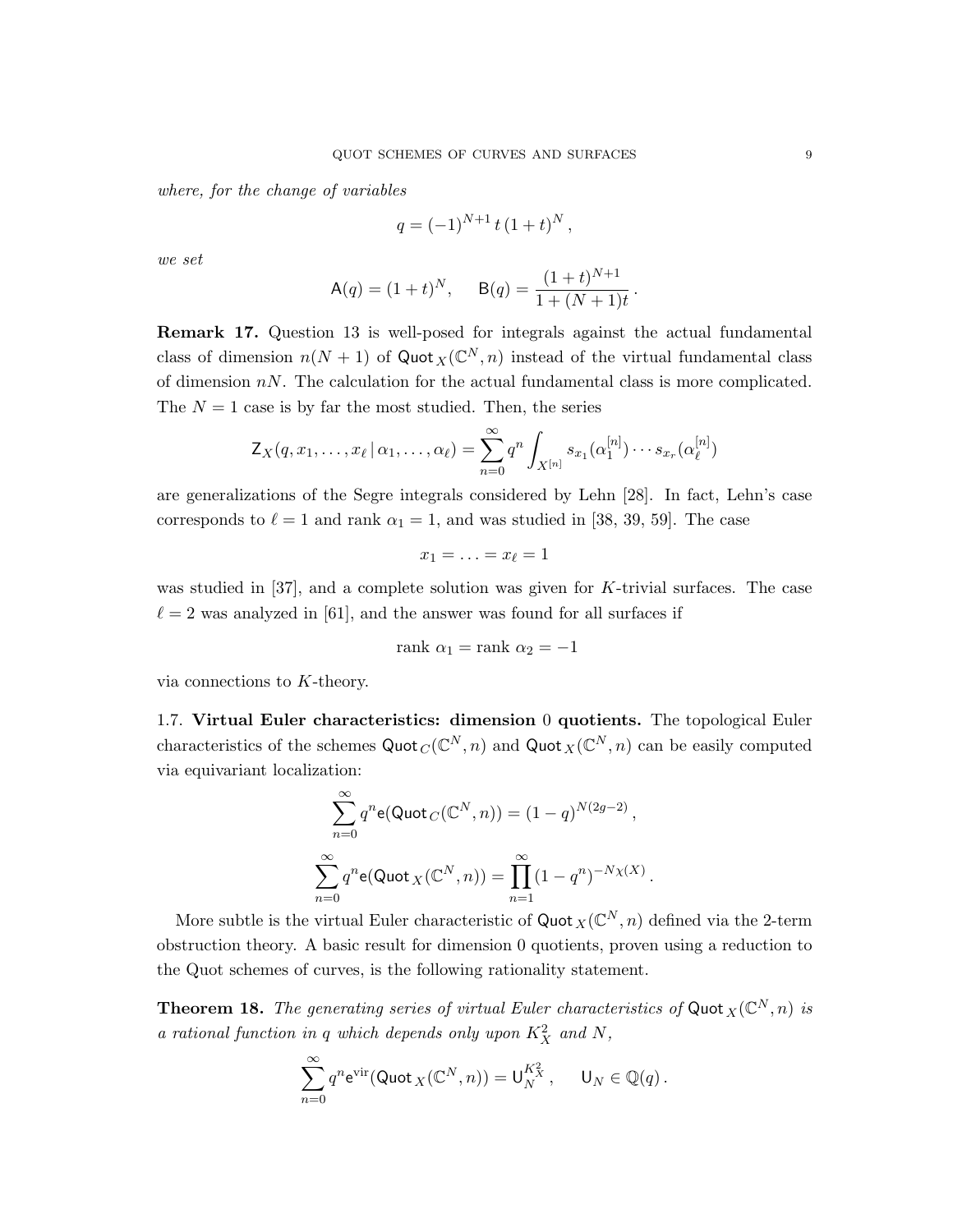*where, for the change of variables*

$$q = (-1)^{N+1}\, t\, (1+t)^N\,,$$

*we set*

$$\mathsf{A}(q) = (1+t)^N, \qquad \mathsf{B}(q) = \frac{(1+t)^{N+1}}{1+(N+1)t}\,.$$

**Remark 17.** Question 13 is well-posed for integrals against the actual fundamental class of dimension $n(N+1)$ of $\mathsf{Quot}_X(\mathbb{C}^N, n)$ instead of the virtual fundamental class of dimension $nN$. The calculation for the actual fundamental class is more complicated. The $N = 1$ case is by far the most studied. Then, the series

$$\mathsf{Z}_X(q, x_1, \ldots, x_\ell \,|\, \alpha_1, \ldots, \alpha_\ell) = \sum_{n=0}^{\infty} q^n \int_{X^{[n]}} s_{x_1}(\alpha_1^{[n]}) \cdots s_{x_r}(\alpha_\ell^{[n]})$$

are generalizations of the Segre integrals considered by Lehn [28]. In fact, Lehn's case corresponds to $\ell = 1$ and rank $\alpha_1 = 1$, and was studied in [38, 39, 59]. The case

$$x_1 = \ldots = x_\ell = 1$$

was studied in [37], and a complete solution was given for $K$-trivial surfaces. The case $\ell = 2$ was analyzed in [61], and the answer was found for all surfaces if

$$\text{rank } \alpha_1 = \text{rank } \alpha_2 = -1$$

via connections to $K$-theory.

1.7. **Virtual Euler characteristics: dimension 0 quotients.** The topological Euler characteristics of the schemes $\mathsf{Quot}_C(\mathbb{C}^N, n)$ and $\mathsf{Quot}_X(\mathbb{C}^N, n)$ can be easily computed via equivariant localization:

$$\sum_{n=0}^{\infty} q^n \mathsf{e}(\mathsf{Quot}_C(\mathbb{C}^N, n)) = (1-q)^{N(2g-2)}\,,$$

$$\sum_{n=0}^{\infty} q^n \mathsf{e}(\mathsf{Quot}_X(\mathbb{C}^N, n)) = \prod_{n=1}^{\infty} (1-q^n)^{-N\chi(X)}\,.$$

More subtle is the virtual Euler characteristic of $\mathsf{Quot}_X(\mathbb{C}^N, n)$ defined via the 2-term obstruction theory. A basic result for dimension 0 quotients, proven using a reduction to the Quot schemes of curves, is the following rationality statement.

**Theorem 18.** *The generating series of virtual Euler characteristics of $\mathsf{Quot}_X(\mathbb{C}^N, n)$ is a rational function in $q$ which depends only upon $K_X^2$ and $N$,*

$$\sum_{n=0}^{\infty} q^n \mathsf{e}^{\mathrm{vir}}(\mathsf{Quot}_X(\mathbb{C}^N, n)) = \mathsf{U}_N^{K_X^2}\,, \qquad \mathsf{U}_N \in \mathbb{Q}(q)\,.$$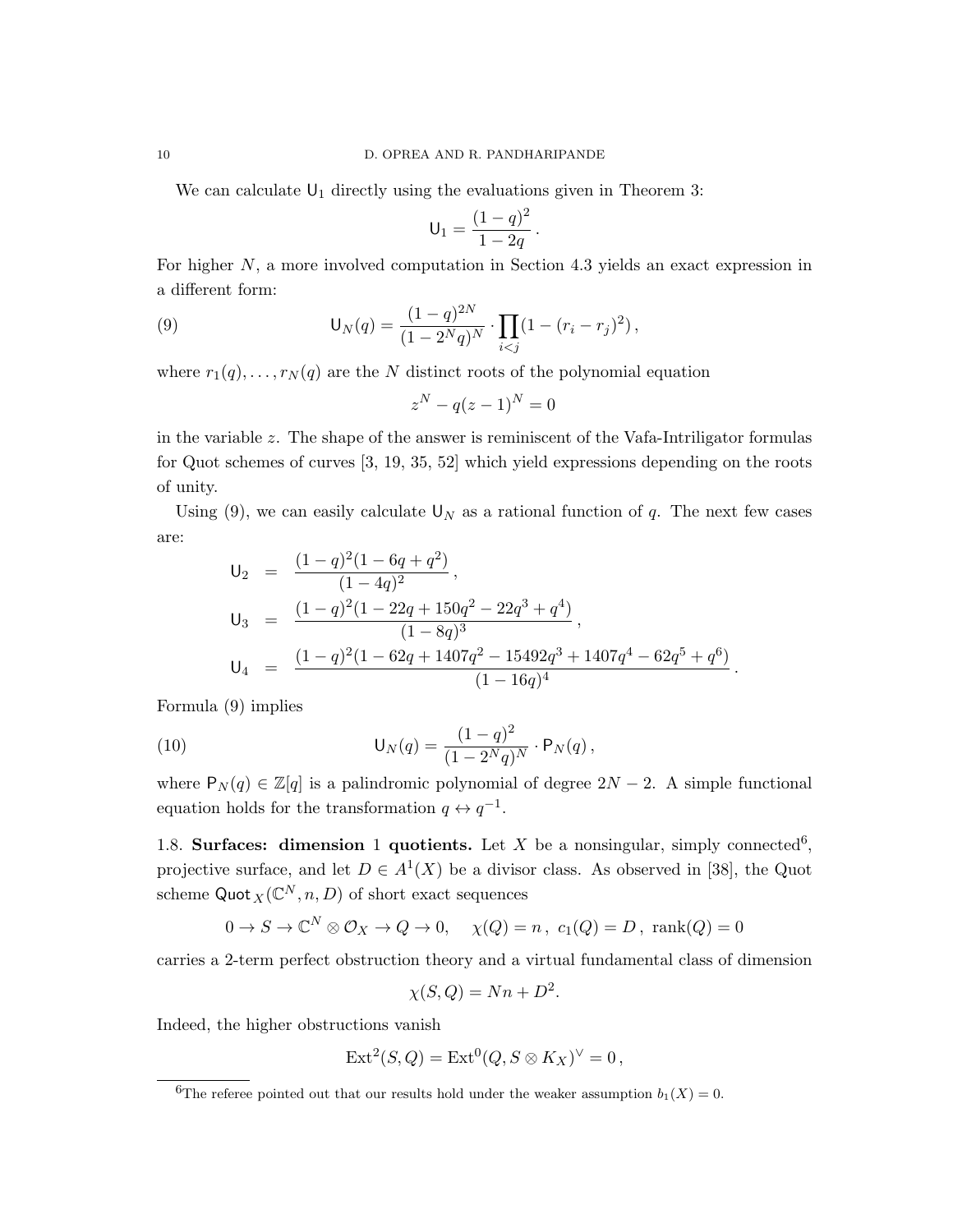We can calculate $\mathsf{U}_1$ directly using the evaluations given in Theorem 3:

$$\mathsf{U}_1 = \frac{(1-q)^2}{1-2q}\,.$$

For higher $N$, a more involved computation in Section 4.3 yields an exact expression in a different form:

$$\mathsf{U}_N(q) = \frac{(1-q)^{2N}}{(1-2^N q)^N} \cdot \prod_{i<j} (1-(r_i - r_j)^2)\,, \tag{9}$$

where $r_1(q), \ldots, r_N(q)$ are the $N$ distinct roots of the polynomial equation

$$z^N - q(z-1)^N = 0$$

in the variable $z$. The shape of the answer is reminiscent of the Vafa-Intriligator formulas for Quot schemes of curves [3, 19, 35, 52] which yield expressions depending on the roots of unity.

Using (9), we can easily calculate $\mathsf{U}_N$ as a rational function of $q$. The next few cases are:

$$\begin{aligned}
\mathsf{U}_2 &= \frac{(1-q)^2(1-6q+q^2)}{(1-4q)^2}\,,\\
\mathsf{U}_3 &= \frac{(1-q)^2(1-22q+150q^2-22q^3+q^4)}{(1-8q)^3}\,,\\
\mathsf{U}_4 &= \frac{(1-q)^2(1-62q+1407q^2-15492q^3+1407q^4-62q^5+q^6)}{(1-16q)^4}\,.
\end{aligned}$$

Formula (9) implies

$$\mathsf{U}_N(q) = \frac{(1-q)^2}{(1-2^N q)^N} \cdot \mathsf{P}_N(q)\,, \tag{10}$$

where $\mathsf{P}_N(q) \in \mathbb{Z}[q]$ is a palindromic polynomial of degree $2N-2$. A simple functional equation holds for the transformation $q \leftrightarrow q^{-1}$.

1.8. **Surfaces: dimension 1 quotients.** Let $X$ be a nonsingular, simply connected[6], projective surface, and let $D \in A^1(X)$ be a divisor class. As observed in [38], the Quot scheme $\mathsf{Quot}_X(\mathbb{C}^N, n, D)$ of short exact sequences

$$0 \to S \to \mathbb{C}^N \otimes \mathcal{O}_X \to Q \to 0, \quad \chi(Q) = n\,,\ c_1(Q) = D\,,\ \mathrm{rank}(Q) = 0$$

carries a 2-term perfect obstruction theory and a virtual fundamental class of dimension

$$\chi(S, Q) = Nn + D^2.$$

Indeed, the higher obstructions vanish

$$\mathrm{Ext}^2(S, Q) = \mathrm{Ext}^0(Q, S \otimes K_X)^\vee = 0\,,$$

[6]The referee pointed out that our results hold under the weaker assumption $b_1(X) = 0$.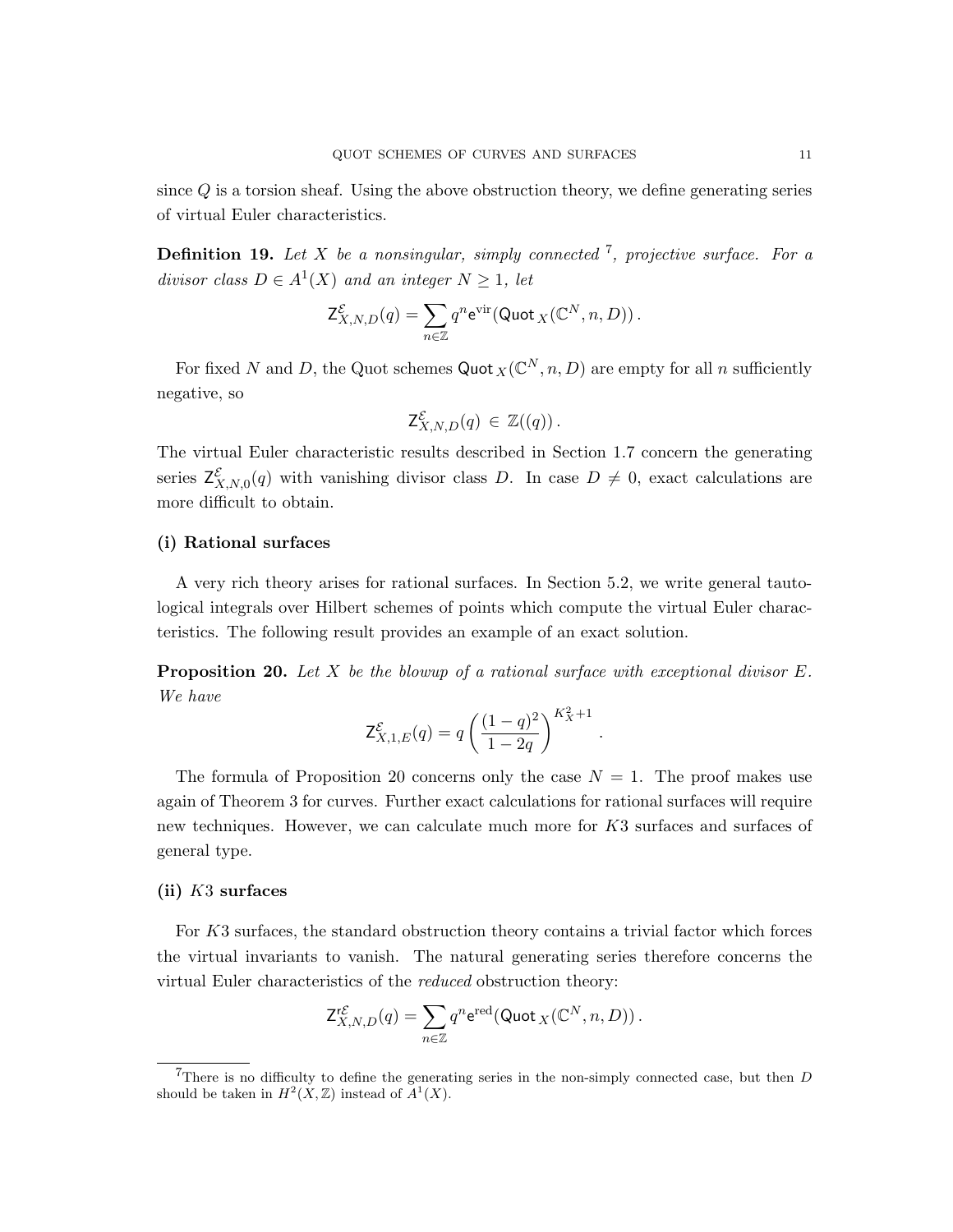since $Q$ is a torsion sheaf. Using the above obstruction theory, we define generating series of virtual Euler characteristics.

**Definition 19.** *Let $X$ be a nonsingular, simply connected* [7]*, projective surface. For a divisor class $D \in A^1(X)$ and an integer $N \geq 1$, let*

$$\mathsf{Z}^{\mathcal{E}}_{X,N,D}(q) = \sum_{n \in \mathbb{Z}} q^n \mathsf{e}^{\mathrm{vir}}(\mathsf{Quot}_X(\mathbb{C}^N, n, D)) \,.$$

For fixed $N$ and $D$, the Quot schemes $\mathsf{Quot}_X(\mathbb{C}^N, n, D)$ are empty for all $n$ sufficiently negative, so

$$\mathsf{Z}^{\mathcal{E}}_{X,N,D}(q) \in \mathbb{Z}((q)) \,.$$

The virtual Euler characteristic results described in Section 1.7 concern the generating series $\mathsf{Z}^{\mathcal{E}}_{X,N,0}(q)$ with vanishing divisor class $D$. In case $D \neq 0$, exact calculations are more difficult to obtain.

**(i) Rational surfaces**

A very rich theory arises for rational surfaces. In Section 5.2, we write general tautological integrals over Hilbert schemes of points which compute the virtual Euler characteristics. The following result provides an example of an exact solution.

**Proposition 20.** *Let $X$ be the blowup of a rational surface with exceptional divisor $E$. We have*

$$\mathsf{Z}^{\mathcal{E}}_{X,1,E}(q) = q \left( \frac{(1-q)^2}{1-2q} \right)^{K_X^2 + 1} .$$

The formula of Proposition 20 concerns only the case $N = 1$. The proof makes use again of Theorem 3 for curves. Further exact calculations for rational surfaces will require new techniques. However, we can calculate much more for $K3$ surfaces and surfaces of general type.

**(ii) $K3$ surfaces**

For $K3$ surfaces, the standard obstruction theory contains a trivial factor which forces the virtual invariants to vanish. The natural generating series therefore concerns the virtual Euler characteristics of the *reduced* obstruction theory:

$$\mathsf{Z}^{\mathsf{r}\mathcal{E}}_{X,N,D}(q) = \sum_{n \in \mathbb{Z}} q^n \mathsf{e}^{\mathrm{red}}(\mathsf{Quot}_X(\mathbb{C}^N, n, D)) \,.$$

[7] There is no difficulty to define the generating series in the non-simply connected case, but then $D$ should be taken in $H^2(X, \mathbb{Z})$ instead of $A^1(X)$.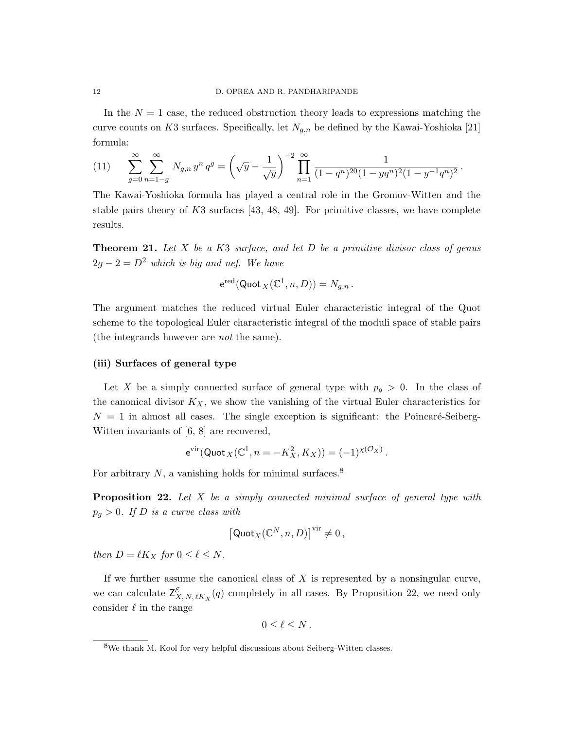In the $N = 1$ case, the reduced obstruction theory leads to expressions matching the curve counts on $K3$ surfaces. Specifically, let $N_{g,n}$ be defined by the Kawai-Yoshioka [21] formula:

$$\sum_{g=0}^{\infty} \sum_{n=1-g}^{\infty} N_{g,n}\, y^n\, q^g = \left(\sqrt{y} - \frac{1}{\sqrt{y}}\right)^{-2} \prod_{n=1}^{\infty} \frac{1}{(1-q^n)^{20}(1-yq^n)^2(1-y^{-1}q^n)^2}\,. \tag{11}$$

The Kawai-Yoshioka formula has played a central role in the Gromov-Witten and the stable pairs theory of $K3$ surfaces [43, 48, 49]. For primitive classes, we have complete results.

**Theorem 21.** *Let $X$ be a $K3$ surface, and let $D$ be a primitive divisor class of genus $2g-2 = D^2$ which is big and nef. We have*

$$\mathsf{e}^{\mathrm{red}}(\mathsf{Quot}_X(\mathbb{C}^1, n, D)) = N_{g,n}\,.$$

The argument matches the reduced virtual Euler characteristic integral of the Quot scheme to the topological Euler characteristic integral of the moduli space of stable pairs (the integrands however are *not* the same).

### (iii) Surfaces of general type

Let $X$ be a simply connected surface of general type with $p_g > 0$. In the class of the canonical divisor $K_X$, we show the vanishing of the virtual Euler characteristics for $N = 1$ in almost all cases. The single exception is significant: the Poincaré-Seiberg-Witten invariants of [6, 8] are recovered,

$$\mathsf{e}^{\mathrm{vir}}(\mathsf{Quot}_X(\mathbb{C}^1, n = -K_X^2, K_X)) = (-1)^{\chi(\mathcal{O}_X)}\,.$$

For arbitrary $N$, a vanishing holds for minimal surfaces.[8]

**Proposition 22.** *Let $X$ be a simply connected minimal surface of general type with $p_g > 0$. If $D$ is a curve class with*

$$\left[\mathsf{Quot}_X(\mathbb{C}^N, n, D)\right]^{\mathrm{vir}} \neq 0\,,$$

*then $D = \ell K_X$ for $0 \leq \ell \leq N$.*

If we further assume the canonical class of $X$ is represented by a nonsingular curve, we can calculate $\mathsf{Z}^{\mathcal{E}}_{X,\,N,\,\ell K_X}(q)$ completely in all cases. By Proposition 22, we need only consider $\ell$ in the range

$$0 \leq \ell \leq N\,.$$

[8] We thank M. Kool for very helpful discussions about Seiberg-Witten classes.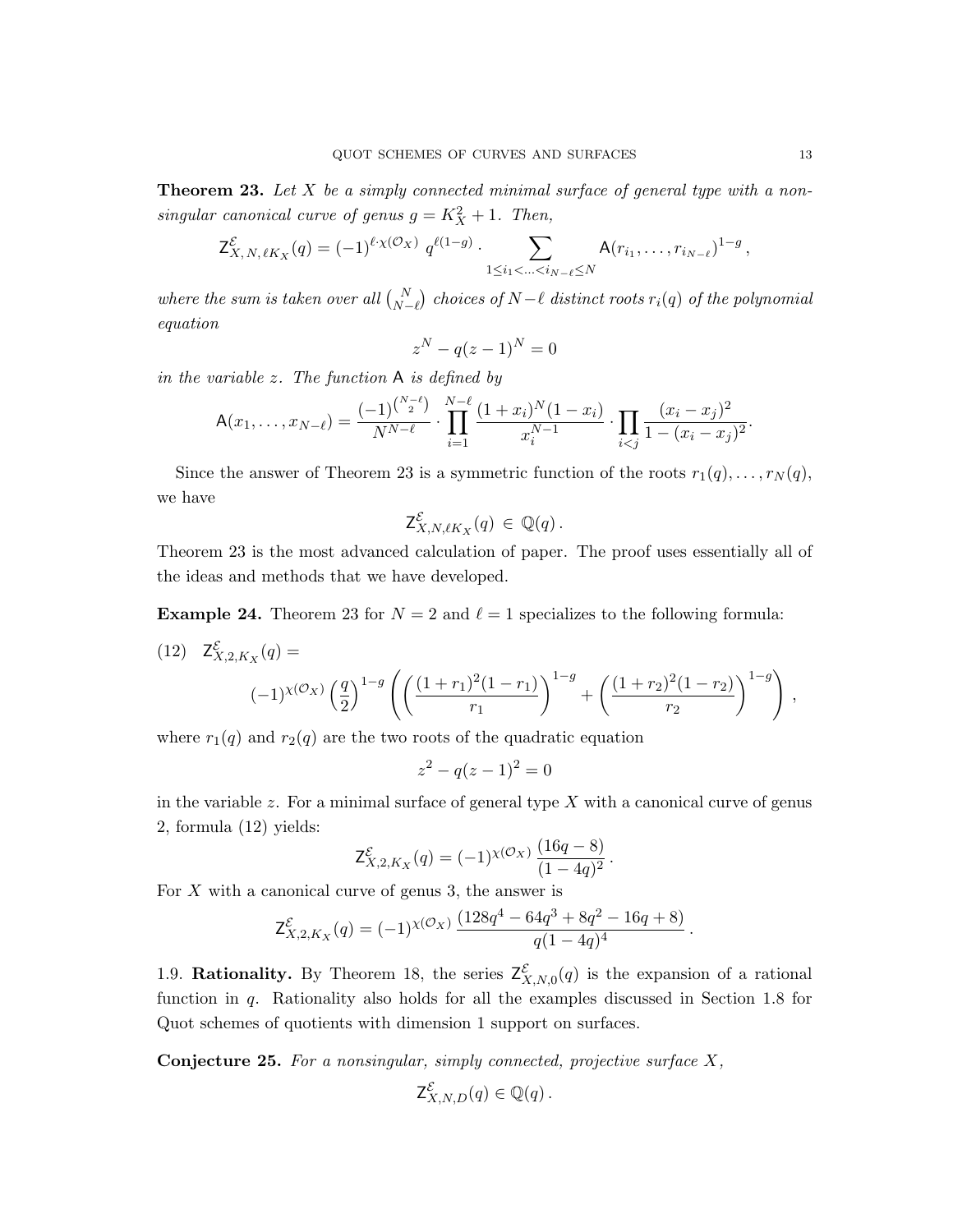**Theorem 23.** *Let $X$ be a simply connected minimal surface of general type with a nonsingular canonical curve of genus $g = K_X^2 + 1$. Then,*

$$\mathsf{Z}^{\mathcal{E}}_{X,\,N,\,\ell K_X}(q) = (-1)^{\ell \cdot \chi(\mathcal{O}_X)}\ q^{\ell(1-g)} \cdot \sum_{1 \le i_1 < \ldots < i_{N-\ell} \le N} \mathsf{A}(r_{i_1}, \ldots, r_{i_{N-\ell}})^{1-g}\,,$$

*where the sum is taken over all $\binom{N}{N-\ell}$ choices of $N-\ell$ distinct roots $r_i(q)$ of the polynomial equation*

$$z^N - q(z-1)^N = 0$$

*in the variable $z$. The function $\mathsf{A}$ is defined by*

$$\mathsf{A}(x_1, \ldots, x_{N-\ell}) = \frac{(-1)^{\binom{N-\ell}{2}}}{N^{N-\ell}} \cdot \prod_{i=1}^{N-\ell} \frac{(1+x_i)^N (1-x_i)}{x_i^{N-1}} \cdot \prod_{i<j} \frac{(x_i - x_j)^2}{1-(x_i-x_j)^2}.$$

Since the answer of Theorem 23 is a symmetric function of the roots $r_1(q), \ldots, r_N(q)$, we have

$$\mathsf{Z}^{\mathcal{E}}_{X,N,\ell K_X}(q) \,\in\, \mathbb{Q}(q)\,.$$

Theorem 23 is the most advanced calculation of paper. The proof uses essentially all of the ideas and methods that we have developed.

**Example 24.** Theorem 23 for $N = 2$ and $\ell = 1$ specializes to the following formula:

$$\mathsf{Z}^{\mathcal{E}}_{X,2,K_X}(q) = (-1)^{\chi(\mathcal{O}_X)} \left(\frac{q}{2}\right)^{1-g} \left( \left( \frac{(1+r_1)^2(1-r_1)}{r_1} \right)^{1-g} + \left( \frac{(1+r_2)^2(1-r_2)}{r_2} \right)^{1-g} \right)\,, \tag{12}$$

where $r_1(q)$ and $r_2(q)$ are the two roots of the quadratic equation

$$z^2 - q(z-1)^2 = 0$$

in the variable $z$. For a minimal surface of general type $X$ with a canonical curve of genus 2, formula (12) yields:

$$\mathsf{Z}^{\mathcal{E}}_{X,2,K_X}(q) = (-1)^{\chi(\mathcal{O}_X)}\, \frac{(16q-8)}{(1-4q)^2}\,.$$

For $X$ with a canonical curve of genus 3, the answer is

$$\mathsf{Z}^{\mathcal{E}}_{X,2,K_X}(q) = (-1)^{\chi(\mathcal{O}_X)}\, \frac{(128q^4 - 64q^3 + 8q^2 - 16q + 8)}{q(1-4q)^4}\,.$$

1.9. **Rationality.** By Theorem 18, the series $\mathsf{Z}^{\mathcal{E}}_{X,N,0}(q)$ is the expansion of a rational function in $q$. Rationality also holds for all the examples discussed in Section 1.8 for Quot schemes of quotients with dimension 1 support on surfaces.

**Conjecture 25.** *For a nonsingular, simply connected, projective surface $X$,*

$$\mathsf{Z}^{\mathcal{E}}_{X,N,D}(q) \in \mathbb{Q}(q)\,.$$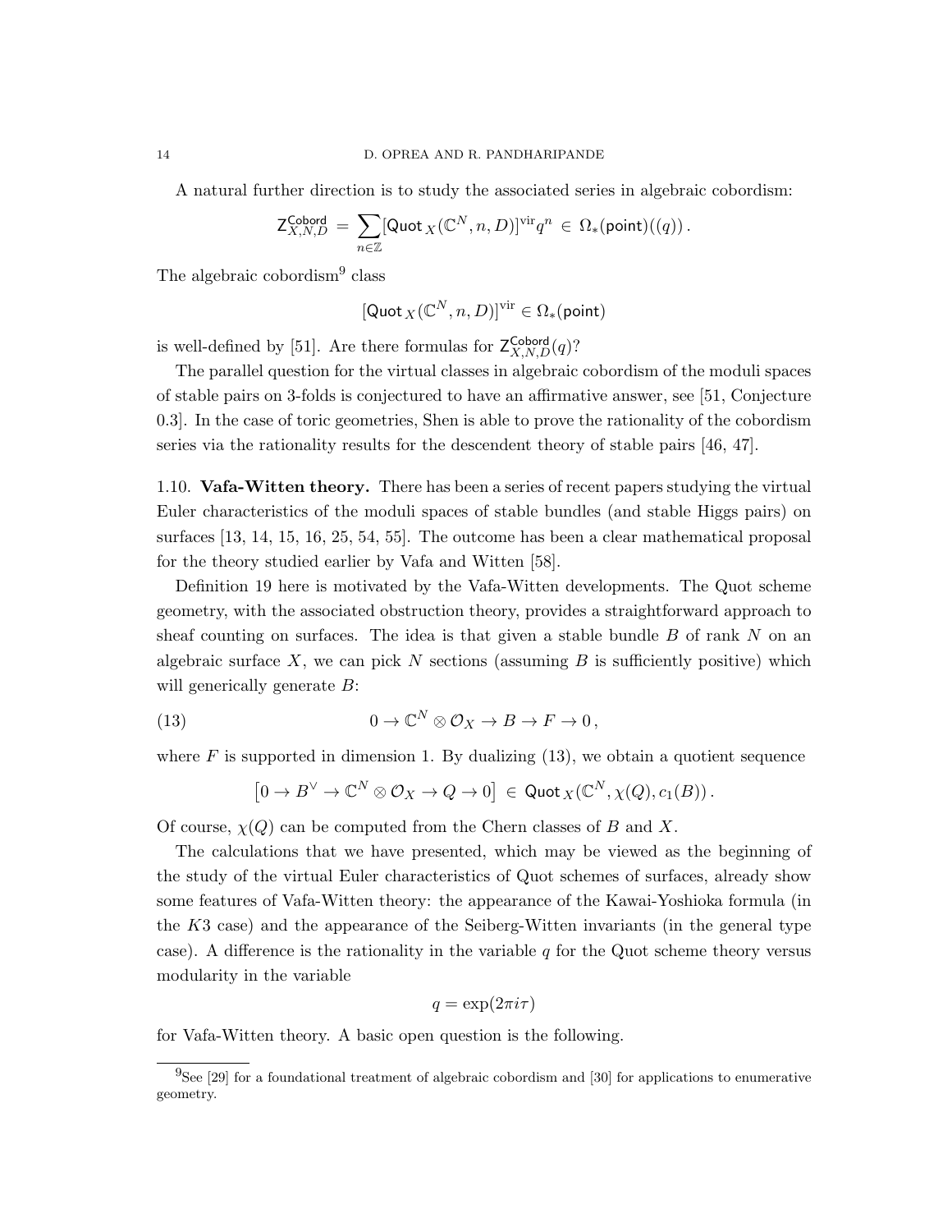A natural further direction is to study the associated series in algebraic cobordism:

$$\mathsf{Z}^{\mathsf{Cobord}}_{X,N,D} = \sum_{n\in\mathbb{Z}} [\mathsf{Quot}_X(\mathbb{C}^N, n, D)]^{\mathrm{vir}} q^n \in \Omega_*(\mathsf{point})((q)) .$$

The algebraic cobordism[9] class

$$[\mathsf{Quot}_X(\mathbb{C}^N, n, D)]^{\mathrm{vir}} \in \Omega_*(\mathsf{point})$$

is well-defined by [51]. Are there formulas for $\mathsf{Z}^{\mathsf{Cobord}}_{X,N,D}(q)$?

The parallel question for the virtual classes in algebraic cobordism of the moduli spaces of stable pairs on 3-folds is conjectured to have an affirmative answer, see [51, Conjecture 0.3]. In the case of toric geometries, Shen is able to prove the rationality of the cobordism series via the rationality results for the descendent theory of stable pairs [46, 47].

1.10. **Vafa-Witten theory.** There has been a series of recent papers studying the virtual Euler characteristics of the moduli spaces of stable bundles (and stable Higgs pairs) on surfaces [13, 14, 15, 16, 25, 54, 55]. The outcome has been a clear mathematical proposal for the theory studied earlier by Vafa and Witten [58].

Definition 19 here is motivated by the Vafa-Witten developments. The Quot scheme geometry, with the associated obstruction theory, provides a straightforward approach to sheaf counting on surfaces. The idea is that given a stable bundle $B$ of rank $N$ on an algebraic surface $X$, we can pick $N$ sections (assuming $B$ is sufficiently positive) which will generically generate $B$:

$$0 \to \mathbb{C}^N \otimes \mathcal{O}_X \to B \to F \to 0 , \tag{13}$$

where $F$ is supported in dimension 1. By dualizing (13), we obtain a quotient sequence

$$\left[0 \to B^\vee \to \mathbb{C}^N \otimes \mathcal{O}_X \to Q \to 0\right] \in \mathsf{Quot}_X(\mathbb{C}^N, \chi(Q), c_1(B)) .$$

Of course, $\chi(Q)$ can be computed from the Chern classes of $B$ and $X$.

The calculations that we have presented, which may be viewed as the beginning of the study of the virtual Euler characteristics of Quot schemes of surfaces, already show some features of Vafa-Witten theory: the appearance of the Kawai-Yoshioka formula (in the $K3$ case) and the appearance of the Seiberg-Witten invariants (in the general type case). A difference is the rationality in the variable $q$ for the Quot scheme theory versus modularity in the variable

$$q = \exp(2\pi i \tau)$$

for Vafa-Witten theory. A basic open question is the following.

[9] See [29] for a foundational treatment of algebraic cobordism and [30] for applications to enumerative geometry.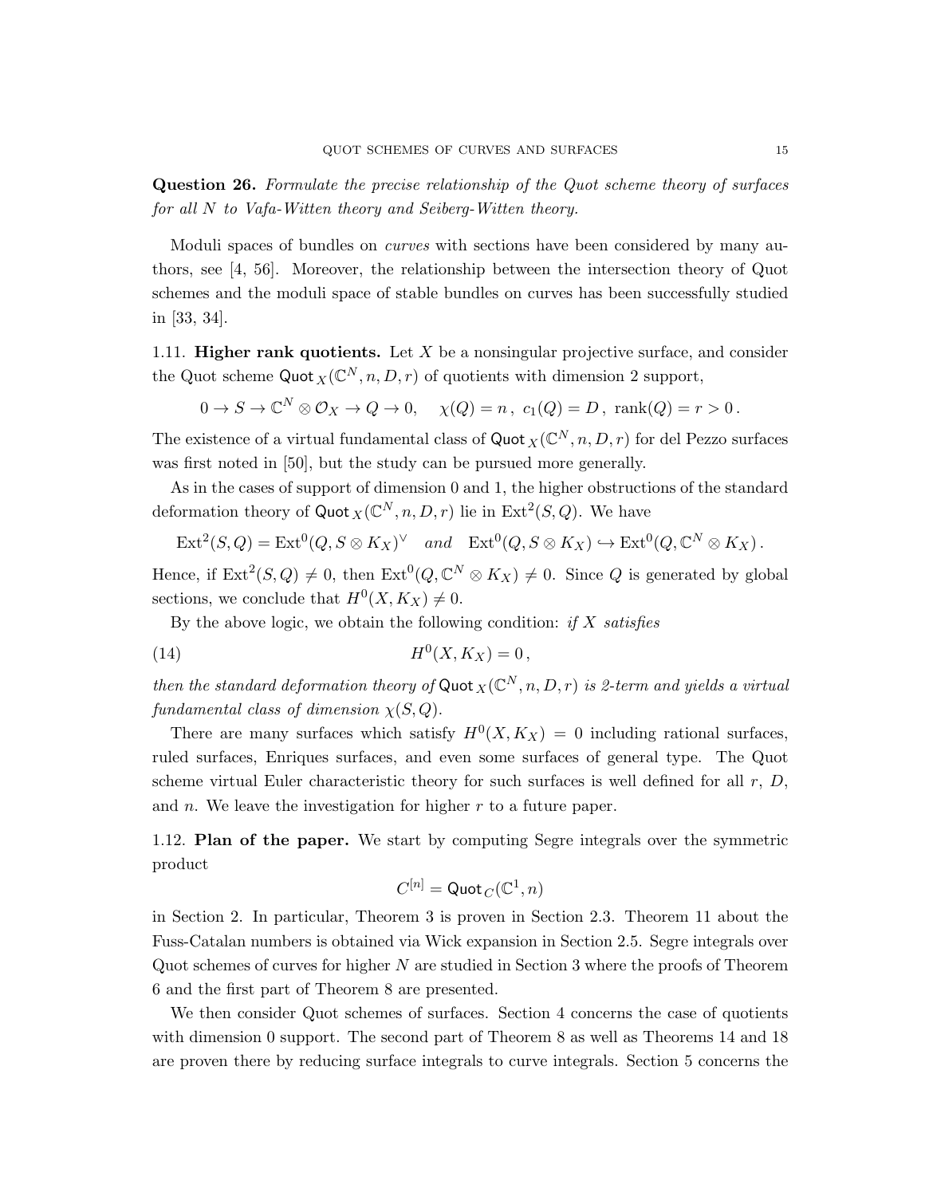**Question 26.** *Formulate the precise relationship of the Quot scheme theory of surfaces for all $N$ to Vafa-Witten theory and Seiberg-Witten theory.*

Moduli spaces of bundles on *curves* with sections have been considered by many authors, see [4, 56]. Moreover, the relationship between the intersection theory of Quot schemes and the moduli space of stable bundles on curves has been successfully studied in [33, 34].

1.11. **Higher rank quotients.** Let $X$ be a nonsingular projective surface, and consider the Quot scheme $\mathsf{Quot}_X(\mathbb{C}^N, n, D, r)$ of quotients with dimension 2 support,

$$0 \to S \to \mathbb{C}^N \otimes \mathcal{O}_X \to Q \to 0, \quad \chi(Q) = n\,,\ c_1(Q) = D\,,\ \mathrm{rank}(Q) = r > 0\,.$$

The existence of a virtual fundamental class of $\mathsf{Quot}_X(\mathbb{C}^N, n, D, r)$ for del Pezzo surfaces was first noted in [50], but the study can be pursued more generally.

As in the cases of support of dimension 0 and 1, the higher obstructions of the standard deformation theory of $\mathsf{Quot}_X(\mathbb{C}^N, n, D, r)$ lie in $\mathrm{Ext}^2(S, Q)$. We have

$$\mathrm{Ext}^2(S, Q) = \mathrm{Ext}^0(Q, S \otimes K_X)^\vee \quad \textit{and} \quad \mathrm{Ext}^0(Q, S \otimes K_X) \hookrightarrow \mathrm{Ext}^0(Q, \mathbb{C}^N \otimes K_X)\,.$$

Hence, if $\mathrm{Ext}^2(S, Q) \neq 0$, then $\mathrm{Ext}^0(Q, \mathbb{C}^N \otimes K_X) \neq 0$. Since $Q$ is generated by global sections, we conclude that $H^0(X, K_X) \neq 0$.

By the above logic, we obtain the following condition: *if $X$ satisfies*

$$H^0(X, K_X) = 0\,, \tag{14}$$

*then the standard deformation theory of $\mathsf{Quot}_X(\mathbb{C}^N, n, D, r)$ is 2-term and yields a virtual fundamental class of dimension $\chi(S, Q)$.*

There are many surfaces which satisfy $H^0(X, K_X) = 0$ including rational surfaces, ruled surfaces, Enriques surfaces, and even some surfaces of general type. The Quot scheme virtual Euler characteristic theory for such surfaces is well defined for all $r$, $D$, and $n$. We leave the investigation for higher $r$ to a future paper.

1.12. **Plan of the paper.** We start by computing Segre integrals over the symmetric product

$$C^{[n]} = \mathsf{Quot}_C(\mathbb{C}^1, n)$$

in Section 2. In particular, Theorem 3 is proven in Section 2.3. Theorem 11 about the Fuss-Catalan numbers is obtained via Wick expansion in Section 2.5. Segre integrals over Quot schemes of curves for higher $N$ are studied in Section 3 where the proofs of Theorem 6 and the first part of Theorem 8 are presented.

We then consider Quot schemes of surfaces. Section 4 concerns the case of quotients with dimension 0 support. The second part of Theorem 8 as well as Theorems 14 and 18 are proven there by reducing surface integrals to curve integrals. Section 5 concerns the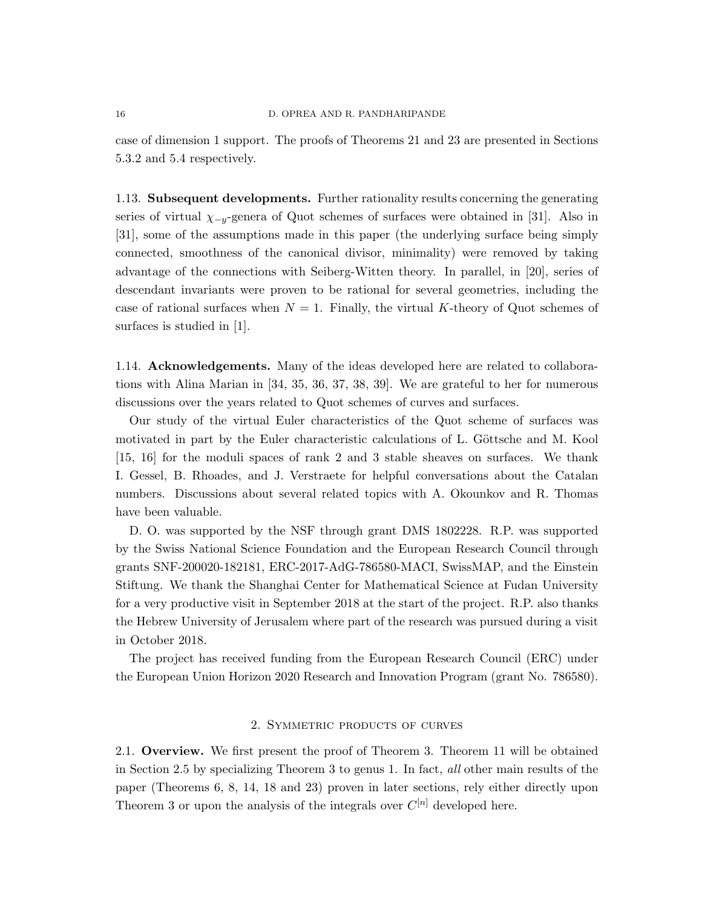case of dimension 1 support. The proofs of Theorems 21 and 23 are presented in Sections 5.3.2 and 5.4 respectively.

### 1.13. Subsequent developments.

Further rationality results concerning the generating series of virtual $\chi_{-y}$-genera of Quot schemes of surfaces were obtained in [31]. Also in [31], some of the assumptions made in this paper (the underlying surface being simply connected, smoothness of the canonical divisor, minimality) were removed by taking advantage of the connections with Seiberg-Witten theory. In parallel, in [20], series of descendant invariants were proven to be rational for several geometries, including the case of rational surfaces when $N = 1$. Finally, the virtual $K$-theory of Quot schemes of surfaces is studied in [1].

### 1.14. Acknowledgements.

Many of the ideas developed here are related to collaborations with Alina Marian in [34, 35, 36, 37, 38, 39]. We are grateful to her for numerous discussions over the years related to Quot schemes of curves and surfaces.

Our study of the virtual Euler characteristics of the Quot scheme of surfaces was motivated in part by the Euler characteristic calculations of L. Göttsche and M. Kool [15, 16] for the moduli spaces of rank 2 and 3 stable sheaves on surfaces. We thank I. Gessel, B. Rhoades, and J. Verstraete for helpful conversations about the Catalan numbers. Discussions about several related topics with A. Okounkov and R. Thomas have been valuable.

D. O. was supported by the NSF through grant DMS 1802228. R.P. was supported by the Swiss National Science Foundation and the European Research Council through grants SNF-200020-182181, ERC-2017-AdG-786580-MACI, SwissMAP, and the Einstein Stiftung. We thank the Shanghai Center for Mathematical Science at Fudan University for a very productive visit in September 2018 at the start of the project. R.P. also thanks the Hebrew University of Jerusalem where part of the research was pursued during a visit in October 2018.

The project has received funding from the European Research Council (ERC) under the European Union Horizon 2020 Research and Innovation Program (grant No. 786580).

## 2. Symmetric products of curves

### 2.1. Overview.

We first present the proof of Theorem 3. Theorem 11 will be obtained in Section 2.5 by specializing Theorem 3 to genus 1. In fact, *all* other main results of the paper (Theorems 6, 8, 14, 18 and 23) proven in later sections, rely either directly upon Theorem 3 or upon the analysis of the integrals over $C^{[n]}$ developed here.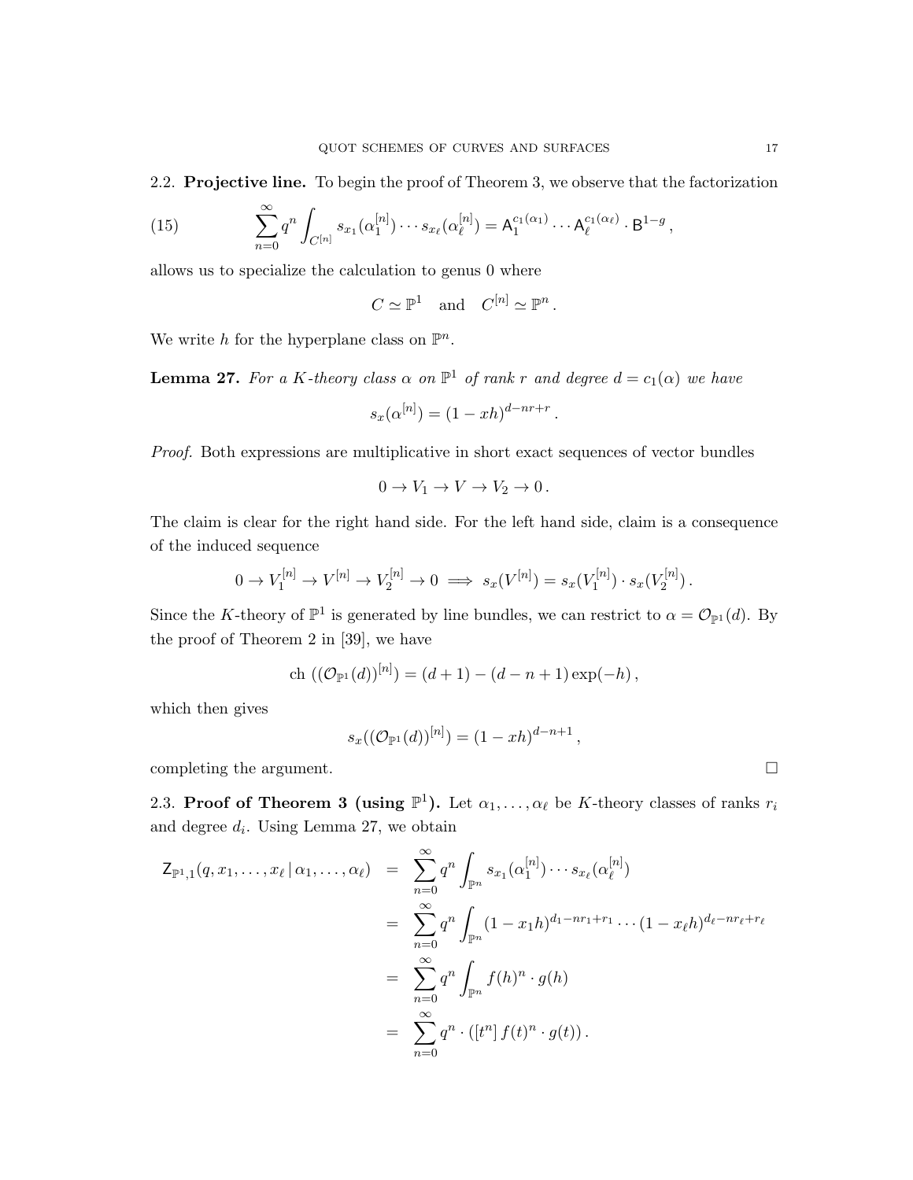2.2. **Projective line.** To begin the proof of Theorem 3, we observe that the factorization

$$\sum_{n=0}^{\infty} q^n \int_{C^{[n]}} s_{x_1}(\alpha_1^{[n]}) \cdots s_{x_\ell}(\alpha_\ell^{[n]}) = \mathsf{A}_1^{c_1(\alpha_1)} \cdots \mathsf{A}_\ell^{c_1(\alpha_\ell)} \cdot \mathsf{B}^{1-g}\,, \tag{15}$$

allows us to specialize the calculation to genus 0 where

$$C \simeq \mathbb{P}^1 \quad \text{and} \quad C^{[n]} \simeq \mathbb{P}^n\,.$$

We write $h$ for the hyperplane class on $\mathbb{P}^n$.

**Lemma 27.** *For a $K$-theory class $\alpha$ on $\mathbb{P}^1$ of rank $r$ and degree $d = c_1(\alpha)$ we have*

$$s_x(\alpha^{[n]}) = (1 - xh)^{d - nr + r}\,.$$

*Proof.* Both expressions are multiplicative in short exact sequences of vector bundles

$$0 \to V_1 \to V \to V_2 \to 0\,.$$

The claim is clear for the right hand side. For the left hand side, claim is a consequence of the induced sequence

$$0 \to V_1^{[n]} \to V^{[n]} \to V_2^{[n]} \to 0 \implies s_x(V^{[n]}) = s_x(V_1^{[n]}) \cdot s_x(V_2^{[n]})\,.$$

Since the $K$-theory of $\mathbb{P}^1$ is generated by line bundles, we can restrict to $\alpha = \mathcal{O}_{\mathbb{P}^1}(d)$. By the proof of Theorem 2 in [39], we have

$$\text{ch}\left((\mathcal{O}_{\mathbb{P}^1}(d))^{[n]}\right) = (d+1) - (d - n + 1)\exp(-h)\,,$$

which then gives

$$s_x((\mathcal{O}_{\mathbb{P}^1}(d))^{[n]}) = (1 - xh)^{d-n+1}\,,$$

completing the argument. $\square$

2.3. **Proof of Theorem 3 (using $\mathbb{P}^1$).** Let $\alpha_1, \ldots, \alpha_\ell$ be $K$-theory classes of ranks $r_i$ and degree $d_i$. Using Lemma 27, we obtain

$$\begin{aligned}
\mathsf{Z}_{\mathbb{P}^1,1}(q, x_1, \ldots, x_\ell \,|\, \alpha_1, \ldots, \alpha_\ell) &= \sum_{n=0}^{\infty} q^n \int_{\mathbb{P}^n} s_{x_1}(\alpha_1^{[n]}) \cdots s_{x_\ell}(\alpha_\ell^{[n]}) \\
&= \sum_{n=0}^{\infty} q^n \int_{\mathbb{P}^n} (1 - x_1 h)^{d_1 - nr_1 + r_1} \cdots (1 - x_\ell h)^{d_\ell - nr_\ell + r_\ell} \\
&= \sum_{n=0}^{\infty} q^n \int_{\mathbb{P}^n} f(h)^n \cdot g(h) \\
&= \sum_{n=0}^{\infty} q^n \cdot \left([t^n]\, f(t)^n \cdot g(t)\right).
\end{aligned}$$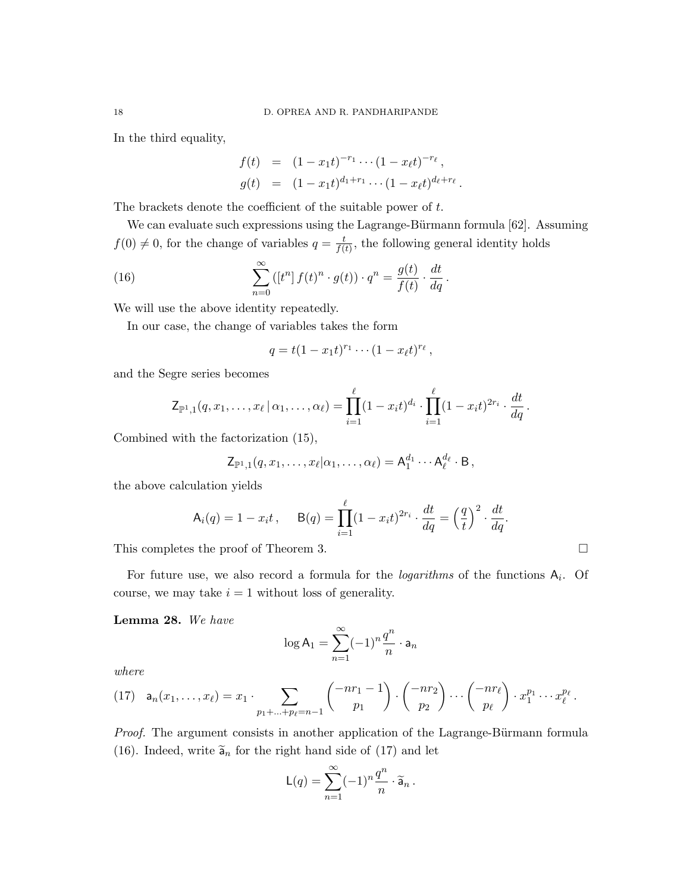In the third equality,

$$
\begin{aligned}
f(t) &= (1 - x_1 t)^{-r_1} \cdots (1 - x_\ell t)^{-r_\ell}\,, \\
g(t) &= (1 - x_1 t)^{d_1 + r_1} \cdots (1 - x_\ell t)^{d_\ell + r_\ell}\,.
\end{aligned}
$$

The brackets denote the coefficient of the suitable power of $t$.

We can evaluate such expressions using the Lagrange-Bürmann formula [62]. Assuming $f(0) \neq 0$, for the change of variables $q = \frac{t}{f(t)}$, the following general identity holds

$$
\sum_{n=0}^{\infty} \left( [t^n]\, f(t)^n \cdot g(t) \right) \cdot q^n = \frac{g(t)}{f(t)} \cdot \frac{dt}{dq}\,. \tag{16}
$$

We will use the above identity repeatedly.

In our case, the change of variables takes the form

$$
q = t(1 - x_1 t)^{r_1} \cdots (1 - x_\ell t)^{r_\ell}\,,
$$

and the Segre series becomes

$$
\mathsf{Z}_{\mathbb{P}^1,1}(q, x_1, \ldots, x_\ell \,|\, \alpha_1, \ldots, \alpha_\ell) = \prod_{i=1}^{\ell} (1 - x_i t)^{d_i} \cdot \prod_{i=1}^{\ell} (1 - x_i t)^{2r_i} \cdot \frac{dt}{dq}\,.
$$

Combined with the factorization (15),

$$
\mathsf{Z}_{\mathbb{P}^1,1}(q, x_1, \ldots, x_\ell | \alpha_1, \ldots, \alpha_\ell) = \mathsf{A}_1^{d_1} \cdots \mathsf{A}_\ell^{d_\ell} \cdot \mathsf{B}\,,
$$

the above calculation yields

$$
\mathsf{A}_i(q) = 1 - x_i t\,, \qquad \mathsf{B}(q) = \prod_{i=1}^{\ell} (1 - x_i t)^{2r_i} \cdot \frac{dt}{dq} = \left(\frac{q}{t}\right)^2 \cdot \frac{dt}{dq}.
$$

This completes the proof of Theorem 3. $\square$

For future use, we also record a formula for the *logarithms* of the functions $\mathsf{A}_i$. Of course, we may take $i = 1$ without loss of generality.

**Lemma 28.** *We have*

$$
\log \mathsf{A}_1 = \sum_{n=1}^{\infty} (-1)^n \frac{q^n}{n} \cdot \mathsf{a}_n
$$

*where*

$$
\mathsf{a}_n(x_1, \ldots, x_\ell) = x_1 \cdot \sum_{p_1 + \ldots + p_\ell = n-1} \binom{-nr_1 - 1}{p_1} \cdot \binom{-nr_2}{p_2} \cdots \binom{-nr_\ell}{p_\ell} \cdot x_1^{p_1} \cdots x_\ell^{p_\ell}\,. \tag{17}
$$

*Proof.* The argument consists in another application of the Lagrange-Bürmann formula (16). Indeed, write $\widetilde{\mathsf{a}}_n$ for the right hand side of (17) and let

$$
\mathsf{L}(q) = \sum_{n=1}^{\infty} (-1)^n \frac{q^n}{n} \cdot \widetilde{\mathsf{a}}_n\,.
$$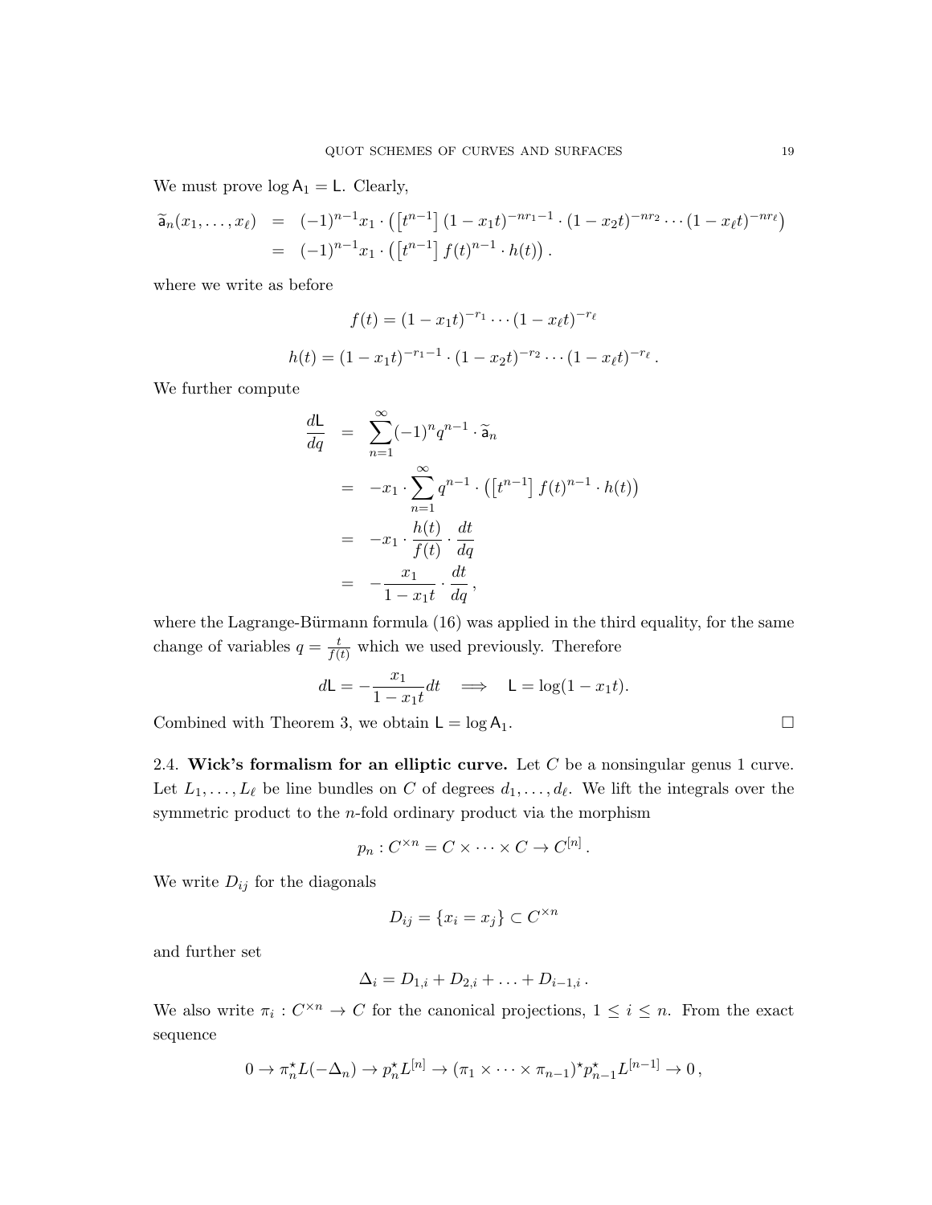We must prove $\log \mathsf{A}_1 = \mathsf{L}$. Clearly,

$$
\begin{aligned}
\widetilde{\mathsf{a}}_n(x_1, \ldots, x_\ell) &= (-1)^{n-1} x_1 \cdot \left( \left[t^{n-1}\right] (1 - x_1 t)^{-nr_1 - 1} \cdot (1 - x_2 t)^{-nr_2} \cdots (1 - x_\ell t)^{-nr_\ell} \right) \\
&= (-1)^{n-1} x_1 \cdot \left( \left[t^{n-1}\right] f(t)^{n-1} \cdot h(t) \right).
\end{aligned}
$$

where we write as before

$$
f(t) = (1 - x_1 t)^{-r_1} \cdots (1 - x_\ell t)^{-r_\ell}
$$

$$
h(t) = (1 - x_1 t)^{-r_1 - 1} \cdot (1 - x_2 t)^{-r_2} \cdots (1 - x_\ell t)^{-r_\ell}.
$$

We further compute

$$
\begin{aligned}
\frac{d\mathsf{L}}{dq} &= \sum_{n=1}^{\infty} (-1)^n q^{n-1} \cdot \widetilde{\mathsf{a}}_n \\
&= -x_1 \cdot \sum_{n=1}^{\infty} q^{n-1} \cdot \left( \left[t^{n-1}\right] f(t)^{n-1} \cdot h(t) \right) \\
&= -x_1 \cdot \frac{h(t)}{f(t)} \cdot \frac{dt}{dq} \\
&= -\frac{x_1}{1 - x_1 t} \cdot \frac{dt}{dq},
\end{aligned}
$$

where the Lagrange-Bürmann formula (16) was applied in the third equality, for the same change of variables $q = \frac{t}{f(t)}$ which we used previously. Therefore

$$
d\mathsf{L} = -\frac{x_1}{1 - x_1 t} dt \quad \Longrightarrow \quad \mathsf{L} = \log(1 - x_1 t).
$$

Combined with Theorem 3, we obtain $\mathsf{L} = \log \mathsf{A}_1$. $\square$

**2.4. Wick's formalism for an elliptic curve.** Let $C$ be a nonsingular genus 1 curve. Let $L_1, \ldots, L_\ell$ be line bundles on $C$ of degrees $d_1, \ldots, d_\ell$. We lift the integrals over the symmetric product to the $n$-fold ordinary product via the morphism

$$
p_n : C^{\times n} = C \times \cdots \times C \to C^{[n]}.
$$

We write $D_{ij}$ for the diagonals

$$
D_{ij} = \{x_i = x_j\} \subset C^{\times n}
$$

and further set

$$
\Delta_i = D_{1,i} + D_{2,i} + \ldots + D_{i-1,i}.
$$

We also write $\pi_i : C^{\times n} \to C$ for the canonical projections, $1 \leq i \leq n$. From the exact sequence

$$
0 \to \pi_n^\star L(-\Delta_n) \to p_n^\star L^{[n]} \to (\pi_1 \times \cdots \times \pi_{n-1})^\star p_{n-1}^\star L^{[n-1]} \to 0,
$$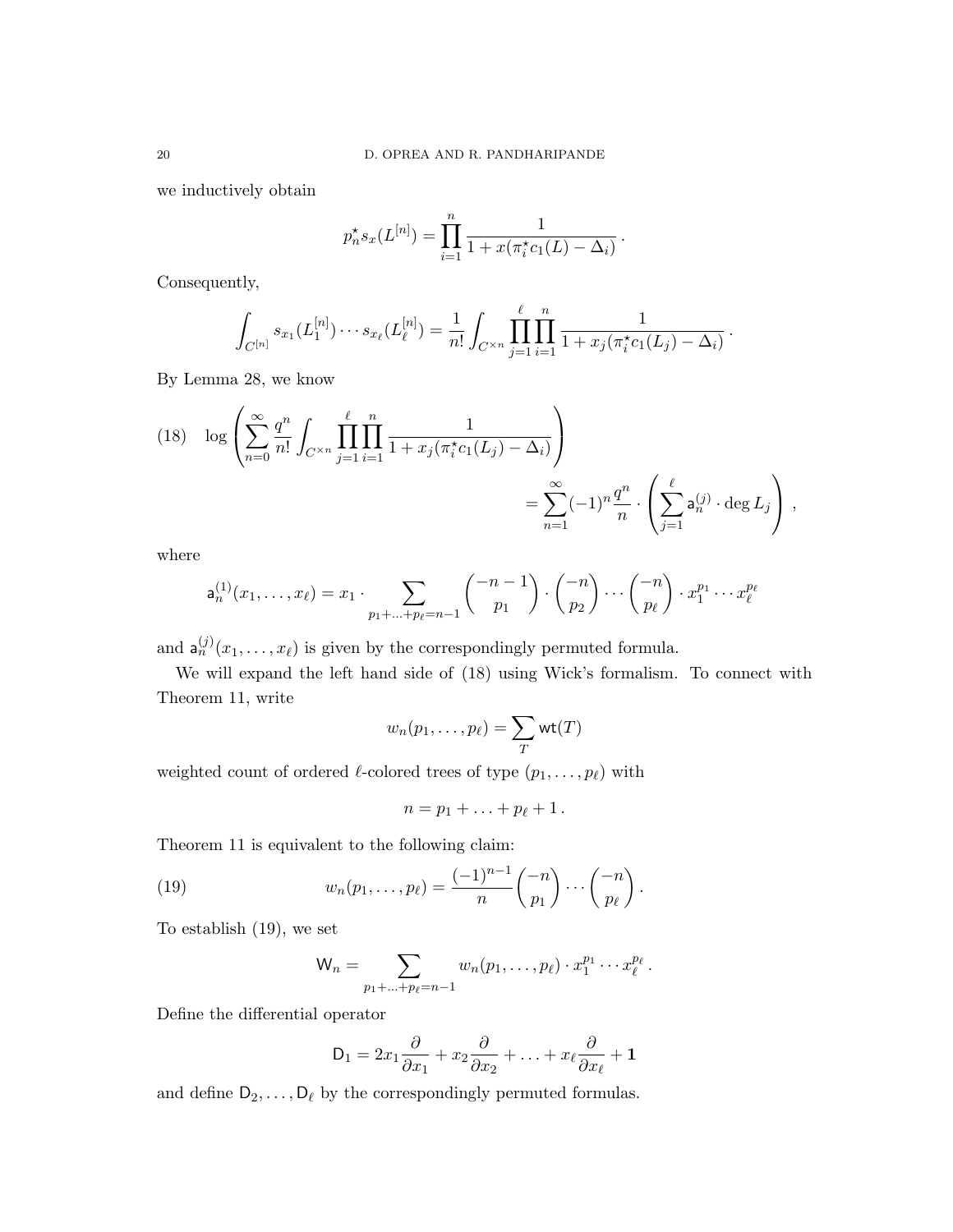we inductively obtain

$$p_n^\star s_x(L^{[n]}) = \prod_{i=1}^n \frac{1}{1 + x(\pi_i^\star c_1(L) - \Delta_i)}\,.$$

Consequently,

$$\int_{C^{[n]}} s_{x_1}(L_1^{[n]}) \cdots s_{x_\ell}(L_\ell^{[n]}) = \frac{1}{n!}\int_{C^{\times n}} \prod_{j=1}^{\ell}\prod_{i=1}^{n} \frac{1}{1 + x_j(\pi_i^\star c_1(L_j) - \Delta_i)}\,.$$

By Lemma 28, we know

$$\log\left(\sum_{n=0}^{\infty} \frac{q^n}{n!}\int_{C^{\times n}} \prod_{j=1}^{\ell}\prod_{i=1}^{n} \frac{1}{1 + x_j(\pi_i^\star c_1(L_j) - \Delta_i)}\right) = \sum_{n=1}^{\infty} (-1)^n \frac{q^n}{n} \cdot \left(\sum_{j=1}^{\ell} \mathsf{a}_n^{(j)} \cdot \deg L_j\right)\,, \tag{18}$$

where

$$\mathsf{a}_n^{(1)}(x_1, \ldots, x_\ell) = x_1 \cdot \sum_{p_1 + \ldots + p_\ell = n-1} \binom{-n-1}{p_1} \cdot \binom{-n}{p_2} \cdots \binom{-n}{p_\ell} \cdot x_1^{p_1} \cdots x_\ell^{p_\ell}$$

and $\mathsf{a}_n^{(j)}(x_1, \ldots, x_\ell)$ is given by the correspondingly permuted formula.

We will expand the left hand side of (18) using Wick's formalism. To connect with Theorem 11, write

$$w_n(p_1, \ldots, p_\ell) = \sum_T \mathsf{wt}(T)$$

weighted count of ordered $\ell$-colored trees of type $(p_1, \ldots, p_\ell)$ with

$$n = p_1 + \ldots + p_\ell + 1\,.$$

Theorem 11 is equivalent to the following claim:

$$w_n(p_1, \ldots, p_\ell) = \frac{(-1)^{n-1}}{n}\binom{-n}{p_1} \cdots \binom{-n}{p_\ell}\,. \tag{19}$$

To establish (19), we set

$$\mathsf{W}_n = \sum_{p_1 + \ldots + p_\ell = n-1} w_n(p_1, \ldots, p_\ell) \cdot x_1^{p_1} \cdots x_\ell^{p_\ell}\,.$$

Define the differential operator

$$\mathsf{D}_1 = 2x_1 \frac{\partial}{\partial x_1} + x_2 \frac{\partial}{\partial x_2} + \ldots + x_\ell \frac{\partial}{\partial x_\ell} + \mathbf{1}$$

and define $\mathsf{D}_2, \ldots, \mathsf{D}_\ell$ by the correspondingly permuted formulas.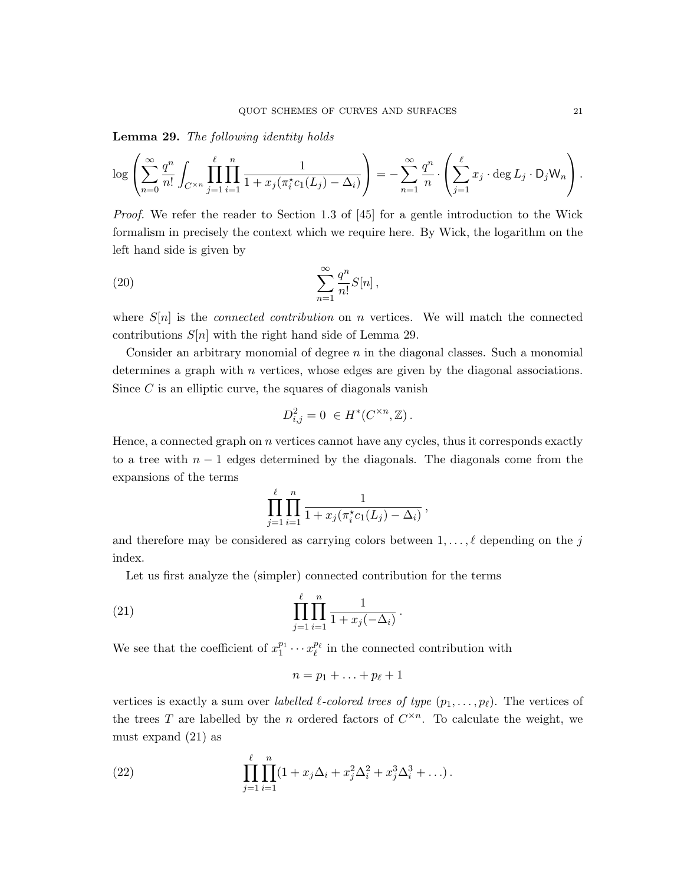**Lemma 29.** *The following identity holds*

$$\log\left(\sum_{n=0}^{\infty}\frac{q^n}{n!}\int_{C^{\times n}}\prod_{j=1}^{\ell}\prod_{i=1}^{n}\frac{1}{1+x_j(\pi_i^\star c_1(L_j)-\Delta_i)}\right)=-\sum_{n=1}^{\infty}\frac{q^n}{n}\cdot\left(\sum_{j=1}^{\ell}x_j\cdot\deg L_j\cdot\mathsf{D}_j\mathsf{W}_n\right).$$

*Proof.* We refer the reader to Section 1.3 of [45] for a gentle introduction to the Wick formalism in precisely the context which we require here. By Wick, the logarithm on the left hand side is given by

$$\sum_{n=1}^{\infty}\frac{q^n}{n!}S[n]\,, \tag{20}$$

where $S[n]$ is the *connected contribution* on $n$ vertices. We will match the connected contributions $S[n]$ with the right hand side of Lemma 29.

Consider an arbitrary monomial of degree $n$ in the diagonal classes. Such a monomial determines a graph with $n$ vertices, whose edges are given by the diagonal associations. Since $C$ is an elliptic curve, the squares of diagonals vanish

$$D_{i,j}^2=0\ \in H^*(C^{\times n},\mathbb{Z})\,.$$

Hence, a connected graph on $n$ vertices cannot have any cycles, thus it corresponds exactly to a tree with $n-1$ edges determined by the diagonals. The diagonals come from the expansions of the terms

$$\prod_{j=1}^{\ell}\prod_{i=1}^{n}\frac{1}{1+x_j(\pi_i^\star c_1(L_j)-\Delta_i)}\,,$$

and therefore may be considered as carrying colors between $1,\ldots,\ell$ depending on the $j$ index.

Let us first analyze the (simpler) connected contribution for the terms

$$\prod_{j=1}^{\ell}\prod_{i=1}^{n}\frac{1}{1+x_j(-\Delta_i)}\,. \tag{21}$$

We see that the coefficient of $x_1^{p_1}\cdots x_\ell^{p_\ell}$ in the connected contribution with

$$n=p_1+\ldots+p_\ell+1$$

vertices is exactly a sum over *labelled $\ell$-colored trees of type* $(p_1,\ldots,p_\ell)$. The vertices of the trees $T$ are labelled by the $n$ ordered factors of $C^{\times n}$. To calculate the weight, we must expand (21) as

$$\prod_{j=1}^{\ell}\prod_{i=1}^{n}(1+x_j\Delta_i+x_j^2\Delta_i^2+x_j^3\Delta_i^3+\ldots)\,. \tag{22}$$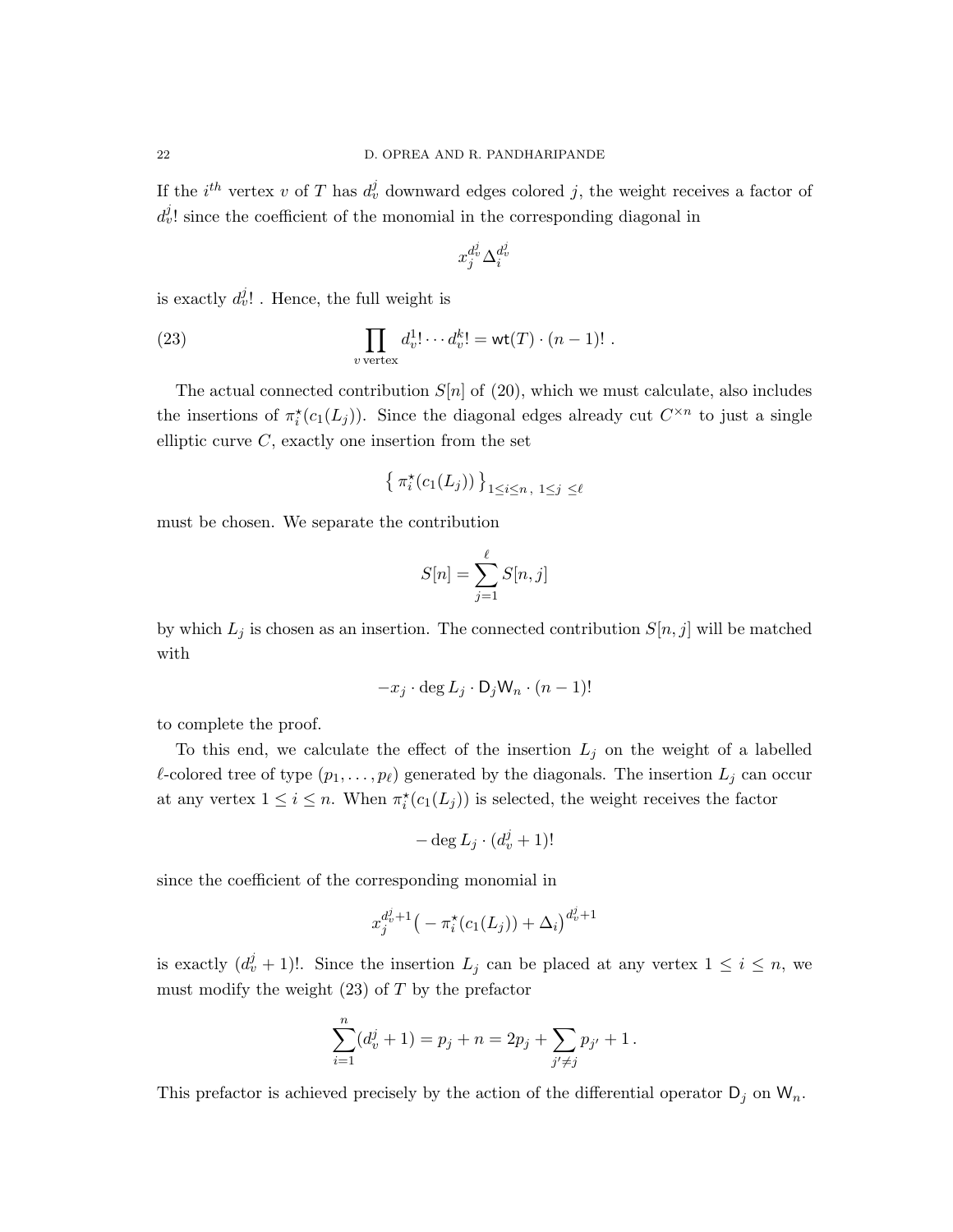If the $i^{th}$ vertex $v$ of $T$ has $d_v^j$ downward edges colored $j$, the weight receives a factor of $d_v^j!$ since the coefficient of the monomial in the corresponding diagonal in

$$x_j^{d_v^j} \Delta_i^{d_v^j}$$

is exactly $d_v^j!$ . Hence, the full weight is

$$\prod_{v \text{ vertex}} d_v^1! \cdots d_v^k! = \mathsf{wt}(T) \cdot (n-1)! \ . \tag{23}$$

The actual connected contribution $S[n]$ of (20), which we must calculate, also includes the insertions of $\pi_i^\star(c_1(L_j))$. Since the diagonal edges already cut $C^{\times n}$ to just a single elliptic curve $C$, exactly one insertion from the set

$$\left\{ \pi_i^\star(c_1(L_j)) \right\}_{1 \leq i \leq n, \ 1 \leq j \ \leq \ell}$$

must be chosen. We separate the contribution

$$S[n] = \sum_{j=1}^{\ell} S[n,j]$$

by which $L_j$ is chosen as an insertion. The connected contribution $S[n,j]$ will be matched with

$$-x_j \cdot \deg L_j \cdot \mathsf{D}_j \mathsf{W}_n \cdot (n-1)!$$

to complete the proof.

To this end, we calculate the effect of the insertion $L_j$ on the weight of a labelled $\ell$-colored tree of type $(p_1, \ldots, p_\ell)$ generated by the diagonals. The insertion $L_j$ can occur at any vertex $1 \leq i \leq n$. When $\pi_i^\star(c_1(L_j))$ is selected, the weight receives the factor

$$-\deg L_j \cdot (d_v^j + 1)!$$

since the coefficient of the corresponding monomial in

$$x_j^{d_v^j+1} \big( -\pi_i^\star(c_1(L_j)) + \Delta_i \big)^{d_v^j+1}$$

is exactly $(d_v^j+1)!$. Since the insertion $L_j$ can be placed at any vertex $1 \leq i \leq n$, we must modify the weight (23) of $T$ by the prefactor

$$\sum_{i=1}^{n} (d_v^j + 1) = p_j + n = 2p_j + \sum_{j' \neq j} p_{j'} + 1 \, .$$

This prefactor is achieved precisely by the action of the differential operator $\mathsf{D}_j$ on $\mathsf{W}_n$.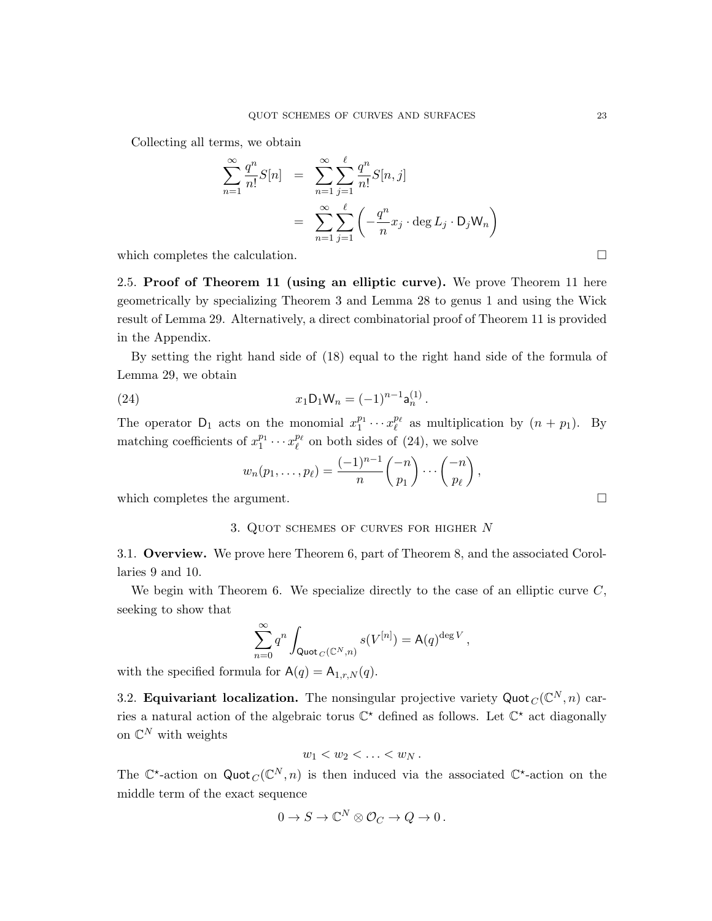Collecting all terms, we obtain

$$\sum_{n=1}^{\infty} \frac{q^n}{n!} S[n] = \sum_{n=1}^{\infty} \sum_{j=1}^{\ell} \frac{q^n}{n!} S[n,j]$$

$$= \sum_{n=1}^{\infty} \sum_{j=1}^{\ell} \left( -\frac{q^n}{n} x_j \cdot \deg L_j \cdot \mathsf{D}_j \mathsf{W}_n \right)$$

which completes the calculation. □

2.5. **Proof of Theorem 11 (using an elliptic curve).** We prove Theorem 11 here geometrically by specializing Theorem 3 and Lemma 28 to genus 1 and using the Wick result of Lemma 29. Alternatively, a direct combinatorial proof of Theorem 11 is provided in the Appendix.

By setting the right hand side of (18) equal to the right hand side of the formula of Lemma 29, we obtain

$$x_1 \mathsf{D}_1 \mathsf{W}_n = (-1)^{n-1} \mathsf{a}_n^{(1)} . \tag{24}$$

The operator $\mathsf{D}_1$ acts on the monomial $x_1^{p_1} \cdots x_\ell^{p_\ell}$ as multiplication by $(n + p_1)$. By matching coefficients of $x_1^{p_1} \cdots x_\ell^{p_\ell}$ on both sides of (24), we solve

$$w_n(p_1, \ldots, p_\ell) = \frac{(-1)^{n-1}}{n} \binom{-n}{p_1} \cdots \binom{-n}{p_\ell},$$

which completes the argument. □

## 3. Quot schemes of curves for higher $N$

3.1. **Overview.** We prove here Theorem 6, part of Theorem 8, and the associated Corollaries 9 and 10.

We begin with Theorem 6. We specialize directly to the case of an elliptic curve $C$, seeking to show that

$$\sum_{n=0}^{\infty} q^n \int_{\mathsf{Quot}_C(\mathbb{C}^N, n)} s(V^{[n]}) = \mathsf{A}(q)^{\deg V},$$

with the specified formula for $\mathsf{A}(q) = \mathsf{A}_{1,r,N}(q)$.

3.2. **Equivariant localization.** The nonsingular projective variety $\mathsf{Quot}_C(\mathbb{C}^N, n)$ carries a natural action of the algebraic torus $\mathbb{C}^\star$ defined as follows. Let $\mathbb{C}^\star$ act diagonally on $\mathbb{C}^N$ with weights

$$w_1 < w_2 < \ldots < w_N .$$

The $\mathbb{C}^\star$-action on $\mathsf{Quot}_C(\mathbb{C}^N, n)$ is then induced via the associated $\mathbb{C}^\star$-action on the middle term of the exact sequence

$$0 \to S \to \mathbb{C}^N \otimes \mathcal{O}_C \to Q \to 0 .$$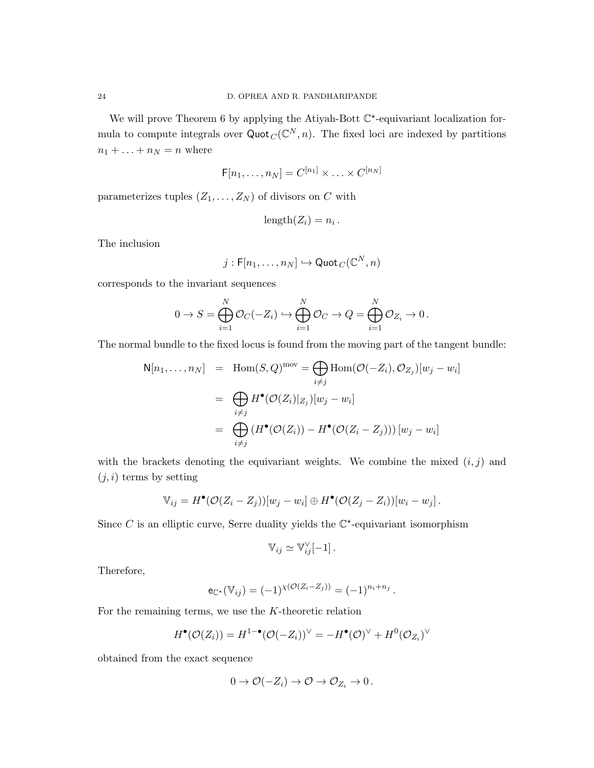We will prove Theorem 6 by applying the Atiyah-Bott $\mathbb{C}^\star$-equivariant localization formula to compute integrals over $\mathsf{Quot}_C(\mathbb{C}^N, n)$. The fixed loci are indexed by partitions $n_1 + \ldots + n_N = n$ where

$$\mathsf{F}[n_1, \ldots, n_N] = C^{[n_1]} \times \ldots \times C^{[n_N]}$$

parameterizes tuples $(Z_1, \ldots, Z_N)$ of divisors on $C$ with

$$\text{length}(Z_i) = n_i \,.$$

The inclusion

$$j : \mathsf{F}[n_1, \ldots, n_N] \hookrightarrow \mathsf{Quot}_C(\mathbb{C}^N, n)$$

corresponds to the invariant sequences

$$0 \to S = \bigoplus_{i=1}^{N} \mathcal{O}_C(-Z_i) \hookrightarrow \bigoplus_{i=1}^{N} \mathcal{O}_C \to Q = \bigoplus_{i=1}^{N} \mathcal{O}_{Z_i} \to 0 \,.$$

The normal bundle to the fixed locus is found from the moving part of the tangent bundle:

$$\begin{aligned}
\mathsf{N}[n_1, \ldots, n_N] &= \text{Hom}(S, Q)^{\text{mov}} = \bigoplus_{i \neq j} \text{Hom}(\mathcal{O}(-Z_i), \mathcal{O}_{Z_j})[w_j - w_i] \\
&= \bigoplus_{i \neq j} H^\bullet(\mathcal{O}(Z_i)|_{Z_j})[w_j - w_i] \\
&= \bigoplus_{i \neq j} \left(H^\bullet(\mathcal{O}(Z_i)) - H^\bullet(\mathcal{O}(Z_i - Z_j))\right)[w_j - w_i]
\end{aligned}$$

with the brackets denoting the equivariant weights. We combine the mixed $(i, j)$ and $(j, i)$ terms by setting

$$\mathbb{V}_{ij} = H^\bullet(\mathcal{O}(Z_i - Z_j))[w_j - w_i] \oplus H^\bullet(\mathcal{O}(Z_j - Z_i))[w_i - w_j] \,.$$

Since $C$ is an elliptic curve, Serre duality yields the $\mathbb{C}^\star$-equivariant isomorphism

$$\mathbb{V}_{ij} \simeq \mathbb{V}_{ij}^\vee[-1] \,.$$

Therefore,

$$\mathsf{e}_{\mathbb{C}^\star}(\mathbb{V}_{ij}) = (-1)^{\chi(\mathcal{O}(Z_i - Z_j))} = (-1)^{n_i + n_j} \,.$$

For the remaining terms, we use the $K$-theoretic relation

$$H^\bullet(\mathcal{O}(Z_i)) = H^{1-\bullet}(\mathcal{O}(-Z_i))^\vee = -H^\bullet(\mathcal{O})^\vee + H^0(\mathcal{O}_{Z_i})^\vee$$

obtained from the exact sequence

$$0 \to \mathcal{O}(-Z_i) \to \mathcal{O} \to \mathcal{O}_{Z_i} \to 0 \,.$$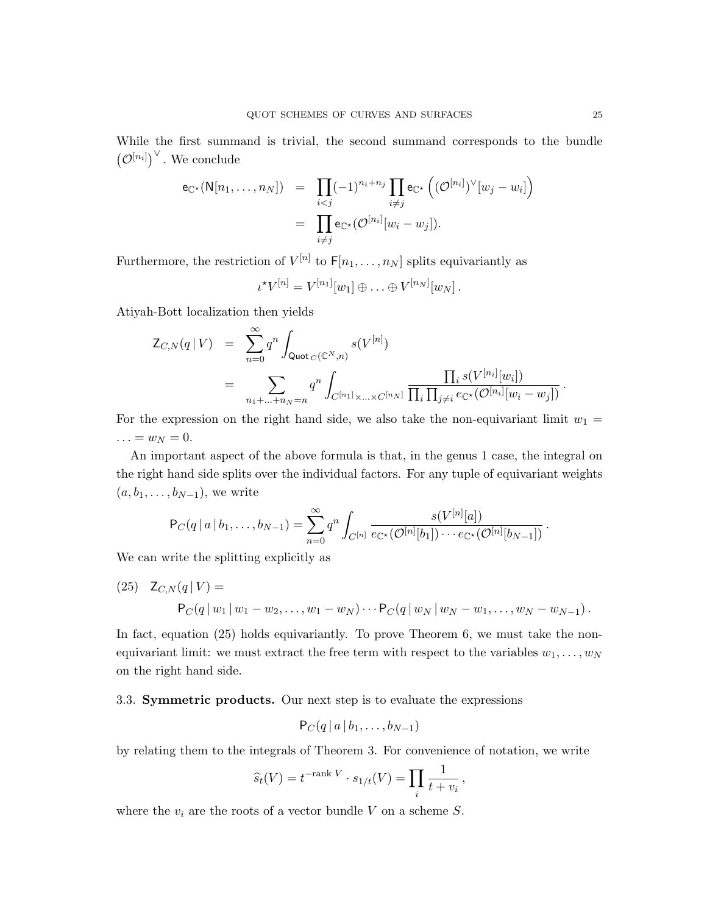While the first summand is trivial, the second summand corresponds to the bundle $\left(\mathcal{O}^{[n_i]}\right)^\vee$. We conclude

$$
\begin{aligned}
\mathsf{e}_{\mathbb{C}^\star}(\mathsf{N}[n_1,\ldots,n_N]) &= \prod_{i<j}(-1)^{n_i+n_j}\prod_{i\neq j}\mathsf{e}_{\mathbb{C}^\star}\left((\mathcal{O}^{[n_i]})^\vee[w_j-w_i]\right)\\
&= \prod_{i\neq j}\mathsf{e}_{\mathbb{C}^\star}(\mathcal{O}^{[n_i]}[w_i-w_j]).
\end{aligned}
$$

Furthermore, the restriction of $V^{[n]}$ to $\mathsf{F}[n_1,\ldots,n_N]$ splits equivariantly as

$$
\iota^\star V^{[n]} = V^{[n_1]}[w_1]\oplus\ldots\oplus V^{[n_N]}[w_N]\,.
$$

Atiyah-Bott localization then yields

$$
\begin{aligned}
\mathsf{Z}_{C,N}(q\,|\,V) &= \sum_{n=0}^{\infty} q^n\int_{\mathsf{Quot}_C(\mathbb{C}^N,n)} s(V^{[n]})\\
&= \sum_{n_1+\ldots+n_N=n} q^n\int_{C^{[n_1]}\times\ldots\times C^{[n_N]}}\frac{\prod_i s(V^{[n_i]}[w_i])}{\prod_i\prod_{j\neq i}e_{\mathbb{C}^\star}(\mathcal{O}^{[n_i]}[w_i-w_j])}\,.
\end{aligned}
$$

For the expression on the right hand side, we also take the non-equivariant limit $w_1 = \ldots = w_N = 0$.

An important aspect of the above formula is that, in the genus 1 case, the integral on the right hand side splits over the individual factors. For any tuple of equivariant weights $(a, b_1,\ldots,b_{N-1})$, we write

$$
\mathsf{P}_C(q\,|\,a\,|\,b_1,\ldots,b_{N-1}) = \sum_{n=0}^{\infty} q^n\int_{C^{[n]}}\frac{s(V^{[n]}[a])}{e_{\mathbb{C}^\star}(\mathcal{O}^{[n]}[b_1])\cdots e_{\mathbb{C}^\star}(\mathcal{O}^{[n]}[b_{N-1}])}\,.
$$

We can write the splitting explicitly as

$$
\begin{aligned}
(25)\quad &\mathsf{Z}_{C,N}(q\,|\,V) =\\
&\qquad \mathsf{P}_C(q\,|\,w_1\,|\,w_1-w_2,\ldots,w_1-w_N)\cdots\mathsf{P}_C(q\,|\,w_N\,|\,w_N-w_1,\ldots,w_N-w_{N-1})\,.
\end{aligned}
$$

In fact, equation (25) holds equivariantly. To prove Theorem 6, we must take the non-equivariant limit: we must extract the free term with respect to the variables $w_1,\ldots,w_N$ on the right hand side.

3.3. **Symmetric products.** Our next step is to evaluate the expressions

$$
\mathsf{P}_C(q\,|\,a\,|\,b_1,\ldots,b_{N-1})
$$

by relating them to the integrals of Theorem 3. For convenience of notation, we write

$$
\widehat{s}_t(V) = t^{-\mathrm{rank}\,V}\cdot s_{1/t}(V) = \prod_i\frac{1}{t+v_i}\,,
$$

where the $v_i$ are the roots of a vector bundle $V$ on a scheme $S$.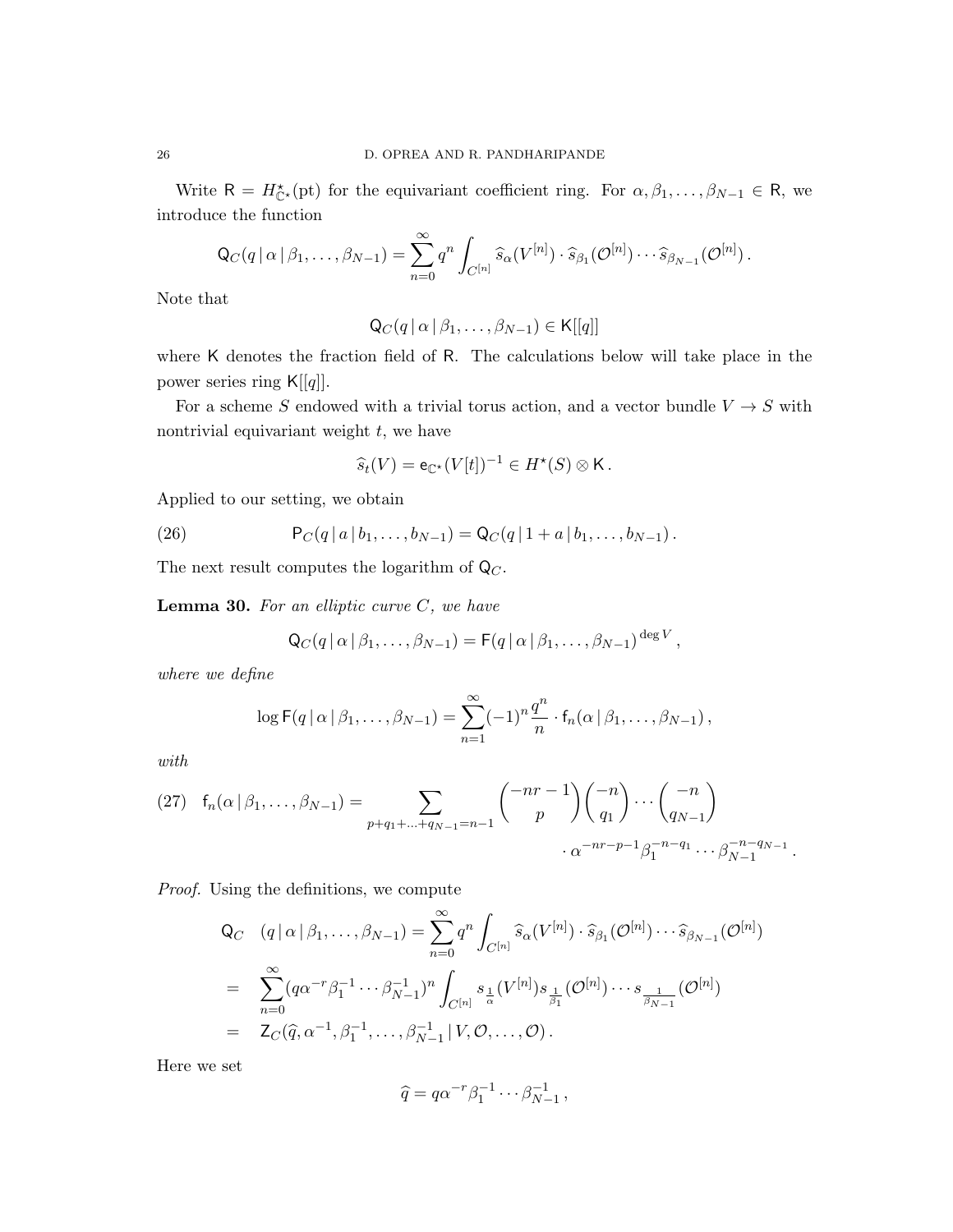Write $\mathsf{R} = H^\star_{\mathbb{C}^\star}(\mathrm{pt})$ for the equivariant coefficient ring. For $\alpha, \beta_1, \ldots, \beta_{N-1} \in \mathsf{R}$, we introduce the function

$$\mathsf{Q}_C(q \,|\, \alpha \,|\, \beta_1, \ldots, \beta_{N-1}) = \sum_{n=0}^{\infty} q^n \int_{C^{[n]}} \widehat{s}_\alpha(V^{[n]}) \cdot \widehat{s}_{\beta_1}(\mathcal{O}^{[n]}) \cdots \widehat{s}_{\beta_{N-1}}(\mathcal{O}^{[n]}) \,.$$

Note that

$$\mathsf{Q}_C(q \,|\, \alpha \,|\, \beta_1, \ldots, \beta_{N-1}) \in \mathsf{K}[[q]]$$

where $\mathsf{K}$ denotes the fraction field of $\mathsf{R}$. The calculations below will take place in the power series ring $\mathsf{K}[[q]]$.

For a scheme $S$ endowed with a trivial torus action, and a vector bundle $V \to S$ with nontrivial equivariant weight $t$, we have

$$\widehat{s}_t(V) = \mathsf{e}_{\mathbb{C}^\star}(V[t])^{-1} \in H^\star(S) \otimes \mathsf{K} \,.$$

Applied to our setting, we obtain

$$\mathsf{P}_C(q \,|\, a \,|\, b_1, \ldots, b_{N-1}) = \mathsf{Q}_C(q \,|\, 1 + a \,|\, b_1, \ldots, b_{N-1}) \,. \tag{26}$$

The next result computes the logarithm of $\mathsf{Q}_C$.

**Lemma 30.** *For an elliptic curve $C$, we have*

$$\mathsf{Q}_C(q \,|\, \alpha \,|\, \beta_1, \ldots, \beta_{N-1}) = \mathsf{F}(q \,|\, \alpha \,|\, \beta_1, \ldots, \beta_{N-1})^{\deg V} \,,$$

*where we define*

$$\log \mathsf{F}(q \,|\, \alpha \,|\, \beta_1, \ldots, \beta_{N-1}) = \sum_{n=1}^{\infty} (-1)^n \frac{q^n}{n} \cdot \mathsf{f}_n(\alpha \,|\, \beta_1, \ldots, \beta_{N-1}) \,,$$

*with*

$$\mathsf{f}_n(\alpha \,|\, \beta_1, \ldots, \beta_{N-1}) = \sum_{p + q_1 + \ldots + q_{N-1} = n-1} \binom{-nr-1}{p} \binom{-n}{q_1} \cdots \binom{-n}{q_{N-1}} \cdot \alpha^{-nr-p-1} \beta_1^{-n-q_1} \cdots \beta_{N-1}^{-n-q_{N-1}} \,. \tag{27}$$

*Proof.* Using the definitions, we compute

$$\begin{aligned}
\mathsf{Q}_C \quad & (q \,|\, \alpha \,|\, \beta_1, \ldots, \beta_{N-1}) = \sum_{n=0}^{\infty} q^n \int_{C^{[n]}} \widehat{s}_\alpha(V^{[n]}) \cdot \widehat{s}_{\beta_1}(\mathcal{O}^{[n]}) \cdots \widehat{s}_{\beta_{N-1}}(\mathcal{O}^{[n]}) \\
= \quad & \sum_{n=0}^{\infty} (q \alpha^{-r} \beta_1^{-1} \cdots \beta_{N-1}^{-1})^n \int_{C^{[n]}} s_{\frac{1}{\alpha}}(V^{[n]}) s_{\frac{1}{\beta_1}}(\mathcal{O}^{[n]}) \cdots s_{\frac{1}{\beta_{N-1}}}(\mathcal{O}^{[n]}) \\
= \quad & \mathsf{Z}_C(\widehat{q}, \alpha^{-1}, \beta_1^{-1}, \ldots, \beta_{N-1}^{-1} \,|\, V, \mathcal{O}, \ldots, \mathcal{O}) \,.
\end{aligned}$$

Here we set

$$\widehat{q} = q \alpha^{-r} \beta_1^{-1} \cdots \beta_{N-1}^{-1} \,,$$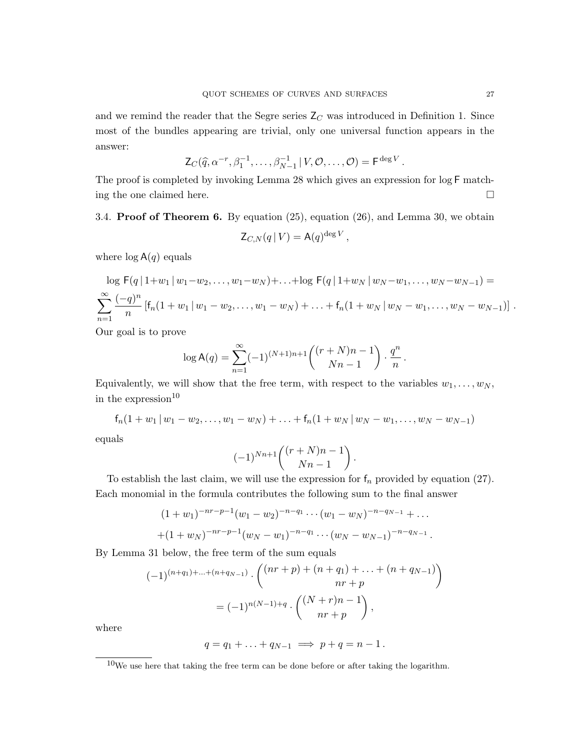and we remind the reader that the Segre series $\mathsf{Z}_C$ was introduced in Definition 1. Since most of the bundles appearing are trivial, only one universal function appears in the answer:

$$\mathsf{Z}_C(\widehat{q}, \alpha^{-r}, \beta_1^{-1}, \ldots, \beta_{N-1}^{-1} \,|\, V, \mathcal{O}, \ldots, \mathcal{O}) = \mathsf{F}^{\deg V}.$$

The proof is completed by invoking Lemma 28 which gives an expression for $\log \mathsf{F}$ matching the one claimed here. $\square$

3.4. **Proof of Theorem 6.** By equation (25), equation (26), and Lemma 30, we obtain

$$\mathsf{Z}_{C,N}(q \,|\, V) = \mathsf{A}(q)^{\deg V},$$

where $\log \mathsf{A}(q)$ equals

$$\log\, \mathsf{F}(q \,|\, 1+w_1 \,|\, w_1-w_2, \ldots, w_1-w_N) + \ldots + \log\, \mathsf{F}(q \,|\, 1+w_N \,|\, w_N-w_1, \ldots, w_N-w_{N-1}) =$$
$$\sum_{n=1}^{\infty} \frac{(-q)^n}{n} \left[\mathsf{f}_n(1+w_1 \,|\, w_1-w_2, \ldots, w_1-w_N) + \ldots + \mathsf{f}_n(1+w_N \,|\, w_N-w_1, \ldots, w_N-w_{N-1})\right].$$

Our goal is to prove

$$\log \mathsf{A}(q) = \sum_{n=1}^{\infty} (-1)^{(N+1)n+1} \binom{(r+N)n-1}{Nn-1} \cdot \frac{q^n}{n}.$$

Equivalently, we will show that the free term, with respect to the variables $w_1, \ldots, w_N$, in the expression[10]

$$\mathsf{f}_n(1+w_1 \,|\, w_1-w_2, \ldots, w_1-w_N) + \ldots + \mathsf{f}_n(1+w_N \,|\, w_N-w_1, \ldots, w_N-w_{N-1})$$

equals

$$(-1)^{Nn+1} \binom{(r+N)n-1}{Nn-1}.$$

To establish the last claim, we will use the expression for $\mathsf{f}_n$ provided by equation (27). Each monomial in the formula contributes the following sum to the final answer

$$(1+w_1)^{-nr-p-1}(w_1-w_2)^{-n-q_1} \cdots (w_1-w_N)^{-n-q_{N-1}} + \ldots$$
$$+ (1+w_N)^{-nr-p-1}(w_N-w_1)^{-n-q_1} \cdots (w_N-w_{N-1})^{-n-q_{N-1}}.$$

By Lemma 31 below, the free term of the sum equals

$$(-1)^{(n+q_1)+\ldots+(n+q_{N-1})} \cdot \binom{(nr+p)+(n+q_1)+\ldots+(n+q_{N-1})}{nr+p}$$
$$= (-1)^{n(N-1)+q} \cdot \binom{(N+r)n-1}{nr+p},$$

where

$$q = q_1 + \ldots + q_{N-1} \implies p + q = n-1.$$

[10] We use here that taking the free term can be done before or after taking the logarithm.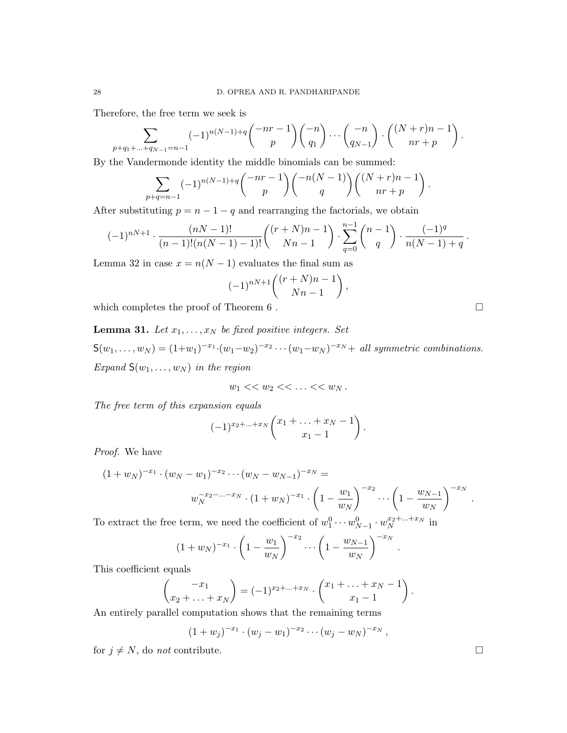Therefore, the free term we seek is

$$\sum_{p+q_1+\ldots+q_{N-1}=n-1} (-1)^{n(N-1)+q} \binom{-nr-1}{p} \binom{-n}{q_1} \cdots \binom{-n}{q_{N-1}} \cdot \binom{(N+r)n-1}{nr+p}.$$

By the Vandermonde identity the middle binomials can be summed:

$$\sum_{p+q=n-1} (-1)^{n(N-1)+q} \binom{-nr-1}{p} \binom{-n(N-1)}{q} \binom{(N+r)n-1}{nr+p}.$$

After substituting $p = n-1-q$ and rearranging the factorials, we obtain

$$(-1)^{nN+1} \cdot \frac{(nN-1)!}{(n-1)!(n(N-1)-1)!} \binom{(r+N)n-1}{Nn-1} \cdot \sum_{q=0}^{n-1} \binom{n-1}{q} \cdot \frac{(-1)^q}{n(N-1)+q}.$$

Lemma 32 in case $x = n(N-1)$ evaluates the final sum as

$$(-1)^{nN+1} \binom{(r+N)n-1}{Nn-1},$$

which completes the proof of Theorem 6 . $\square$

**Lemma 31.** *Let $x_1, \ldots, x_N$ be fixed positive integers. Set*

$\mathsf{S}(w_1, \ldots, w_N) = (1+w_1)^{-x_1} \cdot (w_1 - w_2)^{-x_2} \cdots (w_1 - w_N)^{-x_N} +$ *all symmetric combinations.*

*Expand $\mathsf{S}(w_1, \ldots, w_N)$ in the region*

$$w_1 << w_2 << \ldots << w_N.$$

*The free term of this expansion equals*

$$(-1)^{x_2+\ldots+x_N} \binom{x_1+\ldots+x_N-1}{x_1-1}.$$

*Proof.* We have

$$(1+w_N)^{-x_1} \cdot (w_N - w_1)^{-x_2} \cdots (w_N - w_{N-1})^{-x_N} =$$
$$w_N^{-x_2-\ldots-x_N} \cdot (1+w_N)^{-x_1} \cdot \left(1 - \frac{w_1}{w_N}\right)^{-x_2} \cdots \left(1 - \frac{w_{N-1}}{w_N}\right)^{-x_N}.$$

To extract the free term, we need the coefficient of $w_1^0 \cdots w_{N-1}^0 \cdot w_N^{x_2+\ldots+x_N}$ in

$$(1+w_N)^{-x_1} \cdot \left(1 - \frac{w_1}{w_N}\right)^{-x_2} \cdots \left(1 - \frac{w_{N-1}}{w_N}\right)^{-x_N}.$$

This coefficient equals

$$\binom{-x_1}{x_2+\ldots+x_N} = (-1)^{x_2+\ldots+x_N} \cdot \binom{x_1+\ldots+x_N-1}{x_1-1}.$$

An entirely parallel computation shows that the remaining terms

$$(1+w_j)^{-x_1} \cdot (w_j - w_1)^{-x_2} \cdots (w_j - w_N)^{-x_N},$$

for $j \neq N$, do *not* contribute. $\square$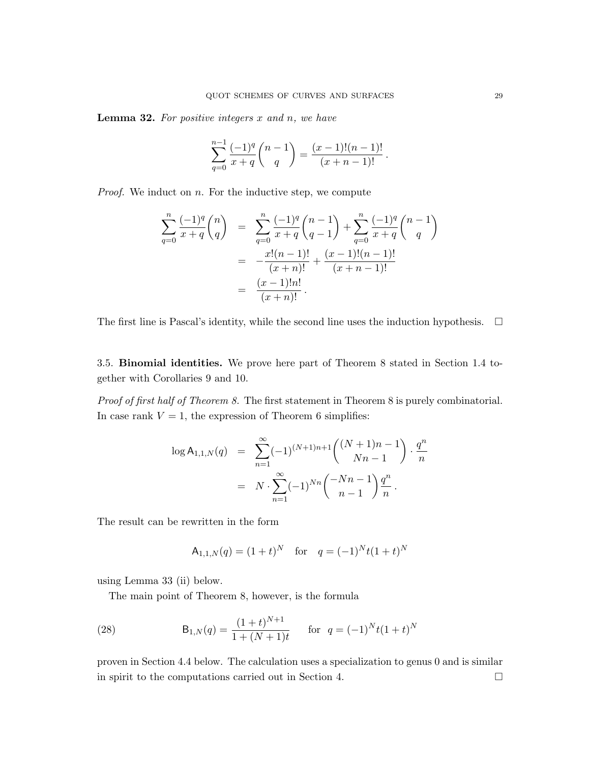**Lemma 32.** *For positive integers $x$ and $n$, we have*

$$\sum_{q=0}^{n-1} \frac{(-1)^q}{x+q} \binom{n-1}{q} = \frac{(x-1)!(n-1)!}{(x+n-1)!} \, .$$

*Proof.* We induct on $n$. For the inductive step, we compute

$$\begin{aligned}
\sum_{q=0}^{n} \frac{(-1)^q}{x+q} \binom{n}{q} &= \sum_{q=0}^{n} \frac{(-1)^q}{x+q} \binom{n-1}{q-1} + \sum_{q=0}^{n} \frac{(-1)^q}{x+q} \binom{n-1}{q} \\
&= -\frac{x!(n-1)!}{(x+n)!} + \frac{(x-1)!(n-1)!}{(x+n-1)!} \\
&= \frac{(x-1)!n!}{(x+n)!} \, .
\end{aligned}$$

The first line is Pascal's identity, while the second line uses the induction hypothesis. $\square$

3.5. **Binomial identities.** We prove here part of Theorem 8 stated in Section 1.4 together with Corollaries 9 and 10.

*Proof of first half of Theorem 8.* The first statement in Theorem 8 is purely combinatorial. In case rank $V = 1$, the expression of Theorem 6 simplifies:

$$\begin{aligned}
\log \mathsf{A}_{1,1,N}(q) &= \sum_{n=1}^{\infty} (-1)^{(N+1)n+1} \binom{(N+1)n-1}{Nn-1} \cdot \frac{q^n}{n} \\
&= N \cdot \sum_{n=1}^{\infty} (-1)^{Nn} \binom{-Nn-1}{n-1} \frac{q^n}{n} \, .
\end{aligned}$$

The result can be rewritten in the form

$$\mathsf{A}_{1,1,N}(q) = (1+t)^N \quad \text{for} \quad q = (-1)^N t(1+t)^N$$

using Lemma 33 (ii) below.

The main point of Theorem 8, however, is the formula

$$\mathsf{B}_{1,N}(q) = \frac{(1+t)^{N+1}}{1+(N+1)t} \qquad \text{for} \;\; q = (-1)^N t(1+t)^N \tag{28}$$

proven in Section 4.4 below. The calculation uses a specialization to genus 0 and is similar in spirit to the computations carried out in Section 4. $\square$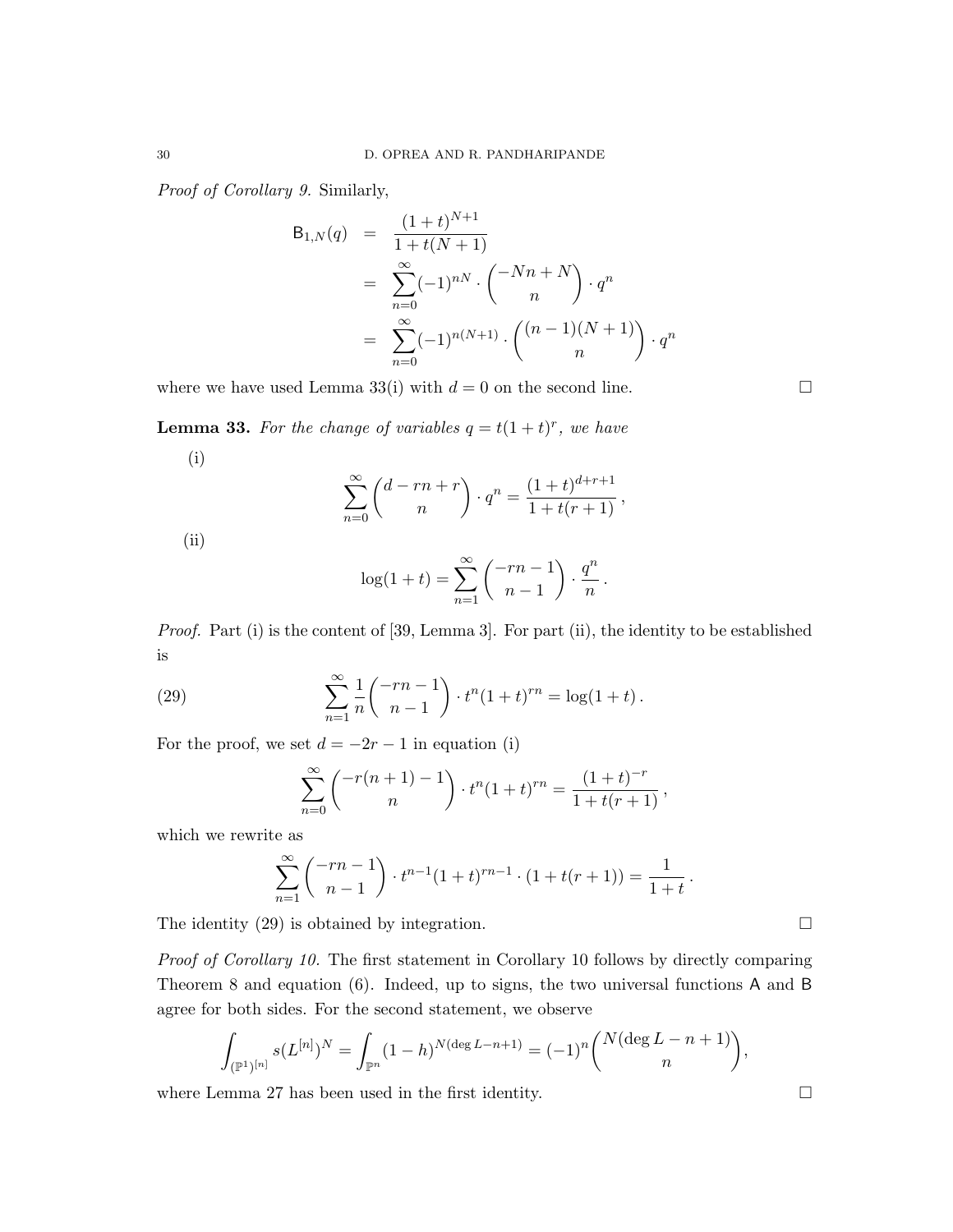*Proof of Corollary 9.* Similarly,

$$
\begin{aligned}
\mathsf{B}_{1,N}(q) &= \frac{(1+t)^{N+1}}{1+t(N+1)} \\
&= \sum_{n=0}^{\infty} (-1)^{nN} \cdot \binom{-Nn+N}{n} \cdot q^n \\
&= \sum_{n=0}^{\infty} (-1)^{n(N+1)} \cdot \binom{(n-1)(N+1)}{n} \cdot q^n
\end{aligned}
$$

where we have used Lemma 33(i) with $d=0$ on the second line. □

**Lemma 33.** *For the change of variables $q = t(1+t)^r$, we have*

(i)

$$
\sum_{n=0}^{\infty} \binom{d-rn+r}{n} \cdot q^n = \frac{(1+t)^{d+r+1}}{1+t(r+1)}\,,
$$

(ii)

$$
\log(1+t) = \sum_{n=1}^{\infty} \binom{-rn-1}{n-1} \cdot \frac{q^n}{n}\,.
$$

*Proof.* Part (i) is the content of [39, Lemma 3]. For part (ii), the identity to be established is

$$
\sum_{n=1}^{\infty} \frac{1}{n}\binom{-rn-1}{n-1} \cdot t^n(1+t)^{rn} = \log(1+t)\,. \tag{29}
$$

For the proof, we set $d = -2r-1$ in equation (i)

$$
\sum_{n=0}^{\infty} \binom{-r(n+1)-1}{n} \cdot t^n(1+t)^{rn} = \frac{(1+t)^{-r}}{1+t(r+1)}\,,
$$

which we rewrite as

$$
\sum_{n=1}^{\infty} \binom{-rn-1}{n-1} \cdot t^{n-1}(1+t)^{rn-1} \cdot (1+t(r+1)) = \frac{1}{1+t}\,.
$$

The identity (29) is obtained by integration. □

*Proof of Corollary 10.* The first statement in Corollary 10 follows by directly comparing Theorem 8 and equation (6). Indeed, up to signs, the two universal functions $\mathsf{A}$ and $\mathsf{B}$ agree for both sides. For the second statement, we observe

$$
\int_{(\mathbb{P}^1)^{[n]}} s(L^{[n]})^N = \int_{\mathbb{P}^n} (1-h)^{N(\deg L - n+1)} = (-1)^n \binom{N(\deg L - n + 1)}{n},
$$

where Lemma 27 has been used in the first identity. □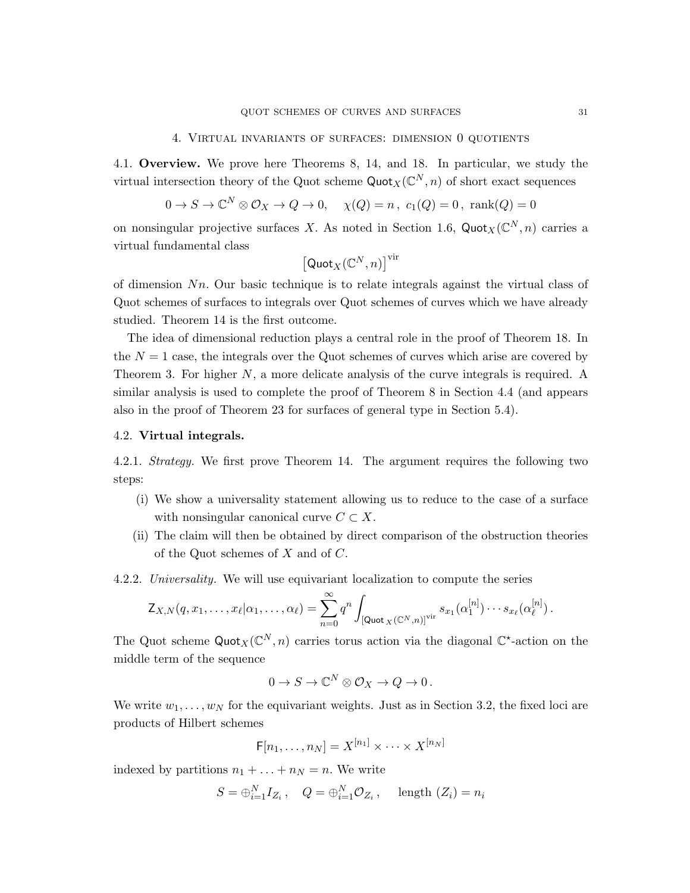## 4. Virtual invariants of surfaces: dimension 0 quotients

4.1. **Overview.** We prove here Theorems 8, 14, and 18. In particular, we study the virtual intersection theory of the Quot scheme $\mathsf{Quot}_X(\mathbb{C}^N, n)$ of short exact sequences

$$0 \to S \to \mathbb{C}^N \otimes \mathcal{O}_X \to Q \to 0, \quad \chi(Q) = n\,,\ c_1(Q) = 0\,,\ \mathrm{rank}(Q) = 0$$

on nonsingular projective surfaces $X$. As noted in Section 1.6, $\mathsf{Quot}_X(\mathbb{C}^N, n)$ carries a virtual fundamental class

$$\left[\mathsf{Quot}_X(\mathbb{C}^N, n)\right]^{\mathrm{vir}}$$

of dimension $Nn$. Our basic technique is to relate integrals against the virtual class of Quot schemes of surfaces to integrals over Quot schemes of curves which we have already studied. Theorem 14 is the first outcome.

The idea of dimensional reduction plays a central role in the proof of Theorem 18. In the $N = 1$ case, the integrals over the Quot schemes of curves which arise are covered by Theorem 3. For higher $N$, a more delicate analysis of the curve integrals is required. A similar analysis is used to complete the proof of Theorem 8 in Section 4.4 (and appears also in the proof of Theorem 23 for surfaces of general type in Section 5.4).

4.2. **Virtual integrals.**

4.2.1. *Strategy.* We first prove Theorem 14. The argument requires the following two steps:

(i) We show a universality statement allowing us to reduce to the case of a surface with nonsingular canonical curve $C \subset X$.

(ii) The claim will then be obtained by direct comparison of the obstruction theories of the Quot schemes of $X$ and of $C$.

4.2.2. *Universality.* We will use equivariant localization to compute the series

$$\mathsf{Z}_{X,N}(q, x_1, \ldots, x_\ell | \alpha_1, \ldots, \alpha_\ell) = \sum_{n=0}^{\infty} q^n \int_{[\mathsf{Quot}_X(\mathbb{C}^N,n)]^{\mathrm{vir}}} s_{x_1}(\alpha_1^{[n]}) \cdots s_{x_\ell}(\alpha_\ell^{[n]})\,.$$

The Quot scheme $\mathsf{Quot}_X(\mathbb{C}^N, n)$ carries torus action via the diagonal $\mathbb{C}^\star$-action on the middle term of the sequence

$$0 \to S \to \mathbb{C}^N \otimes \mathcal{O}_X \to Q \to 0\,.$$

We write $w_1, \ldots, w_N$ for the equivariant weights. Just as in Section 3.2, the fixed loci are products of Hilbert schemes

$$\mathsf{F}[n_1, \ldots, n_N] = X^{[n_1]} \times \cdots \times X^{[n_N]}$$

indexed by partitions $n_1 + \ldots + n_N = n$. We write

$$S = \oplus_{i=1}^N I_{Z_i}\,, \quad Q = \oplus_{i=1}^N \mathcal{O}_{Z_i}\,, \quad \text{length } (Z_i) = n_i$$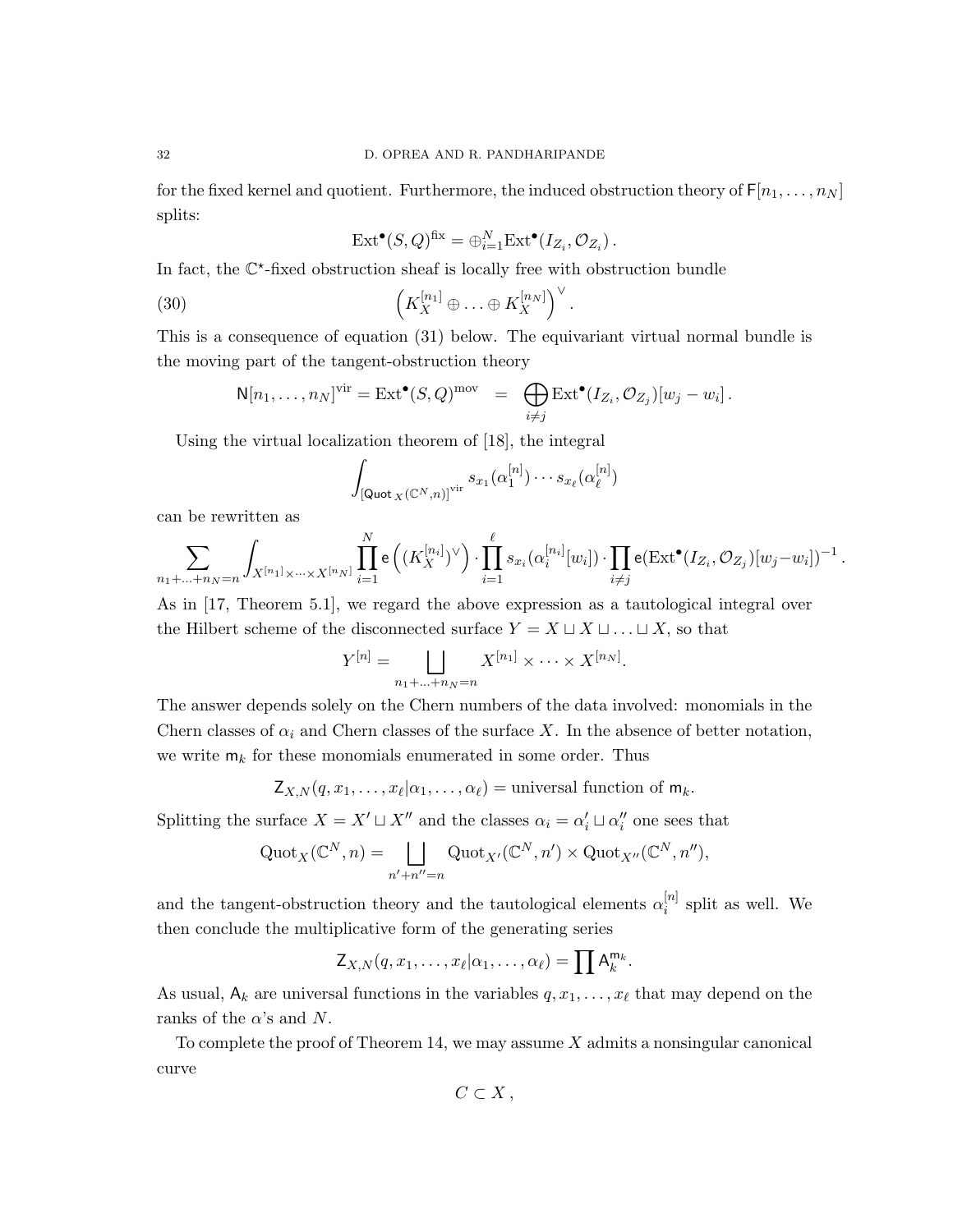for the fixed kernel and quotient. Furthermore, the induced obstruction theory of $\mathsf{F}[n_1, \ldots, n_N]$ splits:

$$\mathrm{Ext}^\bullet(S, Q)^{\mathrm{fix}} = \oplus_{i=1}^N \mathrm{Ext}^\bullet(I_{Z_i}, \mathcal{O}_{Z_i}) \,.$$

In fact, the $\mathbb{C}^\star$-fixed obstruction sheaf is locally free with obstruction bundle

$$\left(K_X^{[n_1]} \oplus \ldots \oplus K_X^{[n_N]}\right)^\vee . \tag{30}$$

This is a consequence of equation (31) below. The equivariant virtual normal bundle is the moving part of the tangent-obstruction theory

$$\mathsf{N}[n_1, \ldots, n_N]^{\mathrm{vir}} = \mathrm{Ext}^\bullet(S, Q)^{\mathrm{mov}} \quad = \quad \bigoplus_{i \neq j} \mathrm{Ext}^\bullet(I_{Z_i}, \mathcal{O}_{Z_j})[w_j - w_i] \,.$$

Using the virtual localization theorem of [18], the integral

$$\int_{[\mathsf{Quot}_X(\mathbb{C}^N, n)]^{\mathrm{vir}}} s_{x_1}(\alpha_1^{[n]}) \cdots s_{x_\ell}(\alpha_\ell^{[n]})$$

can be rewritten as

$$\sum_{n_1 + \ldots + n_N = n} \int_{X^{[n_1]} \times \cdots \times X^{[n_N]}} \prod_{i=1}^N \mathsf{e}\left((K_X^{[n_i]})^\vee\right) \cdot \prod_{i=1}^\ell s_{x_i}(\alpha_i^{[n_i]}[w_i]) \cdot \prod_{i \neq j} \mathsf{e}(\mathrm{Ext}^\bullet(I_{Z_i}, \mathcal{O}_{Z_j})[w_j - w_i])^{-1} \,.$$

As in [17, Theorem 5.1], we regard the above expression as a tautological integral over the Hilbert scheme of the disconnected surface $Y = X \sqcup X \sqcup \ldots \sqcup X$, so that

$$Y^{[n]} = \bigsqcup_{n_1 + \ldots + n_N = n} X^{[n_1]} \times \cdots \times X^{[n_N]}.$$

The answer depends solely on the Chern numbers of the data involved: monomials in the Chern classes of $\alpha_i$ and Chern classes of the surface $X$. In the absence of better notation, we write $\mathsf{m}_k$ for these monomials enumerated in some order. Thus

$$\mathsf{Z}_{X,N}(q, x_1, \ldots, x_\ell | \alpha_1, \ldots, \alpha_\ell) = \text{universal function of } \mathsf{m}_k.$$

Splitting the surface $X = X' \sqcup X''$ and the classes $\alpha_i = \alpha_i' \sqcup \alpha_i''$ one sees that

$$\mathrm{Quot}_X(\mathbb{C}^N, n) = \bigsqcup_{n' + n'' = n} \mathrm{Quot}_{X'}(\mathbb{C}^N, n') \times \mathrm{Quot}_{X''}(\mathbb{C}^N, n''),$$

and the tangent-obstruction theory and the tautological elements $\alpha_i^{[n]}$ split as well. We then conclude the multiplicative form of the generating series

$$\mathsf{Z}_{X,N}(q, x_1, \ldots, x_\ell | \alpha_1, \ldots, \alpha_\ell) = \prod \mathsf{A}_k^{\mathsf{m}_k}.$$

As usual, $\mathsf{A}_k$ are universal functions in the variables $q, x_1, \ldots, x_\ell$ that may depend on the ranks of the $\alpha$'s and $N$.

To complete the proof of Theorem 14, we may assume $X$ admits a nonsingular canonical curve

$$C \subset X \,,$$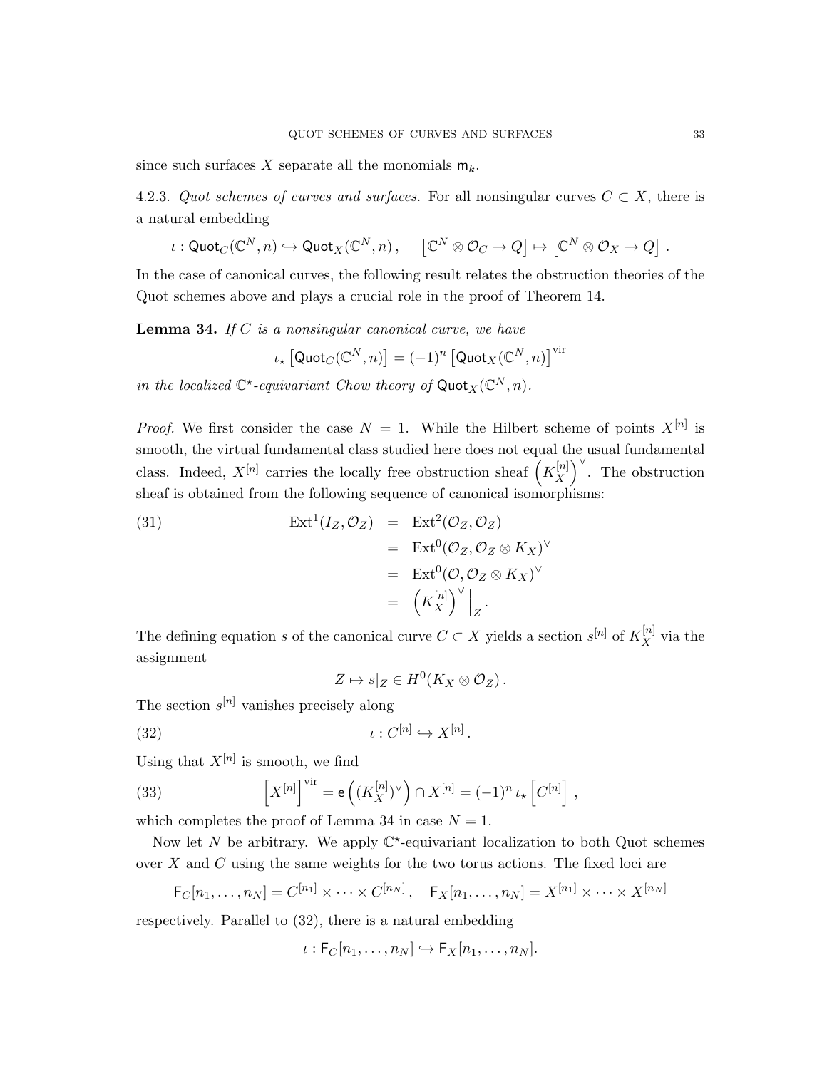since such surfaces $X$ separate all the monomials $\mathsf{m}_k$.

4.2.3. *Quot schemes of curves and surfaces.* For all nonsingular curves $C \subset X$, there is a natural embedding

$$\iota : \mathsf{Quot}_C(\mathbb{C}^N, n) \hookrightarrow \mathsf{Quot}_X(\mathbb{C}^N, n)\,, \qquad \left[\mathbb{C}^N \otimes \mathcal{O}_C \to Q\right] \mapsto \left[\mathbb{C}^N \otimes \mathcal{O}_X \to Q\right]\,.$$

In the case of canonical curves, the following result relates the obstruction theories of the Quot schemes above and plays a crucial role in the proof of Theorem 14.

**Lemma 34.** *If $C$ is a nonsingular canonical curve, we have*

$$\iota_\star \left[\mathsf{Quot}_C(\mathbb{C}^N, n)\right] = (-1)^n \left[\mathsf{Quot}_X(\mathbb{C}^N, n)\right]^{\mathrm{vir}}$$

*in the localized $\mathbb{C}^\star$-equivariant Chow theory of $\mathsf{Quot}_X(\mathbb{C}^N, n)$.*

*Proof.* We first consider the case $N = 1$. While the Hilbert scheme of points $X^{[n]}$ is smooth, the virtual fundamental class studied here does not equal the usual fundamental class. Indeed, $X^{[n]}$ carries the locally free obstruction sheaf $\left(K_X^{[n]}\right)^\vee$. The obstruction sheaf is obtained from the following sequence of canonical isomorphisms:

$$\begin{aligned}
\mathrm{Ext}^1(I_Z, \mathcal{O}_Z) &= \mathrm{Ext}^2(\mathcal{O}_Z, \mathcal{O}_Z) \\
&= \mathrm{Ext}^0(\mathcal{O}_Z, \mathcal{O}_Z \otimes K_X)^\vee \\
&= \mathrm{Ext}^0(\mathcal{O}, \mathcal{O}_Z \otimes K_X)^\vee \\
&= \left(K_X^{[n]}\right)^\vee \Big|_Z.
\end{aligned} \tag{31}$$

The defining equation $s$ of the canonical curve $C \subset X$ yields a section $s^{[n]}$ of $K_X^{[n]}$ via the assignment

$$Z \mapsto s|_Z \in H^0(K_X \otimes \mathcal{O}_Z)\,.$$

The section $s^{[n]}$ vanishes precisely along

$$\iota : C^{[n]} \hookrightarrow X^{[n]}\,. \tag{32}$$

Using that $X^{[n]}$ is smooth, we find

$$\left[X^{[n]}\right]^{\mathrm{vir}} = \mathsf{e}\left((K_X^{[n]})^\vee\right) \cap X^{[n]} = (-1)^n \, \iota_\star \left[C^{[n]}\right]\,, \tag{33}$$

which completes the proof of Lemma 34 in case $N = 1$.

Now let $N$ be arbitrary. We apply $\mathbb{C}^\star$-equivariant localization to both Quot schemes over $X$ and $C$ using the same weights for the two torus actions. The fixed loci are

$$\mathsf{F}_C[n_1, \ldots, n_N] = C^{[n_1]} \times \cdots \times C^{[n_N]}\,, \quad \mathsf{F}_X[n_1, \ldots, n_N] = X^{[n_1]} \times \cdots \times X^{[n_N]}$$

respectively. Parallel to (32), there is a natural embedding

$$\iota : \mathsf{F}_C[n_1, \ldots, n_N] \hookrightarrow \mathsf{F}_X[n_1, \ldots, n_N].$$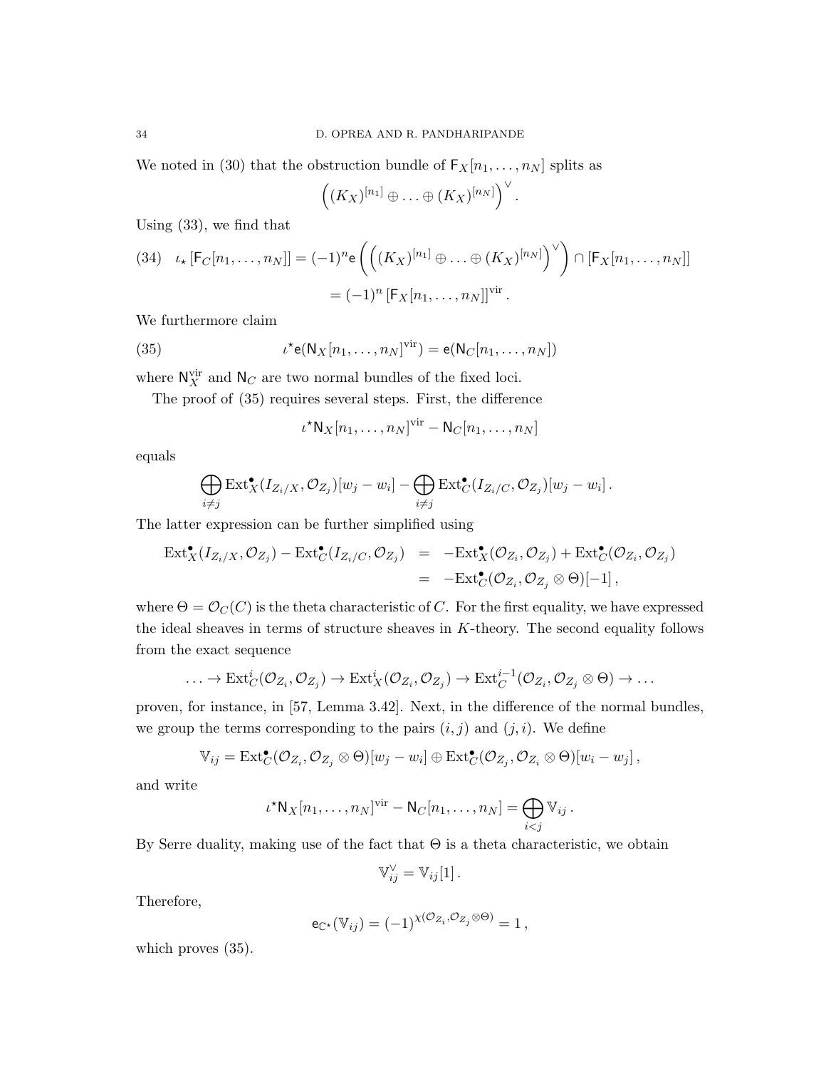We noted in (30) that the obstruction bundle of $\mathsf{F}_X[n_1, \ldots, n_N]$ splits as

$$\left( (K_X)^{[n_1]} \oplus \ldots \oplus (K_X)^{[n_N]} \right)^\vee .$$

Using (33), we find that

$$\begin{aligned}
(34) \quad \iota_\star \left[\mathsf{F}_C[n_1, \ldots, n_N]\right] &= (-1)^n \mathsf{e}\left( \left( (K_X)^{[n_1]} \oplus \ldots \oplus (K_X)^{[n_N]} \right)^\vee \right) \cap \left[\mathsf{F}_X[n_1, \ldots, n_N]\right] \\
&= (-1)^n \left[\mathsf{F}_X[n_1, \ldots, n_N]\right]^{\mathrm{vir}} .
\end{aligned}$$

We furthermore claim

$$(35) \qquad \iota^\star \mathsf{e}(\mathsf{N}_X[n_1, \ldots, n_N]^{\mathrm{vir}}) = \mathsf{e}(\mathsf{N}_C[n_1, \ldots, n_N])$$

where $\mathsf{N}_X^{\mathrm{vir}}$ and $\mathsf{N}_C$ are two normal bundles of the fixed loci.

The proof of (35) requires several steps. First, the difference

$$\iota^\star \mathsf{N}_X[n_1, \ldots, n_N]^{\mathrm{vir}} - \mathsf{N}_C[n_1, \ldots, n_N]$$

equals

$$\bigoplus_{i \neq j} \mathrm{Ext}^\bullet_X(I_{Z_i/X}, \mathcal{O}_{Z_j})[w_j - w_i] - \bigoplus_{i \neq j} \mathrm{Ext}^\bullet_C(I_{Z_i/C}, \mathcal{O}_{Z_j})[w_j - w_i] .$$

The latter expression can be further simplified using

$$\begin{aligned}
\mathrm{Ext}^\bullet_X(I_{Z_i/X}, \mathcal{O}_{Z_j}) - \mathrm{Ext}^\bullet_C(I_{Z_i/C}, \mathcal{O}_{Z_j}) &= -\mathrm{Ext}^\bullet_X(\mathcal{O}_{Z_i}, \mathcal{O}_{Z_j}) + \mathrm{Ext}^\bullet_C(\mathcal{O}_{Z_i}, \mathcal{O}_{Z_j}) \\
&= -\mathrm{Ext}^\bullet_C(\mathcal{O}_{Z_i}, \mathcal{O}_{Z_j} \otimes \Theta)[-1] ,
\end{aligned}$$

where $\Theta = \mathcal{O}_C(C)$ is the theta characteristic of $C$. For the first equality, we have expressed the ideal sheaves in terms of structure sheaves in $K$-theory. The second equality follows from the exact sequence

$$\ldots \to \mathrm{Ext}^i_C(\mathcal{O}_{Z_i}, \mathcal{O}_{Z_j}) \to \mathrm{Ext}^i_X(\mathcal{O}_{Z_i}, \mathcal{O}_{Z_j}) \to \mathrm{Ext}^{i-1}_C(\mathcal{O}_{Z_i}, \mathcal{O}_{Z_j} \otimes \Theta) \to \ldots$$

proven, for instance, in [57, Lemma 3.42]. Next, in the difference of the normal bundles, we group the terms corresponding to the pairs $(i,j)$ and $(j,i)$. We define

$$\mathbb{V}_{ij} = \mathrm{Ext}^\bullet_C(\mathcal{O}_{Z_i}, \mathcal{O}_{Z_j} \otimes \Theta)[w_j - w_i] \oplus \mathrm{Ext}^\bullet_C(\mathcal{O}_{Z_j}, \mathcal{O}_{Z_i} \otimes \Theta)[w_i - w_j] ,$$

and write

$$\iota^\star \mathsf{N}_X[n_1, \ldots, n_N]^{\mathrm{vir}} - \mathsf{N}_C[n_1, \ldots, n_N] = \bigoplus_{i<j} \mathbb{V}_{ij} .$$

By Serre duality, making use of the fact that $\Theta$ is a theta characteristic, we obtain

$$\mathbb{V}_{ij}^\vee = \mathbb{V}_{ij}[1] .$$

Therefore,

$$\mathsf{e}_{\mathbb{C}^\star}(\mathbb{V}_{ij}) = (-1)^{\chi(\mathcal{O}_{Z_i}, \mathcal{O}_{Z_j} \otimes \Theta)} = 1 ,$$

which proves (35).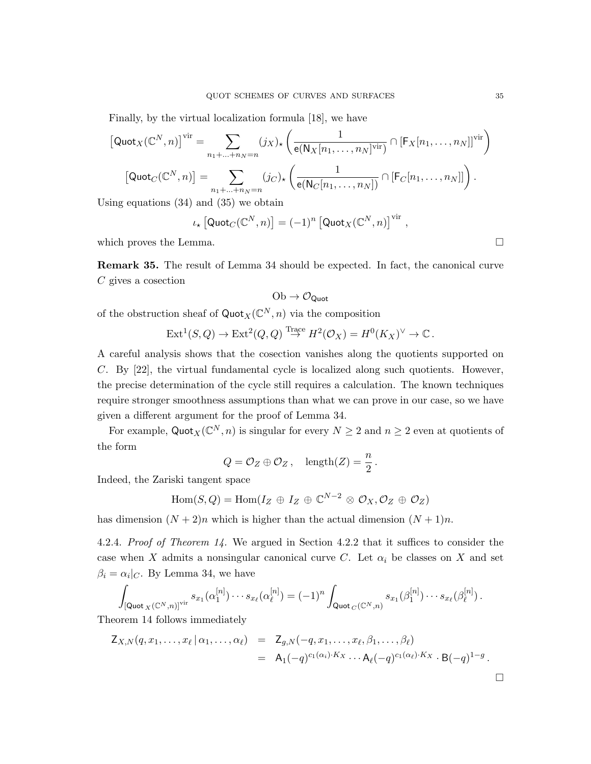Finally, by the virtual localization formula [18], we have

$$\left[\mathsf{Quot}_X(\mathbb{C}^N, n)\right]^{\mathrm{vir}} = \sum_{n_1+\ldots+n_N=n} (j_X)_\star \left( \frac{1}{\mathsf{e}(\mathsf{N}_X[n_1,\ldots,n_N]^{\mathrm{vir}})} \cap [\mathsf{F}_X[n_1,\ldots,n_N]]^{\mathrm{vir}} \right)$$

$$\left[\mathsf{Quot}_C(\mathbb{C}^N, n)\right] = \sum_{n_1+\ldots+n_N=n} (j_C)_\star \left( \frac{1}{\mathsf{e}(\mathsf{N}_C[n_1,\ldots,n_N])} \cap [\mathsf{F}_C[n_1,\ldots,n_N]] \right).$$

Using equations (34) and (35) we obtain

$$\iota_\star \left[\mathsf{Quot}_C(\mathbb{C}^N, n)\right] = (-1)^n \left[\mathsf{Quot}_X(\mathbb{C}^N, n)\right]^{\mathrm{vir}},$$

which proves the Lemma. $\square$

**Remark 35.** The result of Lemma 34 should be expected. In fact, the canonical curve $C$ gives a cosection

$$\mathrm{Ob} \to \mathcal{O}_{\mathsf{Quot}}$$

of the obstruction sheaf of $\mathsf{Quot}_X(\mathbb{C}^N, n)$ via the composition

$$\mathrm{Ext}^1(S, Q) \to \mathrm{Ext}^2(Q, Q) \stackrel{\mathrm{Trace}}{\to} H^2(\mathcal{O}_X) = H^0(K_X)^\vee \to \mathbb{C}.$$

A careful analysis shows that the cosection vanishes along the quotients supported on $C$. By [22], the virtual fundamental cycle is localized along such quotients. However, the precise determination of the cycle still requires a calculation. The known techniques require stronger smoothness assumptions than what we can prove in our case, so we have given a different argument for the proof of Lemma 34.

For example, $\mathsf{Quot}_X(\mathbb{C}^N, n)$ is singular for every $N \geq 2$ and $n \geq 2$ even at quotients of the form

$$Q = \mathcal{O}_Z \oplus \mathcal{O}_Z, \quad \mathrm{length}(Z) = \frac{n}{2}.$$

Indeed, the Zariski tangent space

$$\mathrm{Hom}(S, Q) = \mathrm{Hom}(I_Z \oplus I_Z \oplus \mathbb{C}^{N-2} \otimes \mathcal{O}_X, \mathcal{O}_Z \oplus \mathcal{O}_Z)$$

has dimension $(N+2)n$ which is higher than the actual dimension $(N+1)n$.

4.2.4. *Proof of Theorem 14.* We argued in Section 4.2.2 that it suffices to consider the case when $X$ admits a nonsingular canonical curve $C$. Let $\alpha_i$ be classes on $X$ and set $\beta_i = \alpha_i|_C$. By Lemma 34, we have

$$\int_{[\mathsf{Quot}_X(\mathbb{C}^N,n)]^{\mathrm{vir}}} s_{x_1}(\alpha_1^{[n]}) \cdots s_{x_\ell}(\alpha_\ell^{[n]}) = (-1)^n \int_{\mathsf{Quot}_C(\mathbb{C}^N,n)} s_{x_1}(\beta_1^{[n]}) \cdots s_{x_\ell}(\beta_\ell^{[n]}).$$

Theorem 14 follows immediately

$$\begin{aligned} \mathsf{Z}_{X,N}(q, x_1, \ldots, x_\ell \,|\, \alpha_1, \ldots, \alpha_\ell) &= \mathsf{Z}_{g,N}(-q, x_1, \ldots, x_\ell, \beta_1, \ldots, \beta_\ell) \\ &= \mathsf{A}_1(-q)^{c_1(\alpha_1)\cdot K_X} \cdots \mathsf{A}_\ell(-q)^{c_1(\alpha_\ell)\cdot K_X} \cdot \mathsf{B}(-q)^{1-g}. \end{aligned}$$

$\square$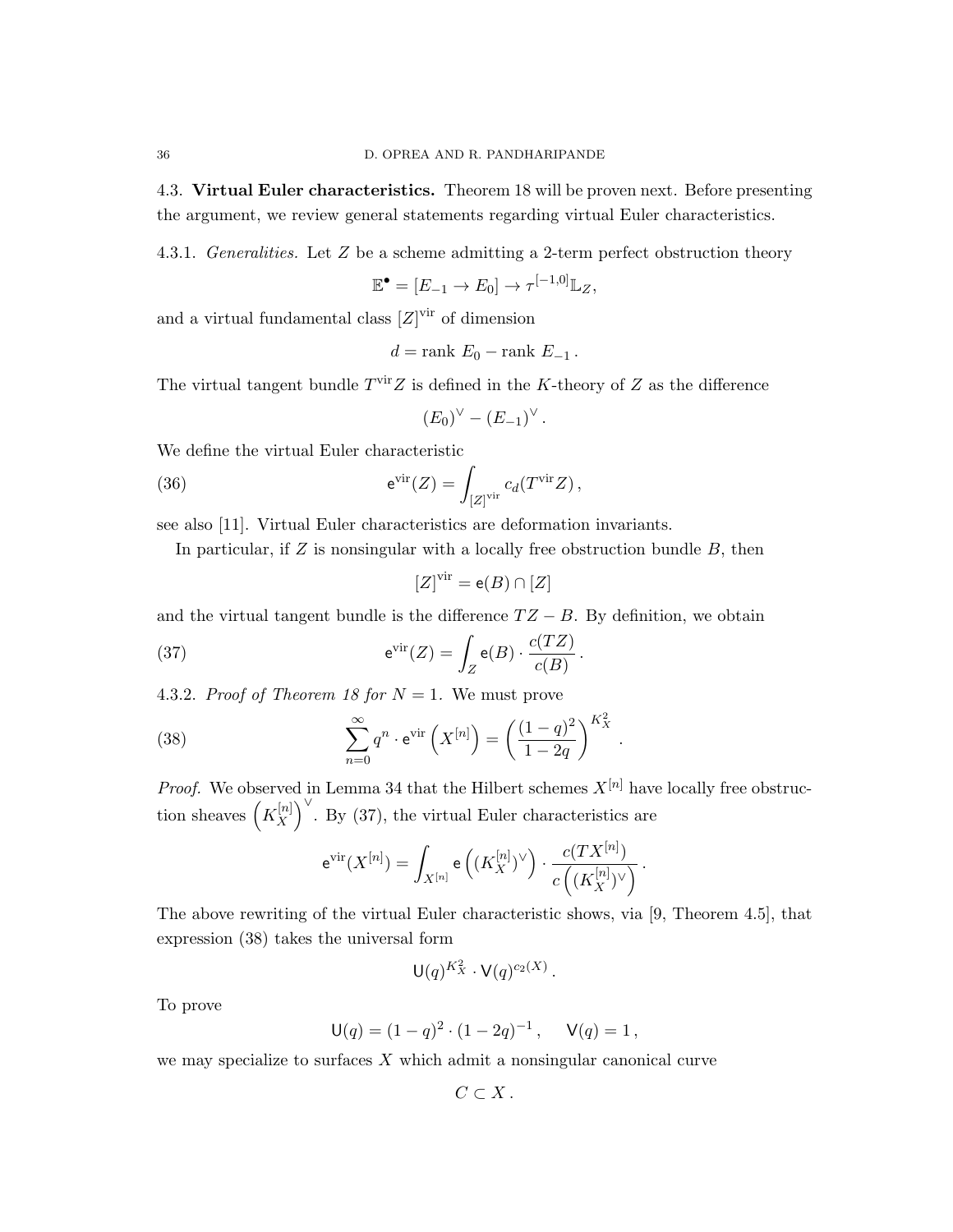### 4.3. **Virtual Euler characteristics.**

Theorem 18 will be proven next. Before presenting the argument, we review general statements regarding virtual Euler characteristics.

4.3.1. *Generalities.* Let $Z$ be a scheme admitting a 2-term perfect obstruction theory

$$\mathbb{E}^\bullet = [E_{-1} \to E_0] \to \tau^{[-1,0]}\mathbb{L}_Z,$$

and a virtual fundamental class $[Z]^{\mathrm{vir}}$ of dimension

$$d = \text{rank } E_0 - \text{rank } E_{-1}\,.$$

The virtual tangent bundle $T^{\mathrm{vir}}Z$ is defined in the $K$-theory of $Z$ as the difference

$$(E_0)^\vee - (E_{-1})^\vee\,.$$

We define the virtual Euler characteristic

$$\mathsf{e}^{\mathrm{vir}}(Z) = \int_{[Z]^{\mathrm{vir}}} c_d(T^{\mathrm{vir}}Z)\,, \tag{36}$$

see also [11]. Virtual Euler characteristics are deformation invariants.

In particular, if $Z$ is nonsingular with a locally free obstruction bundle $B$, then

$$[Z]^{\mathrm{vir}} = \mathsf{e}(B) \cap [Z]$$

and the virtual tangent bundle is the difference $TZ - B$. By definition, we obtain

$$\mathsf{e}^{\mathrm{vir}}(Z) = \int_Z \mathsf{e}(B) \cdot \frac{c(TZ)}{c(B)}\,. \tag{37}$$

4.3.2. *Proof of Theorem 18 for $N = 1$.* We must prove

$$\sum_{n=0}^{\infty} q^n \cdot \mathsf{e}^{\mathrm{vir}}\left(X^{[n]}\right) = \left(\frac{(1-q)^2}{1-2q}\right)^{K_X^2}\,. \tag{38}$$

*Proof.* We observed in Lemma 34 that the Hilbert schemes $X^{[n]}$ have locally free obstruction sheaves $\left(K_X^{[n]}\right)^\vee$. By (37), the virtual Euler characteristics are

$$\mathsf{e}^{\mathrm{vir}}(X^{[n]}) = \int_{X^{[n]}} \mathsf{e}\left((K_X^{[n]})^\vee\right) \cdot \frac{c(TX^{[n]})}{c\left((K_X^{[n]})^\vee\right)}\,.$$

The above rewriting of the virtual Euler characteristic shows, via [9, Theorem 4.5], that expression (38) takes the universal form

$$\mathsf{U}(q)^{K_X^2} \cdot \mathsf{V}(q)^{c_2(X)}\,.$$

To prove

$$\mathsf{U}(q) = (1-q)^2 \cdot (1-2q)^{-1}\,, \quad \mathsf{V}(q) = 1\,,$$

we may specialize to surfaces $X$ which admit a nonsingular canonical curve

$$C \subset X\,.$$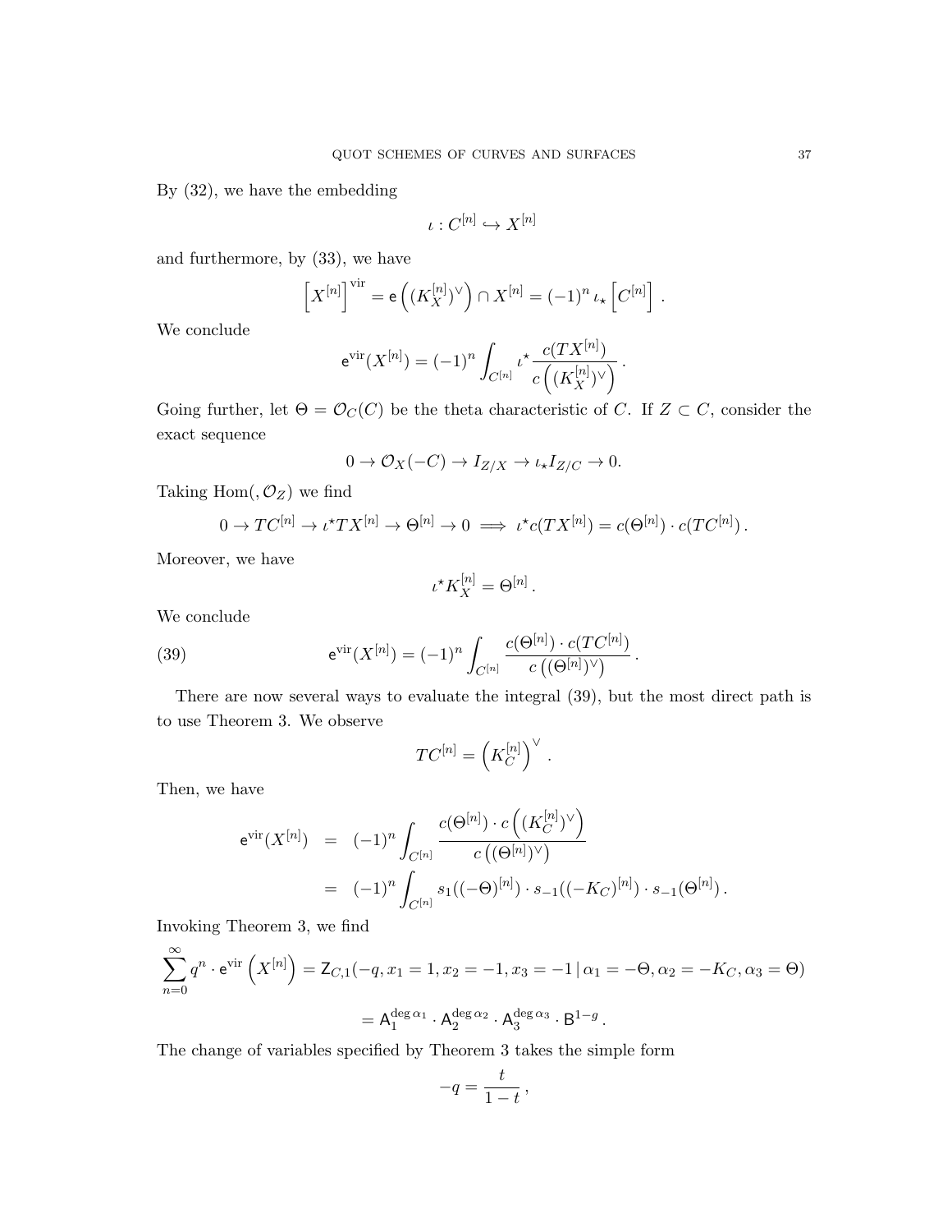By (32), we have the embedding

$$\iota : C^{[n]} \hookrightarrow X^{[n]}$$

and furthermore, by (33), we have

$$\left[X^{[n]}\right]^{\text{vir}} = \mathsf{e}\left((K_X^{[n]})^\vee\right) \cap X^{[n]} = (-1)^n \, \iota_\star \left[C^{[n]}\right] .$$

We conclude

$$\mathsf{e}^{\text{vir}}(X^{[n]}) = (-1)^n \int_{C^{[n]}} \iota^\star \frac{c(TX^{[n]})}{c\left((K_X^{[n]})^\vee\right)} .$$

Going further, let $\Theta = \mathcal{O}_C(C)$ be the theta characteristic of $C$. If $Z \subset C$, consider the exact sequence

$$0 \to \mathcal{O}_X(-C) \to I_{Z/X} \to \iota_\star I_{Z/C} \to 0.$$

Taking $\text{Hom}(, \mathcal{O}_Z)$ we find

$$0 \to TC^{[n]} \to \iota^\star TX^{[n]} \to \Theta^{[n]} \to 0 \implies \iota^\star c(TX^{[n]}) = c(\Theta^{[n]}) \cdot c(TC^{[n]}) .$$

Moreover, we have

$$\iota^\star K_X^{[n]} = \Theta^{[n]} .$$

We conclude

$$\mathsf{e}^{\text{vir}}(X^{[n]}) = (-1)^n \int_{C^{[n]}} \frac{c(\Theta^{[n]}) \cdot c(TC^{[n]})}{c\left((\Theta^{[n]})^\vee\right)} . \tag{39}$$

There are now several ways to evaluate the integral (39), but the most direct path is to use Theorem 3. We observe

$$TC^{[n]} = \left(K_C^{[n]}\right)^\vee .$$

Then, we have

$$\begin{aligned}
\mathsf{e}^{\text{vir}}(X^{[n]}) &= (-1)^n \int_{C^{[n]}} \frac{c(\Theta^{[n]}) \cdot c\left((K_C^{[n]})^\vee\right)}{c\left((\Theta^{[n]})^\vee\right)} \\
&= (-1)^n \int_{C^{[n]}} s_1((-\Theta)^{[n]}) \cdot s_{-1}((-K_C)^{[n]}) \cdot s_{-1}(\Theta^{[n]}) .
\end{aligned}$$

Invoking Theorem 3, we find

$$\sum_{n=0}^{\infty} q^n \cdot \mathsf{e}^{\text{vir}}\left(X^{[n]}\right) = \mathsf{Z}_{C,1}(-q, x_1 = 1, x_2 = -1, x_3 = -1 \,|\, \alpha_1 = -\Theta, \alpha_2 = -K_C, \alpha_3 = \Theta)$$

$$= \mathsf{A}_1^{\deg \alpha_1} \cdot \mathsf{A}_2^{\deg \alpha_2} \cdot \mathsf{A}_3^{\deg \alpha_3} \cdot \mathsf{B}^{1-g} .$$

The change of variables specified by Theorem 3 takes the simple form

$$-q = \frac{t}{1-t} ,$$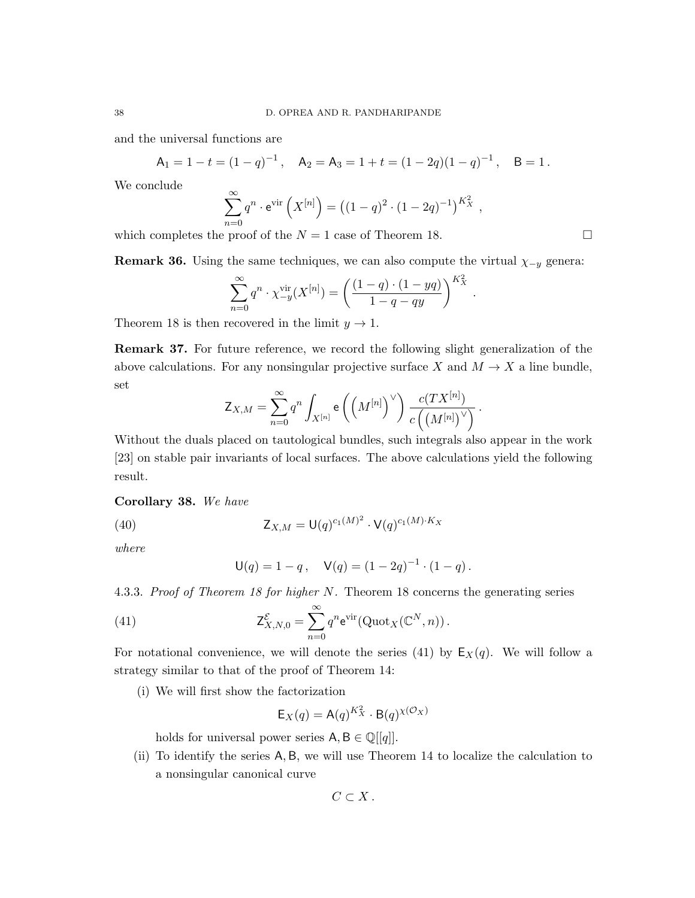and the universal functions are

$$\mathsf{A}_1 = 1 - t = (1-q)^{-1}\,, \quad \mathsf{A}_2 = \mathsf{A}_3 = 1 + t = (1-2q)(1-q)^{-1}\,, \quad \mathsf{B} = 1\,.$$

We conclude

$$\sum_{n=0}^{\infty} q^n \cdot \mathsf{e}^{\mathrm{vir}}\left(X^{[n]}\right) = \left((1-q)^2 \cdot (1-2q)^{-1}\right)^{K_X^2}\,,$$

which completes the proof of the $N=1$ case of Theorem 18. □

**Remark 36.** Using the same techniques, we can also compute the virtual $\chi_{-y}$ genera:

$$\sum_{n=0}^{\infty} q^n \cdot \chi_{-y}^{\mathrm{vir}}(X^{[n]}) = \left(\frac{(1-q)\cdot(1-yq)}{1-q-qy}\right)^{K_X^2}\,.$$

Theorem 18 is then recovered in the limit $y \to 1$.

**Remark 37.** For future reference, we record the following slight generalization of the above calculations. For any nonsingular projective surface $X$ and $M \to X$ a line bundle, set

$$\mathsf{Z}_{X,M} = \sum_{n=0}^{\infty} q^n \int_{X^{[n]}} \mathsf{e}\left(\left(M^{[n]}\right)^{\vee}\right) \frac{c(TX^{[n]})}{c\left(\left(M^{[n]}\right)^{\vee}\right)}\,.$$

Without the duals placed on tautological bundles, such integrals also appear in the work [23] on stable pair invariants of local surfaces. The above calculations yield the following result.

**Corollary 38.** *We have*

$$\mathsf{Z}_{X,M} = \mathsf{U}(q)^{c_1(M)^2} \cdot \mathsf{V}(q)^{c_1(M)\cdot K_X} \tag{40}$$

*where*

$$\mathsf{U}(q) = 1 - q\,, \quad \mathsf{V}(q) = (1-2q)^{-1} \cdot (1-q)\,.$$

4.3.3. *Proof of Theorem 18 for higher $N$.* Theorem 18 concerns the generating series

$$\mathsf{Z}^{\mathcal{E}}_{X,N,0} = \sum_{n=0}^{\infty} q^n \mathsf{e}^{\mathrm{vir}}(\mathrm{Quot}_X(\mathbb{C}^N, n))\,. \tag{41}$$

For notational convenience, we will denote the series (41) by $\mathsf{E}_X(q)$. We will follow a strategy similar to that of the proof of Theorem 14:

(i) We will first show the factorization

$$\mathsf{E}_X(q) = \mathsf{A}(q)^{K_X^2} \cdot \mathsf{B}(q)^{\chi(\mathcal{O}_X)}$$

holds for universal power series $\mathsf{A}, \mathsf{B} \in \mathbb{Q}[[q]]$.

(ii) To identify the series $\mathsf{A}, \mathsf{B}$, we will use Theorem 14 to localize the calculation to a nonsingular canonical curve

$$C \subset X\,.$$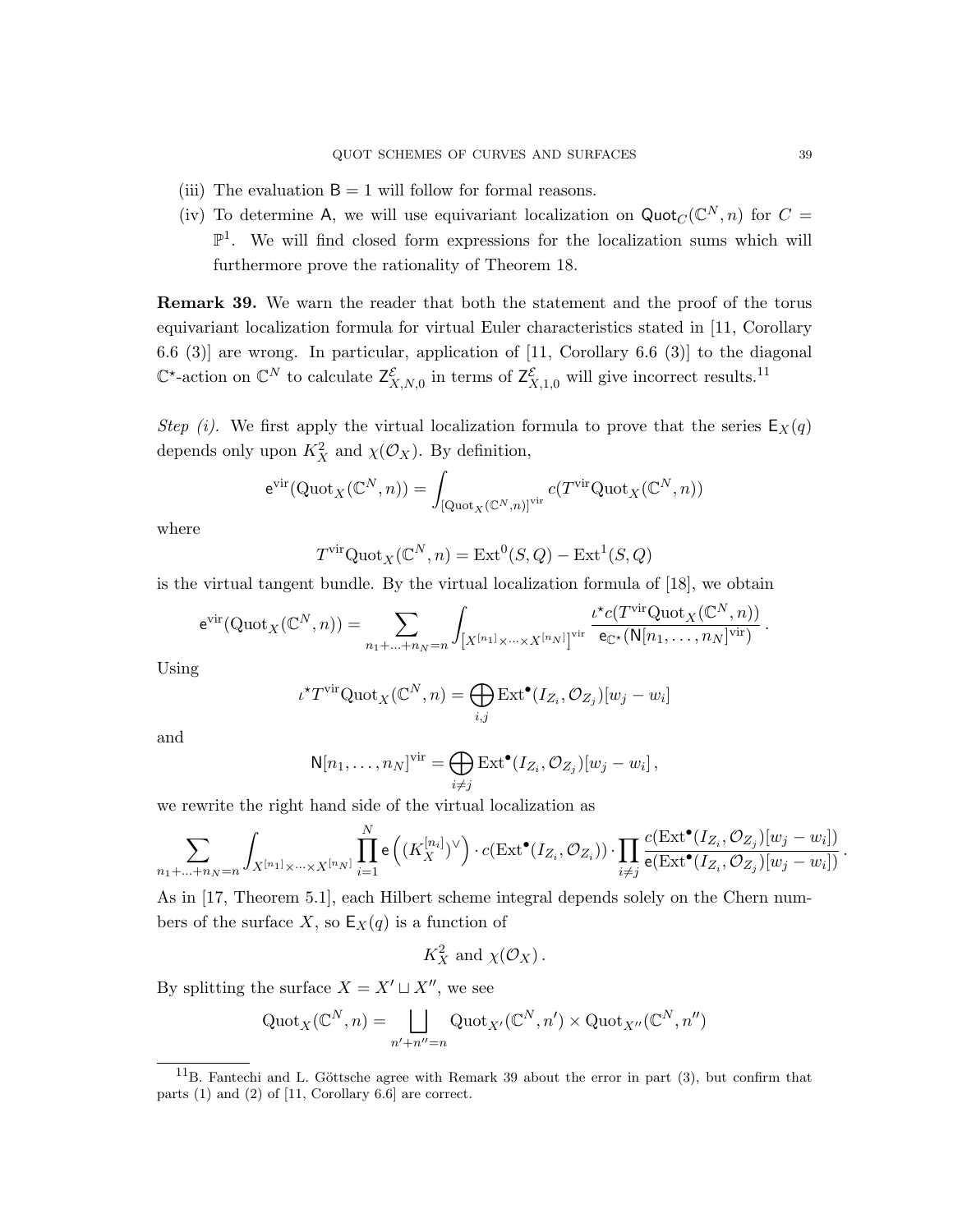(iii) The evaluation $\mathsf{B} = 1$ will follow for formal reasons.

(iv) To determine $\mathsf{A}$, we will use equivariant localization on $\mathsf{Quot}_C(\mathbb{C}^N, n)$ for $C = \mathbb{P}^1$. We will find closed form expressions for the localization sums which will furthermore prove the rationality of Theorem 18.

**Remark 39.** We warn the reader that both the statement and the proof of the torus equivariant localization formula for virtual Euler characteristics stated in [11, Corollary 6.6 (3)] are wrong. In particular, application of [11, Corollary 6.6 (3)] to the diagonal $\mathbb{C}^\star$-action on $\mathbb{C}^N$ to calculate $\mathsf{Z}^{\mathcal{E}}_{X,N,0}$ in terms of $\mathsf{Z}^{\mathcal{E}}_{X,1,0}$ will give incorrect results.[11]

*Step (i).* We first apply the virtual localization formula to prove that the series $\mathsf{E}_X(q)$ depends only upon $K_X^2$ and $\chi(\mathcal{O}_X)$. By definition,

$$\mathsf{e}^{\mathrm{vir}}(\mathrm{Quot}_X(\mathbb{C}^N, n)) = \int_{[\mathrm{Quot}_X(\mathbb{C}^N,n)]^{\mathrm{vir}}} c(T^{\mathrm{vir}}\mathrm{Quot}_X(\mathbb{C}^N, n))$$

where

$$T^{\mathrm{vir}}\mathrm{Quot}_X(\mathbb{C}^N, n) = \mathrm{Ext}^0(S, Q) - \mathrm{Ext}^1(S, Q)$$

is the virtual tangent bundle. By the virtual localization formula of [18], we obtain

$$\mathsf{e}^{\mathrm{vir}}(\mathrm{Quot}_X(\mathbb{C}^N, n)) = \sum_{n_1+\ldots+n_N=n} \int_{\left[X^{[n_1]}\times\cdots\times X^{[n_N]}\right]^{\mathrm{vir}}} \frac{\iota^\star c(T^{\mathrm{vir}}\mathrm{Quot}_X(\mathbb{C}^N, n))}{\mathsf{e}_{\mathbb{C}^\star}(\mathsf{N}[n_1, \ldots, n_N]^{\mathrm{vir}})}\,.$$

Using

$$\iota^\star T^{\mathrm{vir}}\mathrm{Quot}_X(\mathbb{C}^N, n) = \bigoplus_{i,j} \mathrm{Ext}^\bullet(I_{Z_i}, \mathcal{O}_{Z_j})[w_j - w_i]$$

and

$$\mathsf{N}[n_1, \ldots, n_N]^{\mathrm{vir}} = \bigoplus_{i\neq j} \mathrm{Ext}^\bullet(I_{Z_i}, \mathcal{O}_{Z_j})[w_j - w_i]\,,$$

we rewrite the right hand side of the virtual localization as

$$\sum_{n_1+\ldots+n_N=n} \int_{X^{[n_1]}\times\cdots\times X^{[n_N]}} \prod_{i=1}^N \mathsf{e}\left((K_X^{[n_i]})^\vee\right) \cdot c(\mathrm{Ext}^\bullet(I_{Z_i}, \mathcal{O}_{Z_i})) \cdot \prod_{i\neq j} \frac{c(\mathrm{Ext}^\bullet(I_{Z_i}, \mathcal{O}_{Z_j})[w_j - w_i])}{\mathsf{e}(\mathrm{Ext}^\bullet(I_{Z_i}, \mathcal{O}_{Z_j})[w_j - w_i])}\,.$$

As in [17, Theorem 5.1], each Hilbert scheme integral depends solely on the Chern numbers of the surface $X$, so $\mathsf{E}_X(q)$ is a function of

$$K_X^2 \text{ and } \chi(\mathcal{O}_X)\,.$$

By splitting the surface $X = X' \sqcup X''$, we see

$$\mathrm{Quot}_X(\mathbb{C}^N, n) = \bigsqcup_{n'+n''=n} \mathrm{Quot}_{X'}(\mathbb{C}^N, n') \times \mathrm{Quot}_{X''}(\mathbb{C}^N, n'')$$

---

[11] B. Fantechi and L. Göttsche agree with Remark 39 about the error in part (3), but confirm that parts (1) and (2) of [11, Corollary 6.6] are correct.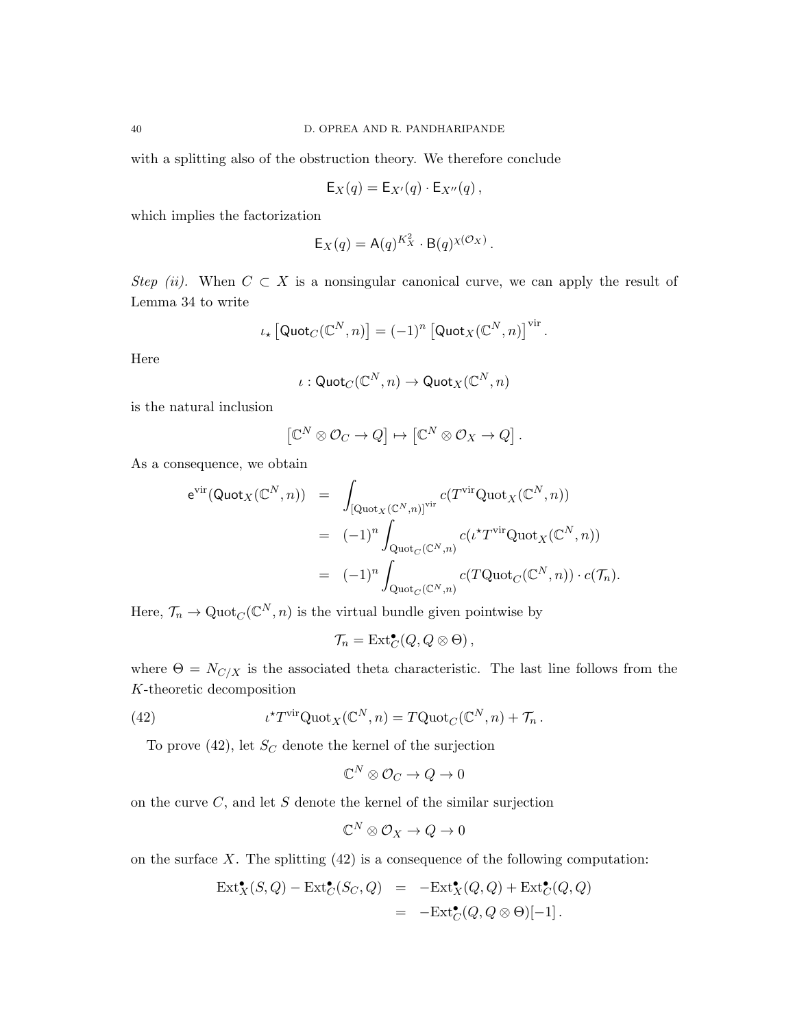with a splitting also of the obstruction theory. We therefore conclude

$$\mathsf{E}_X(q) = \mathsf{E}_{X'}(q) \cdot \mathsf{E}_{X''}(q)\,,$$

which implies the factorization

$$\mathsf{E}_X(q) = \mathsf{A}(q)^{K_X^2} \cdot \mathsf{B}(q)^{\chi(\mathcal{O}_X)}\,.$$

*Step (ii).* When $C \subset X$ is a nonsingular canonical curve, we can apply the result of Lemma 34 to write

$$\iota_\star \left[\mathsf{Quot}_C(\mathbb{C}^N, n)\right] = (-1)^n \left[\mathsf{Quot}_X(\mathbb{C}^N, n)\right]^{\mathrm{vir}}.$$

Here

$$\iota : \mathsf{Quot}_C(\mathbb{C}^N, n) \to \mathsf{Quot}_X(\mathbb{C}^N, n)$$

is the natural inclusion

$$\left[\mathbb{C}^N \otimes \mathcal{O}_C \to Q\right] \mapsto \left[\mathbb{C}^N \otimes \mathcal{O}_X \to Q\right].$$

As a consequence, we obtain

$$\begin{aligned}
\mathsf{e}^{\mathrm{vir}}(\mathsf{Quot}_X(\mathbb{C}^N, n)) &= \int_{[\mathrm{Quot}_X(\mathbb{C}^N,n)]^{\mathrm{vir}}} c(T^{\mathrm{vir}}\mathrm{Quot}_X(\mathbb{C}^N, n)) \\
&= (-1)^n \int_{\mathrm{Quot}_C(\mathbb{C}^N,n)} c(\iota^\star T^{\mathrm{vir}}\mathrm{Quot}_X(\mathbb{C}^N, n)) \\
&= (-1)^n \int_{\mathrm{Quot}_C(\mathbb{C}^N,n)} c(T\mathrm{Quot}_C(\mathbb{C}^N, n)) \cdot c(\mathcal{T}_n).
\end{aligned}$$

Here, $\mathcal{T}_n \to \mathrm{Quot}_C(\mathbb{C}^N, n)$ is the virtual bundle given pointwise by

$$\mathcal{T}_n = \mathrm{Ext}^\bullet_C(Q, Q \otimes \Theta)\,,$$

where $\Theta = N_{C/X}$ is the associated theta characteristic. The last line follows from the $K$-theoretic decomposition

$$\iota^\star T^{\mathrm{vir}}\mathrm{Quot}_X(\mathbb{C}^N, n) = T\mathrm{Quot}_C(\mathbb{C}^N, n) + \mathcal{T}_n\,. \tag{42}$$

To prove (42), let $S_C$ denote the kernel of the surjection

$$\mathbb{C}^N \otimes \mathcal{O}_C \to Q \to 0$$

on the curve $C$, and let $S$ denote the kernel of the similar surjection

$$\mathbb{C}^N \otimes \mathcal{O}_X \to Q \to 0$$

on the surface $X$. The splitting (42) is a consequence of the following computation:

$$\begin{aligned}
\mathrm{Ext}^\bullet_X(S, Q) - \mathrm{Ext}^\bullet_C(S_C, Q) &= -\mathrm{Ext}^\bullet_X(Q, Q) + \mathrm{Ext}^\bullet_C(Q, Q) \\
&= -\mathrm{Ext}^\bullet_C(Q, Q \otimes \Theta)[-1]\,.
\end{aligned}$$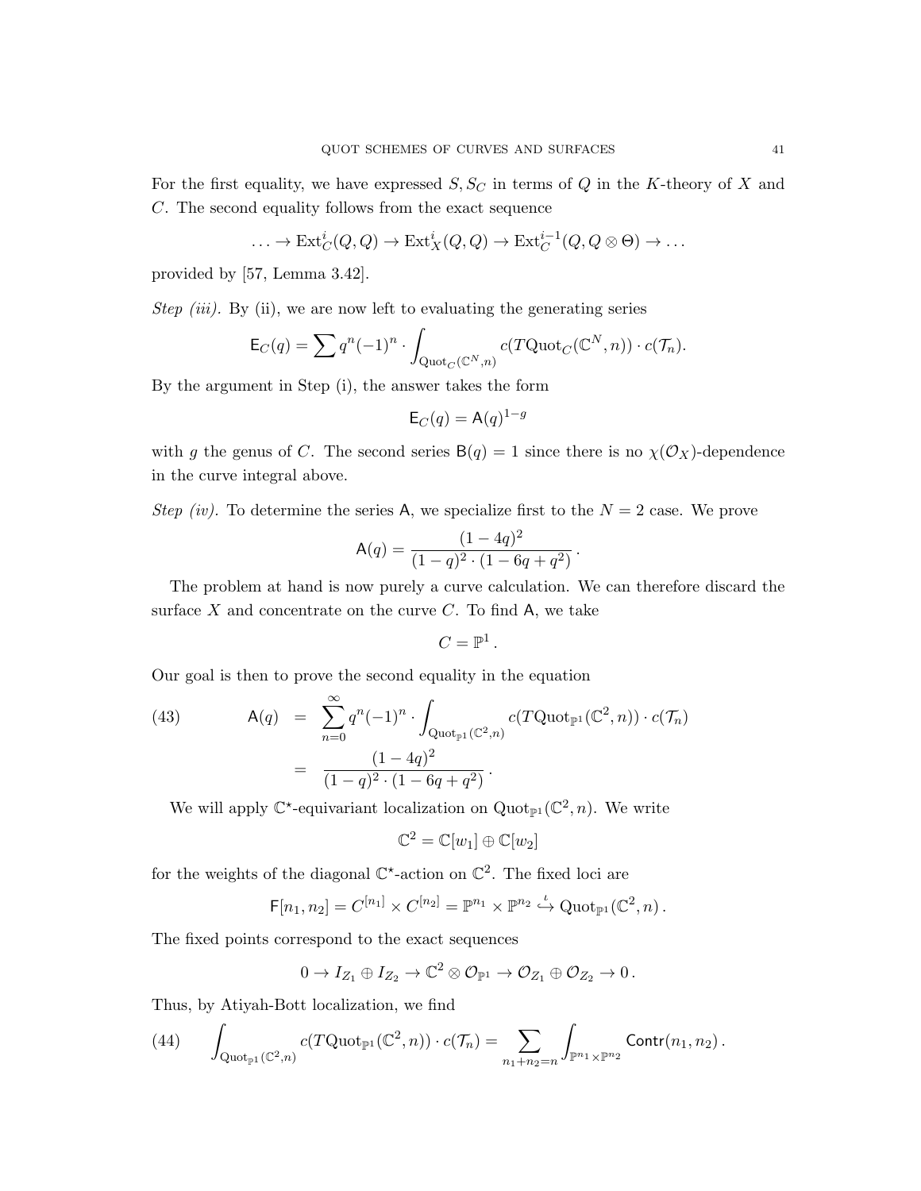For the first equality, we have expressed $S, S_C$ in terms of $Q$ in the $K$-theory of $X$ and $C$. The second equality follows from the exact sequence

$$\ldots \to \mathrm{Ext}^i_C(Q,Q) \to \mathrm{Ext}^i_X(Q,Q) \to \mathrm{Ext}^{i-1}_C(Q, Q\otimes\Theta) \to \ldots$$

provided by [57, Lemma 3.42].

*Step (iii).* By (ii), we are now left to evaluating the generating series

$$\mathsf{E}_C(q) = \sum q^n (-1)^n \cdot \int_{\mathrm{Quot}_C(\mathbb{C}^N, n)} c(T\mathrm{Quot}_C(\mathbb{C}^N, n)) \cdot c(\mathcal{T}_n).$$

By the argument in Step (i), the answer takes the form

$$\mathsf{E}_C(q) = \mathsf{A}(q)^{1-g}$$

with $g$ the genus of $C$. The second series $\mathsf{B}(q) = 1$ since there is no $\chi(\mathcal{O}_X)$-dependence in the curve integral above.

*Step (iv).* To determine the series $\mathsf{A}$, we specialize first to the $N = 2$ case. We prove

$$\mathsf{A}(q) = \frac{(1-4q)^2}{(1-q)^2 \cdot (1-6q+q^2)}\,.$$

The problem at hand is now purely a curve calculation. We can therefore discard the surface $X$ and concentrate on the curve $C$. To find $\mathsf{A}$, we take

$$C = \mathbb{P}^1\,.$$

Our goal is then to prove the second equality in the equation

$$\begin{aligned}
\mathsf{A}(q) &= \sum_{n=0}^{\infty} q^n(-1)^n \cdot \int_{\mathrm{Quot}_{\mathbb{P}^1}(\mathbb{C}^2, n)} c(T\mathrm{Quot}_{\mathbb{P}^1}(\mathbb{C}^2, n)) \cdot c(\mathcal{T}_n) \\
&= \frac{(1-4q)^2}{(1-q)^2 \cdot (1-6q+q^2)}\,.
\end{aligned} \tag{43}$$

We will apply $\mathbb{C}^\star$-equivariant localization on $\mathrm{Quot}_{\mathbb{P}^1}(\mathbb{C}^2, n)$. We write

$$\mathbb{C}^2 = \mathbb{C}[w_1] \oplus \mathbb{C}[w_2]$$

for the weights of the diagonal $\mathbb{C}^\star$-action on $\mathbb{C}^2$. The fixed loci are

$$\mathsf{F}[n_1, n_2] = C^{[n_1]} \times C^{[n_2]} = \mathbb{P}^{n_1} \times \mathbb{P}^{n_2} \overset{\iota}{\hookrightarrow} \mathrm{Quot}_{\mathbb{P}^1}(\mathbb{C}^2, n)\,.$$

The fixed points correspond to the exact sequences

$$0 \to I_{Z_1} \oplus I_{Z_2} \to \mathbb{C}^2 \otimes \mathcal{O}_{\mathbb{P}^1} \to \mathcal{O}_{Z_1} \oplus \mathcal{O}_{Z_2} \to 0\,.$$

Thus, by Atiyah-Bott localization, we find

$$\int_{\mathrm{Quot}_{\mathbb{P}^1}(\mathbb{C}^2, n)} c(T\mathrm{Quot}_{\mathbb{P}^1}(\mathbb{C}^2, n)) \cdot c(\mathcal{T}_n) = \sum_{n_1+n_2=n} \int_{\mathbb{P}^{n_1} \times \mathbb{P}^{n_2}} \mathsf{Contr}(n_1, n_2)\,. \tag{44}$$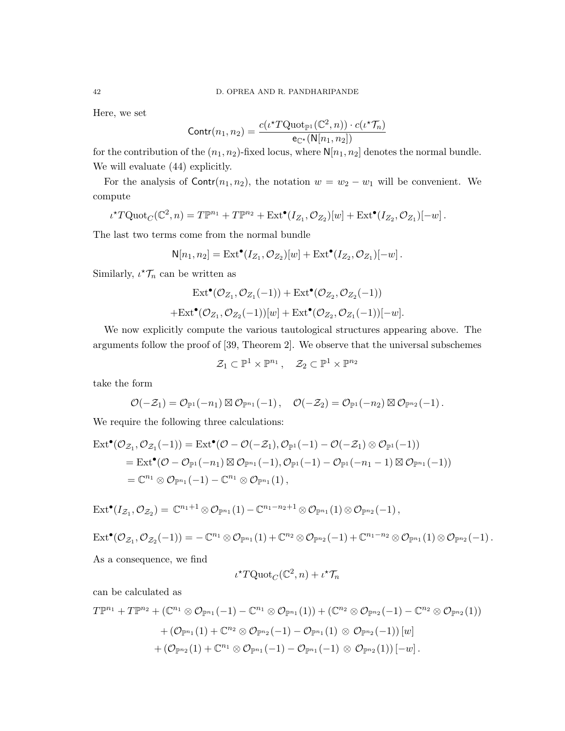Here, we set

$$\mathsf{Contr}(n_1, n_2) = \frac{c(\iota^\star T\mathrm{Quot}_{\mathbb{P}^1}(\mathbb{C}^2, n)) \cdot c(\iota^\star \mathcal{T}_n)}{\mathsf{e}_{\mathbb{C}^\star}(\mathsf{N}[n_1, n_2])}$$

for the contribution of the $(n_1, n_2)$-fixed locus, where $\mathsf{N}[n_1, n_2]$ denotes the normal bundle. We will evaluate (44) explicitly.

For the analysis of $\mathsf{Contr}(n_1, n_2)$, the notation $w = w_2 - w_1$ will be convenient. We compute

$$\iota^\star T\mathrm{Quot}_C(\mathbb{C}^2, n) = T\mathbb{P}^{n_1} + T\mathbb{P}^{n_2} + \mathrm{Ext}^\bullet(I_{Z_1}, \mathcal{O}_{Z_2})[w] + \mathrm{Ext}^\bullet(I_{Z_2}, \mathcal{O}_{Z_1})[-w]\,.$$

The last two terms come from the normal bundle

$$\mathsf{N}[n_1, n_2] = \mathrm{Ext}^\bullet(I_{Z_1}, \mathcal{O}_{Z_2})[w] + \mathrm{Ext}^\bullet(I_{Z_2}, \mathcal{O}_{Z_1})[-w]\,.$$

Similarly, $\iota^\star \mathcal{T}_n$ can be written as

$$\mathrm{Ext}^\bullet(\mathcal{O}_{Z_1}, \mathcal{O}_{Z_1}(-1)) + \mathrm{Ext}^\bullet(\mathcal{O}_{Z_2}, \mathcal{O}_{Z_2}(-1))$$
$$+\mathrm{Ext}^\bullet(\mathcal{O}_{Z_1}, \mathcal{O}_{Z_2}(-1))[w] + \mathrm{Ext}^\bullet(\mathcal{O}_{Z_2}, \mathcal{O}_{Z_1}(-1))[-w].$$

We now explicitly compute the various tautological structures appearing above. The arguments follow the proof of [39, Theorem 2]. We observe that the universal subschemes

$$\mathcal{Z}_1 \subset \mathbb{P}^1 \times \mathbb{P}^{n_1}\,, \quad \mathcal{Z}_2 \subset \mathbb{P}^1 \times \mathbb{P}^{n_2}$$

take the form

$$\mathcal{O}(-\mathcal{Z}_1) = \mathcal{O}_{\mathbb{P}^1}(-n_1) \boxtimes \mathcal{O}_{\mathbb{P}^{n_1}}(-1)\,, \quad \mathcal{O}(-\mathcal{Z}_2) = \mathcal{O}_{\mathbb{P}^1}(-n_2) \boxtimes \mathcal{O}_{\mathbb{P}^{n_2}}(-1)\,.$$

We require the following three calculations:

$$\begin{aligned}
\mathrm{Ext}^\bullet(\mathcal{O}_{\mathcal{Z}_1}, \mathcal{O}_{\mathcal{Z}_1}(-1)) &= \mathrm{Ext}^\bullet(\mathcal{O} - \mathcal{O}(-\mathcal{Z}_1), \mathcal{O}_{\mathbb{P}^1}(-1) - \mathcal{O}(-\mathcal{Z}_1) \otimes \mathcal{O}_{\mathbb{P}^1}(-1)) \\
&= \mathrm{Ext}^\bullet(\mathcal{O} - \mathcal{O}_{\mathbb{P}^1}(-n_1) \boxtimes \mathcal{O}_{\mathbb{P}^{n_1}}(-1), \mathcal{O}_{\mathbb{P}^1}(-1) - \mathcal{O}_{\mathbb{P}^1}(-n_1 - 1) \boxtimes \mathcal{O}_{\mathbb{P}^{n_1}}(-1)) \\
&= \mathbb{C}^{n_1} \otimes \mathcal{O}_{\mathbb{P}^{n_1}}(-1) - \mathbb{C}^{n_1} \otimes \mathcal{O}_{\mathbb{P}^{n_1}}(1)\,,
\end{aligned}$$

$$\mathrm{Ext}^\bullet(I_{\mathcal{Z}_1}, \mathcal{O}_{\mathcal{Z}_2}) = \mathbb{C}^{n_1+1} \otimes \mathcal{O}_{\mathbb{P}^{n_1}}(1) - \mathbb{C}^{n_1 - n_2 + 1} \otimes \mathcal{O}_{\mathbb{P}^{n_1}}(1) \otimes \mathcal{O}_{\mathbb{P}^{n_2}}(-1)\,,$$

$$\mathrm{Ext}^\bullet(\mathcal{O}_{\mathcal{Z}_1}, \mathcal{O}_{\mathcal{Z}_2}(-1)) = -\mathbb{C}^{n_1} \otimes \mathcal{O}_{\mathbb{P}^{n_1}}(1) + \mathbb{C}^{n_2} \otimes \mathcal{O}_{\mathbb{P}^{n_2}}(-1) + \mathbb{C}^{n_1 - n_2} \otimes \mathcal{O}_{\mathbb{P}^{n_1}}(1) \otimes \mathcal{O}_{\mathbb{P}^{n_2}}(-1)\,.$$

As a consequence, we find

$$\iota^\star T\mathrm{Quot}_C(\mathbb{C}^2, n) + \iota^\star \mathcal{T}_n$$

can be calculated as

$$\begin{aligned}
T\mathbb{P}^{n_1} + T\mathbb{P}^{n_2} &+ (\mathbb{C}^{n_1} \otimes \mathcal{O}_{\mathbb{P}^{n_1}}(-1) - \mathbb{C}^{n_1} \otimes \mathcal{O}_{\mathbb{P}^{n_1}}(1)) + (\mathbb{C}^{n_2} \otimes \mathcal{O}_{\mathbb{P}^{n_2}}(-1) - \mathbb{C}^{n_2} \otimes \mathcal{O}_{\mathbb{P}^{n_2}}(1)) \\
&+ (\mathcal{O}_{\mathbb{P}^{n_1}}(1) + \mathbb{C}^{n_2} \otimes \mathcal{O}_{\mathbb{P}^{n_2}}(-1) - \mathcal{O}_{\mathbb{P}^{n_1}}(1) \otimes \mathcal{O}_{\mathbb{P}^{n_2}}(-1))\,[w] \\
&+ (\mathcal{O}_{\mathbb{P}^{n_2}}(1) + \mathbb{C}^{n_1} \otimes \mathcal{O}_{\mathbb{P}^{n_1}}(-1) - \mathcal{O}_{\mathbb{P}^{n_1}}(-1) \otimes \mathcal{O}_{\mathbb{P}^{n_2}}(1))\,[-w]\,.
\end{aligned}$$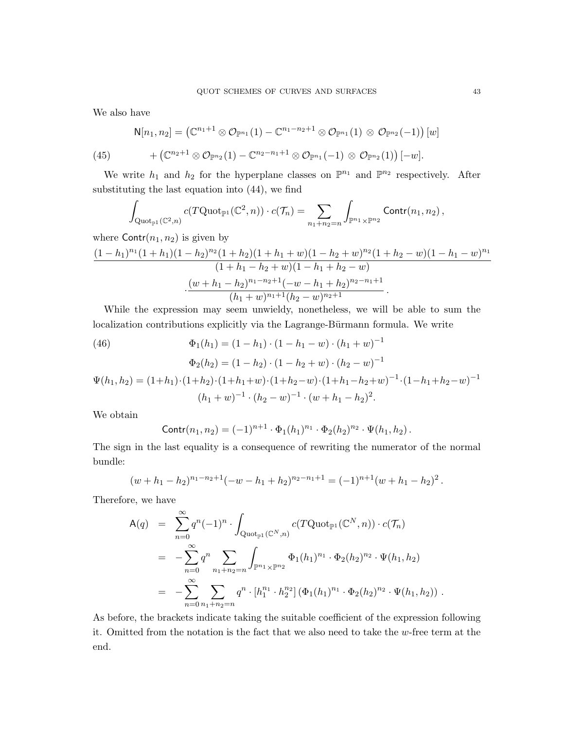We also have

$$
\begin{aligned}
\mathsf{N}[n_1,n_2] &= \left(\mathbb{C}^{n_1+1}\otimes \mathcal{O}_{\mathbb{P}^{n_1}}(1) - \mathbb{C}^{n_1-n_2+1}\otimes \mathcal{O}_{\mathbb{P}^{n_1}}(1)\,\otimes\,\mathcal{O}_{\mathbb{P}^{n_2}}(-1)\right)[w] \\
&\quad + \left(\mathbb{C}^{n_2+1}\otimes \mathcal{O}_{\mathbb{P}^{n_2}}(1) - \mathbb{C}^{n_2-n_1+1}\otimes \mathcal{O}_{\mathbb{P}^{n_1}}(-1)\,\otimes\,\mathcal{O}_{\mathbb{P}^{n_2}}(1)\right)[-w]. \qquad (45)
\end{aligned}
$$

We write $h_1$ and $h_2$ for the hyperplane classes on $\mathbb{P}^{n_1}$ and $\mathbb{P}^{n_2}$ respectively. After substituting the last equation into (44), we find

$$
\int_{\mathrm{Quot}_{\mathbb{P}^1}(\mathbb{C}^2,n)} c(T\mathrm{Quot}_{\mathbb{P}^1}(\mathbb{C}^2,n))\cdot c(\mathcal{T}_n) = \sum_{n_1+n_2=n}\int_{\mathbb{P}^{n_1}\times\mathbb{P}^{n_2}} \mathsf{Contr}(n_1,n_2)\,,
$$

where $\mathsf{Contr}(n_1,n_2)$ is given by

$$
\frac{(1-h_1)^{n_1}(1+h_1)(1-h_2)^{n_2}(1+h_2)(1+h_1+w)(1-h_2+w)^{n_2}(1+h_2-w)(1-h_1-w)^{n_1}}{(1+h_1-h_2+w)(1-h_1+h_2-w)}
$$

$$
\cdot\frac{(w+h_1-h_2)^{n_1-n_2+1}(-w-h_1+h_2)^{n_2-n_1+1}}{(h_1+w)^{n_1+1}(h_2-w)^{n_2+1}}\,.
$$

While the expression may seem unwieldy, nonetheless, we will be able to sum the localization contributions explicitly via the Lagrange-Bürmann formula. We write

$$
\Phi_1(h_1) = (1-h_1)\cdot(1-h_1-w)\cdot(h_1+w)^{-1} \qquad (46)
$$

$$
\Phi_2(h_2) = (1-h_2)\cdot(1-h_2+w)\cdot(h_2-w)^{-1}
$$

$$
\Psi(h_1,h_2) = (1+h_1)\cdot(1+h_2)\cdot(1+h_1+w)\cdot(1+h_2-w)\cdot(1+h_1-h_2+w)^{-1}\cdot(1-h_1+h_2-w)^{-1}
$$

$$
(h_1+w)^{-1}\cdot(h_2-w)^{-1}\cdot(w+h_1-h_2)^2.
$$

We obtain

$$
\mathsf{Contr}(n_1,n_2) = (-1)^{n+1}\cdot\Phi_1(h_1)^{n_1}\cdot\Phi_2(h_2)^{n_2}\cdot\Psi(h_1,h_2)\,.
$$

The sign in the last equality is a consequence of rewriting the numerator of the normal bundle:

$$
(w+h_1-h_2)^{n_1-n_2+1}(-w-h_1+h_2)^{n_2-n_1+1} = (-1)^{n+1}(w+h_1-h_2)^2\,.
$$

Therefore, we have

$$
\begin{aligned}
\mathsf{A}(q) &= \sum_{n=0}^{\infty} q^n(-1)^n\cdot\int_{\mathrm{Quot}_{\mathbb{P}^1}(\mathbb{C}^N,n)} c(T\mathrm{Quot}_{\mathbb{P}^1}(\mathbb{C}^N,n))\cdot c(\mathcal{T}_n) \\
&= -\sum_{n=0}^{\infty} q^n\sum_{n_1+n_2=n}\int_{\mathbb{P}^{n_1}\times\mathbb{P}^{n_2}} \Phi_1(h_1)^{n_1}\cdot\Phi_2(h_2)^{n_2}\cdot\Psi(h_1,h_2) \\
&= -\sum_{n=0}^{\infty}\sum_{n_1+n_2=n} q^n\cdot[h_1^{n_1}\cdot h_2^{n_2}]\left(\Phi_1(h_1)^{n_1}\cdot\Phi_2(h_2)^{n_2}\cdot\Psi(h_1,h_2)\right)\,.
\end{aligned}
$$

As before, the brackets indicate taking the suitable coefficient of the expression following it. Omitted from the notation is the fact that we also need to take the $w$-free term at the end.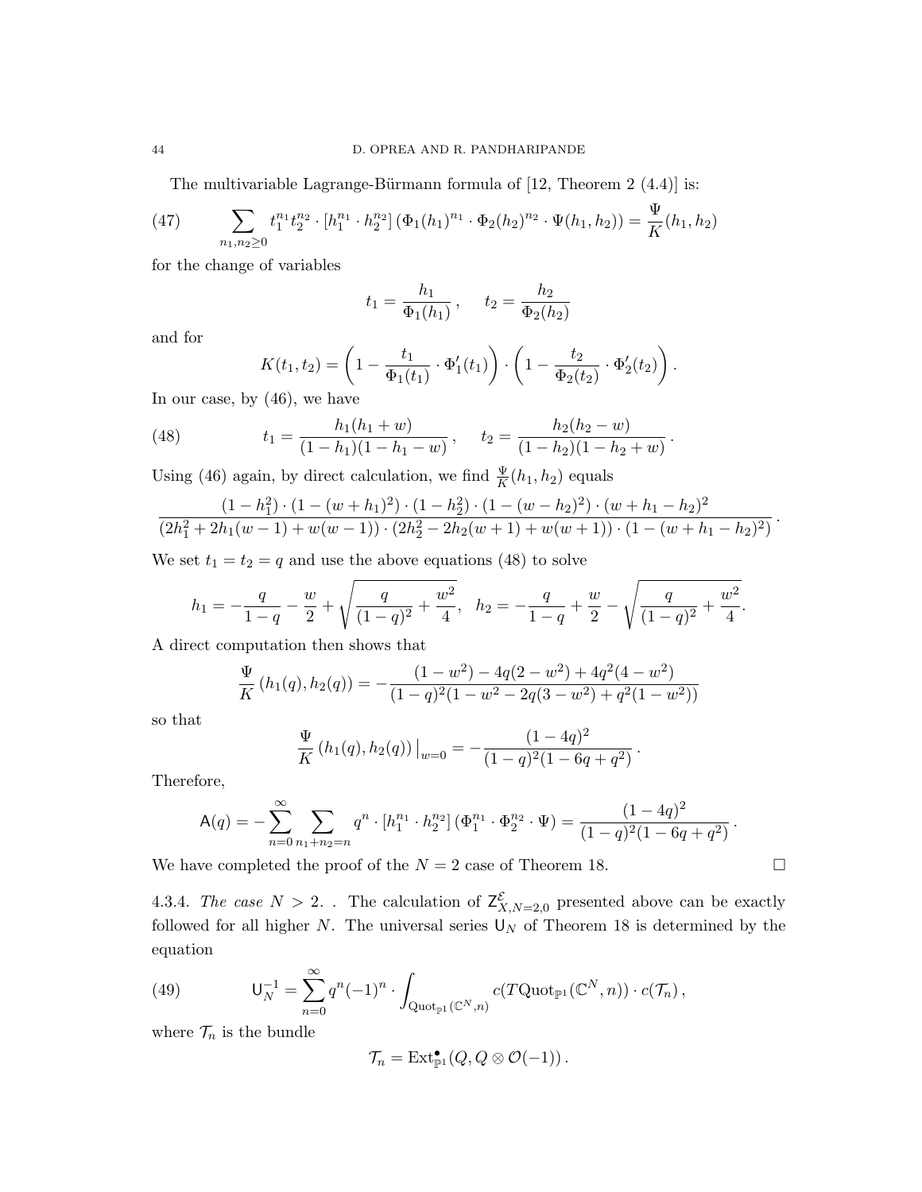The multivariable Lagrange-Bürmann formula of [12, Theorem 2 (4.4)] is:

$$\sum_{n_1,n_2\geq 0} t_1^{n_1} t_2^{n_2} \cdot [h_1^{n_1} \cdot h_2^{n_2}] \left(\Phi_1(h_1)^{n_1} \cdot \Phi_2(h_2)^{n_2} \cdot \Psi(h_1, h_2)\right) = \frac{\Psi}{K}(h_1, h_2) \tag{47}$$

for the change of variables

$$t_1 = \frac{h_1}{\Phi_1(h_1)}, \quad t_2 = \frac{h_2}{\Phi_2(h_2)}$$

and for

$$K(t_1, t_2) = \left(1 - \frac{t_1}{\Phi_1(t_1)} \cdot \Phi_1'(t_1)\right) \cdot \left(1 - \frac{t_2}{\Phi_2(t_2)} \cdot \Phi_2'(t_2)\right).$$

In our case, by (46), we have

$$t_1 = \frac{h_1(h_1 + w)}{(1 - h_1)(1 - h_1 - w)}, \quad t_2 = \frac{h_2(h_2 - w)}{(1 - h_2)(1 - h_2 + w)}. \tag{48}$$

Using (46) again, by direct calculation, we find $\frac{\Psi}{K}(h_1, h_2)$ equals

$$\frac{(1 - h_1^2) \cdot (1 - (w + h_1)^2) \cdot (1 - h_2^2) \cdot (1 - (w - h_2)^2) \cdot (w + h_1 - h_2)^2}{(2h_1^2 + 2h_1(w - 1) + w(w - 1)) \cdot (2h_2^2 - 2h_2(w + 1) + w(w + 1)) \cdot (1 - (w + h_1 - h_2)^2)}.$$

We set $t_1 = t_2 = q$ and use the above equations (48) to solve

$$h_1 = -\frac{q}{1 - q} - \frac{w}{2} + \sqrt{\frac{q}{(1 - q)^2} + \frac{w^2}{4}}, \quad h_2 = -\frac{q}{1 - q} + \frac{w}{2} - \sqrt{\frac{q}{(1 - q)^2} + \frac{w^2}{4}}.$$

A direct computation then shows that

$$\frac{\Psi}{K}(h_1(q), h_2(q)) = -\frac{(1 - w^2) - 4q(2 - w^2) + 4q^2(4 - w^2)}{(1 - q)^2(1 - w^2 - 2q(3 - w^2) + q^2(1 - w^2))}$$

so that

$$\frac{\Psi}{K}(h_1(q), h_2(q))\big|_{w=0} = -\frac{(1 - 4q)^2}{(1 - q)^2(1 - 6q + q^2)}.$$

Therefore,

$$\mathsf{A}(q) = -\sum_{n=0}^{\infty} \sum_{n_1+n_2=n} q^n \cdot [h_1^{n_1} \cdot h_2^{n_2}] \left(\Phi_1^{n_1} \cdot \Phi_2^{n_2} \cdot \Psi\right) = \frac{(1 - 4q)^2}{(1 - q)^2(1 - 6q + q^2)}.$$

We have completed the proof of the $N = 2$ case of Theorem 18. $\square$

4.3.4. *The case $N > 2$.* . The calculation of $\mathsf{Z}^{\mathcal{E}}_{X,N=2,0}$ presented above can be exactly followed for all higher $N$. The universal series $\mathsf{U}_N$ of Theorem 18 is determined by the equation

$$\mathsf{U}_N^{-1} = \sum_{n=0}^{\infty} q^n (-1)^n \cdot \int_{\mathrm{Quot}_{\mathbb{P}^1}(\mathbb{C}^N, n)} c(T\mathrm{Quot}_{\mathbb{P}^1}(\mathbb{C}^N, n)) \cdot c(\mathcal{T}_n), \tag{49}$$

where $\mathcal{T}_n$ is the bundle

$$\mathcal{T}_n = \mathrm{Ext}^\bullet_{\mathbb{P}^1}(Q, Q \otimes \mathcal{O}(-1)).$$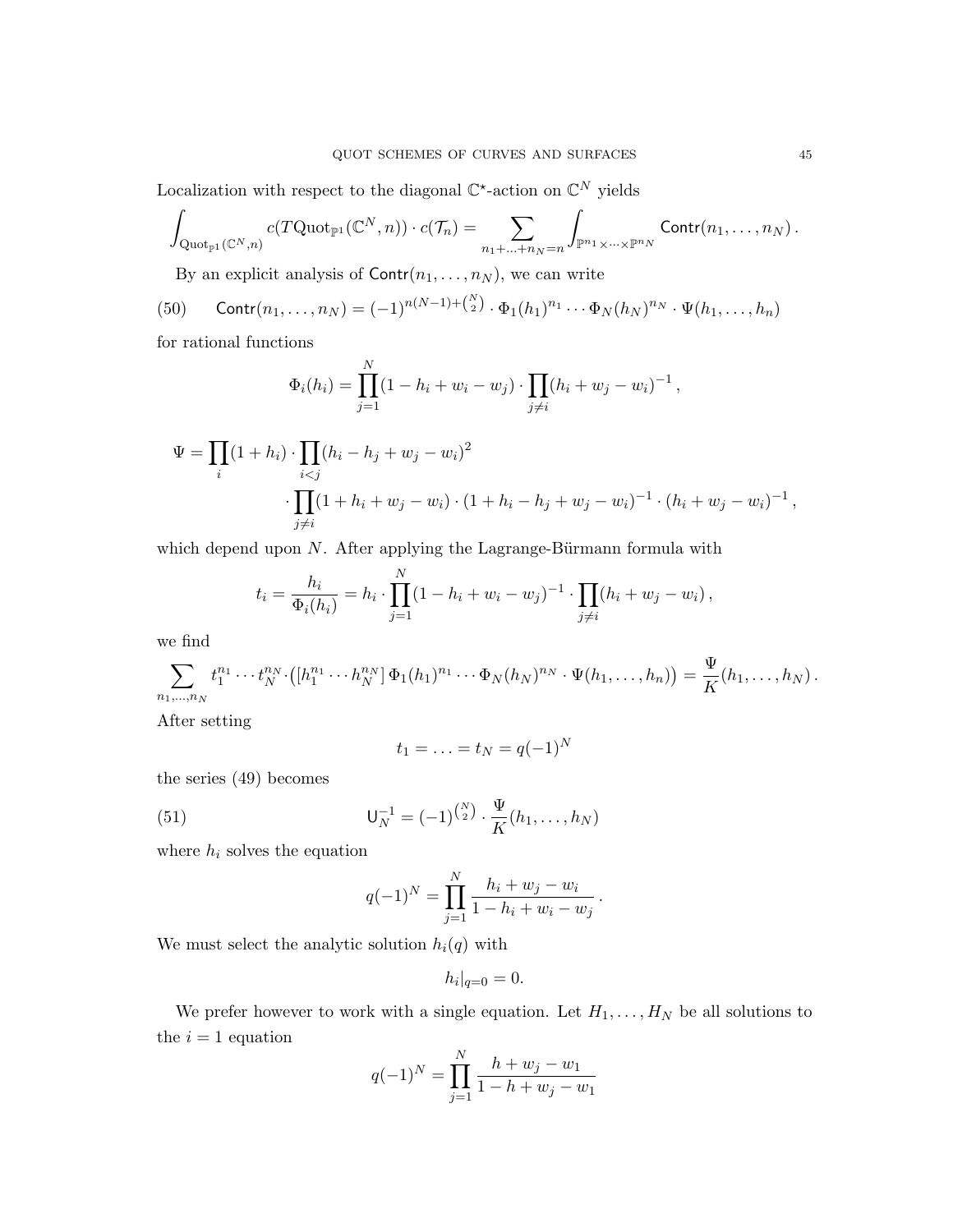Localization with respect to the diagonal $\mathbb{C}^\star$-action on $\mathbb{C}^N$ yields

$$\int_{\mathrm{Quot}_{\mathbb{P}^1}(\mathbb{C}^N,n)} c(T\mathrm{Quot}_{\mathbb{P}^1}(\mathbb{C}^N,n)) \cdot c(\mathcal{T}_n) = \sum_{n_1+\ldots+n_N=n} \int_{\mathbb{P}^{n_1}\times\cdots\times\mathbb{P}^{n_N}} \mathsf{Contr}(n_1,\ldots,n_N)\,.$$

By an explicit analysis of $\mathsf{Contr}(n_1,\ldots,n_N)$, we can write

$$\mathsf{Contr}(n_1,\ldots,n_N) = (-1)^{n(N-1)+\binom{N}{2}} \cdot \Phi_1(h_1)^{n_1}\cdots\Phi_N(h_N)^{n_N}\cdot\Psi(h_1,\ldots,h_n) \tag{50}$$

for rational functions

$$\Phi_i(h_i) = \prod_{j=1}^N (1-h_i+w_i-w_j)\cdot\prod_{j\neq i}(h_i+w_j-w_i)^{-1}\,,$$

$$\Psi = \prod_i (1+h_i)\cdot\prod_{i<j}(h_i-h_j+w_j-w_i)^2 \cdot\prod_{j\neq i}(1+h_i+w_j-w_i)\cdot(1+h_i-h_j+w_j-w_i)^{-1}\cdot(h_i+w_j-w_i)^{-1}\,,$$

which depend upon $N$. After applying the Lagrange-Bürmann formula with

$$t_i = \frac{h_i}{\Phi_i(h_i)} = h_i\cdot\prod_{j=1}^N(1-h_i+w_i-w_j)^{-1}\cdot\prod_{j\neq i}(h_i+w_j-w_i)\,,$$

we find

$$\sum_{n_1,\ldots,n_N} t_1^{n_1}\cdots t_N^{n_N}\cdot\left([h_1^{n_1}\cdots h_N^{n_N}]\,\Phi_1(h_1)^{n_1}\cdots\Phi_N(h_N)^{n_N}\cdot\Psi(h_1,\ldots,h_n)\right) = \frac{\Psi}{K}(h_1,\ldots,h_N)\,.$$

After setting

$$t_1 = \ldots = t_N = q(-1)^N$$

the series (49) becomes

$$\mathsf{U}_N^{-1} = (-1)^{\binom{N}{2}}\cdot\frac{\Psi}{K}(h_1,\ldots,h_N) \tag{51}$$

where $h_i$ solves the equation

$$q(-1)^N = \prod_{j=1}^N \frac{h_i+w_j-w_i}{1-h_i+w_i-w_j}\,.$$

We must select the analytic solution $h_i(q)$ with

$$h_i|_{q=0} = 0.$$

We prefer however to work with a single equation. Let $H_1,\ldots,H_N$ be all solutions to the $i=1$ equation

$$q(-1)^N = \prod_{j=1}^N \frac{h+w_j-w_1}{1-h+w_j-w_1}$$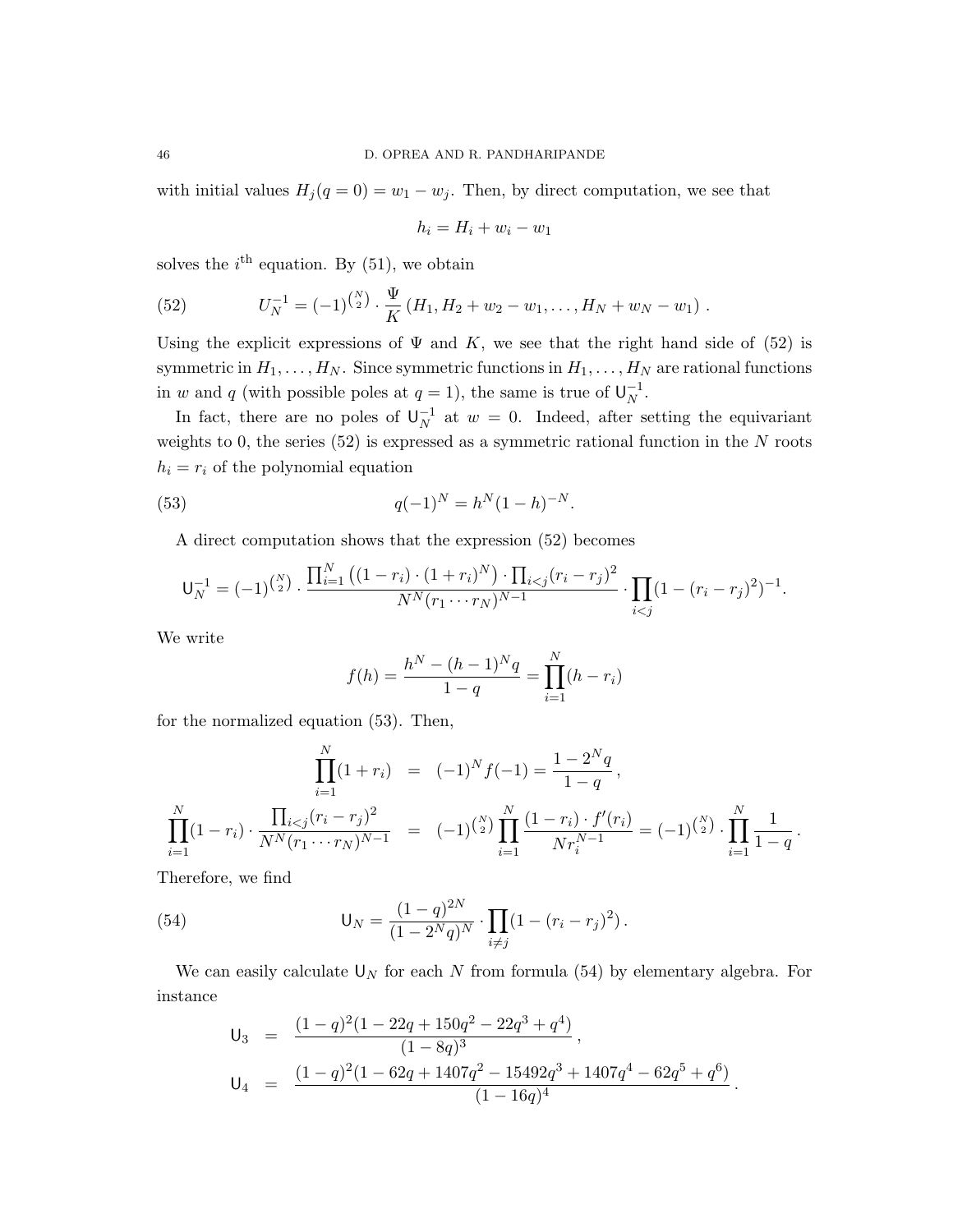with initial values $H_j(q=0) = w_1 - w_j$. Then, by direct computation, we see that

$$h_i = H_i + w_i - w_1$$

solves the $i^{\text{th}}$ equation. By (51), we obtain

$$U_N^{-1} = (-1)^{\binom{N}{2}} \cdot \frac{\Psi}{K} \left( H_1, H_2 + w_2 - w_1, \ldots, H_N + w_N - w_1 \right). \tag{52}$$

Using the explicit expressions of $\Psi$ and $K$, we see that the right hand side of (52) is symmetric in $H_1, \ldots, H_N$. Since symmetric functions in $H_1, \ldots, H_N$ are rational functions in $w$ and $q$ (with possible poles at $q = 1$), the same is true of $\mathsf{U}_N^{-1}$.

In fact, there are no poles of $\mathsf{U}_N^{-1}$ at $w = 0$. Indeed, after setting the equivariant weights to 0, the series (52) is expressed as a symmetric rational function in the $N$ roots $h_i = r_i$ of the polynomial equation

$$q(-1)^N = h^N (1-h)^{-N}. \tag{53}$$

A direct computation shows that the expression (52) becomes

$$\mathsf{U}_N^{-1} = (-1)^{\binom{N}{2}} \cdot \frac{\prod_{i=1}^N \left( (1 - r_i) \cdot (1 + r_i)^N \right) \cdot \prod_{i<j} (r_i - r_j)^2}{N^N (r_1 \cdots r_N)^{N-1}} \cdot \prod_{i<j} (1 - (r_i - r_j)^2)^{-1}.$$

We write

$$f(h) = \frac{h^N - (h-1)^N q}{1 - q} = \prod_{i=1}^N (h - r_i)$$

for the normalized equation (53). Then,

$$\begin{aligned}
\prod_{i=1}^N (1 + r_i) &= (-1)^N f(-1) = \frac{1 - 2^N q}{1 - q}, \\
\prod_{i=1}^N (1 - r_i) \cdot \frac{\prod_{i<j} (r_i - r_j)^2}{N^N (r_1 \cdots r_N)^{N-1}} &= (-1)^{\binom{N}{2}} \prod_{i=1}^N \frac{(1 - r_i) \cdot f'(r_i)}{N r_i^{N-1}} = (-1)^{\binom{N}{2}} \cdot \prod_{i=1}^N \frac{1}{1 - q}.
\end{aligned}$$

Therefore, we find

$$\mathsf{U}_N = \frac{(1-q)^{2N}}{(1 - 2^N q)^N} \cdot \prod_{i \neq j} (1 - (r_i - r_j)^2). \tag{54}$$

We can easily calculate $\mathsf{U}_N$ for each $N$ from formula (54) by elementary algebra. For instance

$$\begin{aligned}
\mathsf{U}_3 &= \frac{(1-q)^2 (1 - 22q + 150q^2 - 22q^3 + q^4)}{(1 - 8q)^3}, \\
\mathsf{U}_4 &= \frac{(1-q)^2 (1 - 62q + 1407q^2 - 15492q^3 + 1407q^4 - 62q^5 + q^6)}{(1 - 16q)^4}.
\end{aligned}$$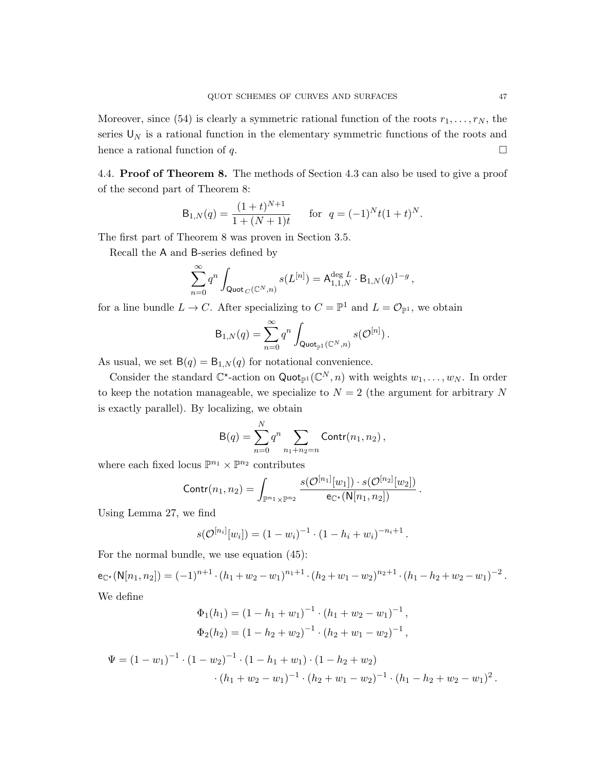Moreover, since (54) is clearly a symmetric rational function of the roots $r_1, \ldots, r_N$, the series $\mathsf{U}_N$ is a rational function in the elementary symmetric functions of the roots and hence a rational function of $q$. $\square$

4.4. **Proof of Theorem 8.** The methods of Section 4.3 can also be used to give a proof of the second part of Theorem 8:

$$\mathsf{B}_{1,N}(q) = \frac{(1+t)^{N+1}}{1+(N+1)t} \qquad \text{for } \; q = (-1)^N t(1+t)^N.$$

The first part of Theorem 8 was proven in Section 3.5.

Recall the $\mathsf{A}$ and $\mathsf{B}$-series defined by

$$\sum_{n=0}^{\infty} q^n \int_{\mathsf{Quot}_C(\mathbb{C}^N,n)} s(L^{[n]}) = \mathsf{A}_{1,1,N}^{\deg L} \cdot \mathsf{B}_{1,N}(q)^{1-g}\,,$$

for a line bundle $L \to C$. After specializing to $C = \mathbb{P}^1$ and $L = \mathcal{O}_{\mathbb{P}^1}$, we obtain

$$\mathsf{B}_{1,N}(q) = \sum_{n=0}^{\infty} q^n \int_{\mathsf{Quot}_{\mathbb{P}^1}(\mathbb{C}^N,n)} s(\mathcal{O}^{[n]})\,.$$

As usual, we set $\mathsf{B}(q) = \mathsf{B}_{1,N}(q)$ for notational convenience.

Consider the standard $\mathbb{C}^\star$-action on $\mathsf{Quot}_{\mathbb{P}^1}(\mathbb{C}^N, n)$ with weights $w_1, \ldots, w_N$. In order to keep the notation manageable, we specialize to $N = 2$ (the argument for arbitrary $N$ is exactly parallel). By localizing, we obtain

$$\mathsf{B}(q) = \sum_{n=0}^{N} q^n \sum_{n_1+n_2=n} \mathsf{Contr}(n_1, n_2)\,,$$

where each fixed locus $\mathbb{P}^{n_1} \times \mathbb{P}^{n_2}$ contributes

$$\mathsf{Contr}(n_1, n_2) = \int_{\mathbb{P}^{n_1} \times \mathbb{P}^{n_2}} \frac{s(\mathcal{O}^{[n_1]}[w_1]) \cdot s(\mathcal{O}^{[n_2]}[w_2])}{\mathsf{e}_{\mathbb{C}^\star}(\mathsf{N}[n_1, n_2])}\,.$$

Using Lemma 27, we find

$$s(\mathcal{O}^{[n_i]}[w_i]) = (1-w_i)^{-1} \cdot (1 - h_i + w_i)^{-n_i+1}\,.$$

For the normal bundle, we use equation (45):

$$\mathsf{e}_{\mathbb{C}^\star}(\mathsf{N}[n_1, n_2]) = (-1)^{n+1} \cdot (h_1 + w_2 - w_1)^{n_1+1} \cdot (h_2 + w_1 - w_2)^{n_2+1} \cdot (h_1 - h_2 + w_2 - w_1)^{-2}\,.$$

We define

$$\Phi_1(h_1) = (1 - h_1 + w_1)^{-1} \cdot (h_1 + w_2 - w_1)^{-1}\,,$$
$$\Phi_2(h_2) = (1 - h_2 + w_2)^{-1} \cdot (h_2 + w_1 - w_2)^{-1}\,,$$

$$\Psi = (1-w_1)^{-1} \cdot (1-w_2)^{-1} \cdot (1 - h_1 + w_1) \cdot (1 - h_2 + w_2) \cdot (h_1 + w_2 - w_1)^{-1} \cdot (h_2 + w_1 - w_2)^{-1} \cdot (h_1 - h_2 + w_2 - w_1)^2\,.$$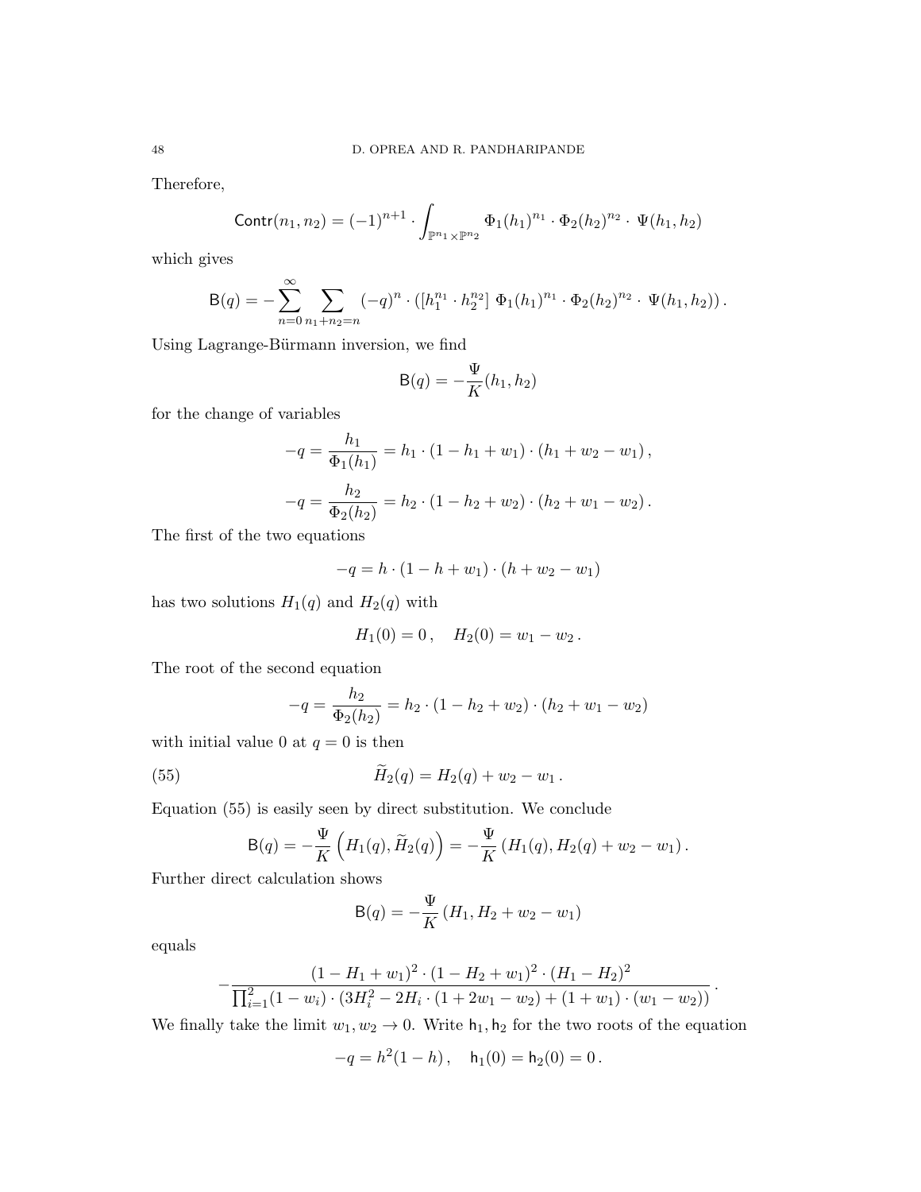Therefore,

$$\mathsf{Contr}(n_1, n_2) = (-1)^{n+1} \cdot \int_{\mathbb{P}^{n_1} \times \mathbb{P}^{n_2}} \Phi_1(h_1)^{n_1} \cdot \Phi_2(h_2)^{n_2} \cdot \, \Psi(h_1, h_2)$$

which gives

$$\mathsf{B}(q) = -\sum_{n=0}^{\infty} \sum_{n_1+n_2=n} (-q)^n \cdot \left( [h_1^{n_1} \cdot h_2^{n_2}] \; \Phi_1(h_1)^{n_1} \cdot \Phi_2(h_2)^{n_2} \cdot \, \Psi(h_1, h_2) \right).$$

Using Lagrange-Bürmann inversion, we find

$$\mathsf{B}(q) = -\frac{\Psi}{K}(h_1, h_2)$$

for the change of variables

$$-q = \frac{h_1}{\Phi_1(h_1)} = h_1 \cdot (1 - h_1 + w_1) \cdot (h_1 + w_2 - w_1)\,,$$

$$-q = \frac{h_2}{\Phi_2(h_2)} = h_2 \cdot (1 - h_2 + w_2) \cdot (h_2 + w_1 - w_2)\,.$$

The first of the two equations

$$-q = h \cdot (1 - h + w_1) \cdot (h + w_2 - w_1)$$

has two solutions $H_1(q)$ and $H_2(q)$ with

$$H_1(0) = 0\,, \quad H_2(0) = w_1 - w_2\,.$$

The root of the second equation

$$-q = \frac{h_2}{\Phi_2(h_2)} = h_2 \cdot (1 - h_2 + w_2) \cdot (h_2 + w_1 - w_2)$$

with initial value 0 at $q = 0$ is then

$$\widetilde{H}_2(q) = H_2(q) + w_2 - w_1\,. \tag{55}$$

Equation (55) is easily seen by direct substitution. We conclude

$$\mathsf{B}(q) = -\frac{\Psi}{K}\left(H_1(q), \widetilde{H}_2(q)\right) = -\frac{\Psi}{K}\left(H_1(q), H_2(q) + w_2 - w_1\right).$$

Further direct calculation shows

$$\mathsf{B}(q) = -\frac{\Psi}{K}\left(H_1, H_2 + w_2 - w_1\right)$$

equals

$$-\frac{(1 - H_1 + w_1)^2 \cdot (1 - H_2 + w_1)^2 \cdot (H_1 - H_2)^2}{\prod_{i=1}^{2} (1 - w_i) \cdot (3H_i^2 - 2H_i \cdot (1 + 2w_1 - w_2) + (1 + w_1) \cdot (w_1 - w_2))}\,.$$

We finally take the limit $w_1, w_2 \to 0$. Write $\mathsf{h}_1, \mathsf{h}_2$ for the two roots of the equation

$$-q = h^2(1 - h)\,, \quad \mathsf{h}_1(0) = \mathsf{h}_2(0) = 0\,.$$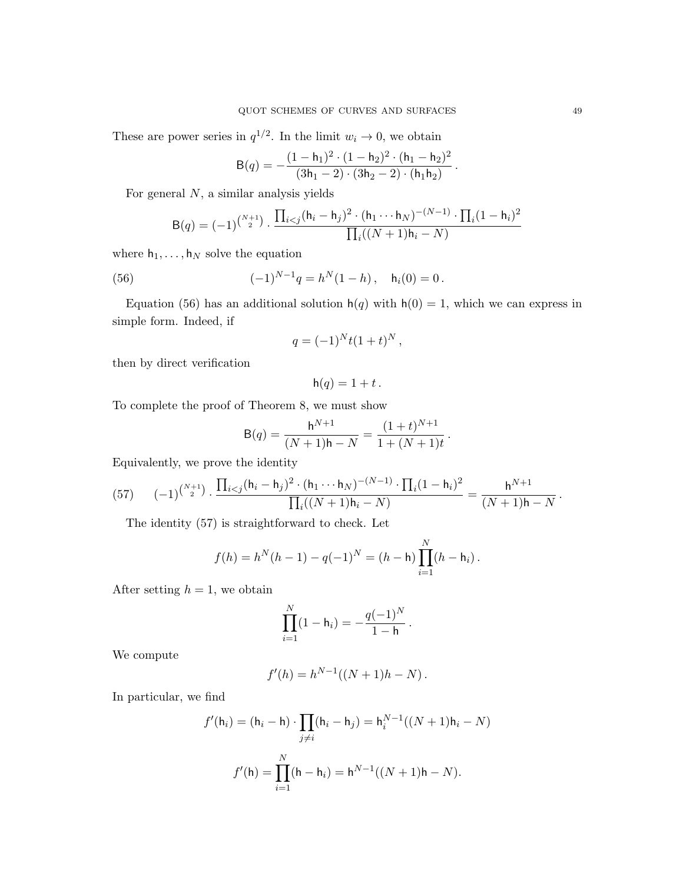These are power series in $q^{1/2}$. In the limit $w_i \to 0$, we obtain

$$\mathsf{B}(q) = -\frac{(1-\mathsf{h}_1)^2 \cdot (1-\mathsf{h}_2)^2 \cdot (\mathsf{h}_1 - \mathsf{h}_2)^2}{(3\mathsf{h}_1 - 2)\cdot(3\mathsf{h}_2 - 2)\cdot(\mathsf{h}_1\mathsf{h}_2)}\,.$$

For general $N$, a similar analysis yields

$$\mathsf{B}(q) = (-1)^{\binom{N+1}{2}} \cdot \frac{\prod_{i<j}(\mathsf{h}_i - \mathsf{h}_j)^2 \cdot (\mathsf{h}_1 \cdots \mathsf{h}_N)^{-(N-1)} \cdot \prod_i (1-\mathsf{h}_i)^2}{\prod_i ((N+1)\mathsf{h}_i - N)}$$

where $\mathsf{h}_1, \ldots, \mathsf{h}_N$ solve the equation

$$(-1)^{N-1} q = h^N(1-h)\,, \quad \mathsf{h}_i(0) = 0\,. \tag{56}$$

Equation (56) has an additional solution $\mathsf{h}(q)$ with $\mathsf{h}(0) = 1$, which we can express in simple form. Indeed, if

$$q = (-1)^N t(1+t)^N\,,$$

then by direct verification

$$\mathsf{h}(q) = 1 + t\,.$$

To complete the proof of Theorem 8, we must show

$$\mathsf{B}(q) = \frac{\mathsf{h}^{N+1}}{(N+1)\mathsf{h} - N} = \frac{(1+t)^{N+1}}{1 + (N+1)t}\,.$$

Equivalently, we prove the identity

$$(-1)^{\binom{N+1}{2}} \cdot \frac{\prod_{i<j}(\mathsf{h}_i - \mathsf{h}_j)^2 \cdot (\mathsf{h}_1 \cdots \mathsf{h}_N)^{-(N-1)} \cdot \prod_i (1-\mathsf{h}_i)^2}{\prod_i ((N+1)\mathsf{h}_i - N)} = \frac{\mathsf{h}^{N+1}}{(N+1)\mathsf{h} - N}\,. \tag{57}$$

The identity (57) is straightforward to check. Let

$$f(h) = h^N(h-1) - q(-1)^N = (h - \mathsf{h}) \prod_{i=1}^N (h - \mathsf{h}_i)\,.$$

After setting $h = 1$, we obtain

$$\prod_{i=1}^N (1 - \mathsf{h}_i) = -\frac{q(-1)^N}{1 - \mathsf{h}}\,.$$

We compute

$$f'(h) = h^{N-1}((N+1)h - N)\,.$$

In particular, we find

$$f'(\mathsf{h}_i) = (\mathsf{h}_i - \mathsf{h}) \cdot \prod_{j \neq i} (\mathsf{h}_i - \mathsf{h}_j) = \mathsf{h}_i^{N-1}((N+1)\mathsf{h}_i - N)$$

$$f'(\mathsf{h}) = \prod_{i=1}^N (\mathsf{h} - \mathsf{h}_i) = \mathsf{h}^{N-1}((N+1)\mathsf{h} - N).$$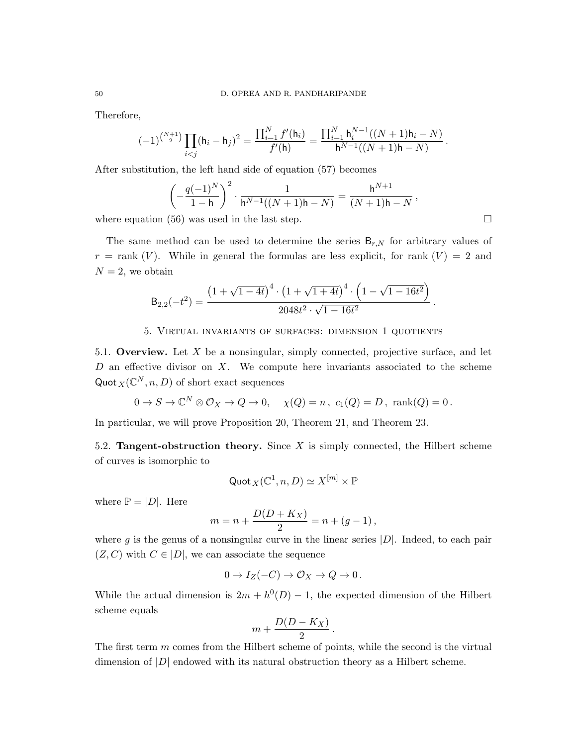Therefore,

$$(-1)^{\binom{N+1}{2}} \prod_{i<j} (\mathsf{h}_i - \mathsf{h}_j)^2 = \frac{\prod_{i=1}^N f'(\mathsf{h}_i)}{f'(\mathsf{h})} = \frac{\prod_{i=1}^N \mathsf{h}_i^{N-1}((N+1)\mathsf{h}_i - N)}{\mathsf{h}^{N-1}((N+1)\mathsf{h} - N)}.$$

After substitution, the left hand side of equation (57) becomes

$$\left(-\frac{q(-1)^N}{1-\mathsf{h}}\right)^2 \cdot \frac{1}{\mathsf{h}^{N-1}((N+1)\mathsf{h} - N)} = \frac{\mathsf{h}^{N+1}}{(N+1)\mathsf{h} - N},$$

where equation (56) was used in the last step. □

The same method can be used to determine the series $\mathsf{B}_{r,N}$ for arbitrary values of $r = \text{rank}\,(V)$. While in general the formulas are less explicit, for rank $(V) = 2$ and $N = 2$, we obtain

$$\mathsf{B}_{2,2}(-t^2) = \frac{\left(1+\sqrt{1-4t}\right)^4 \cdot \left(1+\sqrt{1+4t}\right)^4 \cdot \left(1-\sqrt{1-16t^2}\right)}{2048t^2 \cdot \sqrt{1-16t^2}}.$$

## 5. Virtual invariants of surfaces: dimension 1 quotients

**5.1. Overview.** Let $X$ be a nonsingular, simply connected, projective surface, and let $D$ an effective divisor on $X$. We compute here invariants associated to the scheme $\mathsf{Quot}_X(\mathbb{C}^N, n, D)$ of short exact sequences

$$0 \to S \to \mathbb{C}^N \otimes \mathcal{O}_X \to Q \to 0, \quad \chi(Q) = n\,,\ c_1(Q) = D\,,\ \text{rank}(Q) = 0\,.$$

In particular, we will prove Proposition 20, Theorem 21, and Theorem 23.

**5.2. Tangent-obstruction theory.** Since $X$ is simply connected, the Hilbert scheme of curves is isomorphic to

$$\mathsf{Quot}_X(\mathbb{C}^1, n, D) \simeq X^{[m]} \times \mathbb{P}$$

where $\mathbb{P} = |D|$. Here

$$m = n + \frac{D(D+K_X)}{2} = n + (g-1)\,,$$

where $g$ is the genus of a nonsingular curve in the linear series $|D|$. Indeed, to each pair $(Z, C)$ with $C \in |D|$, we can associate the sequence

$$0 \to I_Z(-C) \to \mathcal{O}_X \to Q \to 0\,.$$

While the actual dimension is $2m + h^0(D) - 1$, the expected dimension of the Hilbert scheme equals

$$m + \frac{D(D-K_X)}{2}\,.$$

The first term $m$ comes from the Hilbert scheme of points, while the second is the virtual dimension of $|D|$ endowed with its natural obstruction theory as a Hilbert scheme.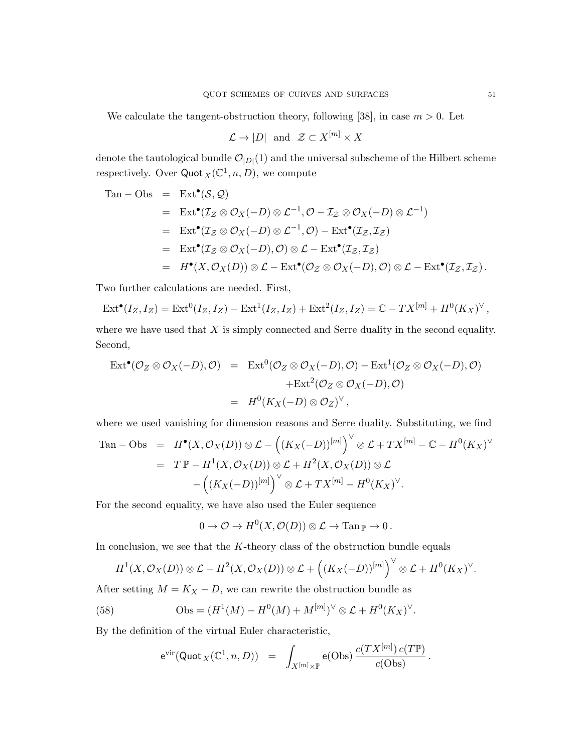We calculate the tangent-obstruction theory, following [38], in case $m > 0$. Let

$$\mathcal{L} \to |D| \quad \text{and} \quad \mathcal{Z} \subset X^{[m]} \times X$$

denote the tautological bundle $\mathcal{O}_{|D|}(1)$ and the universal subscheme of the Hilbert scheme respectively. Over $\mathsf{Quot}_X(\mathbb{C}^1, n, D)$, we compute

$$\begin{aligned}
\mathrm{Tan} - \mathrm{Obs} &= \mathrm{Ext}^\bullet(\mathcal{S}, \mathcal{Q}) \\
&= \mathrm{Ext}^\bullet(\mathcal{I}_\mathcal{Z} \otimes \mathcal{O}_X(-D) \otimes \mathcal{L}^{-1}, \mathcal{O} - \mathcal{I}_\mathcal{Z} \otimes \mathcal{O}_X(-D) \otimes \mathcal{L}^{-1}) \\
&= \mathrm{Ext}^\bullet(\mathcal{I}_\mathcal{Z} \otimes \mathcal{O}_X(-D) \otimes \mathcal{L}^{-1}, \mathcal{O}) - \mathrm{Ext}^\bullet(\mathcal{I}_\mathcal{Z}, \mathcal{I}_\mathcal{Z}) \\
&= \mathrm{Ext}^\bullet(\mathcal{I}_\mathcal{Z} \otimes \mathcal{O}_X(-D), \mathcal{O}) \otimes \mathcal{L} - \mathrm{Ext}^\bullet(\mathcal{I}_\mathcal{Z}, \mathcal{I}_\mathcal{Z}) \\
&= H^\bullet(X, \mathcal{O}_X(D)) \otimes \mathcal{L} - \mathrm{Ext}^\bullet(\mathcal{O}_\mathcal{Z} \otimes \mathcal{O}_X(-D), \mathcal{O}) \otimes \mathcal{L} - \mathrm{Ext}^\bullet(\mathcal{I}_\mathcal{Z}, \mathcal{I}_\mathcal{Z}).
\end{aligned}$$

Two further calculations are needed. First,

$$\mathrm{Ext}^\bullet(I_Z, I_Z) = \mathrm{Ext}^0(I_Z, I_Z) - \mathrm{Ext}^1(I_Z, I_Z) + \mathrm{Ext}^2(I_Z, I_Z) = \mathbb{C} - TX^{[m]} + H^0(K_X)^\vee,$$

where we have used that $X$ is simply connected and Serre duality in the second equality. Second,

$$\begin{aligned}
\mathrm{Ext}^\bullet(\mathcal{O}_Z \otimes \mathcal{O}_X(-D), \mathcal{O}) &= \mathrm{Ext}^0(\mathcal{O}_Z \otimes \mathcal{O}_X(-D), \mathcal{O}) - \mathrm{Ext}^1(\mathcal{O}_Z \otimes \mathcal{O}_X(-D), \mathcal{O}) \\
&\quad + \mathrm{Ext}^2(\mathcal{O}_Z \otimes \mathcal{O}_X(-D), \mathcal{O}) \\
&= H^0(K_X(-D) \otimes \mathcal{O}_Z)^\vee,
\end{aligned}$$

where we used vanishing for dimension reasons and Serre duality. Substituting, we find

$$\begin{aligned}
\mathrm{Tan} - \mathrm{Obs} &= H^\bullet(X, \mathcal{O}_X(D)) \otimes \mathcal{L} - \left((K_X(-D))^{[m]}\right)^\vee \otimes \mathcal{L} + TX^{[m]} - \mathbb{C} - H^0(K_X)^\vee \\
&= T\,\mathbb{P} - H^1(X, \mathcal{O}_X(D)) \otimes \mathcal{L} + H^2(X, \mathcal{O}_X(D)) \otimes \mathcal{L} \\
&\quad - \left((K_X(-D))^{[m]}\right)^\vee \otimes \mathcal{L} + TX^{[m]} - H^0(K_X)^\vee.
\end{aligned}$$

For the second equality, we have also used the Euler sequence

$$0 \to \mathcal{O} \to H^0(X, \mathcal{O}(D)) \otimes \mathcal{L} \to \mathrm{Tan}_{\mathbb{P}} \to 0.$$

In conclusion, we see that the $K$-theory class of the obstruction bundle equals

$$H^1(X, \mathcal{O}_X(D)) \otimes \mathcal{L} - H^2(X, \mathcal{O}_X(D)) \otimes \mathcal{L} + \left((K_X(-D))^{[m]}\right)^\vee \otimes \mathcal{L} + H^0(K_X)^\vee.$$

After setting $M = K_X - D$, we can rewrite the obstruction bundle as

$$\mathrm{Obs} = (H^1(M) - H^0(M) + M^{[m]})^\vee \otimes \mathcal{L} + H^0(K_X)^\vee. \tag{58}$$

By the definition of the virtual Euler characteristic,

$$\mathsf{e}^{\mathrm{vir}}(\mathsf{Quot}_X(\mathbb{C}^1, n, D)) = \int_{X^{[m]} \times \mathbb{P}} \mathsf{e}(\mathrm{Obs}) \frac{c(TX^{[m]})\, c(T\mathbb{P})}{c(\mathrm{Obs})}.$$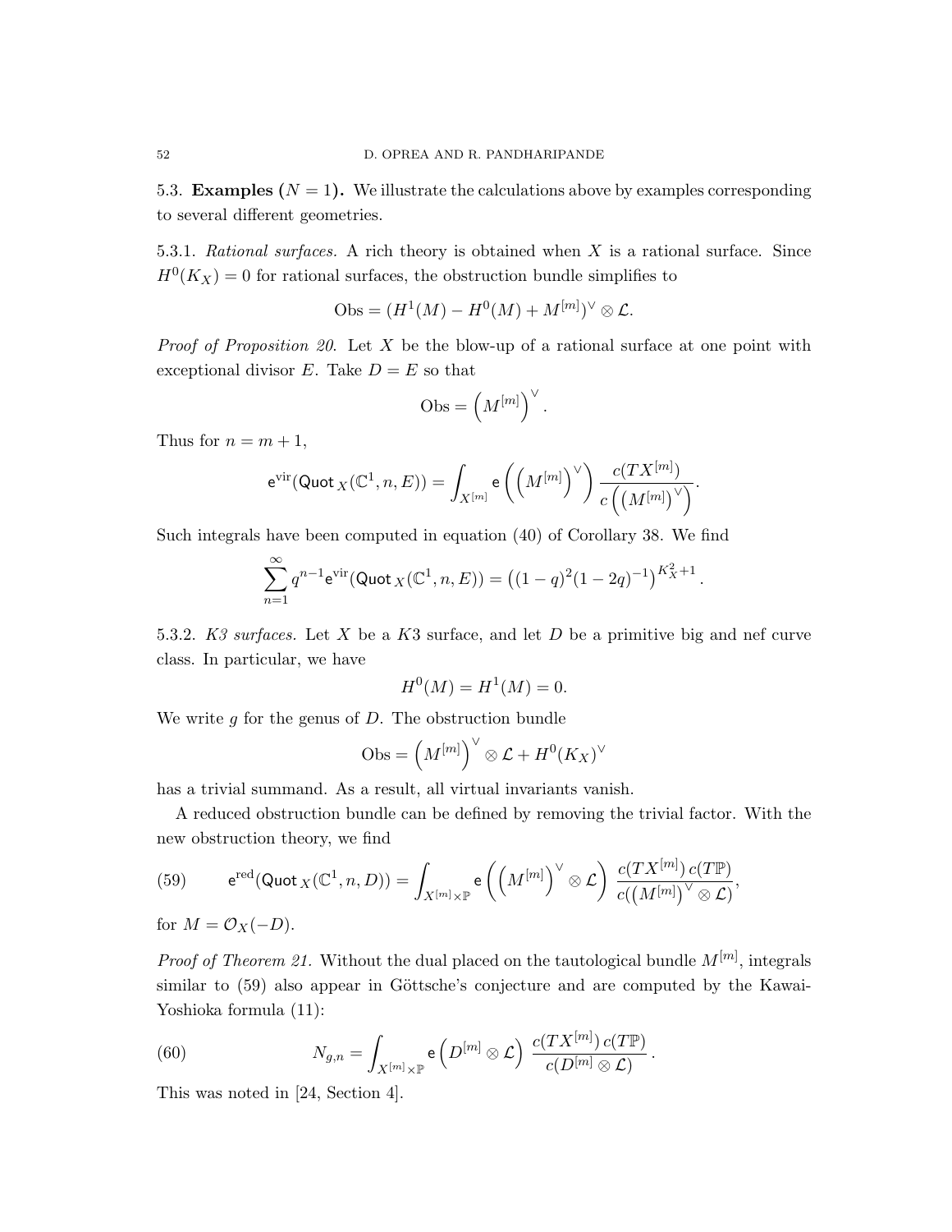5.3. **Examples ($N = 1$).** We illustrate the calculations above by examples corresponding to several different geometries.

5.3.1. *Rational surfaces.* A rich theory is obtained when $X$ is a rational surface. Since $H^0(K_X) = 0$ for rational surfaces, the obstruction bundle simplifies to

$$\mathrm{Obs} = (H^1(M) - H^0(M) + M^{[m]})^\vee \otimes \mathcal{L}.$$

*Proof of Proposition 20.* Let $X$ be the blow-up of a rational surface at one point with exceptional divisor $E$. Take $D = E$ so that

$$\mathrm{Obs} = \left(M^{[m]}\right)^\vee.$$

Thus for $n = m+1$,

$$\mathsf{e}^{\mathrm{vir}}(\mathsf{Quot}_X(\mathbb{C}^1, n, E)) = \int_{X^{[m]}} \mathsf{e}\left(\left(M^{[m]}\right)^\vee\right) \frac{c(TX^{[m]})}{c\left(\left(M^{[m]}\right)^\vee\right)}.$$

Such integrals have been computed in equation (40) of Corollary 38. We find

$$\sum_{n=1}^{\infty} q^{n-1} \mathsf{e}^{\mathrm{vir}}(\mathsf{Quot}_X(\mathbb{C}^1, n, E)) = \left((1-q)^2(1-2q)^{-1}\right)^{K_X^2+1}.$$

5.3.2. *K3 surfaces.* Let $X$ be a $K3$ surface, and let $D$ be a primitive big and nef curve class. In particular, we have

$$H^0(M) = H^1(M) = 0.$$

We write $g$ for the genus of $D$. The obstruction bundle

$$\mathrm{Obs} = \left(M^{[m]}\right)^\vee \otimes \mathcal{L} + H^0(K_X)^\vee$$

has a trivial summand. As a result, all virtual invariants vanish.

A reduced obstruction bundle can be defined by removing the trivial factor. With the new obstruction theory, we find

$$\mathsf{e}^{\mathrm{red}}(\mathsf{Quot}_X(\mathbb{C}^1, n, D)) = \int_{X^{[m]} \times \mathbb{P}} \mathsf{e}\left(\left(M^{[m]}\right)^\vee \otimes \mathcal{L}\right) \frac{c(TX^{[m]})\, c(T\mathbb{P})}{c(\left(M^{[m]}\right)^\vee \otimes \mathcal{L})}, \tag{59}$$

for $M = \mathcal{O}_X(-D)$.

*Proof of Theorem 21.* Without the dual placed on the tautological bundle $M^{[m]}$, integrals similar to (59) also appear in Göttsche's conjecture and are computed by the Kawai-Yoshioka formula (11):

$$N_{g,n} = \int_{X^{[m]} \times \mathbb{P}} \mathsf{e}\left(D^{[m]} \otimes \mathcal{L}\right) \frac{c(TX^{[m]})\, c(T\mathbb{P})}{c(D^{[m]} \otimes \mathcal{L})}. \tag{60}$$

This was noted in [24, Section 4].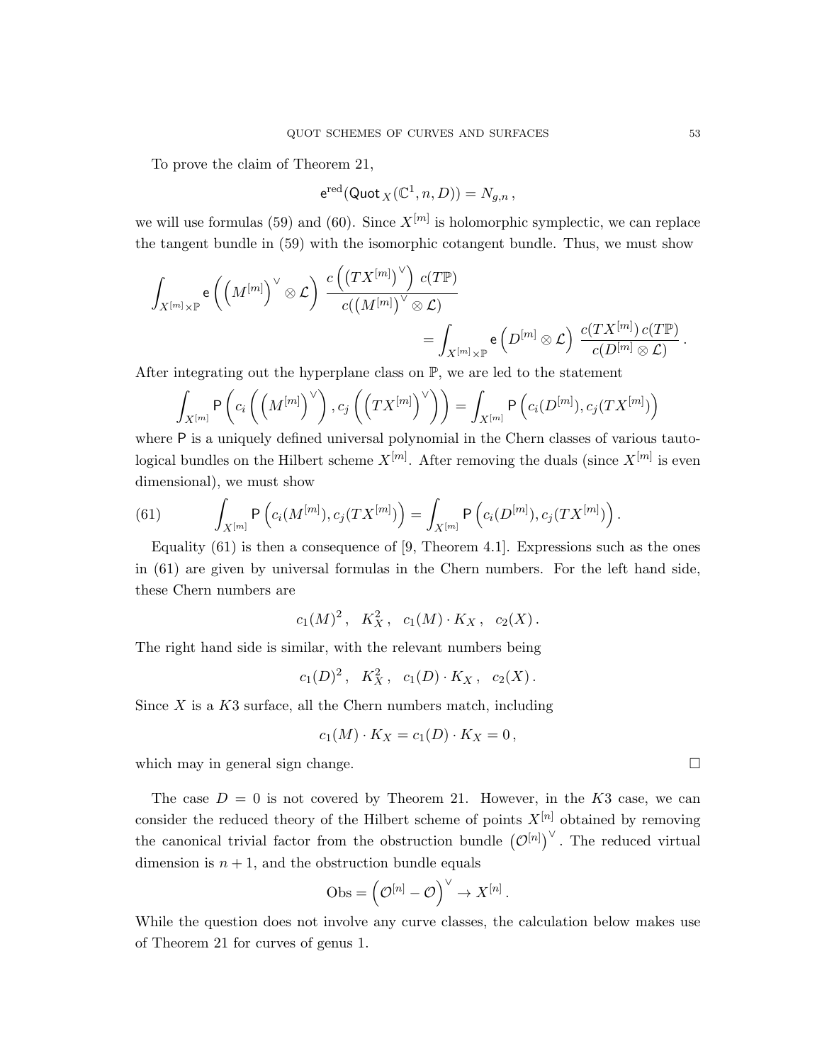To prove the claim of Theorem 21,

$$\mathsf{e}^{\mathrm{red}}(\mathsf{Quot}_X(\mathbb{C}^1, n, D)) = N_{g,n}\,,$$

we will use formulas (59) and (60). Since $X^{[m]}$ is holomorphic symplectic, we can replace the tangent bundle in (59) with the isomorphic cotangent bundle. Thus, we must show

$$\int_{X^{[m]}\times\mathbb{P}} \mathsf{e}\left(\left(M^{[m]}\right)^\vee \otimes \mathcal{L}\right)\ \frac{c\left(\left(TX^{[m]}\right)^\vee\right)\ c(T\mathbb{P})}{c(\left(M^{[m]}\right)^\vee \otimes \mathcal{L})}$$
$$= \int_{X^{[m]}\times\mathbb{P}} \mathsf{e}\left(D^{[m]}\otimes\mathcal{L}\right)\ \frac{c(TX^{[m]})\,c(T\mathbb{P})}{c(D^{[m]}\otimes\mathcal{L})}\,.$$

After integrating out the hyperplane class on $\mathbb{P}$, we are led to the statement

$$\int_{X^{[m]}} \mathsf{P}\left(c_i\left(\left(M^{[m]}\right)^\vee\right), c_j\left(\left(TX^{[m]}\right)^\vee\right)\right) = \int_{X^{[m]}} \mathsf{P}\left(c_i(D^{[m]}), c_j(TX^{[m]})\right)$$

where $\mathsf{P}$ is a uniquely defined universal polynomial in the Chern classes of various tautological bundles on the Hilbert scheme $X^{[m]}$. After removing the duals (since $X^{[m]}$ is even dimensional), we must show

$$\int_{X^{[m]}} \mathsf{P}\left(c_i(M^{[m]}), c_j(TX^{[m]})\right) = \int_{X^{[m]}} \mathsf{P}\left(c_i(D^{[m]}), c_j(TX^{[m]})\right). \tag{61}$$

Equality (61) is then a consequence of [9, Theorem 4.1]. Expressions such as the ones in (61) are given by universal formulas in the Chern numbers. For the left hand side, these Chern numbers are

$$c_1(M)^2\,,\quad K_X^2\,,\quad c_1(M)\cdot K_X\,,\quad c_2(X)\,.$$

The right hand side is similar, with the relevant numbers being

$$c_1(D)^2\,,\quad K_X^2\,,\quad c_1(D)\cdot K_X\,,\quad c_2(X)\,.$$

Since $X$ is a $K3$ surface, all the Chern numbers match, including

$$c_1(M)\cdot K_X = c_1(D)\cdot K_X = 0\,,$$

which may in general sign change. $\square$

The case $D = 0$ is not covered by Theorem 21. However, in the $K3$ case, we can consider the reduced theory of the Hilbert scheme of points $X^{[n]}$ obtained by removing the canonical trivial factor from the obstruction bundle $\left(\mathcal{O}^{[n]}\right)^\vee$. The reduced virtual dimension is $n+1$, and the obstruction bundle equals

$$\mathrm{Obs} = \left(\mathcal{O}^{[n]} - \mathcal{O}\right)^\vee \to X^{[n]}\,.$$

While the question does not involve any curve classes, the calculation below makes use of Theorem 21 for curves of genus 1.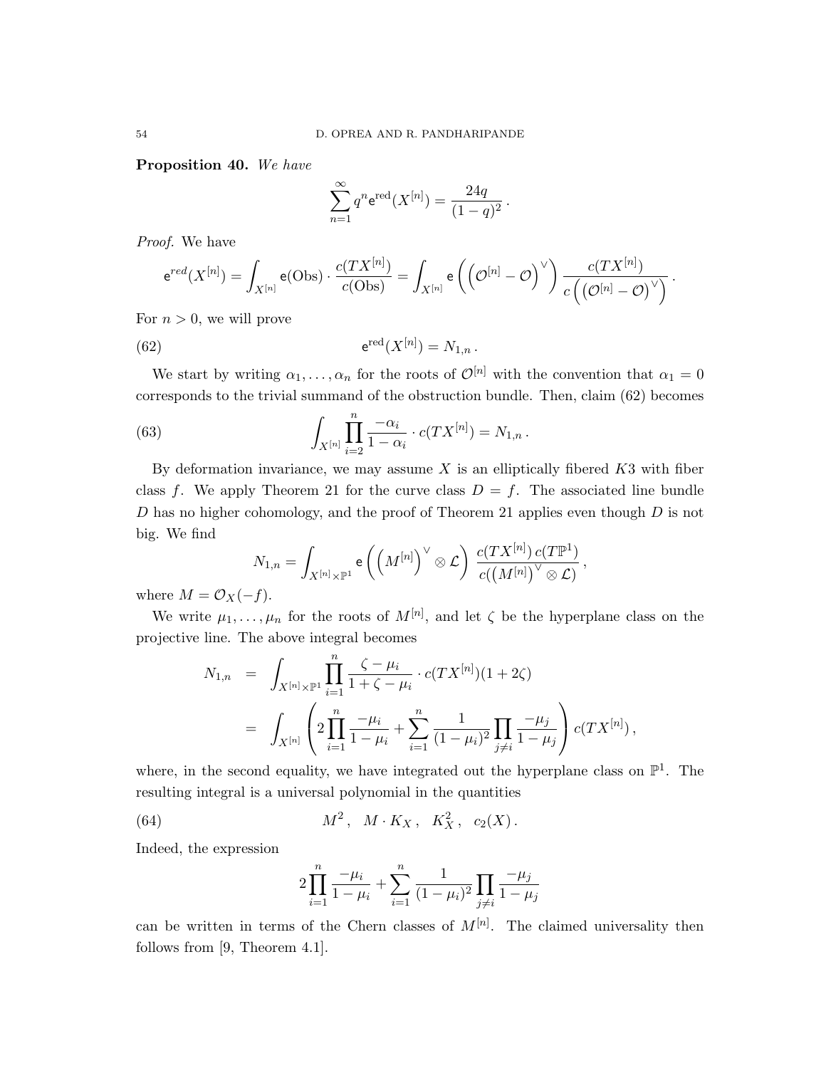**Proposition 40.** *We have*

$$\sum_{n=1}^{\infty} q^n \mathsf{e}^{\mathrm{red}}(X^{[n]}) = \frac{24q}{(1-q)^2}\,.$$

*Proof.* We have

$$\mathsf{e}^{red}(X^{[n]}) = \int_{X^{[n]}} \mathsf{e}(\mathrm{Obs}) \cdot \frac{c(TX^{[n]})}{c(\mathrm{Obs})} = \int_{X^{[n]}} \mathsf{e}\left(\left(\mathcal{O}^{[n]} - \mathcal{O}\right)^{\vee}\right) \frac{c(TX^{[n]})}{c\left(\left(\mathcal{O}^{[n]} - \mathcal{O}\right)^{\vee}\right)}\,.$$

For $n > 0$, we will prove

$$\mathsf{e}^{\mathrm{red}}(X^{[n]}) = N_{1,n}\,. \tag{62}$$

We start by writing $\alpha_1, \ldots, \alpha_n$ for the roots of $\mathcal{O}^{[n]}$ with the convention that $\alpha_1 = 0$ corresponds to the trivial summand of the obstruction bundle. Then, claim (62) becomes

$$\int_{X^{[n]}} \prod_{i=2}^{n} \frac{-\alpha_i}{1-\alpha_i} \cdot c(TX^{[n]}) = N_{1,n}\,. \tag{63}$$

By deformation invariance, we may assume $X$ is an elliptically fibered $K3$ with fiber class $f$. We apply Theorem 21 for the curve class $D = f$. The associated line bundle $D$ has no higher cohomology, and the proof of Theorem 21 applies even though $D$ is not big. We find

$$N_{1,n} = \int_{X^{[n]} \times \mathbb{P}^1} \mathsf{e}\left(\left(M^{[n]}\right)^{\vee} \otimes \mathcal{L}\right) \frac{c(TX^{[n]})\, c(T\mathbb{P}^1)}{c(\left(M^{[n]}\right)^{\vee} \otimes \mathcal{L})}\,,$$

where $M = \mathcal{O}_X(-f)$.

We write $\mu_1, \ldots, \mu_n$ for the roots of $M^{[n]}$, and let $\zeta$ be the hyperplane class on the projective line. The above integral becomes

$$\begin{aligned} N_{1,n} &= \int_{X^{[n]} \times \mathbb{P}^1} \prod_{i=1}^{n} \frac{\zeta - \mu_i}{1 + \zeta - \mu_i} \cdot c(TX^{[n]})(1 + 2\zeta) \\ &= \int_{X^{[n]}} \left( 2 \prod_{i=1}^{n} \frac{-\mu_i}{1-\mu_i} + \sum_{i=1}^{n} \frac{1}{(1-\mu_i)^2} \prod_{j \neq i} \frac{-\mu_j}{1-\mu_j} \right) c(TX^{[n]})\,, \end{aligned}$$

where, in the second equality, we have integrated out the hyperplane class on $\mathbb{P}^1$. The resulting integral is a universal polynomial in the quantities

$$M^2\,, \quad M \cdot K_X\,, \quad K_X^2\,, \quad c_2(X)\,. \tag{64}$$

Indeed, the expression

$$2 \prod_{i=1}^{n} \frac{-\mu_i}{1-\mu_i} + \sum_{i=1}^{n} \frac{1}{(1-\mu_i)^2} \prod_{j \neq i} \frac{-\mu_j}{1-\mu_j}$$

can be written in terms of the Chern classes of $M^{[n]}$. The claimed universality then follows from [9, Theorem 4.1].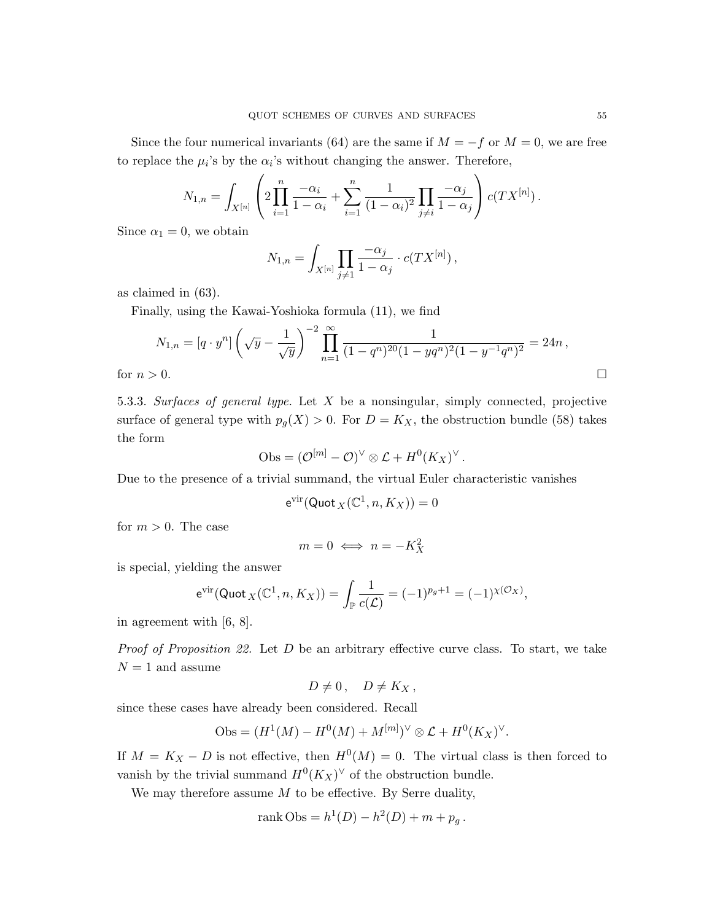Since the four numerical invariants (64) are the same if $M = -f$ or $M = 0$, we are free to replace the $\mu_i$'s by the $\alpha_i$'s without changing the answer. Therefore,

$$N_{1,n} = \int_{X^{[n]}} \left( 2 \prod_{i=1}^{n} \frac{-\alpha_i}{1-\alpha_i} + \sum_{i=1}^{n} \frac{1}{(1-\alpha_i)^2} \prod_{j \neq i} \frac{-\alpha_j}{1-\alpha_j} \right) c(TX^{[n]}) \,.$$

Since $\alpha_1 = 0$, we obtain

$$N_{1,n} = \int_{X^{[n]}} \prod_{j \neq 1} \frac{-\alpha_j}{1-\alpha_j} \cdot c(TX^{[n]}) \,,$$

as claimed in (63).

Finally, using the Kawai-Yoshioka formula (11), we find

$$N_{1,n} = [q \cdot y^n] \left( \sqrt{y} - \frac{1}{\sqrt{y}} \right)^{-2} \prod_{n=1}^{\infty} \frac{1}{(1-q^n)^{20}(1-yq^n)^2(1-y^{-1}q^n)^2} = 24n \,,$$

for $n > 0$. $\square$

5.3.3. *Surfaces of general type.* Let $X$ be a nonsingular, simply connected, projective surface of general type with $p_g(X) > 0$. For $D = K_X$, the obstruction bundle (58) takes the form

$$\mathrm{Obs} = (\mathcal{O}^{[m]} - \mathcal{O})^\vee \otimes \mathcal{L} + H^0(K_X)^\vee \,.$$

Due to the presence of a trivial summand, the virtual Euler characteristic vanishes

$$\mathsf{e}^{\mathrm{vir}}(\mathsf{Quot}_X(\mathbb{C}^1, n, K_X)) = 0$$

for $m > 0$. The case

$$m = 0 \iff n = -K_X^2$$

is special, yielding the answer

$$\mathsf{e}^{\mathrm{vir}}(\mathsf{Quot}_X(\mathbb{C}^1, n, K_X)) = \int_{\mathbb{P}} \frac{1}{c(\mathcal{L})} = (-1)^{p_g+1} = (-1)^{\chi(\mathcal{O}_X)},$$

in agreement with [6, 8].

*Proof of Proposition 22.* Let $D$ be an arbitrary effective curve class. To start, we take $N = 1$ and assume

$$D \neq 0 \,, \quad D \neq K_X \,,$$

since these cases have already been considered. Recall

$$\mathrm{Obs} = (H^1(M) - H^0(M) + M^{[m]})^\vee \otimes \mathcal{L} + H^0(K_X)^\vee .$$

If $M = K_X - D$ is not effective, then $H^0(M) = 0$. The virtual class is then forced to vanish by the trivial summand $H^0(K_X)^\vee$ of the obstruction bundle.

We may therefore assume $M$ to be effective. By Serre duality,

$$\mathrm{rank}\,\mathrm{Obs} = h^1(D) - h^2(D) + m + p_g \,.$$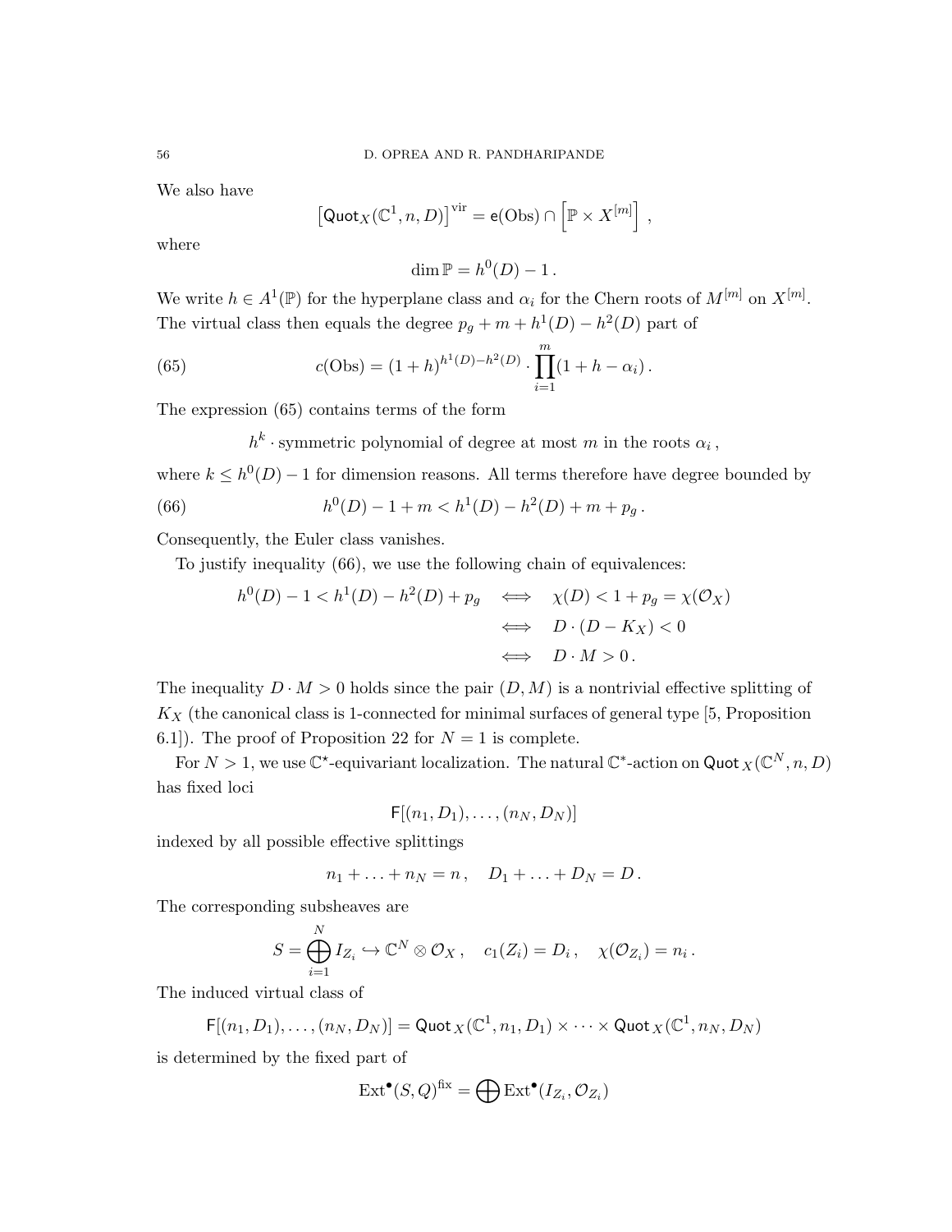We also have

$$\left[\mathsf{Quot}_X(\mathbb{C}^1, n, D)\right]^{\mathrm{vir}} = \mathsf{e}(\mathrm{Obs}) \cap \left[\mathbb{P} \times X^{[m]}\right] \,,$$

where

$$\dim \mathbb{P} = h^0(D) - 1\,.$$

We write $h \in A^1(\mathbb{P})$ for the hyperplane class and $\alpha_i$ for the Chern roots of $M^{[m]}$ on $X^{[m]}$. The virtual class then equals the degree $p_g + m + h^1(D) - h^2(D)$ part of

$$c(\mathrm{Obs}) = (1+h)^{h^1(D)-h^2(D)} \cdot \prod_{i=1}^{m} (1 + h - \alpha_i)\,. \tag{65}$$

The expression (65) contains terms of the form

$$h^k \cdot \text{symmetric polynomial of degree at most } m \text{ in the roots } \alpha_i\,,$$

where $k \leq h^0(D) - 1$ for dimension reasons. All terms therefore have degree bounded by

$$h^0(D) - 1 + m < h^1(D) - h^2(D) + m + p_g\,. \tag{66}$$

Consequently, the Euler class vanishes.

To justify inequality (66), we use the following chain of equivalences:

$$\begin{aligned} h^0(D) - 1 < h^1(D) - h^2(D) + p_g \quad &\Longleftrightarrow \quad \chi(D) < 1 + p_g = \chi(\mathcal{O}_X) \\ &\Longleftrightarrow \quad D \cdot (D - K_X) < 0 \\ &\Longleftrightarrow \quad D \cdot M > 0\,. \end{aligned}$$

The inequality $D \cdot M > 0$ holds since the pair $(D, M)$ is a nontrivial effective splitting of $K_X$ (the canonical class is 1-connected for minimal surfaces of general type [5, Proposition 6.1]). The proof of Proposition 22 for $N = 1$ is complete.

For $N > 1$, we use $\mathbb{C}^\star$-equivariant localization. The natural $\mathbb{C}^*$-action on $\mathsf{Quot}_X(\mathbb{C}^N, n, D)$ has fixed loci

$$\mathsf{F}[(n_1, D_1), \ldots, (n_N, D_N)]$$

indexed by all possible effective splittings

$$n_1 + \ldots + n_N = n\,, \quad D_1 + \ldots + D_N = D\,.$$

The corresponding subsheaves are

$$S = \bigoplus_{i=1}^{N} I_{Z_i} \hookrightarrow \mathbb{C}^N \otimes \mathcal{O}_X\,, \quad c_1(Z_i) = D_i\,, \quad \chi(\mathcal{O}_{Z_i}) = n_i\,.$$

The induced virtual class of

$$\mathsf{F}[(n_1, D_1), \ldots, (n_N, D_N)] = \mathsf{Quot}_X(\mathbb{C}^1, n_1, D_1) \times \cdots \times \mathsf{Quot}_X(\mathbb{C}^1, n_N, D_N)$$

is determined by the fixed part of

$$\mathrm{Ext}^\bullet(S, Q)^{\mathrm{fix}} = \bigoplus \mathrm{Ext}^\bullet(I_{Z_i}, \mathcal{O}_{Z_i})$$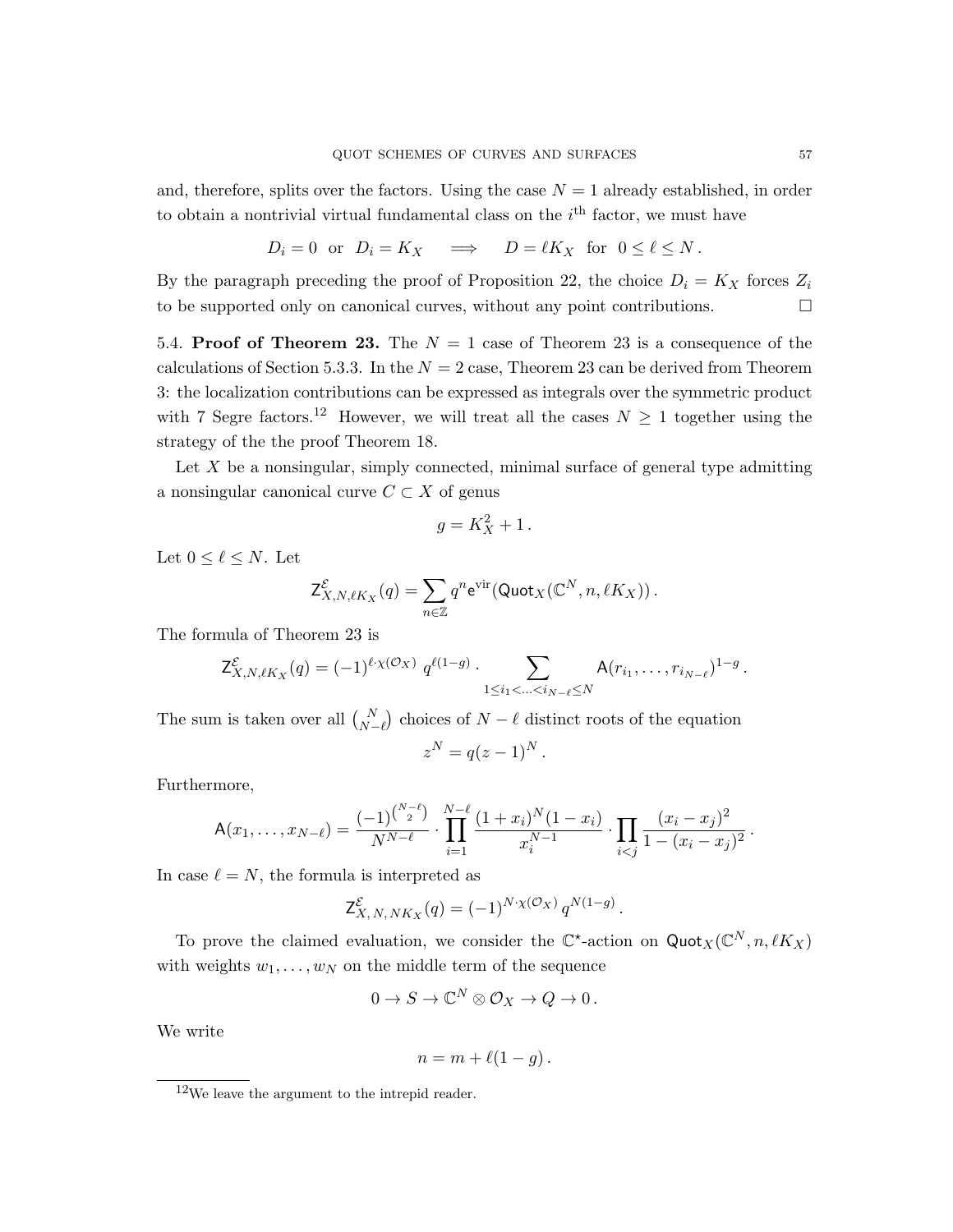and, therefore, splits over the factors. Using the case $N=1$ already established, in order to obtain a nontrivial virtual fundamental class on the $i^{\text{th}}$ factor, we must have

$$D_i = 0 \;\text{ or }\; D_i = K_X \quad \Longrightarrow \quad D = \ell K_X \;\text{ for }\; 0 \le \ell \le N\,.$$

By the paragraph preceding the proof of Proposition 22, the choice $D_i = K_X$ forces $Z_i$ to be supported only on canonical curves, without any point contributions. $\square$

5.4. **Proof of Theorem 23.** The $N=1$ case of Theorem 23 is a consequence of the calculations of Section 5.3.3. In the $N=2$ case, Theorem 23 can be derived from Theorem 3: the localization contributions can be expressed as integrals over the symmetric product with 7 Segre factors.[12] However, we will treat all the cases $N \geq 1$ together using the strategy of the the proof Theorem 18.

Let $X$ be a nonsingular, simply connected, minimal surface of general type admitting a nonsingular canonical curve $C \subset X$ of genus

$$g = K_X^2 + 1\,.$$

Let $0 \le \ell \le N$. Let

$$\mathsf{Z}^{\mathcal{E}}_{X,N,\ell K_X}(q) = \sum_{n \in \mathbb{Z}} q^n \mathsf{e}^{\text{vir}}(\mathsf{Quot}_X(\mathbb{C}^N, n, \ell K_X))\,.$$

The formula of Theorem 23 is

$$\mathsf{Z}^{\mathcal{E}}_{X,N,\ell K_X}(q) = (-1)^{\ell \cdot \chi(\mathcal{O}_X)}\; q^{\ell(1-g)} \cdot \sum_{1 \le i_1 < \ldots < i_{N-\ell} \le N} \mathsf{A}(r_{i_1}, \ldots, r_{i_{N-\ell}})^{1-g}\,.$$

The sum is taken over all $\binom{N}{N-\ell}$ choices of $N-\ell$ distinct roots of the equation

$$z^N = q(z-1)^N\,.$$

Furthermore,

$$\mathsf{A}(x_1, \ldots, x_{N-\ell}) = \frac{(-1)^{\binom{N-\ell}{2}}}{N^{N-\ell}} \cdot \prod_{i=1}^{N-\ell} \frac{(1+x_i)^N (1-x_i)}{x_i^{N-1}} \cdot \prod_{i<j} \frac{(x_i - x_j)^2}{1-(x_i-x_j)^2}\,.$$

In case $\ell = N$, the formula is interpreted as

$$\mathsf{Z}^{\mathcal{E}}_{X,\,N,\,NK_X}(q) = (-1)^{N \cdot \chi(\mathcal{O}_X)}\, q^{N(1-g)}\,.$$

To prove the claimed evaluation, we consider the $\mathbb{C}^\star$-action on $\mathsf{Quot}_X(\mathbb{C}^N, n, \ell K_X)$ with weights $w_1, \ldots, w_N$ on the middle term of the sequence

$$0 \to S \to \mathbb{C}^N \otimes \mathcal{O}_X \to Q \to 0\,.$$

We write

$$n = m + \ell(1-g)\,.$$

[12] We leave the argument to the intrepid reader.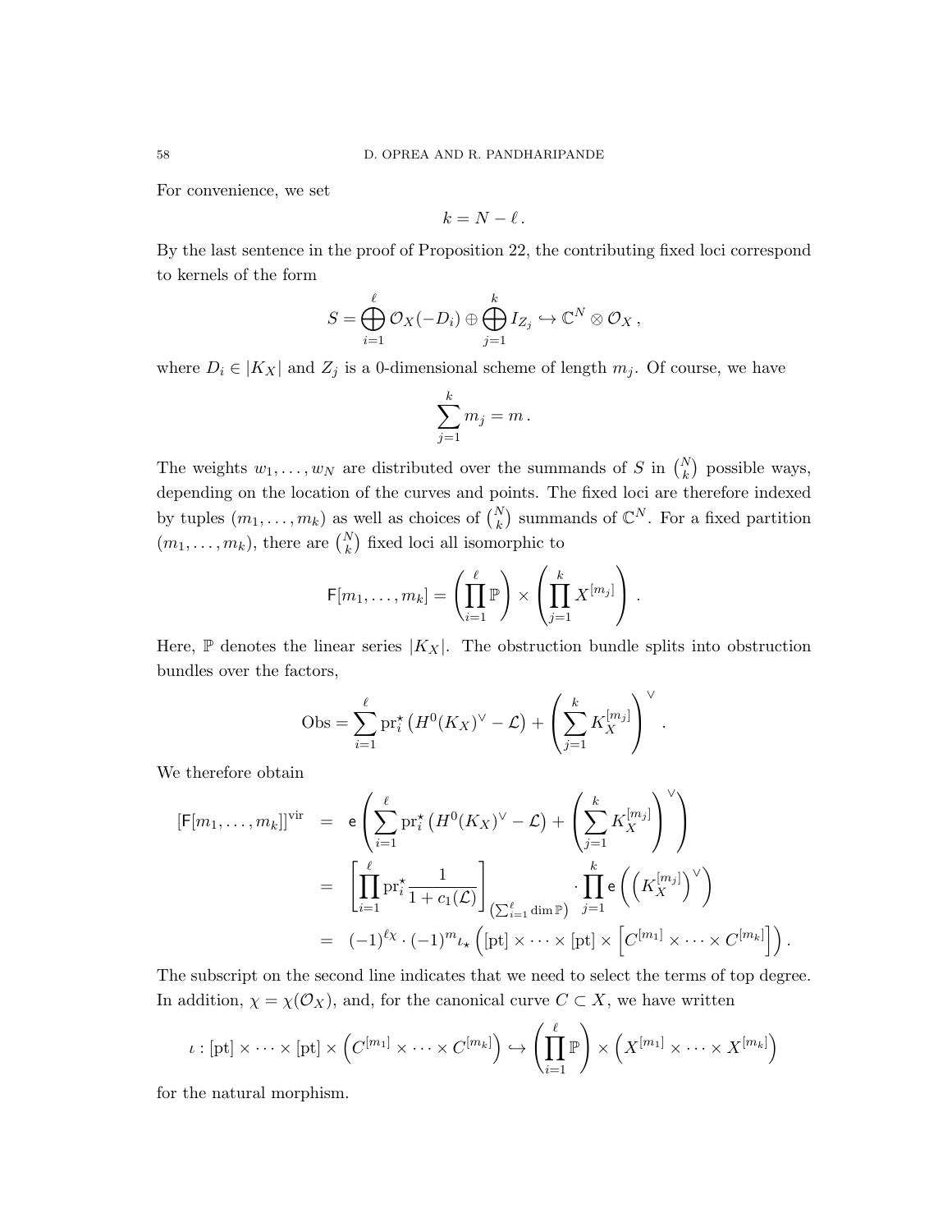For convenience, we set

$$k = N - \ell\,.$$

By the last sentence in the proof of Proposition 22, the contributing fixed loci correspond to kernels of the form

$$S = \bigoplus_{i=1}^{\ell} \mathcal{O}_X(-D_i) \oplus \bigoplus_{j=1}^{k} I_{Z_j} \hookrightarrow \mathbb{C}^N \otimes \mathcal{O}_X\,,$$

where $D_i \in |K_X|$ and $Z_j$ is a 0-dimensional scheme of length $m_j$. Of course, we have

$$\sum_{j=1}^{k} m_j = m\,.$$

The weights $w_1, \ldots, w_N$ are distributed over the summands of $S$ in $\binom{N}{k}$ possible ways, depending on the location of the curves and points. The fixed loci are therefore indexed by tuples $(m_1, \ldots, m_k)$ as well as choices of $\binom{N}{k}$ summands of $\mathbb{C}^N$. For a fixed partition $(m_1, \ldots, m_k)$, there are $\binom{N}{k}$ fixed loci all isomorphic to

$$\mathsf{F}[m_1, \ldots, m_k] = \left(\prod_{i=1}^{\ell} \mathbb{P}\right) \times \left(\prod_{j=1}^{k} X^{[m_j]}\right)\,.$$

Here, $\mathbb{P}$ denotes the linear series $|K_X|$. The obstruction bundle splits into obstruction bundles over the factors,

$$\mathrm{Obs} = \sum_{i=1}^{\ell} \mathrm{pr}_i^\star \left(H^0(K_X)^\vee - \mathcal{L}\right) + \left(\sum_{j=1}^{k} K_X^{[m_j]}\right)^\vee\,.$$

We therefore obtain

$$\begin{aligned}
[\mathsf{F}[m_1, \ldots, m_k]]^{\mathrm{vir}} &= \mathsf{e}\left(\sum_{i=1}^{\ell} \mathrm{pr}_i^\star \left(H^0(K_X)^\vee - \mathcal{L}\right) + \left(\sum_{j=1}^{k} K_X^{[m_j]}\right)^\vee\right) \\
&= \left[\prod_{i=1}^{\ell} \mathrm{pr}_i^\star \frac{1}{1 + c_1(\mathcal{L})}\right]_{\left(\sum_{i=1}^{\ell} \dim \mathbb{P}\right)} \cdot \prod_{j=1}^{k} \mathsf{e}\left(\left(K_X^{[m_j]}\right)^\vee\right) \\
&= (-1)^{\ell\chi} \cdot (-1)^m \iota_\star \left([\mathrm{pt}] \times \cdots \times [\mathrm{pt}] \times \left[C^{[m_1]} \times \cdots \times C^{[m_k]}\right]\right).
\end{aligned}$$

The subscript on the second line indicates that we need to select the terms of top degree. In addition, $\chi = \chi(\mathcal{O}_X)$, and, for the canonical curve $C \subset X$, we have written

$$\iota : [\mathrm{pt}] \times \cdots [\mathrm{pt}] \times \left(C^{[m_1]} \times \cdots \times C^{[m_k]}\right) \hookrightarrow \left(\prod_{i=1}^{\ell} \mathbb{P}\right) \times \left(X^{[m_1]} \times \cdots \times X^{[m_k]}\right)$$

for the natural morphism.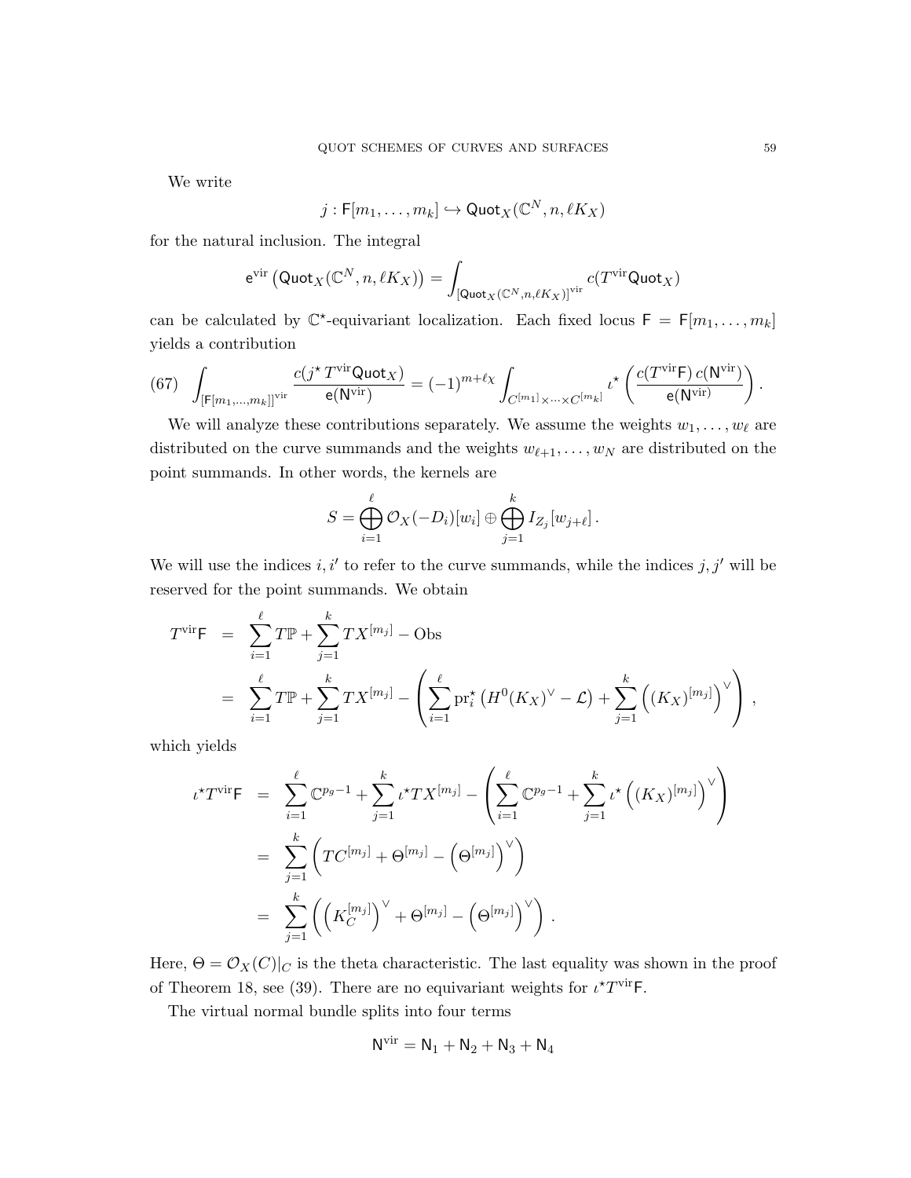We write

$$j : \mathsf{F}[m_1, \ldots, m_k] \hookrightarrow \mathsf{Quot}_X(\mathbb{C}^N, n, \ell K_X)$$

for the natural inclusion. The integral

$$\mathsf{e}^{\mathrm{vir}}\left(\mathsf{Quot}_X(\mathbb{C}^N, n, \ell K_X)\right) = \int_{[\mathsf{Quot}_X(\mathbb{C}^N,n,\ell K_X)]^{\mathrm{vir}}} c(T^{\mathrm{vir}}\mathsf{Quot}_X)$$

can be calculated by $\mathbb{C}^\star$-equivariant localization. Each fixed locus $\mathsf{F} = \mathsf{F}[m_1, \ldots, m_k]$ yields a contribution

$$\int_{[\mathsf{F}[m_1,\ldots,m_k]]^{\mathrm{vir}}} \frac{c(j^\star T^{\mathrm{vir}}\mathsf{Quot}_X)}{\mathsf{e}(\mathsf{N}^{\mathrm{vir}})} = (-1)^{m+\ell\chi} \int_{C^{[m_1]}\times\cdots\times C^{[m_k]}} \iota^\star\left(\frac{c(T^{\mathrm{vir}}\mathsf{F})\, c(\mathsf{N}^{\mathrm{vir}})}{\mathsf{e}(\mathsf{N}^{\mathrm{vir}})}\right). \tag{67}$$

We will analyze these contributions separately. We assume the weights $w_1, \ldots, w_\ell$ are distributed on the curve summands and the weights $w_{\ell+1}, \ldots, w_N$ are distributed on the point summands. In other words, the kernels are

$$S = \bigoplus_{i=1}^{\ell} \mathcal{O}_X(-D_i)[w_i] \oplus \bigoplus_{j=1}^{k} I_{Z_j}[w_{j+\ell}]\,.$$

We will use the indices $i, i'$ to refer to the curve summands, while the indices $j, j'$ will be reserved for the point summands. We obtain

$$\begin{aligned} T^{\mathrm{vir}}\mathsf{F} &= \sum_{i=1}^{\ell} T\mathbb{P} + \sum_{j=1}^{k} TX^{[m_j]} - \mathrm{Obs} \\ &= \sum_{i=1}^{\ell} T\mathbb{P} + \sum_{j=1}^{k} TX^{[m_j]} - \left(\sum_{i=1}^{\ell} \mathrm{pr}_i^\star\left(H^0(K_X)^\vee - \mathcal{L}\right) + \sum_{j=1}^{k}\left((K_X)^{[m_j]}\right)^\vee\right), \end{aligned}$$

which yields

$$\begin{aligned} \iota^\star T^{\mathrm{vir}}\mathsf{F} &= \sum_{i=1}^{\ell} \mathbb{C}^{p_g-1} + \sum_{j=1}^{k} \iota^\star TX^{[m_j]} - \left(\sum_{i=1}^{\ell} \mathbb{C}^{p_g-1} + \sum_{j=1}^{k} \iota^\star\left((K_X)^{[m_j]}\right)^\vee\right) \\ &= \sum_{j=1}^{k}\left(TC^{[m_j]} + \Theta^{[m_j]} - \left(\Theta^{[m_j]}\right)^\vee\right) \\ &= \sum_{j=1}^{k}\left(\left(K_C^{[m_j]}\right)^\vee + \Theta^{[m_j]} - \left(\Theta^{[m_j]}\right)^\vee\right). \end{aligned}$$

Here, $\Theta = \mathcal{O}_X(C)|_C$ is the theta characteristic. The last equality was shown in the proof of Theorem 18, see (39). There are no equivariant weights for $\iota^\star T^{\mathrm{vir}}\mathsf{F}$.

The virtual normal bundle splits into four terms

$$\mathsf{N}^{\mathrm{vir}} = \mathsf{N}_1 + \mathsf{N}_2 + \mathsf{N}_3 + \mathsf{N}_4$$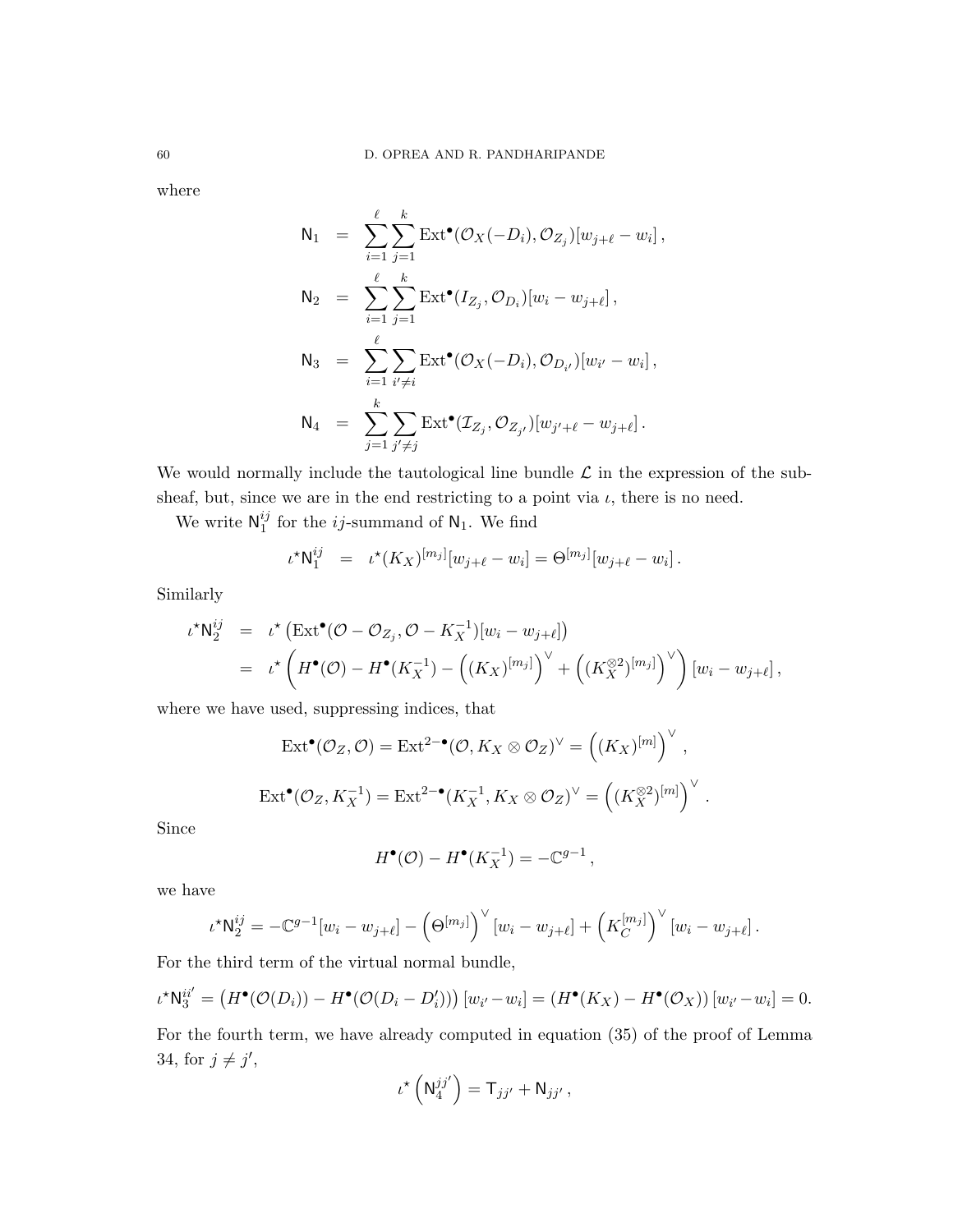where

$$
\begin{aligned}
\mathsf{N}_1 &= \sum_{i=1}^{\ell}\sum_{j=1}^{k} \mathrm{Ext}^\bullet(\mathcal{O}_X(-D_i), \mathcal{O}_{Z_j})[w_{j+\ell} - w_i]\,,\\
\mathsf{N}_2 &= \sum_{i=1}^{\ell}\sum_{j=1}^{k} \mathrm{Ext}^\bullet(I_{Z_j}, \mathcal{O}_{D_i})[w_i - w_{j+\ell}]\,,\\
\mathsf{N}_3 &= \sum_{i=1}^{\ell}\sum_{i'\neq i} \mathrm{Ext}^\bullet(\mathcal{O}_X(-D_i), \mathcal{O}_{D_{i'}})[w_{i'} - w_i]\,,\\
\mathsf{N}_4 &= \sum_{j=1}^{k}\sum_{j'\neq j} \mathrm{Ext}^\bullet(\mathcal{I}_{Z_j}, \mathcal{O}_{Z_{j'}})[w_{j'+\ell} - w_{j+\ell}]\,.
\end{aligned}
$$

We would normally include the tautological line bundle $\mathcal{L}$ in the expression of the subsheaf, but, since we are in the end restricting to a point via $\iota$, there is no need.

We write $\mathsf{N}_1^{ij}$ for the $ij$-summand of $\mathsf{N}_1$. We find

$$
\iota^\star \mathsf{N}_1^{ij} \;=\; \iota^\star (K_X)^{[m_j]}[w_{j+\ell} - w_i] = \Theta^{[m_j]}[w_{j+\ell} - w_i]\,.
$$

Similarly

$$
\begin{aligned}
\iota^\star \mathsf{N}_2^{ij} &= \iota^\star\left(\mathrm{Ext}^\bullet(\mathcal{O} - \mathcal{O}_{Z_j}, \mathcal{O} - K_X^{-1})[w_i - w_{j+\ell}]\right)\\
&= \iota^\star\left(H^\bullet(\mathcal{O}) - H^\bullet(K_X^{-1}) - \left((K_X)^{[m_j]}\right)^\vee + \left((K_X^{\otimes 2})^{[m_j]}\right)^\vee\right)[w_i - w_{j+\ell}]\,,
\end{aligned}
$$

where we have used, suppressing indices, that

$$
\mathrm{Ext}^\bullet(\mathcal{O}_Z, \mathcal{O}) = \mathrm{Ext}^{2-\bullet}(\mathcal{O}, K_X \otimes \mathcal{O}_Z)^\vee = \left((K_X)^{[m]}\right)^\vee\,,
$$

$$
\mathrm{Ext}^\bullet(\mathcal{O}_Z, K_X^{-1}) = \mathrm{Ext}^{2-\bullet}(K_X^{-1}, K_X \otimes \mathcal{O}_Z)^\vee = \left((K_X^{\otimes 2})^{[m]}\right)^\vee\,.
$$

Since

$$
H^\bullet(\mathcal{O}) - H^\bullet(K_X^{-1}) = -\mathbb{C}^{g-1}\,,
$$

we have

$$
\iota^\star \mathsf{N}_2^{ij} = -\mathbb{C}^{g-1}[w_i - w_{j+\ell}] - \left(\Theta^{[m_j]}\right)^\vee[w_i - w_{j+\ell}] + \left(K_C^{[m_j]}\right)^\vee[w_i - w_{j+\ell}]\,.
$$

For the third term of the virtual normal bundle,

$$
\iota^\star \mathsf{N}_3^{ii'} = \left(H^\bullet(\mathcal{O}(D_i)) - H^\bullet(\mathcal{O}(D_i - D_i'))\right)[w_{i'} - w_i] = \left(H^\bullet(K_X) - H^\bullet(\mathcal{O}_X)\right)[w_{i'} - w_i] = 0.
$$

For the fourth term, we have already computed in equation (35) of the proof of Lemma 34, for $j \neq j'$,

$$
\iota^\star\left(\mathsf{N}_4^{jj'}\right) = \mathsf{T}_{jj'} + \mathsf{N}_{jj'}\,,
$$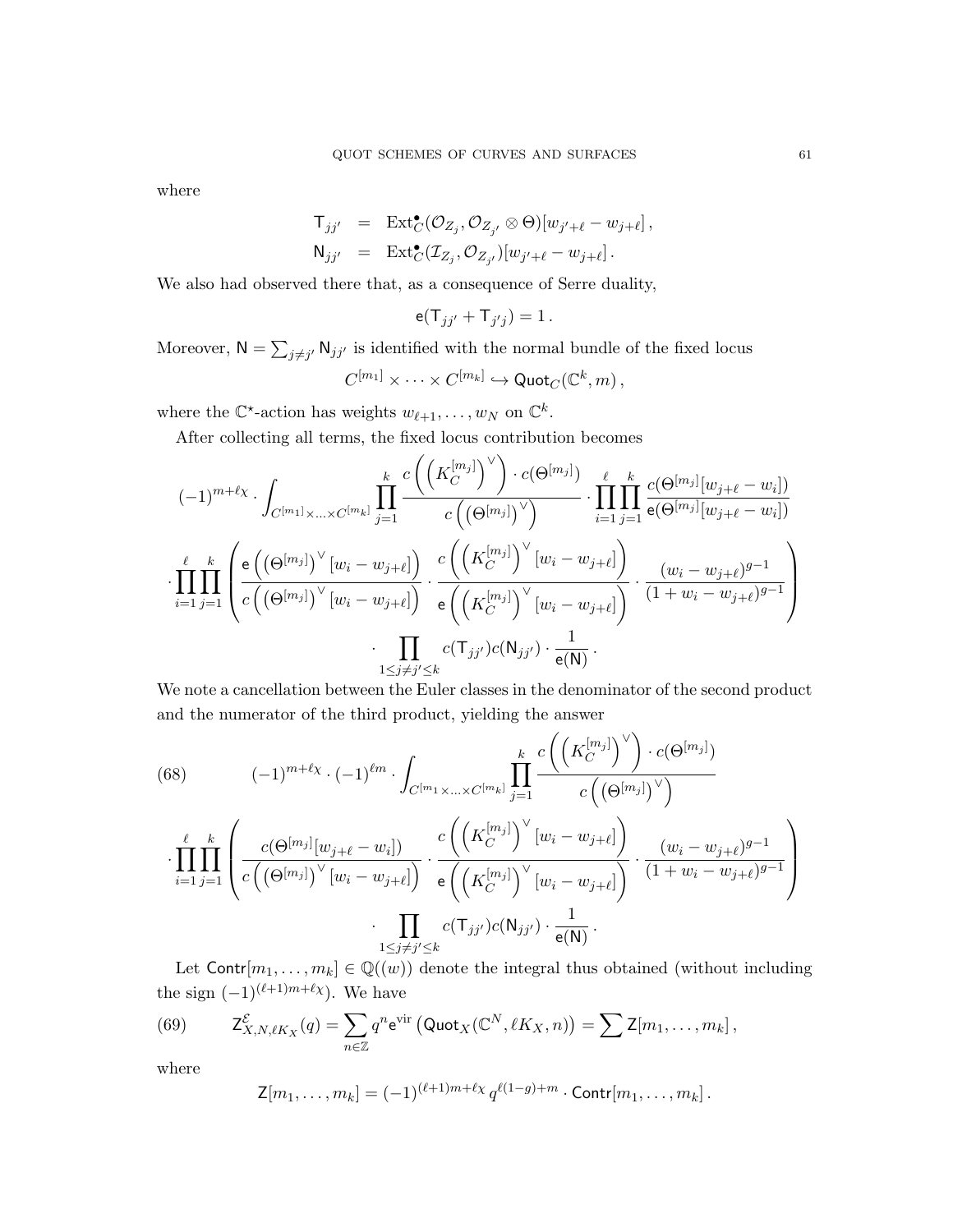where

$$
\begin{aligned}
\mathsf{T}_{jj'} &= \operatorname{Ext}^\bullet_C(\mathcal{O}_{Z_j}, \mathcal{O}_{Z_{j'}} \otimes \Theta)[w_{j'+\ell} - w_{j+\ell}]\,,\\
\mathsf{N}_{jj'} &= \operatorname{Ext}^\bullet_C(\mathcal{I}_{Z_j}, \mathcal{O}_{Z_{j'}})[w_{j'+\ell} - w_{j+\ell}]\,.
\end{aligned}
$$

We also had observed there that, as a consequence of Serre duality,

$$
\mathsf{e}(\mathsf{T}_{jj'} + \mathsf{T}_{j'j}) = 1\,.
$$

Moreover, $\mathsf{N} = \sum_{j\neq j'} \mathsf{N}_{jj'}$ is identified with the normal bundle of the fixed locus

$$
C^{[m_1]} \times \cdots \times C^{[m_k]} \hookrightarrow \mathsf{Quot}_C(\mathbb{C}^k, m)\,,
$$

where the $\mathbb{C}^\star$-action has weights $w_{\ell+1}, \ldots, w_N$ on $\mathbb{C}^k$.

After collecting all terms, the fixed locus contribution becomes

$$
(-1)^{m+\ell\chi} \cdot \int_{C^{[m_1]}\times\ldots\times C^{[m_k]}} \prod_{j=1}^k \frac{c\left(\left(K_C^{[m_j]}\right)^\vee\right)\cdot c(\Theta^{[m_j]})}{c\left(\left(\Theta^{[m_j]}\right)^\vee\right)} \cdot \prod_{i=1}^{\ell}\prod_{j=1}^{k} \frac{c(\Theta^{[m_j]}[w_{j+\ell}-w_i])}{\mathsf{e}(\Theta^{[m_j]}[w_{j+\ell}-w_i])}
$$

$$
\cdot \prod_{i=1}^{\ell}\prod_{j=1}^{k}\left( \frac{\mathsf{e}\left(\left(\Theta^{[m_j]}\right)^\vee[w_i - w_{j+\ell}]\right)}{c\left(\left(\Theta^{[m_j]}\right)^\vee[w_i - w_{j+\ell}]\right)} \cdot \frac{c\left(\left(K_C^{[m_j]}\right)^\vee[w_i - w_{j+\ell}]\right)}{\mathsf{e}\left(\left(K_C^{[m_j]}\right)^\vee[w_i - w_{j+\ell}]\right)} \cdot \frac{(w_i - w_{j+\ell})^{g-1}}{(1+w_i-w_{j+\ell})^{g-1}} \right)
$$

$$
\cdot \prod_{1\le j\neq j'\le k} c(\mathsf{T}_{jj'})c(\mathsf{N}_{jj'}) \cdot \frac{1}{\mathsf{e}(\mathsf{N})}\,.
$$

We note a cancellation between the Euler classes in the denominator of the second product and the numerator of the third product, yielding the answer

$$
(-1)^{m+\ell\chi}\cdot(-1)^{\ell m} \cdot \int_{C^{[m_1}\times\ldots\times C^{[m_k]}} \prod_{j=1}^k \frac{c\left(\left(K_C^{[m_j]}\right)^\vee\right)\cdot c(\Theta^{[m_j]})}{c\left(\left(\Theta^{[m_j]}\right)^\vee\right)} \tag{68}
$$

$$
\cdot \prod_{i=1}^{\ell}\prod_{j=1}^{k}\left( \frac{c(\Theta^{[m_j]}[w_{j+\ell}-w_i])}{c\left(\left(\Theta^{[m_j]}\right)^\vee[w_i - w_{j+\ell}]\right)} \cdot \frac{c\left(\left(K_C^{[m_j]}\right)^\vee[w_i - w_{j+\ell}]\right)}{\mathsf{e}\left(\left(K_C^{[m_j]}\right)^\vee[w_i - w_{j+\ell}]\right)} \cdot \frac{(w_i - w_{j+\ell})^{g-1}}{(1+w_i-w_{j+\ell})^{g-1}} \right)
$$

$$
\cdot \prod_{1\le j\neq j'\le k} c(\mathsf{T}_{jj'})c(\mathsf{N}_{jj'}) \cdot \frac{1}{\mathsf{e}(\mathsf{N})}\,.
$$

Let $\mathsf{Contr}[m_1, \ldots, m_k] \in \mathbb{Q}((w))$ denote the integral thus obtained (without including the sign $(-1)^{(\ell+1)m+\ell\chi}$). We have

$$
\mathsf{Z}^{\mathcal{E}}_{X,N,\ell K_X}(q) = \sum_{n\in\mathbb{Z}} q^n \mathsf{e}^{\mathrm{vir}}\left(\mathsf{Quot}_X(\mathbb{C}^N, \ell K_X, n)\right) = \sum \mathsf{Z}[m_1, \ldots, m_k]\,, \tag{69}
$$

where

$$
\mathsf{Z}[m_1, \ldots, m_k] = (-1)^{(\ell+1)m+\ell\chi}\, q^{\ell(1-g)+m} \cdot \mathsf{Contr}[m_1, \ldots, m_k]\,.
$$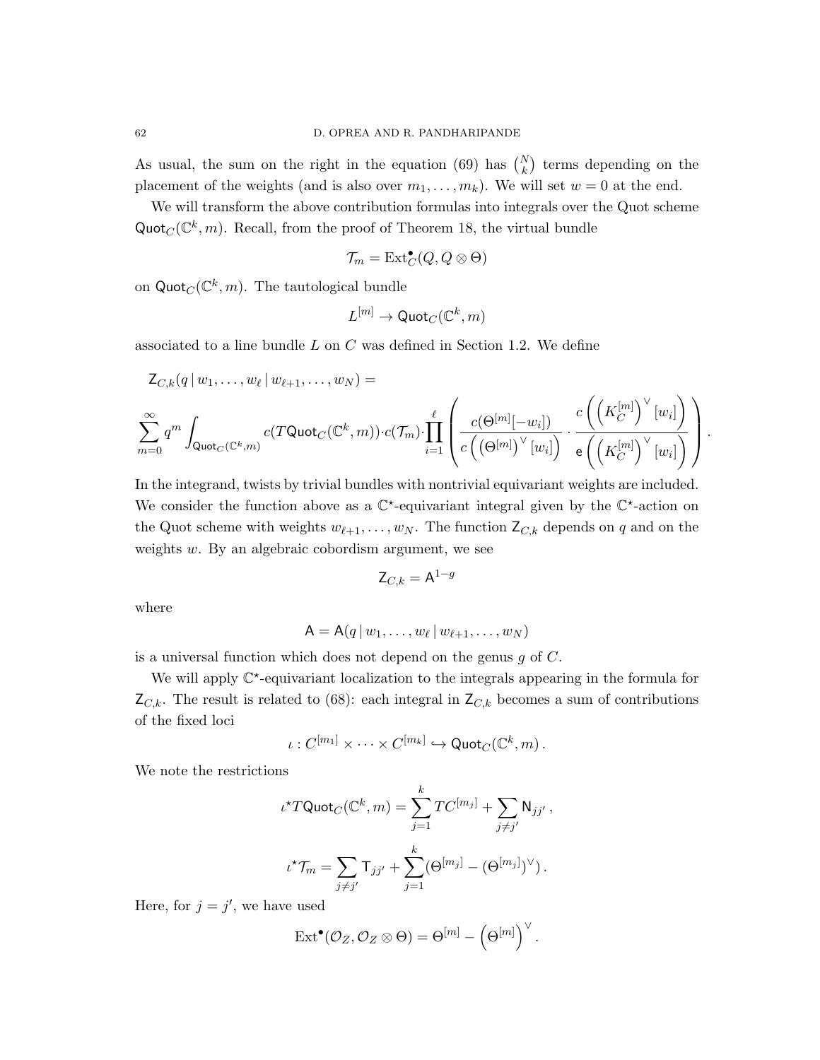As usual, the sum on the right in the equation (69) has $\binom{N}{k}$ terms depending on the placement of the weights (and is also over $m_1, \ldots, m_k$). We will set $w = 0$ at the end.

We will transform the above contribution formulas into integrals over the Quot scheme $\mathsf{Quot}_C(\mathbb{C}^k, m)$. Recall, from the proof of Theorem 18, the virtual bundle

$$\mathcal{T}_m = \mathrm{Ext}^{\bullet}_C(Q, Q \otimes \Theta)$$

on $\mathsf{Quot}_C(\mathbb{C}^k, m)$. The tautological bundle

$$L^{[m]} \to \mathsf{Quot}_C(\mathbb{C}^k, m)$$

associated to a line bundle $L$ on $C$ was defined in Section 1.2. We define

$$\mathsf{Z}_{C,k}(q \,|\, w_1, \ldots, w_\ell \,|\, w_{\ell+1}, \ldots, w_N) =$$

$$\sum_{m=0}^{\infty} q^m \int_{\mathsf{Quot}_C(\mathbb{C}^k, m)} c(T\mathsf{Quot}_C(\mathbb{C}^k, m)) \cdot c(\mathcal{T}_m) \cdot \prod_{i=1}^{\ell} \left( \frac{c(\Theta^{[m]}[-w_i])}{c\left(\left(\Theta^{[m]}\right)^\vee [w_i]\right)} \cdot \frac{c\left(\left(K_C^{[m]}\right)^\vee [w_i]\right)}{\mathsf{e}\left(\left(K_C^{[m]}\right)^\vee [w_i]\right)} \right).$$

In the integrand, twists by trivial bundles with nontrivial equivariant weights are included. We consider the function above as a $\mathbb{C}^\star$-equivariant integral given by the $\mathbb{C}^\star$-action on the Quot scheme with weights $w_{\ell+1}, \ldots, w_N$. The function $\mathsf{Z}_{C,k}$ depends on $q$ and on the weights $w$. By an algebraic cobordism argument, we see

$$\mathsf{Z}_{C,k} = \mathsf{A}^{1-g}$$

where

$$\mathsf{A} = \mathsf{A}(q \,|\, w_1, \ldots, w_\ell \,|\, w_{\ell+1}, \ldots, w_N)$$

is a universal function which does not depend on the genus $g$ of $C$.

We will apply $\mathbb{C}^\star$-equivariant localization to the integrals appearing in the formula for $\mathsf{Z}_{C,k}$. The result is related to (68): each integral in $\mathsf{Z}_{C,k}$ becomes a sum of contributions of the fixed loci

$$\iota : C^{[m_1]} \times \cdots \times C^{[m_k]} \hookrightarrow \mathsf{Quot}_C(\mathbb{C}^k, m)\,.$$

We note the restrictions

$$\iota^\star T\mathsf{Quot}_C(\mathbb{C}^k, m) = \sum_{j=1}^{k} TC^{[m_j]} + \sum_{j \neq j'} \mathsf{N}_{jj'}\,,$$

$$\iota^\star \mathcal{T}_m = \sum_{j \neq j'} \mathsf{T}_{jj'} + \sum_{j=1}^{k} (\Theta^{[m_j]} - (\Theta^{[m_j]})^\vee)\,.$$

Here, for $j = j'$, we have used

$$\mathrm{Ext}^\bullet(\mathcal{O}_Z, \mathcal{O}_Z \otimes \Theta) = \Theta^{[m]} - \left(\Theta^{[m]}\right)^\vee.$$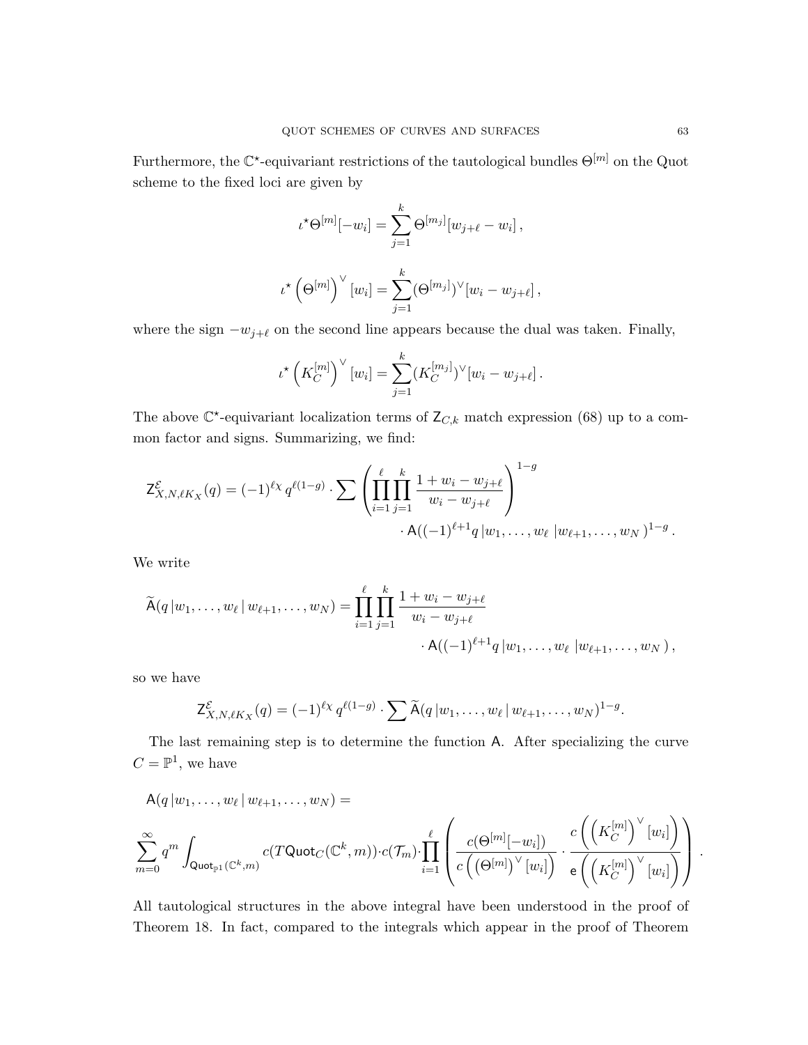Furthermore, the $\mathbb{C}^\star$-equivariant restrictions of the tautological bundles $\Theta^{[m]}$ on the Quot scheme to the fixed loci are given by

$$\iota^\star \Theta^{[m]}[-w_i] = \sum_{j=1}^{k} \Theta^{[m_j]}[w_{j+\ell} - w_i]\,,$$

$$\iota^\star \left(\Theta^{[m]}\right)^\vee [w_i] = \sum_{j=1}^{k} (\Theta^{[m_j]})^\vee [w_i - w_{j+\ell}]\,,$$

where the sign $-w_{j+\ell}$ on the second line appears because the dual was taken. Finally,

$$\iota^\star \left(K_C^{[m]}\right)^\vee [w_i] = \sum_{j=1}^{k} (K_C^{[m_j]})^\vee [w_i - w_{j+\ell}]\,.$$

The above $\mathbb{C}^\star$-equivariant localization terms of $\mathsf{Z}_{C,k}$ match expression (68) up to a common factor and signs. Summarizing, we find:

$$\mathsf{Z}^{\mathcal{E}}_{X,N,\ell K_X}(q) = (-1)^{\ell\chi}\, q^{\ell(1-g)} \cdot \sum \left( \prod_{i=1}^{\ell} \prod_{j=1}^{k} \frac{1 + w_i - w_{j+\ell}}{w_i - w_{j+\ell}} \right)^{1-g} \cdot \mathsf{A}((-1)^{\ell+1} q \,|w_1, \ldots, w_\ell \;|w_{\ell+1}, \ldots, w_N\,)^{1-g}\,.$$

We write

$$\widetilde{\mathsf{A}}(q\,|w_1, \ldots, w_\ell \,|\, w_{\ell+1}, \ldots, w_N) = \prod_{i=1}^{\ell} \prod_{j=1}^{k} \frac{1 + w_i - w_{j+\ell}}{w_i - w_{j+\ell}} \cdot \mathsf{A}((-1)^{\ell+1} q \,|w_1, \ldots, w_\ell \;|w_{\ell+1}, \ldots, w_N\,)\,,$$

so we have

$$\mathsf{Z}^{\mathcal{E}}_{X,N,\ell K_X}(q) = (-1)^{\ell\chi}\, q^{\ell(1-g)} \cdot \sum \widetilde{\mathsf{A}}(q\,|w_1, \ldots, w_\ell \,|\, w_{\ell+1}, \ldots, w_N)^{1-g}.$$

The last remaining step is to determine the function $\mathsf{A}$. After specializing the curve $C = \mathbb{P}^1$, we have

$$\mathsf{A}(q\,|w_1, \ldots, w_\ell \,|\, w_{\ell+1}, \ldots, w_N) =$$

$$\sum_{m=0}^{\infty} q^m \int_{\mathsf{Quot}_{\mathbb{P}^1}(\mathbb{C}^k, m)} c(T\mathsf{Quot}_C(\mathbb{C}^k, m)) \cdot c(\mathcal{T}_m) \cdot \prod_{i=1}^{\ell} \left( \frac{c(\Theta^{[m]}[-w_i])}{c\left(\left(\Theta^{[m]}\right)^\vee [w_i]\right)} \cdot \frac{c\left(\left(K_C^{[m]}\right)^\vee [w_i]\right)}{\mathsf{e}\left(\left(K_C^{[m]}\right)^\vee [w_i]\right)} \right)\,.$$

All tautological structures in the above integral have been understood in the proof of Theorem 18. In fact, compared to the integrals which appear in the proof of Theorem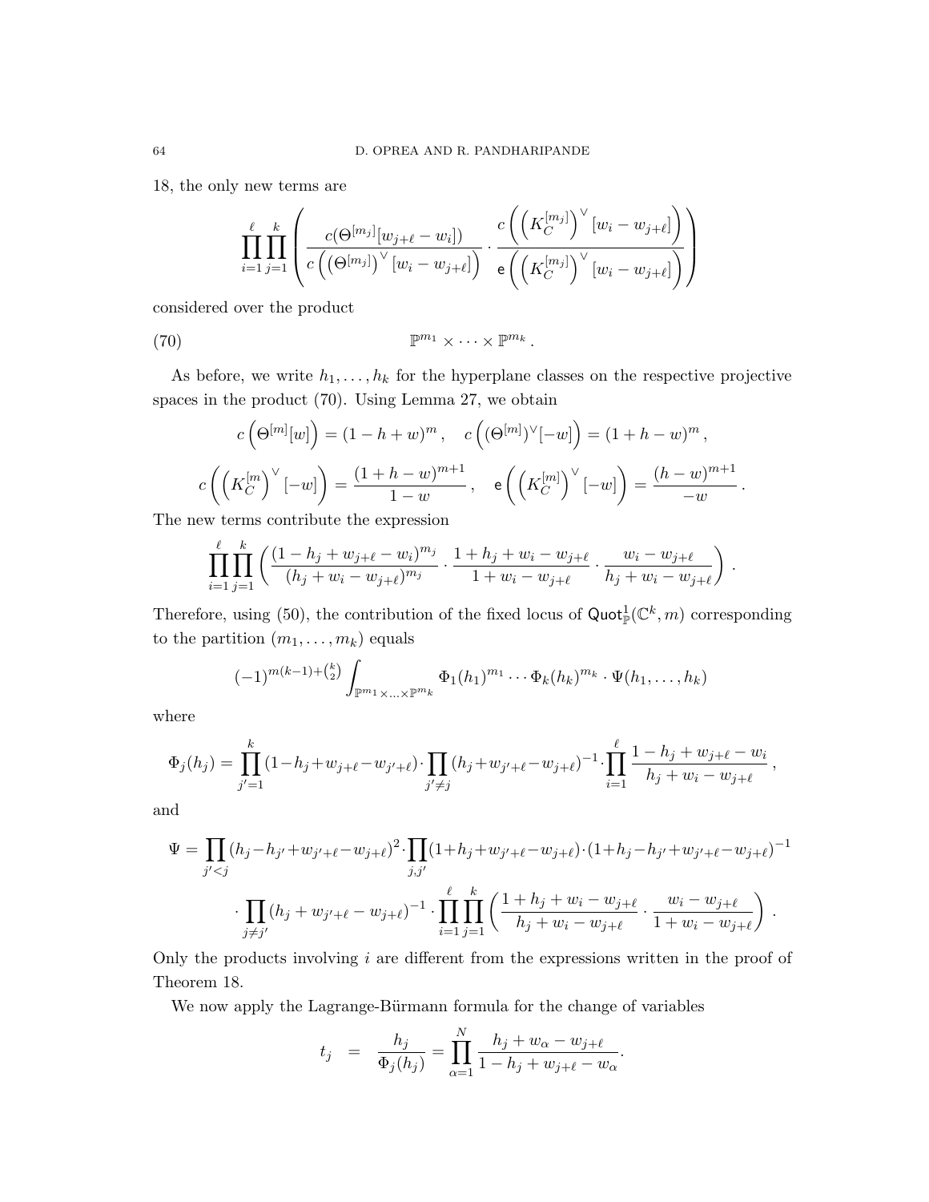18, the only new terms are

$$\prod_{i=1}^{\ell}\prod_{j=1}^{k}\left(\frac{c(\Theta^{[m_j]}[w_{j+\ell}-w_i])}{c\left(\left(\Theta^{[m_j]}\right)^{\vee}[w_i-w_{j+\ell}]\right)}\cdot\frac{c\left(\left(K_C^{[m_j]}\right)^{\vee}[w_i-w_{j+\ell}]\right)}{\mathsf{e}\left(\left(K_C^{[m_j]}\right)^{\vee}[w_i-w_{j+\ell}]\right)}\right)$$

considered over the product

$$\mathbb{P}^{m_1}\times\cdots\times\mathbb{P}^{m_k}\,. \tag{70}$$

As before, we write $h_1,\ldots,h_k$ for the hyperplane classes on the respective projective spaces in the product (70). Using Lemma 27, we obtain

$$c\left(\Theta^{[m]}[w]\right)=(1-h+w)^m\,,\quad c\left((\Theta^{[m]})^{\vee}[-w]\right)=(1+h-w)^m\,,$$

$$c\left(\left(K_C^{[m}\right)^{\vee}[-w]\right)=\frac{(1+h-w)^{m+1}}{1-w}\,,\quad \mathsf{e}\left(\left(K_C^{[m]}\right)^{\vee}[-w]\right)=\frac{(h-w)^{m+1}}{-w}\,.$$

The new terms contribute the expression

$$\prod_{i=1}^{\ell}\prod_{j=1}^{k}\left(\frac{(1-h_j+w_{j+\ell}-w_i)^{m_j}}{(h_j+w_i-w_{j+\ell})^{m_j}}\cdot\frac{1+h_j+w_i-w_{j+\ell}}{1+w_i-w_{j+\ell}}\cdot\frac{w_i-w_{j+\ell}}{h_j+w_i-w_{j+\ell}}\right)\,.$$

Therefore, using (50), the contribution of the fixed locus of $\mathsf{Quot}_{\mathbb{P}}^{1}(\mathbb{C}^k,m)$ corresponding to the partition $(m_1,\ldots,m_k)$ equals

$$(-1)^{m(k-1)+\binom{k}{2}}\int_{\mathbb{P}^{m_1}\times\ldots\times\mathbb{P}^{m_k}}\Phi_1(h_1)^{m_1}\cdots\Phi_k(h_k)^{m_k}\cdot\Psi(h_1,\ldots,h_k)$$

where

$$\Phi_j(h_j)=\prod_{j'=1}^{k}(1-h_j+w_{j+\ell}-w_{j'+\ell})\cdot\prod_{j'\neq j}(h_j+w_{j'+\ell}-w_{j+\ell})^{-1}\cdot\prod_{i=1}^{\ell}\frac{1-h_j+w_{j+\ell}-w_i}{h_j+w_i-w_{j+\ell}}\,,$$

and

$$\Psi=\prod_{j'<j}(h_j-h_{j'}+w_{j'+\ell}-w_{j+\ell})^2\cdot\prod_{j,j'}(1+h_j+w_{j'+\ell}-w_{j+\ell})\cdot(1+h_j-h_{j'}+w_{j'+\ell}-w_{j+\ell})^{-1}$$
$$\cdot\prod_{j\neq j'}(h_j+w_{j'+\ell}-w_{j+\ell})^{-1}\cdot\prod_{i=1}^{\ell}\prod_{j=1}^{k}\left(\frac{1+h_j+w_i-w_{j+\ell}}{h_j+w_i-w_{j+\ell}}\cdot\frac{w_i-w_{j+\ell}}{1+w_i-w_{j+\ell}}\right)\,.$$

Only the products involving $i$ are different from the expressions written in the proof of Theorem 18.

We now apply the Lagrange-Bürmann formula for the change of variables

$$t_j \quad = \quad \frac{h_j}{\Phi_j(h_j)}=\prod_{\alpha=1}^{N}\frac{h_j+w_\alpha-w_{j+\ell}}{1-h_j+w_{j+\ell}-w_\alpha}.$$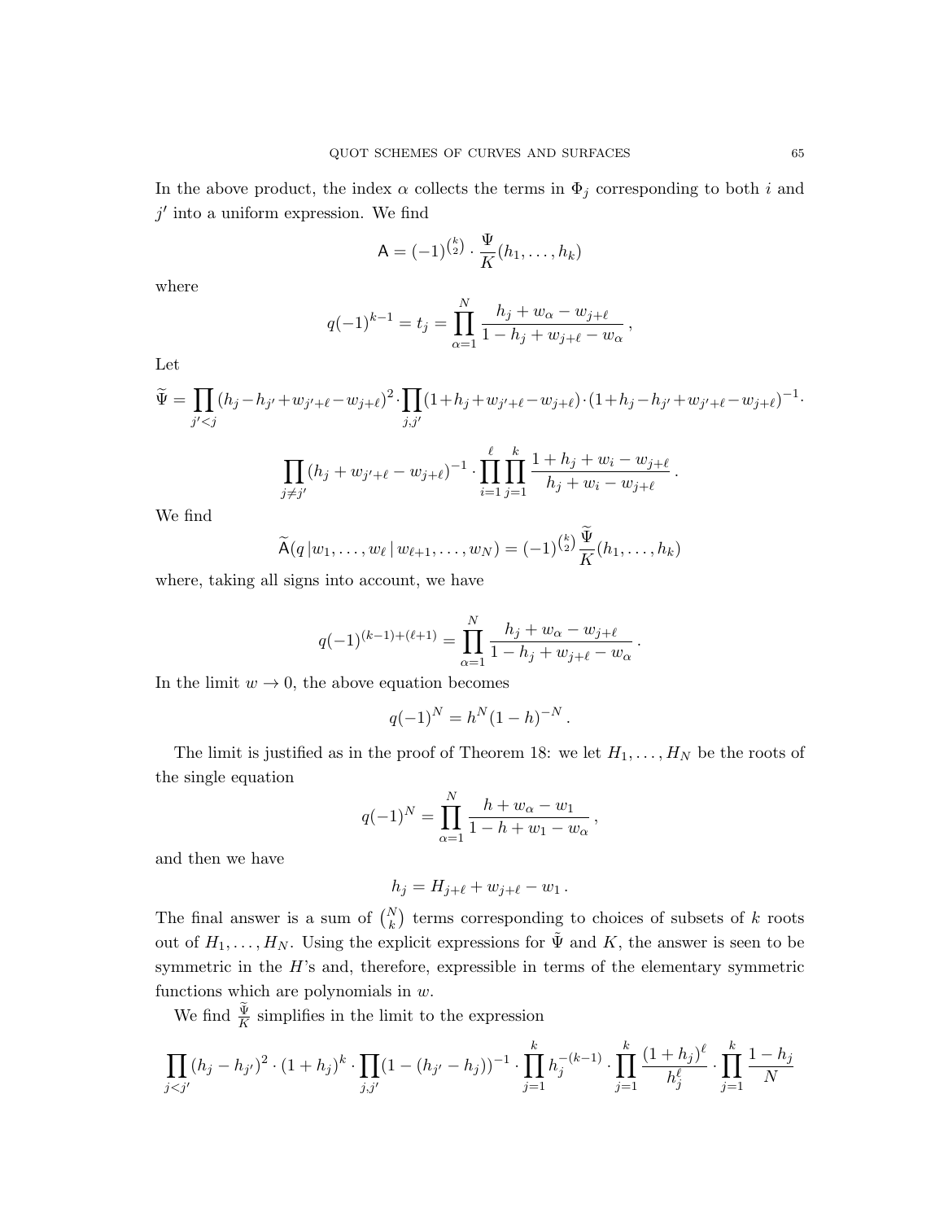In the above product, the index $\alpha$ collects the terms in $\Phi_j$ corresponding to both $i$ and $j'$ into a uniform expression. We find

$$\mathsf{A} = (-1)^{\binom{k}{2}} \cdot \frac{\Psi}{K}(h_1, \ldots, h_k)$$

where

$$q(-1)^{k-1} = t_j = \prod_{\alpha=1}^{N} \frac{h_j + w_\alpha - w_{j+\ell}}{1 - h_j + w_{j+\ell} - w_\alpha}\,,$$

Let

$$\widetilde{\Psi} = \prod_{j'<j} (h_j - h_{j'} + w_{j'+\ell} - w_{j+\ell})^2 \cdot \prod_{j,j'} (1 + h_j + w_{j'+\ell} - w_{j+\ell}) \cdot (1 + h_j - h_{j'} + w_{j'+\ell} - w_{j+\ell})^{-1} \cdot$$

$$\prod_{j \neq j'} (h_j + w_{j'+\ell} - w_{j+\ell})^{-1} \cdot \prod_{i=1}^{\ell} \prod_{j=1}^{k} \frac{1 + h_j + w_i - w_{j+\ell}}{h_j + w_i - w_{j+\ell}}\,.$$

We find

$$\widetilde{\mathsf{A}}(q \,|\, w_1, \ldots, w_\ell \,|\, w_{\ell+1}, \ldots, w_N) = (-1)^{\binom{k}{2}} \frac{\widetilde{\Psi}}{K}(h_1, \ldots, h_k)$$

where, taking all signs into account, we have

$$q(-1)^{(k-1)+(\ell+1)} = \prod_{\alpha=1}^{N} \frac{h_j + w_\alpha - w_{j+\ell}}{1 - h_j + w_{j+\ell} - w_\alpha}\,.$$

In the limit $w \to 0$, the above equation becomes

$$q(-1)^N = h^N (1-h)^{-N}\,.$$

The limit is justified as in the proof of Theorem 18: we let $H_1, \ldots, H_N$ be the roots of the single equation

$$q(-1)^N = \prod_{\alpha=1}^{N} \frac{h + w_\alpha - w_1}{1 - h + w_1 - w_\alpha}\,,$$

and then we have

$$h_j = H_{j+\ell} + w_{j+\ell} - w_1\,.$$

The final answer is a sum of $\binom{N}{k}$ terms corresponding to choices of subsets of $k$ roots out of $H_1, \ldots, H_N$. Using the explicit expressions for $\tilde{\Psi}$ and $K$, the answer is seen to be symmetric in the $H$'s and, therefore, expressible in terms of the elementary symmetric functions which are polynomials in $w$.

We find $\frac{\tilde{\Psi}}{K}$ simplifies in the limit to the expression

$$\prod_{j<j'} (h_j - h_{j'})^2 \cdot (1 + h_j)^k \cdot \prod_{j,j'} (1 - (h_{j'} - h_j))^{-1} \cdot \prod_{j=1}^{k} h_j^{-(k-1)} \cdot \prod_{j=1}^{k} \frac{(1+h_j)^\ell}{h_j^\ell} \cdot \prod_{j=1}^{k} \frac{1 - h_j}{N}$$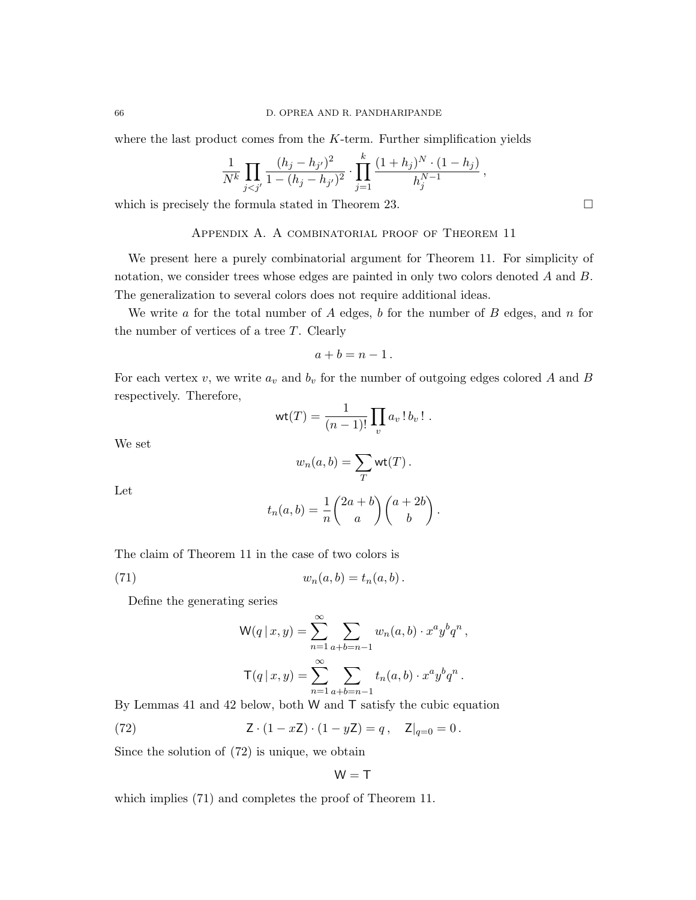where the last product comes from the $K$-term. Further simplification yields

$$\frac{1}{N^k} \prod_{j<j'} \frac{(h_j - h_{j'})^2}{1-(h_j-h_{j'})^2} \cdot \prod_{j=1}^{k} \frac{(1+h_j)^N \cdot (1-h_j)}{h_j^{N-1}}\,,$$

which is precisely the formula stated in Theorem 23. $\square$

## Appendix A. A combinatorial proof of Theorem 11

We present here a purely combinatorial argument for Theorem 11. For simplicity of notation, we consider trees whose edges are painted in only two colors denoted $A$ and $B$. The generalization to several colors does not require additional ideas.

We write $a$ for the total number of $A$ edges, $b$ for the number of $B$ edges, and $n$ for the number of vertices of a tree $T$. Clearly

$$a + b = n - 1\,.$$

For each vertex $v$, we write $a_v$ and $b_v$ for the number of outgoing edges colored $A$ and $B$ respectively. Therefore,

$$\mathsf{wt}(T) = \frac{1}{(n-1)!} \prod_v a_v\,!\, b_v\,!\ .$$

We set

$$w_n(a,b) = \sum_T \mathsf{wt}(T)\,.$$

Let

$$t_n(a,b) = \frac{1}{n}\binom{2a+b}{a}\binom{a+2b}{b}\,.$$

The claim of Theorem 11 in the case of two colors is

$$w_n(a,b) = t_n(a,b)\,. \tag{71}$$

Define the generating series

$$\mathsf{W}(q\,|\,x,y) = \sum_{n=1}^{\infty} \sum_{a+b=n-1} w_n(a,b)\cdot x^a y^b q^n\,,$$

$$\mathsf{T}(q\,|\,x,y) = \sum_{n=1}^{\infty} \sum_{a+b=n-1} t_n(a,b)\cdot x^a y^b q^n\,.$$

By Lemmas 41 and 42 below, both $\mathsf{W}$ and $\mathsf{T}$ satisfy the cubic equation

$$\mathsf{Z}\cdot(1-x\mathsf{Z})\cdot(1-y\mathsf{Z}) = q\,, \quad \mathsf{Z}|_{q=0} = 0\,. \tag{72}$$

Since the solution of (72) is unique, we obtain

$$\mathsf{W} = \mathsf{T}$$

which implies (71) and completes the proof of Theorem 11.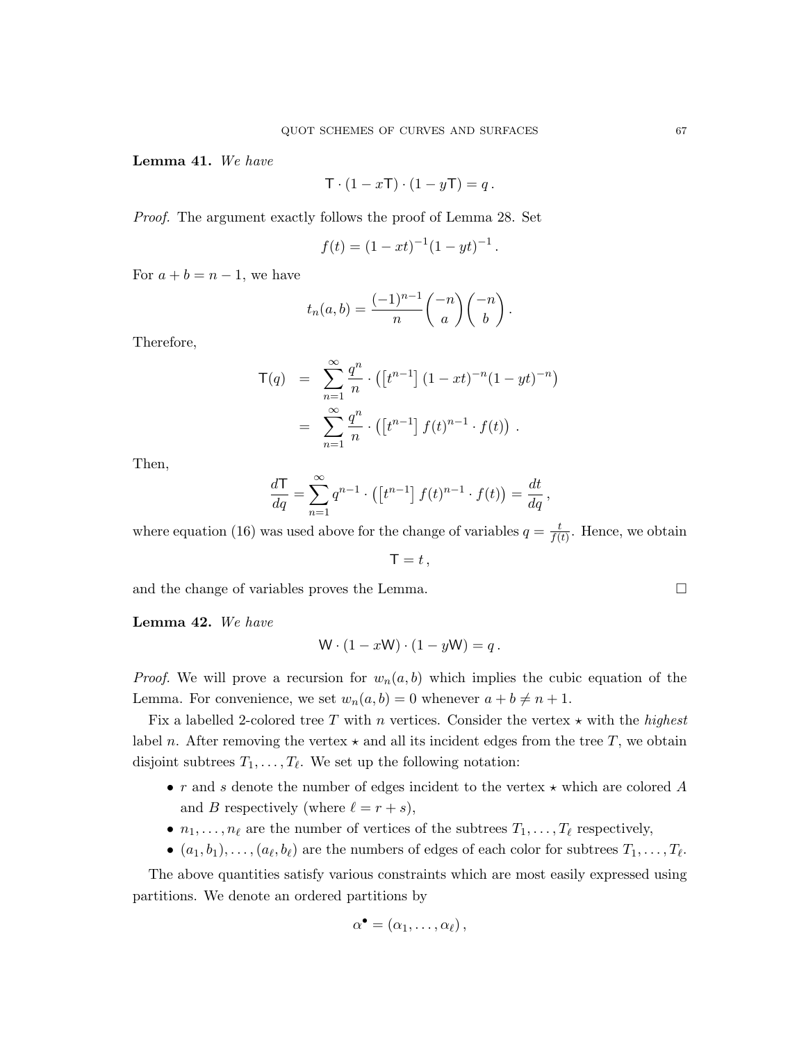**Lemma 41.** *We have*

$$\mathsf{T} \cdot (1 - x\mathsf{T}) \cdot (1 - y\mathsf{T}) = q\,.$$

*Proof.* The argument exactly follows the proof of Lemma 28. Set

$$f(t) = (1 - xt)^{-1}(1 - yt)^{-1}\,.$$

For $a + b = n - 1$, we have

$$t_n(a, b) = \frac{(-1)^{n-1}}{n}\binom{-n}{a}\binom{-n}{b}\,.$$

Therefore,

$$\begin{aligned}
\mathsf{T}(q) &= \sum_{n=1}^{\infty} \frac{q^n}{n} \cdot \left(\left[t^{n-1}\right] (1 - xt)^{-n}(1 - yt)^{-n}\right) \\
&= \sum_{n=1}^{\infty} \frac{q^n}{n} \cdot \left(\left[t^{n-1}\right] f(t)^{n-1} \cdot f(t)\right)\,.
\end{aligned}$$

Then,

$$\frac{d\mathsf{T}}{dq} = \sum_{n=1}^{\infty} q^{n-1} \cdot \left(\left[t^{n-1}\right] f(t)^{n-1} \cdot f(t)\right) = \frac{dt}{dq}\,,$$

where equation (16) was used above for the change of variables $q = \frac{t}{f(t)}$. Hence, we obtain

$$\mathsf{T} = t\,,$$

and the change of variables proves the Lemma. □

**Lemma 42.** *We have*

$$\mathsf{W} \cdot (1 - x\mathsf{W}) \cdot (1 - y\mathsf{W}) = q\,.$$

*Proof.* We will prove a recursion for $w_n(a, b)$ which implies the cubic equation of the Lemma. For convenience, we set $w_n(a, b) = 0$ whenever $a + b \neq n + 1$.

Fix a labelled 2-colored tree $T$ with $n$ vertices. Consider the vertex $\star$ with the *highest* label $n$. After removing the vertex $\star$ and all its incident edges from the tree $T$, we obtain disjoint subtrees $T_1, \ldots, T_\ell$. We set up the following notation:

- $r$ and $s$ denote the number of edges incident to the vertex $\star$ which are colored $A$ and $B$ respectively (where $\ell = r + s$),
- $n_1, \ldots, n_\ell$ are the number of vertices of the subtrees $T_1, \ldots, T_\ell$ respectively,
- $(a_1, b_1), \ldots, (a_\ell, b_\ell)$ are the numbers of edges of each color for subtrees $T_1, \ldots, T_\ell$.

The above quantities satisfy various constraints which are most easily expressed using partitions. We denote an ordered partitions by

$$\alpha^\bullet = (\alpha_1, \ldots, \alpha_\ell)\,,$$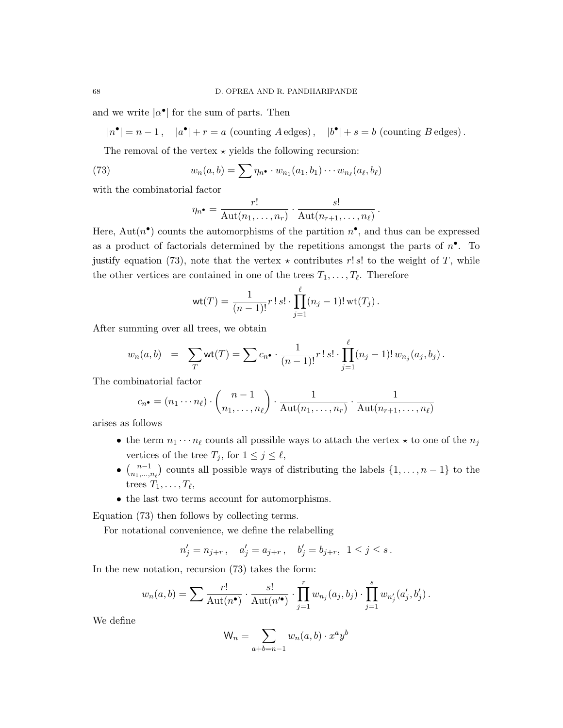and we write $|\alpha^\bullet|$ for the sum of parts. Then

$$|n^\bullet| = n-1\,, \quad |a^\bullet| + r = a \text{ (counting } A \text{ edges)}\,, \quad |b^\bullet| + s = b \text{ (counting } B \text{ edges)}\,.$$

The removal of the vertex $\star$ yields the following recursion:

$$w_n(a,b) = \sum \eta_{n^\bullet} \cdot w_{n_1}(a_1,b_1)\cdots w_{n_\ell}(a_\ell,b_\ell) \tag{73}$$

with the combinatorial factor

$$\eta_{n^\bullet} = \frac{r!}{\mathrm{Aut}(n_1,\ldots,n_r)} \cdot \frac{s!}{\mathrm{Aut}(n_{r+1},\ldots,n_\ell)}\,.$$

Here, $\mathrm{Aut}(n^\bullet)$ counts the automorphisms of the partition $n^\bullet$, and thus can be expressed as a product of factorials determined by the repetitions amongst the parts of $n^\bullet$. To justify equation (73), note that the vertex $\star$ contributes $r!\,s!$ to the weight of $T$, while the other vertices are contained in one of the trees $T_1,\ldots,T_\ell$. Therefore

$$\mathsf{wt}(T) = \frac{1}{(n-1)!} r\,!\,s! \cdot \prod_{j=1}^{\ell} (n_j-1)!\,\mathrm{wt}(T_j)\,.$$

After summing over all trees, we obtain

$$w_n(a,b) \;=\; \sum_T \mathsf{wt}(T) = \sum c_{n^\bullet} \cdot \frac{1}{(n-1)!} r\,!\,s! \cdot \prod_{j=1}^{\ell} (n_j-1)!\,w_{n_j}(a_j,b_j)\,.$$

The combinatorial factor

$$c_{n^\bullet} = (n_1\cdots n_\ell) \cdot \binom{n-1}{n_1,\ldots,n_\ell} \cdot \frac{1}{\mathrm{Aut}(n_1,\ldots,n_r)} \cdot \frac{1}{\mathrm{Aut}(n_{r+1},\ldots,n_\ell)}$$

arises as follows

- the term $n_1\cdots n_\ell$ counts all possible ways to attach the vertex $\star$ to one of the $n_j$ vertices of the tree $T_j$, for $1 \le j \le \ell$,
- $\binom{n-1}{n_1,\ldots,n_\ell}$ counts all possible ways of distributing the labels $\{1,\ldots,n-1\}$ to the trees $T_1,\ldots,T_\ell$,
- the last two terms account for automorphisms.

Equation (73) then follows by collecting terms.

For notational convenience, we define the relabelling

$$n'_j = n_{j+r}\,, \quad a'_j = a_{j+r}\,, \quad b'_j = b_{j+r}, \;\; 1 \le j \le s\,.$$

In the new notation, recursion (73) takes the form:

$$w_n(a,b) = \sum \frac{r!}{\mathrm{Aut}(n^\bullet)} \cdot \frac{s!}{\mathrm{Aut}(n'^\bullet)} \cdot \prod_{j=1}^{r} w_{n_j}(a_j,b_j) \cdot \prod_{j=1}^{s} w_{n'_j}(a'_j,b'_j)\,.$$

We define

$$\mathsf{W}_n = \sum_{a+b=n-1} w_n(a,b)\cdot x^a y^b$$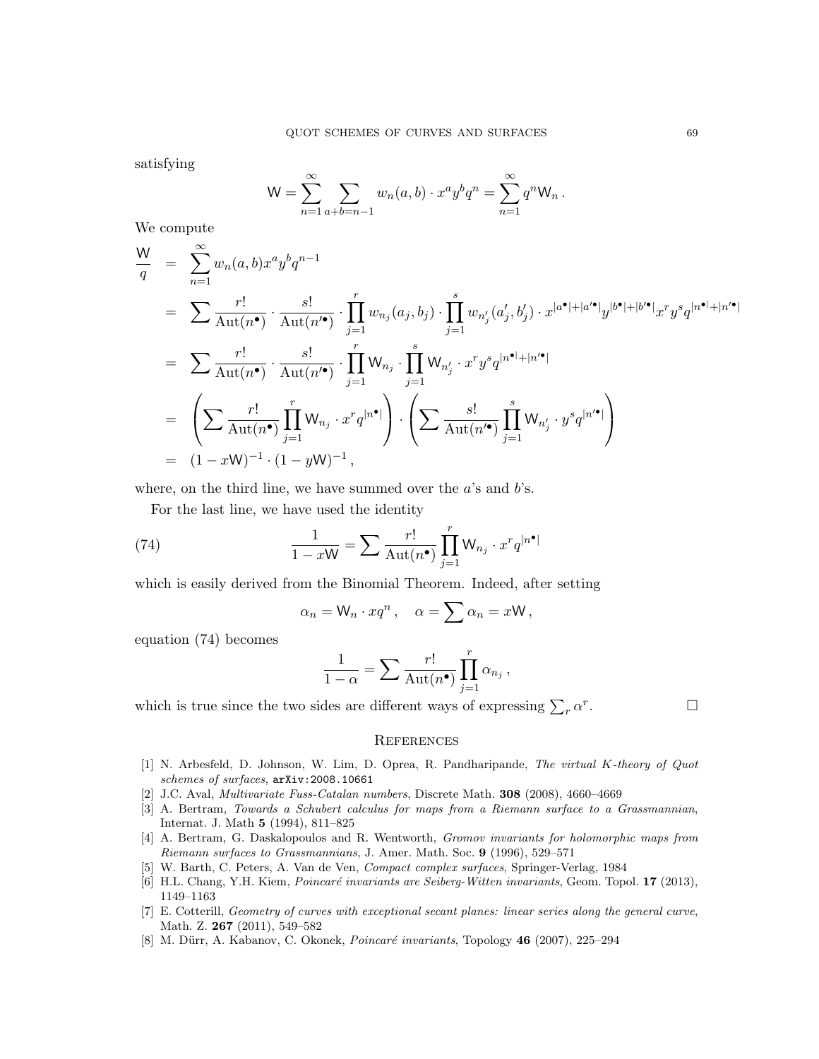satisfying

$$\mathsf{W} = \sum_{n=1}^{\infty} \sum_{a+b=n-1} w_n(a,b) \cdot x^a y^b q^n = \sum_{n=1}^{\infty} q^n \mathsf{W}_n \,.$$

We compute

$$\begin{aligned}
\frac{\mathsf{W}}{q} &= \sum_{n=1}^{\infty} w_n(a,b) x^a y^b q^{n-1} \\
&= \sum \frac{r!}{\mathrm{Aut}(n^\bullet)} \cdot \frac{s!}{\mathrm{Aut}(n'^\bullet)} \cdot \prod_{j=1}^{r} w_{n_j}(a_j, b_j) \cdot \prod_{j=1}^{s} w_{n'_j}(a'_j, b'_j) \cdot x^{|a^\bullet| + |a'^\bullet|} y^{|b^\bullet| + |b'^\bullet|} x^r y^s q^{|n^\bullet| + |n'^\bullet|} \\
&= \sum \frac{r!}{\mathrm{Aut}(n^\bullet)} \cdot \frac{s!}{\mathrm{Aut}(n'^\bullet)} \cdot \prod_{j=1}^{r} \mathsf{W}_{n_j} \cdot \prod_{j=1}^{s} \mathsf{W}_{n'_j} \cdot x^r y^s q^{|n^\bullet| + |n'^\bullet|} \\
&= \left( \sum \frac{r!}{\mathrm{Aut}(n^\bullet)} \prod_{j=1}^{r} \mathsf{W}_{n_j} \cdot x^r q^{|n^\bullet|} \right) \cdot \left( \sum \frac{s!}{\mathrm{Aut}(n'^\bullet)} \prod_{j=1}^{s} \mathsf{W}_{n'_j} \cdot y^s q^{|n'^\bullet|} \right) \\
&= (1 - x\mathsf{W})^{-1} \cdot (1 - y\mathsf{W})^{-1} \,,
\end{aligned}$$

where, on the third line, we have summed over the $a$'s and $b$'s.

For the last line, we have used the identity

$$\frac{1}{1 - x\mathsf{W}} = \sum \frac{r!}{\mathrm{Aut}(n^\bullet)} \prod_{j=1}^{r} \mathsf{W}_{n_j} \cdot x^r q^{|n^\bullet|} \tag{74}$$

which is easily derived from the Binomial Theorem. Indeed, after setting

$$\alpha_n = \mathsf{W}_n \cdot x q^n \,, \quad \alpha = \sum \alpha_n = x\mathsf{W} \,,$$

equation (74) becomes

$$\frac{1}{1 - \alpha} = \sum \frac{r!}{\mathrm{Aut}(n^\bullet)} \prod_{j=1}^{r} \alpha_{n_j} \,,$$

which is true since the two sides are different ways of expressing $\sum_r \alpha^r$. □

## References

[1] N. Arbesfeld, D. Johnson, W. Lim, D. Oprea, R. Pandharipande, *The virtual K-theory of Quot schemes of surfaces*, arXiv:2008.10661

[2] J.C. Aval, *Multivariate Fuss-Catalan numbers*, Discrete Math. **308** (2008), 4660–4669

[3] A. Bertram, *Towards a Schubert calculus for maps from a Riemann surface to a Grassmannian*, Internat. J. Math **5** (1994), 811–825

[4] A. Bertram, G. Daskalopoulos and R. Wentworth, *Gromov invariants for holomorphic maps from Riemann surfaces to Grassmannians*, J. Amer. Math. Soc. **9** (1996), 529–571

[5] W. Barth, C. Peters, A. Van de Ven, *Compact complex surfaces*, Springer-Verlag, 1984

[6] H.L. Chang, Y.H. Kiem, *Poincaré invariants are Seiberg-Witten invariants*, Geom. Topol. **17** (2013), 1149–1163

[7] E. Cotterill, *Geometry of curves with exceptional secant planes: linear series along the general curve*, Math. Z. **267** (2011), 549–582

[8] M. Dürr, A. Kabanov, C. Okonek, *Poincaré invariants*, Topology **46** (2007), 225–294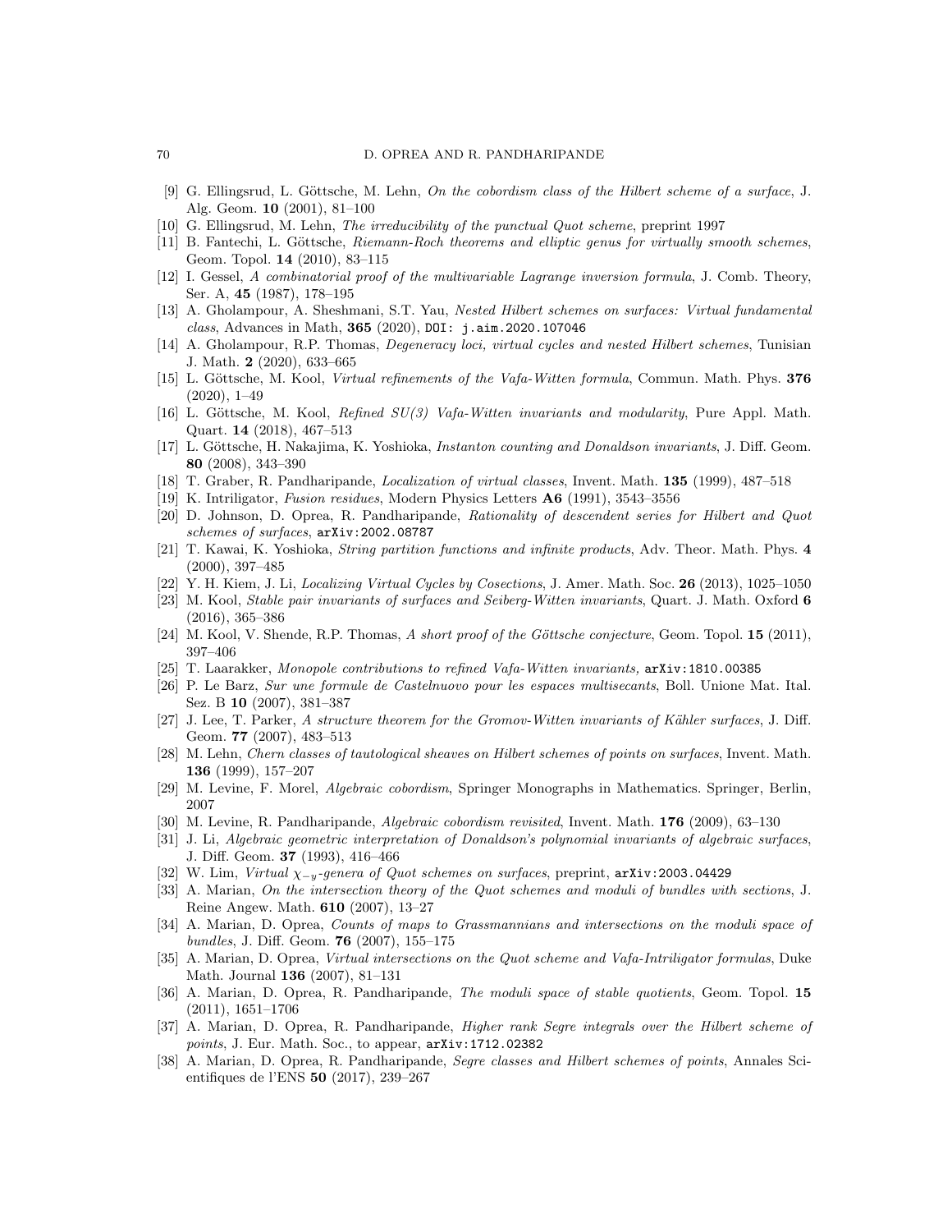[9] G. Ellingsrud, L. Göttsche, M. Lehn, *On the cobordism class of the Hilbert scheme of a surface*, J. Alg. Geom. **10** (2001), 81–100

[10] G. Ellingsrud, M. Lehn, *The irreducibility of the punctual Quot scheme*, preprint 1997

[11] B. Fantechi, L. Göttsche, *Riemann-Roch theorems and elliptic genus for virtually smooth schemes*, Geom. Topol. **14** (2010), 83–115

[12] I. Gessel, *A combinatorial proof of the multivariable Lagrange inversion formula*, J. Comb. Theory, Ser. A, **45** (1987), 178–195

[13] A. Gholampour, A. Sheshmani, S.T. Yau, *Nested Hilbert schemes on surfaces: Virtual fundamental class*, Advances in Math, **365** (2020), DOI: j.aim.2020.107046

[14] A. Gholampour, R.P. Thomas, *Degeneracy loci, virtual cycles and nested Hilbert schemes*, Tunisian J. Math. **2** (2020), 633–665

[15] L. Göttsche, M. Kool, *Virtual refinements of the Vafa-Witten formula*, Commun. Math. Phys. **376** (2020), 1–49

[16] L. Göttsche, M. Kool, *Refined SU(3) Vafa-Witten invariants and modularity*, Pure Appl. Math. Quart. **14** (2018), 467–513

[17] L. Göttsche, H. Nakajima, K. Yoshioka, *Instanton counting and Donaldson invariants*, J. Diff. Geom. **80** (2008), 343–390

[18] T. Graber, R. Pandharipande, *Localization of virtual classes*, Invent. Math. **135** (1999), 487–518

[19] K. Intriligator, *Fusion residues*, Modern Physics Letters **A6** (1991), 3543–3556

[20] D. Johnson, D. Oprea, R. Pandharipande, *Rationality of descendent series for Hilbert and Quot schemes of surfaces*, arXiv:2002.08787

[21] T. Kawai, K. Yoshioka, *String partition functions and infinite products*, Adv. Theor. Math. Phys. **4** (2000), 397–485

[22] Y. H. Kiem, J. Li, *Localizing Virtual Cycles by Cosections*, J. Amer. Math. Soc. **26** (2013), 1025–1050

[23] M. Kool, *Stable pair invariants of surfaces and Seiberg-Witten invariants*, Quart. J. Math. Oxford **6** (2016), 365–386

[24] M. Kool, V. Shende, R.P. Thomas, *A short proof of the Göttsche conjecture*, Geom. Topol. **15** (2011), 397–406

[25] T. Laarakker, *Monopole contributions to refined Vafa-Witten invariants,* arXiv:1810.00385

[26] P. Le Barz, *Sur une formule de Castelnuovo pour les espaces multisecants*, Boll. Unione Mat. Ital. Sez. B **10** (2007), 381–387

[27] J. Lee, T. Parker, *A structure theorem for the Gromov-Witten invariants of Kähler surfaces*, J. Diff. Geom. **77** (2007), 483–513

[28] M. Lehn, *Chern classes of tautological sheaves on Hilbert schemes of points on surfaces*, Invent. Math. **136** (1999), 157–207

[29] M. Levine, F. Morel, *Algebraic cobordism*, Springer Monographs in Mathematics. Springer, Berlin, 2007

[30] M. Levine, R. Pandharipande, *Algebraic cobordism revisited*, Invent. Math. **176** (2009), 63–130

[31] J. Li, *Algebraic geometric interpretation of Donaldson's polynomial invariants of algebraic surfaces*, J. Diff. Geom. **37** (1993), 416–466

[32] W. Lim, *Virtual $\chi_{-y}$-genera of Quot schemes on surfaces*, preprint, arXiv:2003.04429

[33] A. Marian, *On the intersection theory of the Quot schemes and moduli of bundles with sections*, J. Reine Angew. Math. **610** (2007), 13–27

[34] A. Marian, D. Oprea, *Counts of maps to Grassmannians and intersections on the moduli space of bundles*, J. Diff. Geom. **76** (2007), 155–175

[35] A. Marian, D. Oprea, *Virtual intersections on the Quot scheme and Vafa-Intriligator formulas*, Duke Math. Journal **136** (2007), 81–131

[36] A. Marian, D. Oprea, R. Pandharipande, *The moduli space of stable quotients*, Geom. Topol. **15** (2011), 1651–1706

[37] A. Marian, D. Oprea, R. Pandharipande, *Higher rank Segre integrals over the Hilbert scheme of points*, J. Eur. Math. Soc., to appear, arXiv:1712.02382

[38] A. Marian, D. Oprea, R. Pandharipande, *Segre classes and Hilbert schemes of points*, Annales Scientifiques de l'ENS **50** (2017), 239–267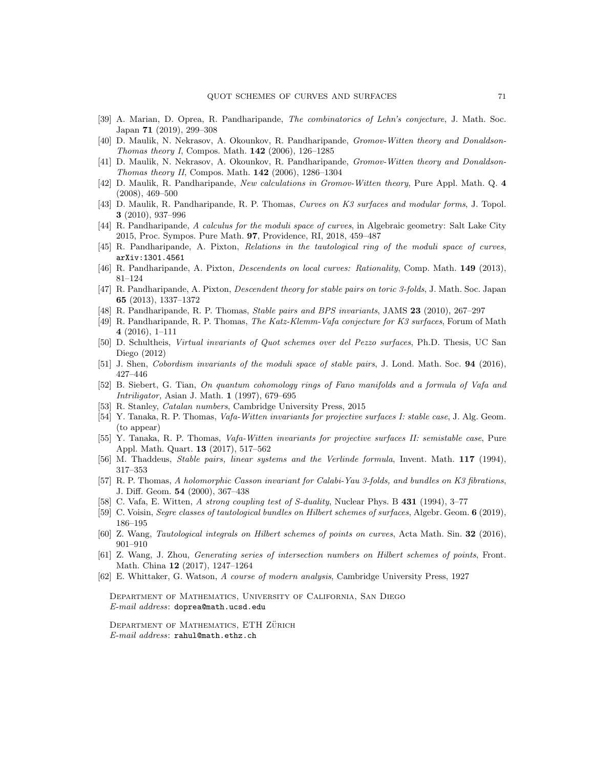[39] A. Marian, D. Oprea, R. Pandharipande, *The combinatorics of Lehn's conjecture*, J. Math. Soc. Japan **71** (2019), 299–308

[40] D. Maulik, N. Nekrasov, A. Okounkov, R. Pandharipande, *Gromov-Witten theory and Donaldson-Thomas theory I*, Compos. Math. **142** (2006), 126–1285

[41] D. Maulik, N. Nekrasov, A. Okounkov, R. Pandharipande, *Gromov-Witten theory and Donaldson-Thomas theory II*, Compos. Math. **142** (2006), 1286–1304

[42] D. Maulik, R. Pandharipande, *New calculations in Gromov-Witten theory*, Pure Appl. Math. Q. **4** (2008), 469–500

[43] D. Maulik, R. Pandharipande, R. P. Thomas, *Curves on K3 surfaces and modular forms*, J. Topol. **3** (2010), 937–996

[44] R. Pandharipande, *A calculus for the moduli space of curves*, in Algebraic geometry: Salt Lake City 2015, Proc. Sympos. Pure Math. **97**, Providence, RI, 2018, 459–487

[45] R. Pandharipande, A. Pixton, *Relations in the tautological ring of the moduli space of curves*, arXiv:1301.4561

[46] R. Pandharipande, A. Pixton, *Descendents on local curves: Rationality*, Comp. Math. **149** (2013), 81–124

[47] R. Pandharipande, A. Pixton, *Descendent theory for stable pairs on toric 3-folds*, J. Math. Soc. Japan **65** (2013), 1337–1372

[48] R. Pandharipande, R. P. Thomas, *Stable pairs and BPS invariants*, JAMS **23** (2010), 267–297

[49] R. Pandharipande, R. P. Thomas, *The Katz-Klemm-Vafa conjecture for K3 surfaces*, Forum of Math **4** (2016), 1–111

[50] D. Schultheis, *Virtual invariants of Quot schemes over del Pezzo surfaces*, Ph.D. Thesis, UC San Diego (2012)

[51] J. Shen, *Cobordism invariants of the moduli space of stable pairs*, J. Lond. Math. Soc. **94** (2016), 427–446

[52] B. Siebert, G. Tian, *On quantum cohomology rings of Fano manifolds and a formula of Vafa and Intriligator,* Asian J. Math. **1** (1997), 679–695

[53] R. Stanley, *Catalan numbers*, Cambridge University Press, 2015

[54] Y. Tanaka, R. P. Thomas, *Vafa-Witten invariants for projective surfaces I: stable case*, J. Alg. Geom. (to appear)

[55] Y. Tanaka, R. P. Thomas, *Vafa-Witten invariants for projective surfaces II: semistable case*, Pure Appl. Math. Quart. **13** (2017), 517–562

[56] M. Thaddeus, *Stable pairs, linear systems and the Verlinde formula*, Invent. Math. **117** (1994), 317–353

[57] R. P. Thomas, *A holomorphic Casson invariant for Calabi-Yau 3-folds, and bundles on K3 fibrations*, J. Diff. Geom. **54** (2000), 367–438

[58] C. Vafa, E. Witten, *A strong coupling test of S-duality*, Nuclear Phys. B **431** (1994), 3–77

[59] C. Voisin, *Segre classes of tautological bundles on Hilbert schemes of surfaces*, Algebr. Geom. **6** (2019), 186–195

[60] Z. Wang, *Tautological integrals on Hilbert schemes of points on curves*, Acta Math. Sin. **32** (2016), 901–910

[61] Z. Wang, J. Zhou, *Generating series of intersection numbers on Hilbert schemes of points*, Front. Math. China **12** (2017), 1247–1264

[62] E. Whittaker, G. Watson, *A course of modern analysis*, Cambridge University Press, 1927

Department of Mathematics, University of California, San Diego
*E-mail address*: doprea@math.ucsd.edu

Department of Mathematics, ETH Zürich
*E-mail address*: rahul@math.ethz.ch